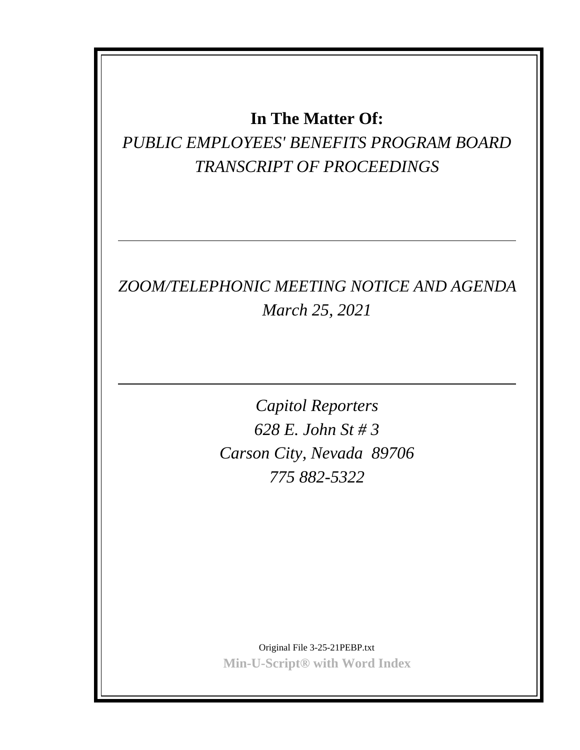**In The Matter Of:**

*PUBLIC EMPLOYEES' BENEFITS PROGRAM BOARD*

*TRANSCRIPT OF PROCEEDINGS*

---

*ZOOM/TELEPHONIC MEETING NOTICE AND AGENDA*

*March 25, 2021*

---

*Capitol Reporters*

*628 E. John St # 3*

*Carson City, Nevada 89706*

*775 882-5322*

Original File 3-25-21PEBP.txt

**Min-U-Script® with Word Index**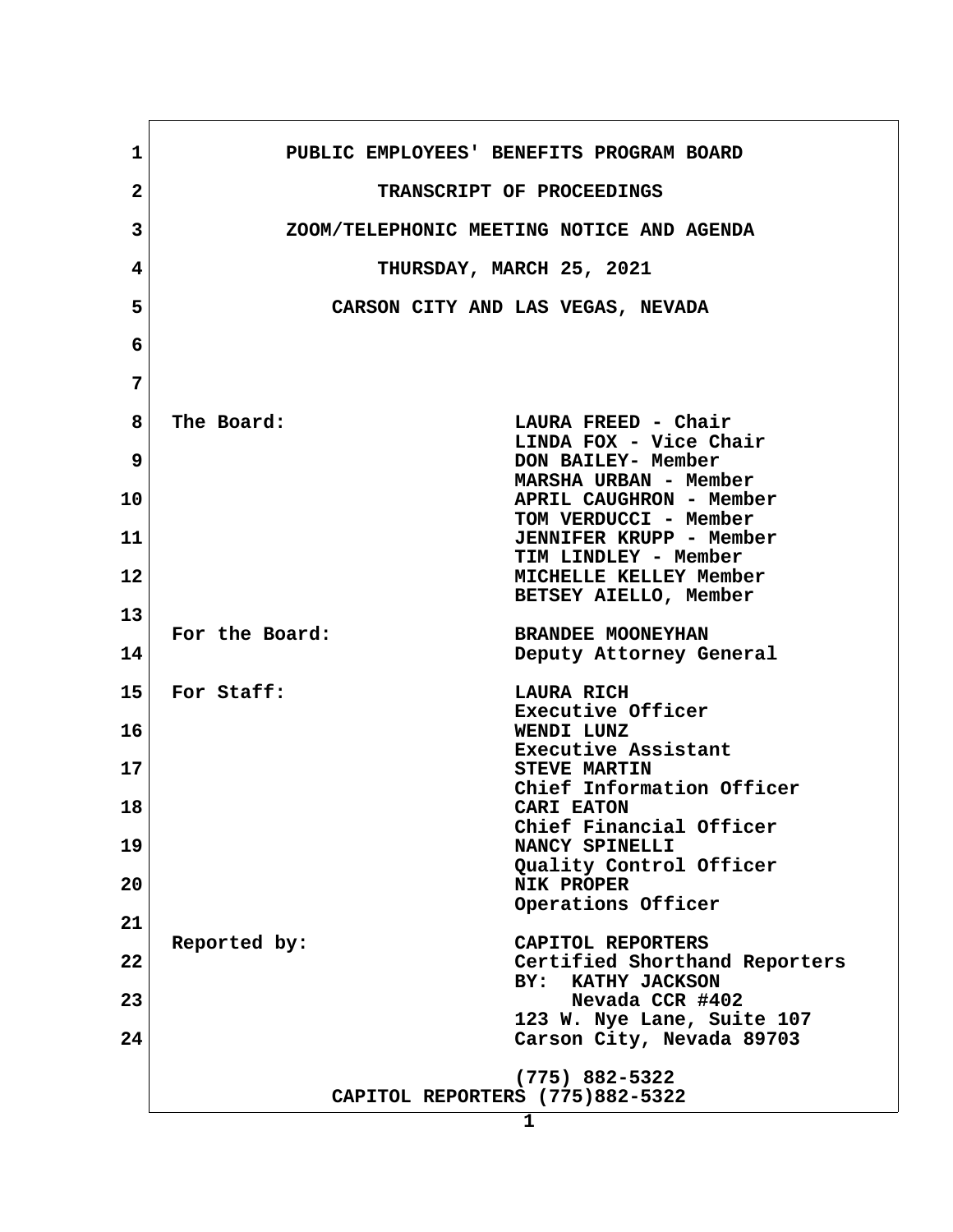PUBLIC EMPLOYEES' BENEFITS PROGRAM BOARD

TRANSCRIPT OF PROCEEDINGS

ZOOM/TELEPHONIC MEETING NOTICE AND AGENDA

THURSDAY, MARCH 25, 2021

CARSON CITY AND LAS VEGAS, NEVADA

| | |
|---|---|
| The Board: | LAURA FREED - Chair<br>LINDA FOX - Vice Chair<br>DON BAILEY- Member<br>MARSHA URBAN - Member<br>APRIL CAUGHRON - Member<br>TOM VERDUCCI - Member<br>JENNIFER KRUPP - Member<br>TIM LINDLEY - Member<br>MICHELLE KELLEY Member<br>BETSEY AIELLO, Member |
| For the Board: | BRANDEE MOONEYHAN<br>Deputy Attorney General |
| For Staff: | LAURA RICH<br>Executive Officer<br>WENDI LUNZ<br>Executive Assistant<br>STEVE MARTIN<br>Chief Information Officer<br>CARI EATON<br>Chief Financial Officer<br>NANCY SPINELLI<br>Quality Control Officer<br>NIK PROPER<br>Operations Officer |
| Reported by: | CAPITOL REPORTERS<br>Certified Shorthand Reporters<br>BY: KATHY JACKSON<br>Nevada CCR #402<br>123 W. Nye Lane, Suite 107<br>Carson City, Nevada 89703<br><br>(775) 882-5322 |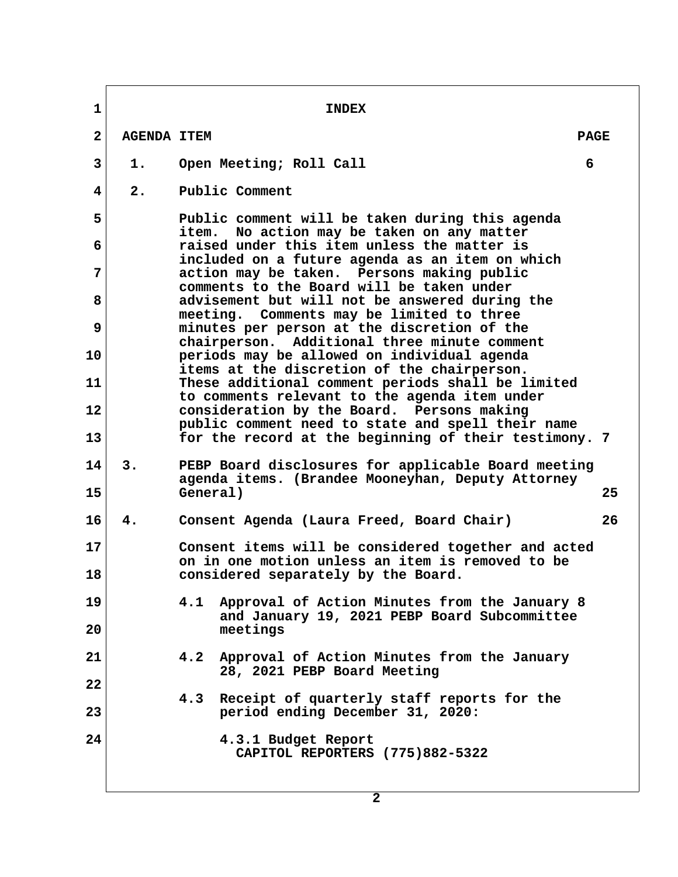# INDEX

| AGENDA ITEM | | PAGE |
|---|---|---|
| 1. | Open Meeting; Roll Call | 6 |
| 2. | Public Comment<br><br>Public comment will be taken during this agenda item. No action may be taken on any matter raised under this item unless the matter is included on a future agenda as an item on which action may be taken. Persons making public comments to the Board will be taken under advisement but will not be answered during the meeting. Comments may be limited to three minutes per person at the discretion of the chairperson. Additional three minute comment periods may be allowed on individual agenda items at the discretion of the chairperson. These additional comment periods shall be limited to comments relevant to the agenda item under consideration by the Board. Persons making public comment need to state and spell their name for the record at the beginning of their testimony. | 7 |
| 3. | PEBP Board disclosures for applicable Board meeting agenda items. (Brandee Mooneyhan, Deputy Attorney General) | 25 |
| 4. | Consent Agenda (Laura Freed, Board Chair)<br><br>Consent items will be considered together and acted on in one motion unless an item is removed to be considered separately by the Board.<br><br>4.1 Approval of Action Minutes from the January 8 and January 19, 2021 PEBP Board Subcommittee meetings<br><br>4.2 Approval of Action Minutes from the January 28, 2021 PEBP Board Meeting<br><br>4.3 Receipt of quarterly staff reports for the period ending December 31, 2020:<br><br>4.3.1 Budget Report | 26 |

CAPITOL REPORTERS (775)882-5322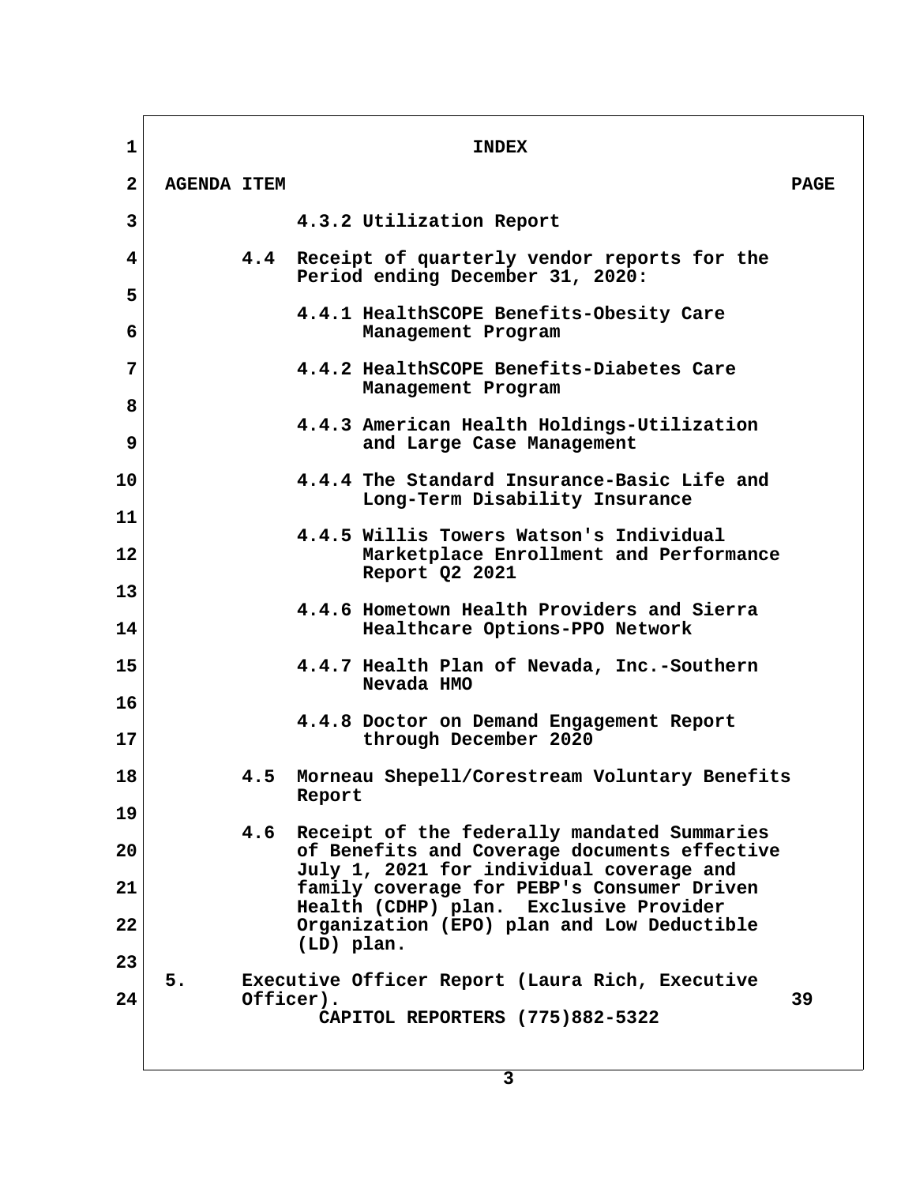# INDEX

**AGENDA ITEM** **PAGE**

4.3.2 Utilization Report

4.4 Receipt of quarterly vendor reports for the Period ending December 31, 2020:

4.4.1 HealthSCOPE Benefits-Obesity Care Management Program

4.4.2 HealthSCOPE Benefits-Diabetes Care Management Program

4.4.3 American Health Holdings-Utilization and Large Case Management

4.4.4 The Standard Insurance-Basic Life and Long-Term Disability Insurance

4.4.5 Willis Towers Watson's Individual Marketplace Enrollment and Performance Report Q2 2021

4.4.6 Hometown Health Providers and Sierra Healthcare Options-PPO Network

4.4.7 Health Plan of Nevada, Inc.-Southern Nevada HMO

4.4.8 Doctor on Demand Engagement Report through December 2020

4.5 Morneau Shepell/Corestream Voluntary Benefits Report

4.6 Receipt of the federally mandated Summaries of Benefits and Coverage documents effective July 1, 2021 for individual coverage and family coverage for PEBP's Consumer Driven Health (CDHP) plan. Exclusive Provider Organization (EPO) plan and Low Deductible (LD) plan.

5. Executive Officer Report (Laura Rich, Executive Officer). 39

CAPITOL REPORTERS (775)882-5322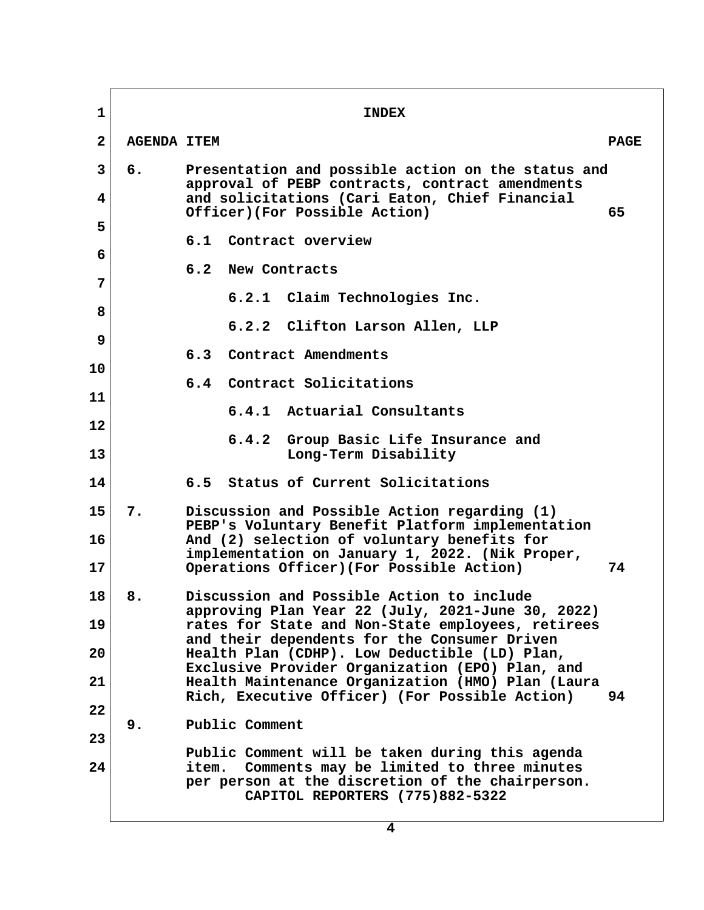# INDEX

| AGENDA ITEM | | PAGE |
|---|---|---|
| 6. | Presentation and possible action on the status and approval of PEBP contracts, contract amendments and solicitations (Cari Eaton, Chief Financial Officer)(For Possible Action) | 65 |
| | 6.1 Contract overview | |
| | 6.2 New Contracts | |
| | 6.2.1 Claim Technologies Inc. | |
| | 6.2.2 Clifton Larson Allen, LLP | |
| | 6.3 Contract Amendments | |
| | 6.4 Contract Solicitations | |
| | 6.4.1 Actuarial Consultants | |
| | 6.4.2 Group Basic Life Insurance and Long-Term Disability | |
| | 6.5 Status of Current Solicitations | |
| 7. | Discussion and Possible Action regarding (1) PEBP's Voluntary Benefit Platform implementation And (2) selection of voluntary benefits for implementation on January 1, 2022. (Nik Proper, Operations Officer)(For Possible Action) | 74 |
| 8. | Discussion and Possible Action to include approving Plan Year 22 (July, 2021-June 30, 2022) rates for State and Non-State employees, retirees and their dependents for the Consumer Driven Health Plan (CDHP). Low Deductible (LD) Plan, Exclusive Provider Organization (EPO) Plan, and Health Maintenance Organization (HMO) Plan (Laura Rich, Executive Officer) (For Possible Action) | 94 |
| 9. | Public Comment | |
| | Public Comment will be taken during this agenda item. Comments may be limited to three minutes per person at the discretion of the chairperson. | |

CAPITOL REPORTERS (775)882-5322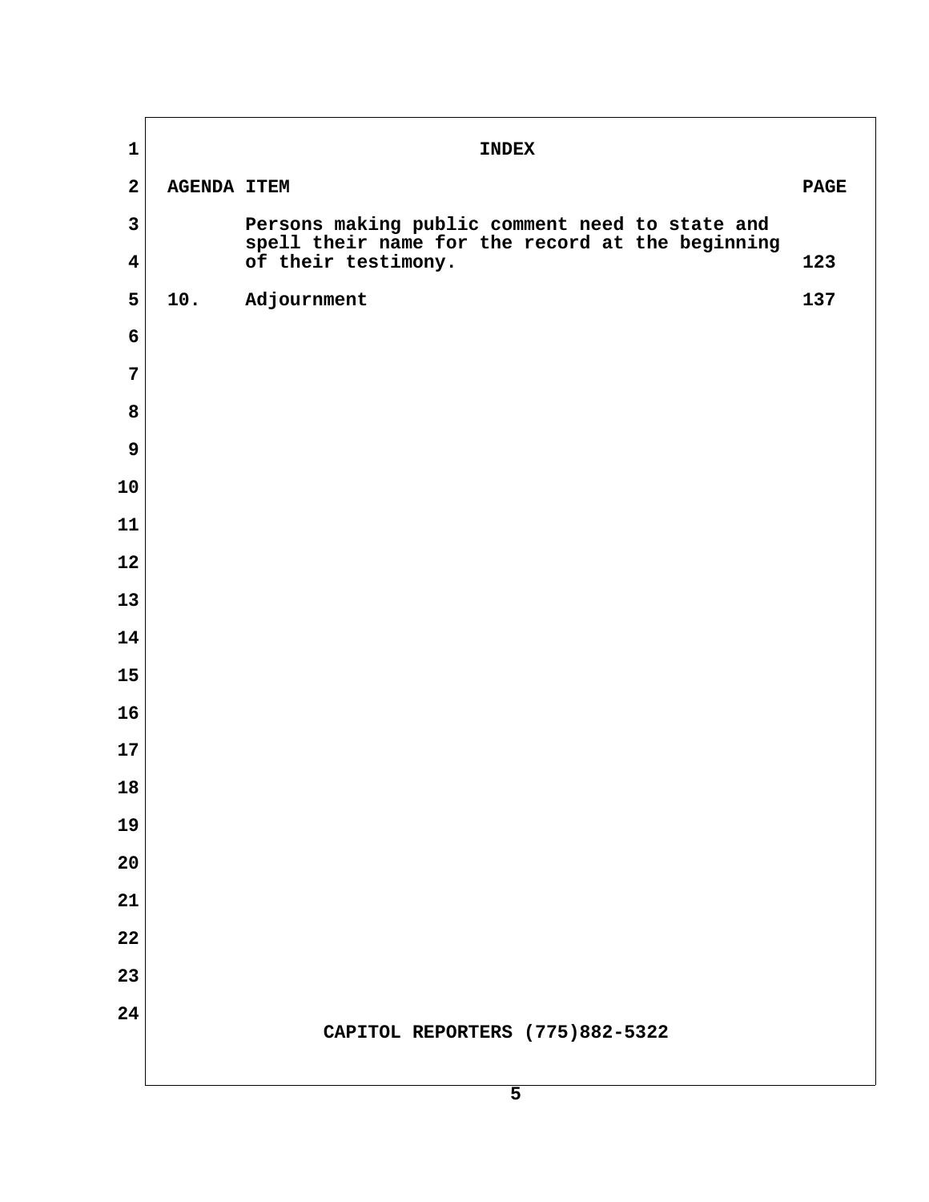# INDEX

| AGENDA ITEM | | PAGE |
|---|---|---|
| | Persons making public comment need to state and spell their name for the record at the beginning of their testimony. | 123 |
| 10. | Adjournment | 137 |

CAPITOL REPORTERS (775)882-5322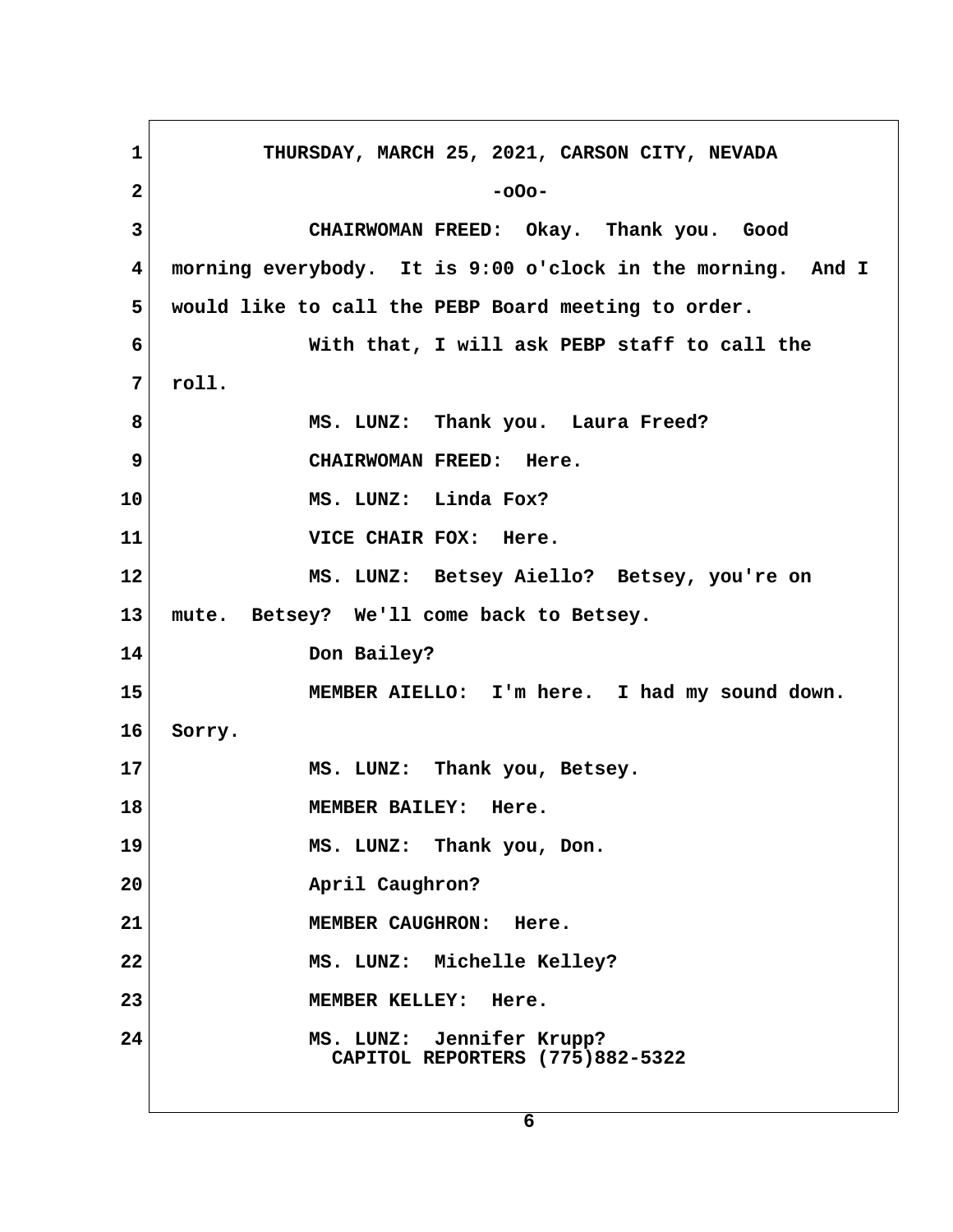THURSDAY, MARCH 25, 2021, CARSON CITY, NEVADA

-oOo-

CHAIRWOMAN FREED: Okay. Thank you. Good morning everybody. It is 9:00 o'clock in the morning. And I would like to call the PEBP Board meeting to order.

With that, I will ask PEBP staff to call the roll.

MS. LUNZ: Thank you. Laura Freed?

CHAIRWOMAN FREED: Here.

MS. LUNZ: Linda Fox?

VICE CHAIR FOX: Here.

MS. LUNZ: Betsey Aiello? Betsey, you're on mute. Betsey? We'll come back to Betsey.

Don Bailey?

MEMBER AIELLO: I'm here. I had my sound down. Sorry.

MS. LUNZ: Thank you, Betsey.

MEMBER BAILEY: Here.

MS. LUNZ: Thank you, Don.

April Caughron?

MEMBER CAUGHRON: Here.

MS. LUNZ: Michelle Kelley?

MEMBER KELLEY: Here.

MS. LUNZ: Jennifer Krupp?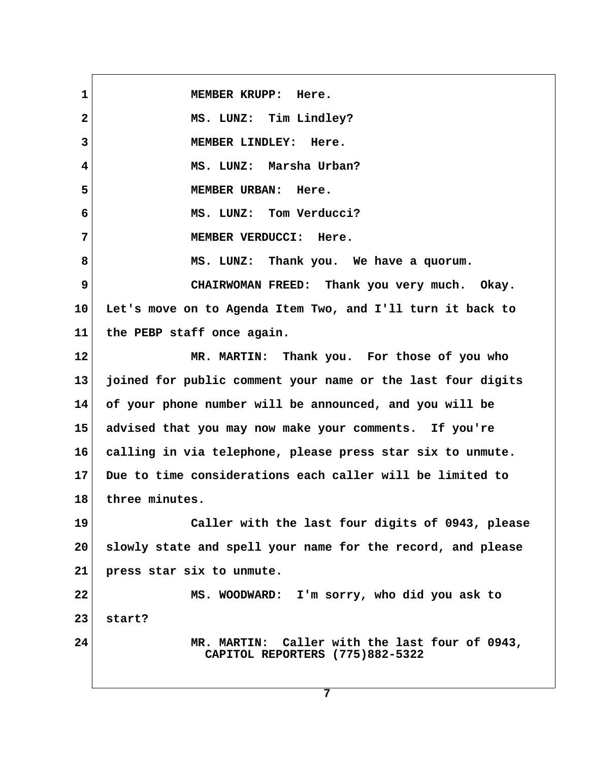MEMBER KRUPP: Here.

MS. LUNZ: Tim Lindley?

MEMBER LINDLEY: Here.

MS. LUNZ: Marsha Urban?

MEMBER URBAN: Here.

MS. LUNZ: Tom Verducci?

MEMBER VERDUCCI: Here.

MS. LUNZ: Thank you. We have a quorum.

CHAIRWOMAN FREED: Thank you very much. Okay. Let's move on to Agenda Item Two, and I'll turn it back to the PEBP staff once again.

MR. MARTIN: Thank you. For those of you who joined for public comment your name or the last four digits of your phone number will be announced, and you will be advised that you may now make your comments. If you're calling in via telephone, please press star six to unmute. Due to time considerations each caller will be limited to three minutes.

Caller with the last four digits of 0943, please slowly state and spell your name for the record, and please press star six to unmute.

MS. WOODWARD: I'm sorry, who did you ask to start?

MR. MARTIN: Caller with the last four of 0943,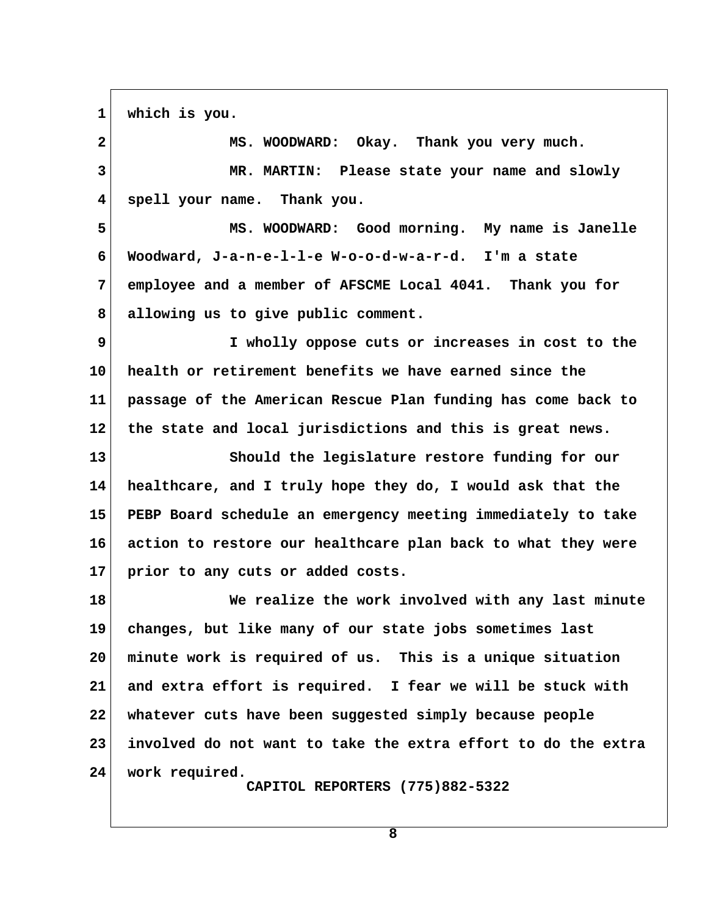which is you.

MS. WOODWARD: Okay. Thank you very much.

MR. MARTIN: Please state your name and slowly spell your name. Thank you.

MS. WOODWARD: Good morning. My name is Janelle Woodward, J-a-n-e-l-l-e W-o-o-d-w-a-r-d. I'm a state employee and a member of AFSCME Local 4041. Thank you for allowing us to give public comment.

I wholly oppose cuts or increases in cost to the health or retirement benefits we have earned since the passage of the American Rescue Plan funding has come back to the state and local jurisdictions and this is great news.

Should the legislature restore funding for our healthcare, and I truly hope they do, I would ask that the PEBP Board schedule an emergency meeting immediately to take action to restore our healthcare plan back to what they were prior to any cuts or added costs.

We realize the work involved with any last minute changes, but like many of our state jobs sometimes last minute work is required of us. This is a unique situation and extra effort is required. I fear we will be stuck with whatever cuts have been suggested simply because people involved do not want to take the extra effort to do the extra work required.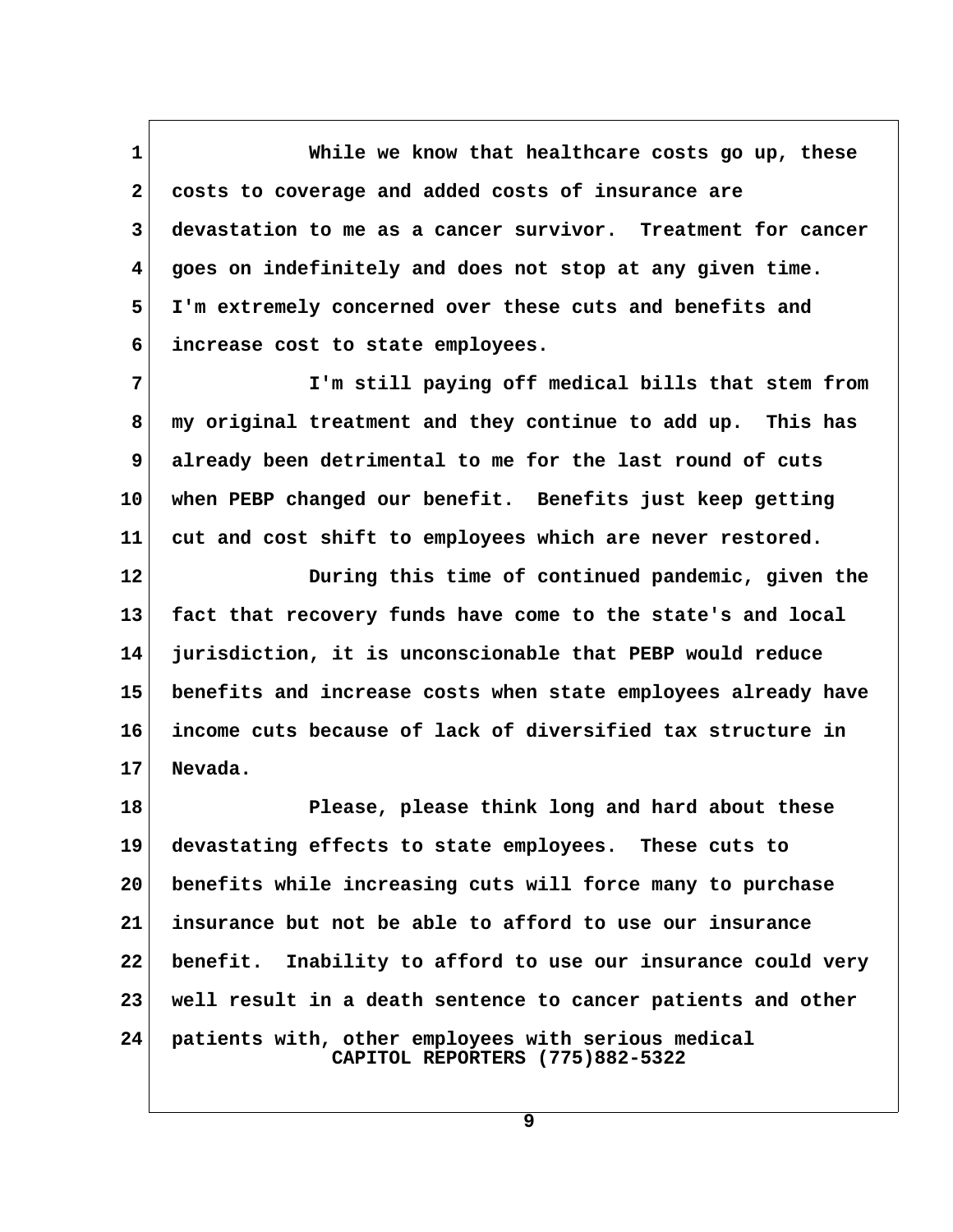While we know that healthcare costs go up, these costs to coverage and added costs of insurance are devastation to me as a cancer survivor. Treatment for cancer goes on indefinitely and does not stop at any given time. I'm extremely concerned over these cuts and benefits and increase cost to state employees.

I'm still paying off medical bills that stem from my original treatment and they continue to add up. This has already been detrimental to me for the last round of cuts when PEBP changed our benefit. Benefits just keep getting cut and cost shift to employees which are never restored.

During this time of continued pandemic, given the fact that recovery funds have come to the state's and local jurisdiction, it is unconscionable that PEBP would reduce benefits and increase costs when state employees already have income cuts because of lack of diversified tax structure in Nevada.

Please, please think long and hard about these devastating effects to state employees. These cuts to benefits while increasing cuts will force many to purchase insurance but not be able to afford to use our insurance benefit. Inability to afford to use our insurance could very well result in a death sentence to cancer patients and other patients with, other employees with serious medical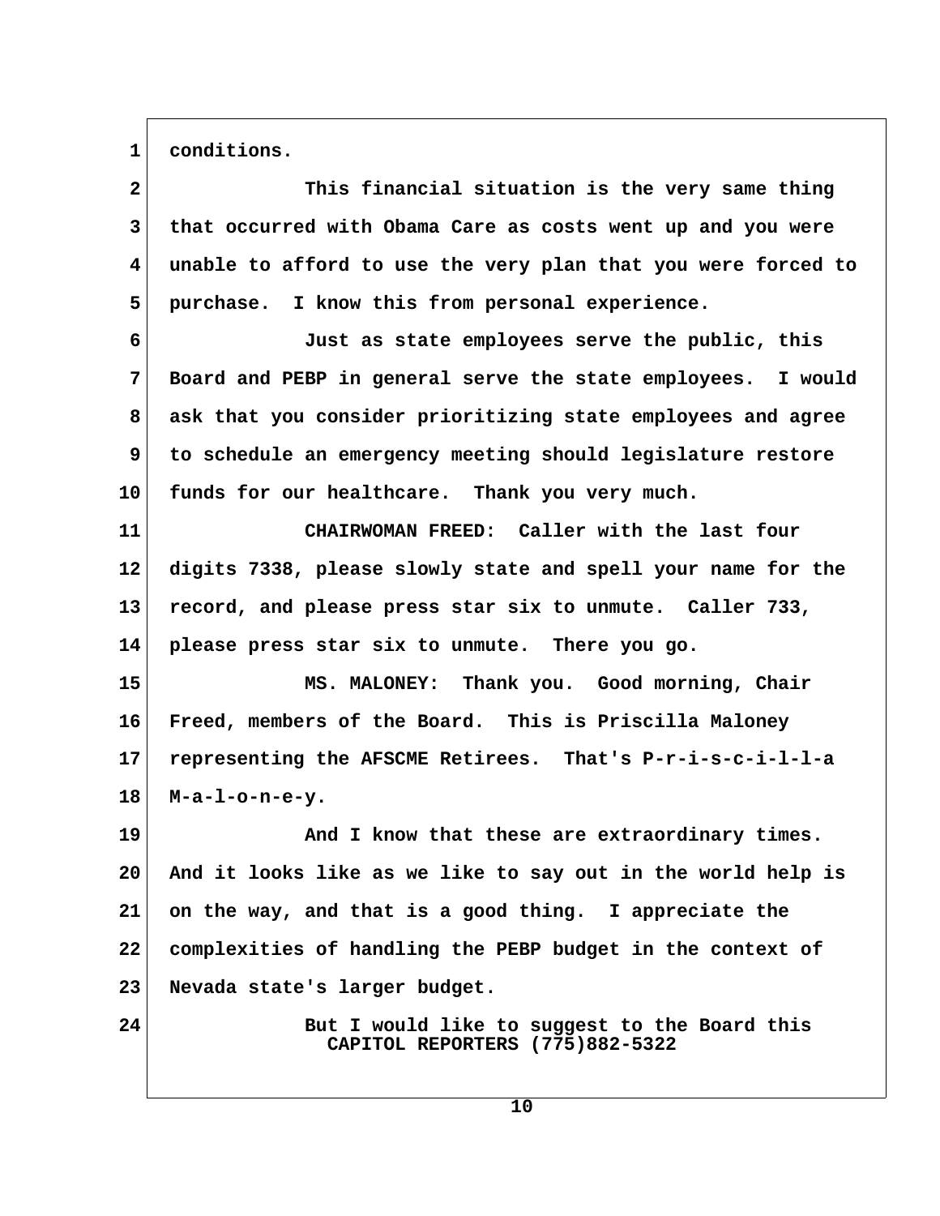conditions.

This financial situation is the very same thing that occurred with Obama Care as costs went up and you were unable to afford to use the very plan that you were forced to purchase. I know this from personal experience.

Just as state employees serve the public, this Board and PEBP in general serve the state employees. I would ask that you consider prioritizing state employees and agree to schedule an emergency meeting should legislature restore funds for our healthcare. Thank you very much.

CHAIRWOMAN FREED: Caller with the last four digits 7338, please slowly state and spell your name for the record, and please press star six to unmute. Caller 733, please press star six to unmute. There you go.

MS. MALONEY: Thank you. Good morning, Chair Freed, members of the Board. This is Priscilla Maloney representing the AFSCME Retirees. That's P-r-i-s-c-i-l-l-a M-a-l-o-n-e-y.

And I know that these are extraordinary times. And it looks like as we like to say out in the world help is on the way, and that is a good thing. I appreciate the complexities of handling the PEBP budget in the context of Nevada state's larger budget.

But I would like to suggest to the Board this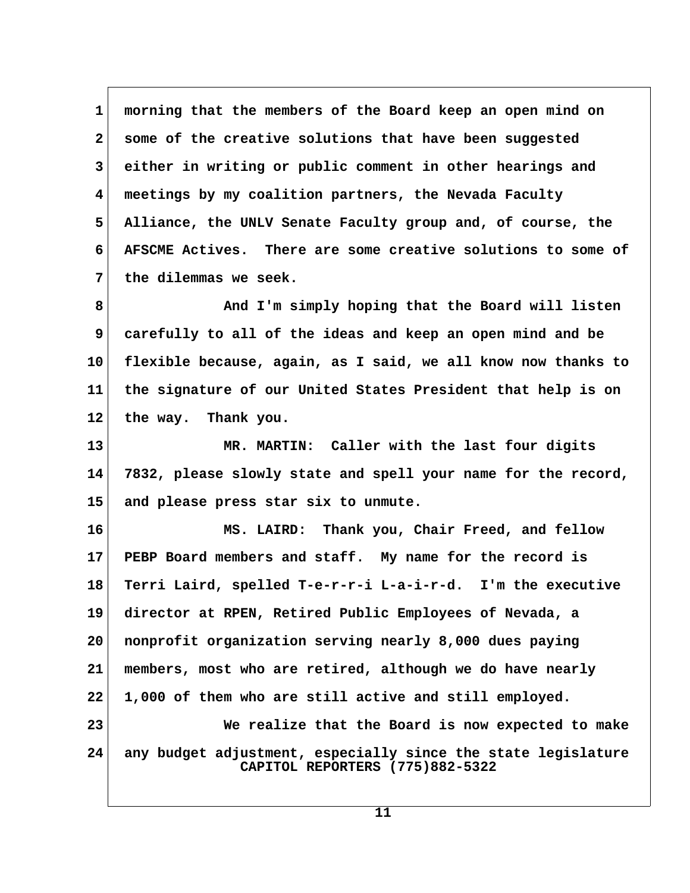morning that the members of the Board keep an open mind on some of the creative solutions that have been suggested either in writing or public comment in other hearings and meetings by my coalition partners, the Nevada Faculty Alliance, the UNLV Senate Faculty group and, of course, the AFSCME Actives. There are some creative solutions to some of the dilemmas we seek.

And I'm simply hoping that the Board will listen carefully to all of the ideas and keep an open mind and be flexible because, again, as I said, we all know now thanks to the signature of our United States President that help is on the way. Thank you.

MR. MARTIN: Caller with the last four digits 7832, please slowly state and spell your name for the record, and please press star six to unmute.

MS. LAIRD: Thank you, Chair Freed, and fellow PEBP Board members and staff. My name for the record is Terri Laird, spelled T-e-r-r-i L-a-i-r-d. I'm the executive director at RPEN, Retired Public Employees of Nevada, a nonprofit organization serving nearly 8,000 dues paying members, most who are retired, although we do have nearly 1,000 of them who are still active and still employed.

We realize that the Board is now expected to make any budget adjustment, especially since the state legislature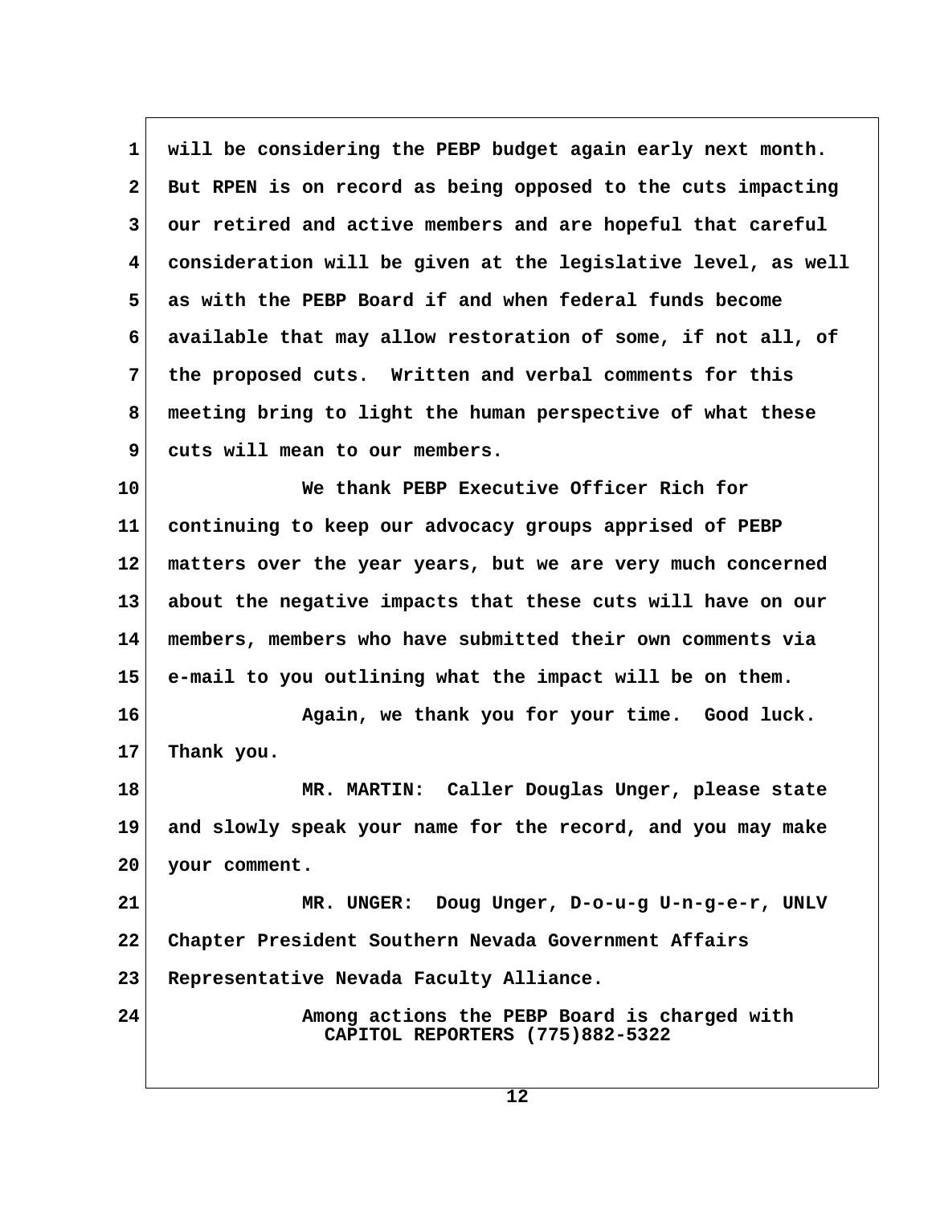will be considering the PEBP budget again early next month. But RPEN is on record as being opposed to the cuts impacting our retired and active members and are hopeful that careful consideration will be given at the legislative level, as well as with the PEBP Board if and when federal funds become available that may allow restoration of some, if not all, of the proposed cuts. Written and verbal comments for this meeting bring to light the human perspective of what these cuts will mean to our members.

We thank PEBP Executive Officer Rich for continuing to keep our advocacy groups apprised of PEBP matters over the year years, but we are very much concerned about the negative impacts that these cuts will have on our members, members who have submitted their own comments via e-mail to you outlining what the impact will be on them.

Again, we thank you for your time. Good luck. Thank you.

MR. MARTIN: Caller Douglas Unger, please state and slowly speak your name for the record, and you may make your comment.

MR. UNGER: Doug Unger, D-o-u-g U-n-g-e-r, UNLV Chapter President Southern Nevada Government Affairs Representative Nevada Faculty Alliance.

Among actions the PEBP Board is charged with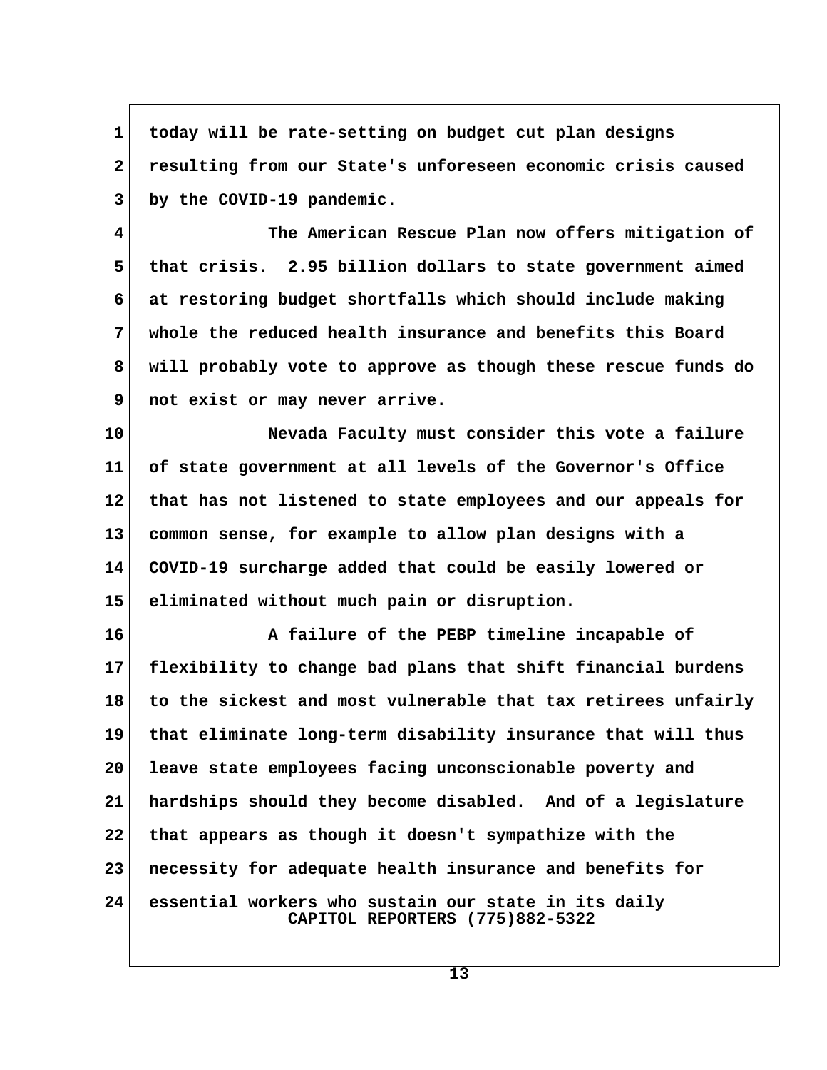today will be rate-setting on budget cut plan designs resulting from our State's unforeseen economic crisis caused by the COVID-19 pandemic.

The American Rescue Plan now offers mitigation of that crisis. 2.95 billion dollars to state government aimed at restoring budget shortfalls which should include making whole the reduced health insurance and benefits this Board will probably vote to approve as though these rescue funds do not exist or may never arrive.

Nevada Faculty must consider this vote a failure of state government at all levels of the Governor's Office that has not listened to state employees and our appeals for common sense, for example to allow plan designs with a COVID-19 surcharge added that could be easily lowered or eliminated without much pain or disruption.

A failure of the PEBP timeline incapable of flexibility to change bad plans that shift financial burdens to the sickest and most vulnerable that tax retirees unfairly that eliminate long-term disability insurance that will thus leave state employees facing unconscionable poverty and hardships should they become disabled. And of a legislature that appears as though it doesn't sympathize with the necessity for adequate health insurance and benefits for essential workers who sustain our state in its daily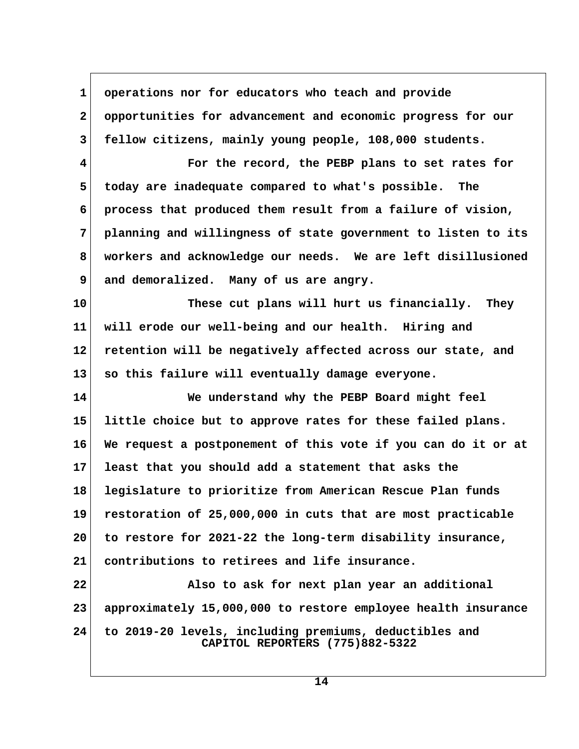operations nor for educators who teach and provide opportunities for advancement and economic progress for our fellow citizens, mainly young people, 108,000 students.

For the record, the PEBP plans to set rates for today are inadequate compared to what's possible. The process that produced them result from a failure of vision, planning and willingness of state government to listen to its workers and acknowledge our needs. We are left disillusioned and demoralized. Many of us are angry.

These cut plans will hurt us financially. They will erode our well-being and our health. Hiring and retention will be negatively affected across our state, and so this failure will eventually damage everyone.

We understand why the PEBP Board might feel little choice but to approve rates for these failed plans. We request a postponement of this vote if you can do it or at least that you should add a statement that asks the legislature to prioritize from American Rescue Plan funds restoration of 25,000,000 in cuts that are most practicable to restore for 2021-22 the long-term disability insurance, contributions to retirees and life insurance.

Also to ask for next plan year an additional approximately 15,000,000 to restore employee health insurance to 2019-20 levels, including premiums, deductibles and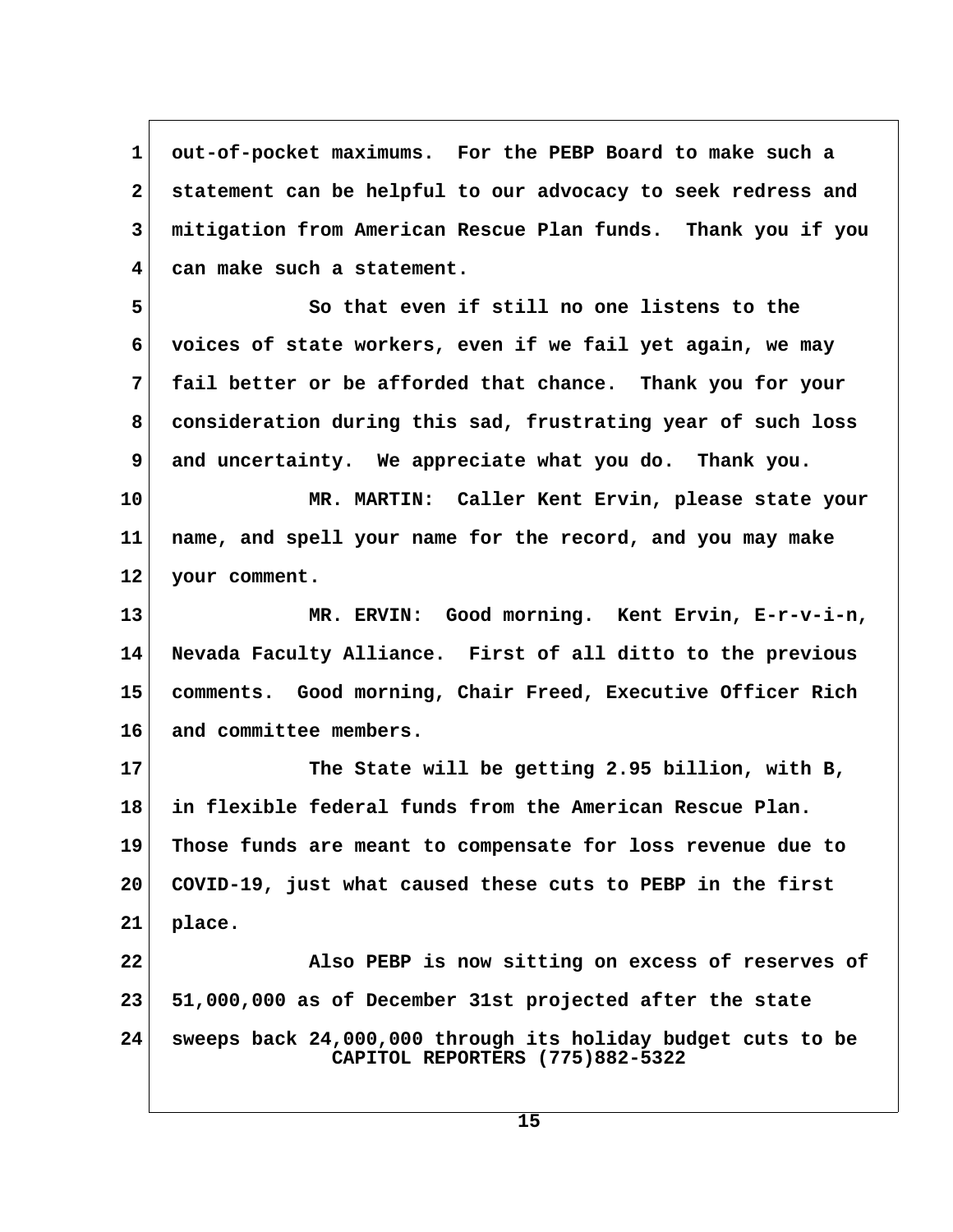out-of-pocket maximums. For the PEBP Board to make such a statement can be helpful to our advocacy to seek redress and mitigation from American Rescue Plan funds. Thank you if you can make such a statement.

So that even if still no one listens to the voices of state workers, even if we fail yet again, we may fail better or be afforded that chance. Thank you for your consideration during this sad, frustrating year of such loss and uncertainty. We appreciate what you do. Thank you.

MR. MARTIN: Caller Kent Ervin, please state your name, and spell your name for the record, and you may make your comment.

MR. ERVIN: Good morning. Kent Ervin, E-r-v-i-n, Nevada Faculty Alliance. First of all ditto to the previous comments. Good morning, Chair Freed, Executive Officer Rich and committee members.

The State will be getting 2.95 billion, with B, in flexible federal funds from the American Rescue Plan. Those funds are meant to compensate for loss revenue due to COVID-19, just what caused these cuts to PEBP in the first place.

Also PEBP is now sitting on excess of reserves of 51,000,000 as of December 31st projected after the state sweeps back 24,000,000 through its holiday budget cuts to be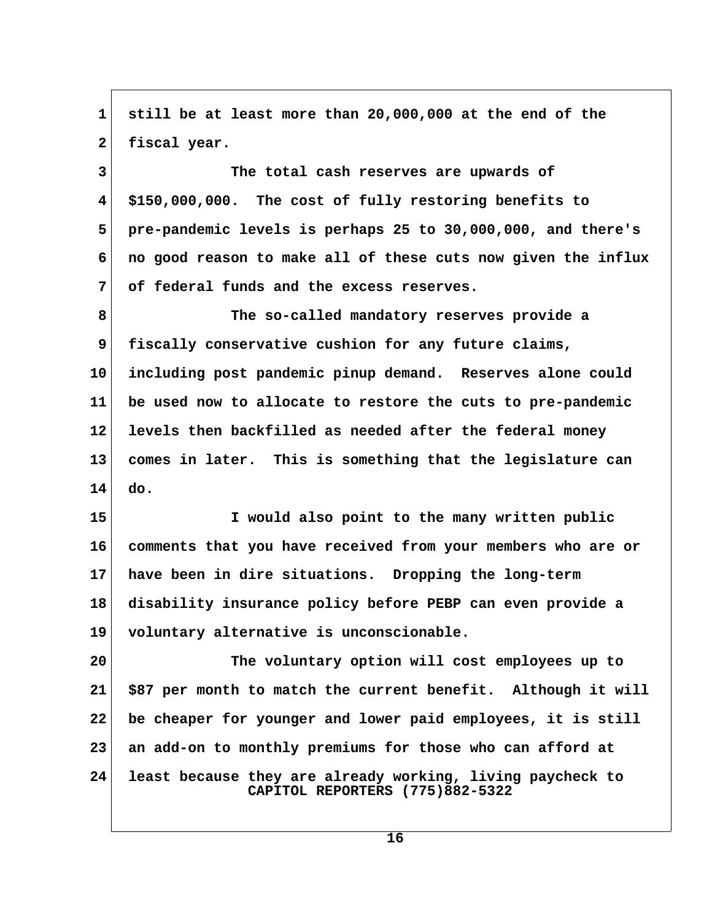still be at least more than 20,000,000 at the end of the fiscal year.

The total cash reserves are upwards of $150,000,000. The cost of fully restoring benefits to pre-pandemic levels is perhaps 25 to 30,000,000, and there's no good reason to make all of these cuts now given the influx of federal funds and the excess reserves.

The so-called mandatory reserves provide a fiscally conservative cushion for any future claims, including post pandemic pinup demand. Reserves alone could be used now to allocate to restore the cuts to pre-pandemic levels then backfilled as needed after the federal money comes in later. This is something that the legislature can do.

I would also point to the many written public comments that you have received from your members who are or have been in dire situations. Dropping the long-term disability insurance policy before PEBP can even provide a voluntary alternative is unconscionable.

The voluntary option will cost employees up to $87 per month to match the current benefit. Although it will be cheaper for younger and lower paid employees, it is still an add-on to monthly premiums for those who can afford at least because they are already working, living paycheck to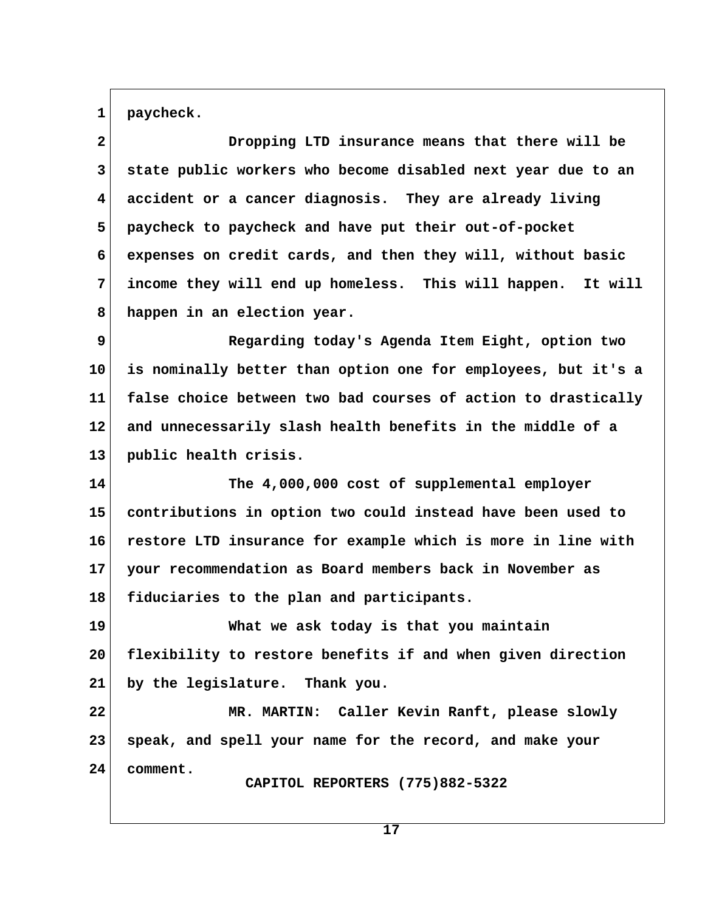paycheck.

Dropping LTD insurance means that there will be state public workers who become disabled next year due to an accident or a cancer diagnosis. They are already living paycheck to paycheck and have put their out-of-pocket expenses on credit cards, and then they will, without basic income they will end up homeless. This will happen. It will happen in an election year.

Regarding today's Agenda Item Eight, option two is nominally better than option one for employees, but it's a false choice between two bad courses of action to drastically and unnecessarily slash health benefits in the middle of a public health crisis.

The 4,000,000 cost of supplemental employer contributions in option two could instead have been used to restore LTD insurance for example which is more in line with your recommendation as Board members back in November as fiduciaries to the plan and participants.

What we ask today is that you maintain flexibility to restore benefits if and when given direction by the legislature. Thank you.

MR. MARTIN: Caller Kevin Ranft, please slowly speak, and spell your name for the record, and make your comment.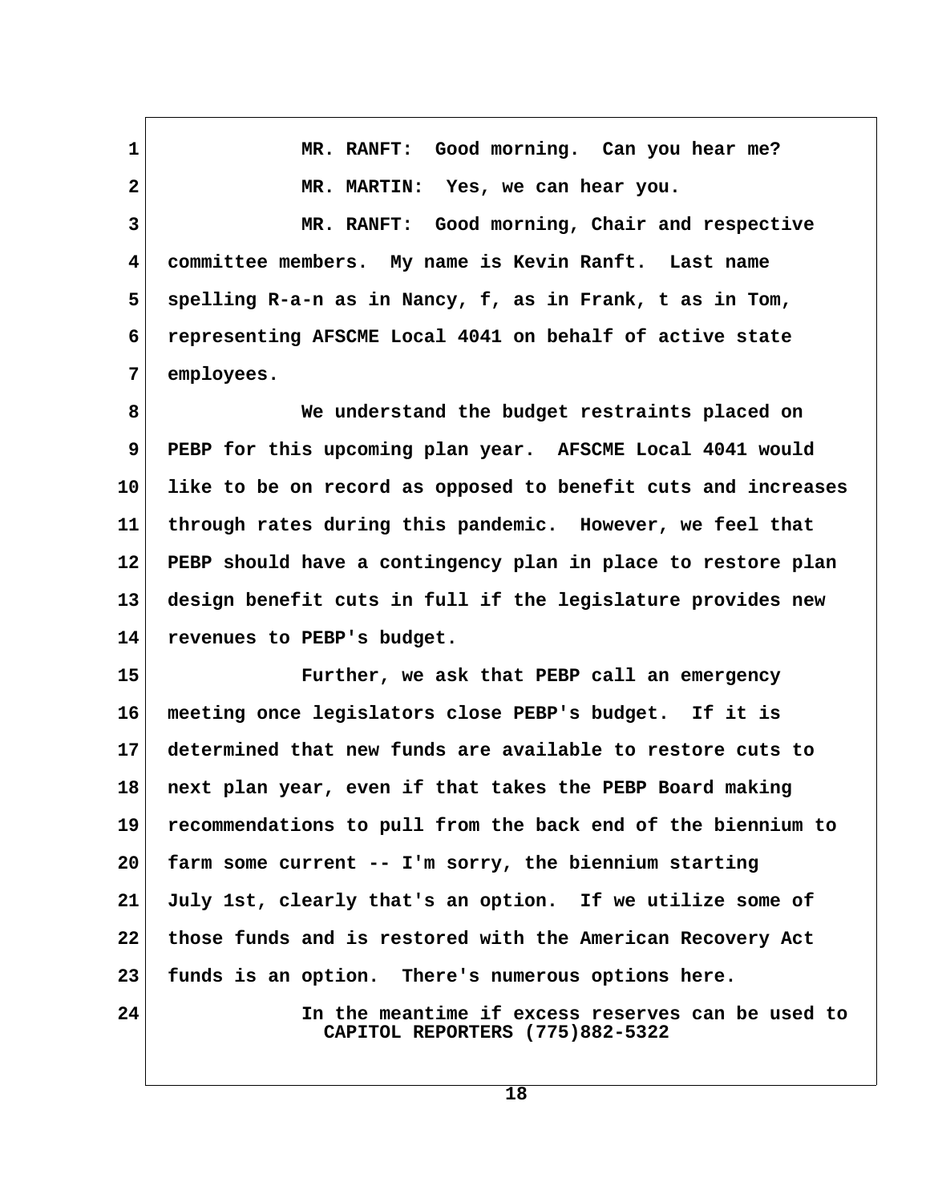MR. RANFT: Good morning. Can you hear me?

MR. MARTIN: Yes, we can hear you.

MR. RANFT: Good morning, Chair and respective committee members. My name is Kevin Ranft. Last name spelling R-a-n as in Nancy, f, as in Frank, t as in Tom, representing AFSCME Local 4041 on behalf of active state employees.

We understand the budget restraints placed on PEBP for this upcoming plan year. AFSCME Local 4041 would like to be on record as opposed to benefit cuts and increases through rates during this pandemic. However, we feel that PEBP should have a contingency plan in place to restore plan design benefit cuts in full if the legislature provides new revenues to PEBP's budget.

Further, we ask that PEBP call an emergency meeting once legislators close PEBP's budget. If it is determined that new funds are available to restore cuts to next plan year, even if that takes the PEBP Board making recommendations to pull from the back end of the biennium to farm some current -- I'm sorry, the biennium starting July 1st, clearly that's an option. If we utilize some of those funds and is restored with the American Recovery Act funds is an option. There's numerous options here.

In the meantime if excess reserves can be used to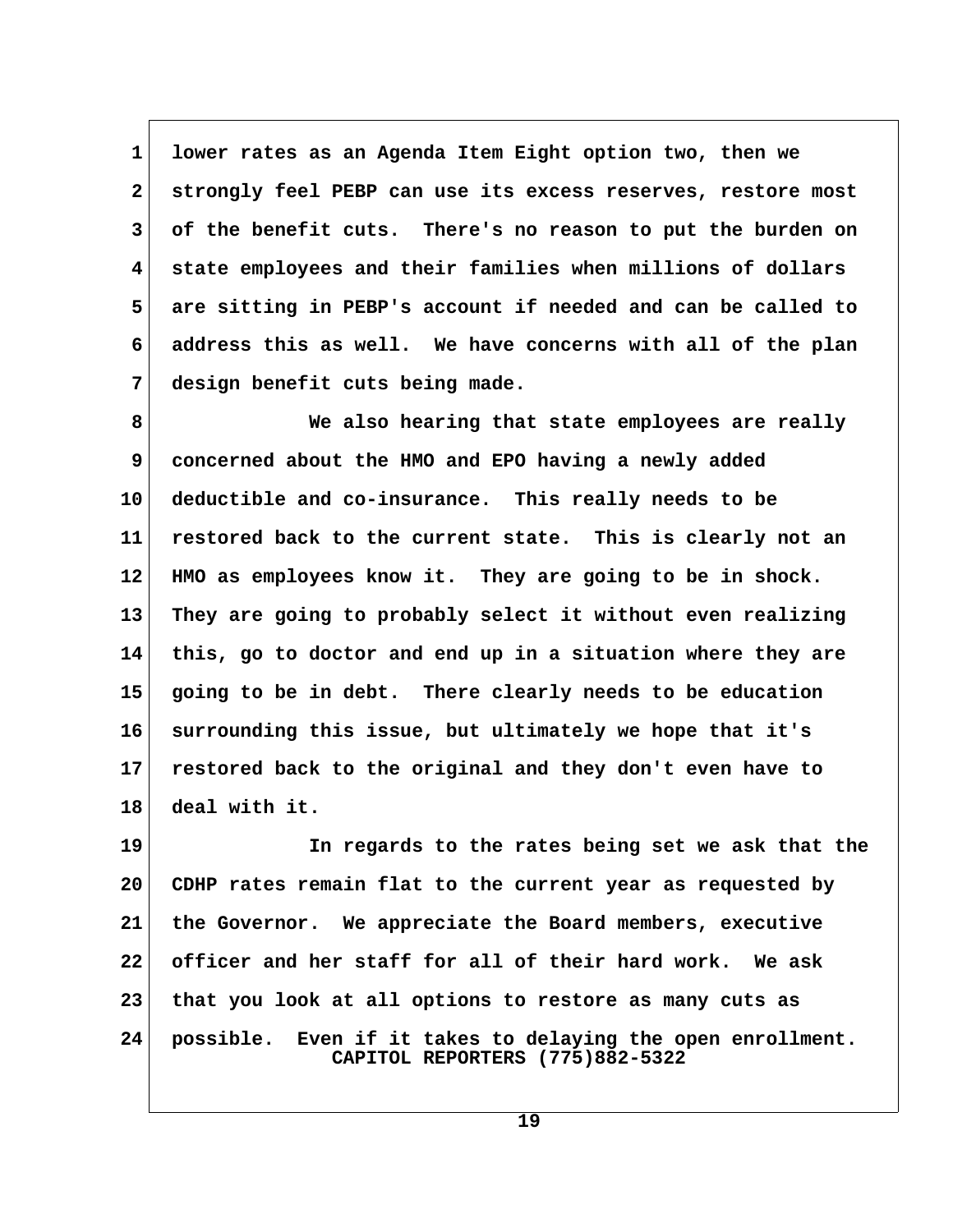lower rates as an Agenda Item Eight option two, then we strongly feel PEBP can use its excess reserves, restore most of the benefit cuts. There's no reason to put the burden on state employees and their families when millions of dollars are sitting in PEBP's account if needed and can be called to address this as well. We have concerns with all of the plan design benefit cuts being made.

We also hearing that state employees are really concerned about the HMO and EPO having a newly added deductible and co-insurance. This really needs to be restored back to the current state. This is clearly not an HMO as employees know it. They are going to be in shock. They are going to probably select it without even realizing this, go to doctor and end up in a situation where they are going to be in debt. There clearly needs to be education surrounding this issue, but ultimately we hope that it's restored back to the original and they don't even have to deal with it.

In regards to the rates being set we ask that the CDHP rates remain flat to the current year as requested by the Governor. We appreciate the Board members, executive officer and her staff for all of their hard work. We ask that you look at all options to restore as many cuts as possible. Even if it takes to delaying the open enrollment.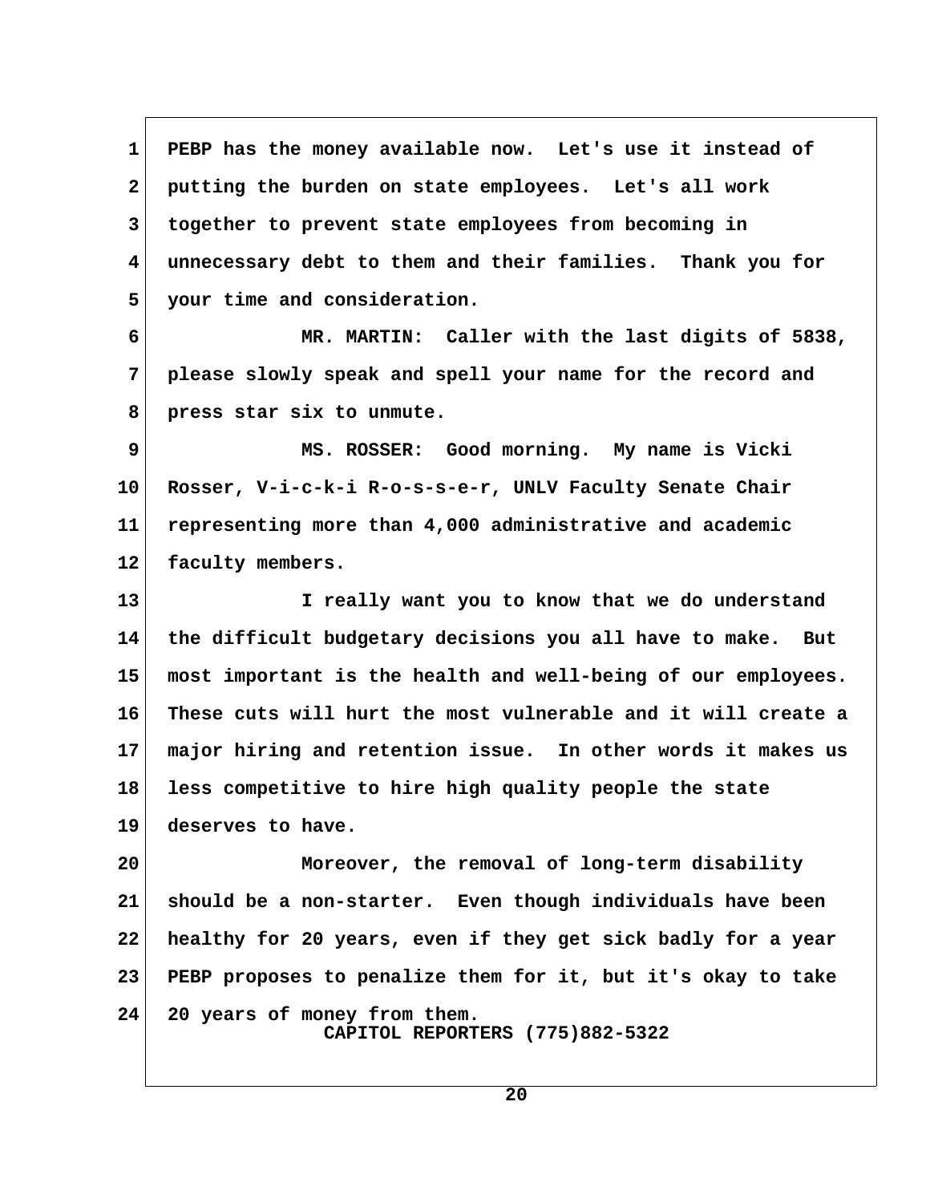PEBP has the money available now. Let's use it instead of putting the burden on state employees. Let's all work together to prevent state employees from becoming in unnecessary debt to them and their families. Thank you for your time and consideration.

MR. MARTIN: Caller with the last digits of 5838, please slowly speak and spell your name for the record and press star six to unmute.

MS. ROSSER: Good morning. My name is Vicki Rosser, V-i-c-k-i R-o-s-s-e-r, UNLV Faculty Senate Chair representing more than 4,000 administrative and academic faculty members.

I really want you to know that we do understand the difficult budgetary decisions you all have to make. But most important is the health and well-being of our employees. These cuts will hurt the most vulnerable and it will create a major hiring and retention issue. In other words it makes us less competitive to hire high quality people the state deserves to have.

Moreover, the removal of long-term disability should be a non-starter. Even though individuals have been healthy for 20 years, even if they get sick badly for a year PEBP proposes to penalize them for it, but it's okay to take 20 years of money from them.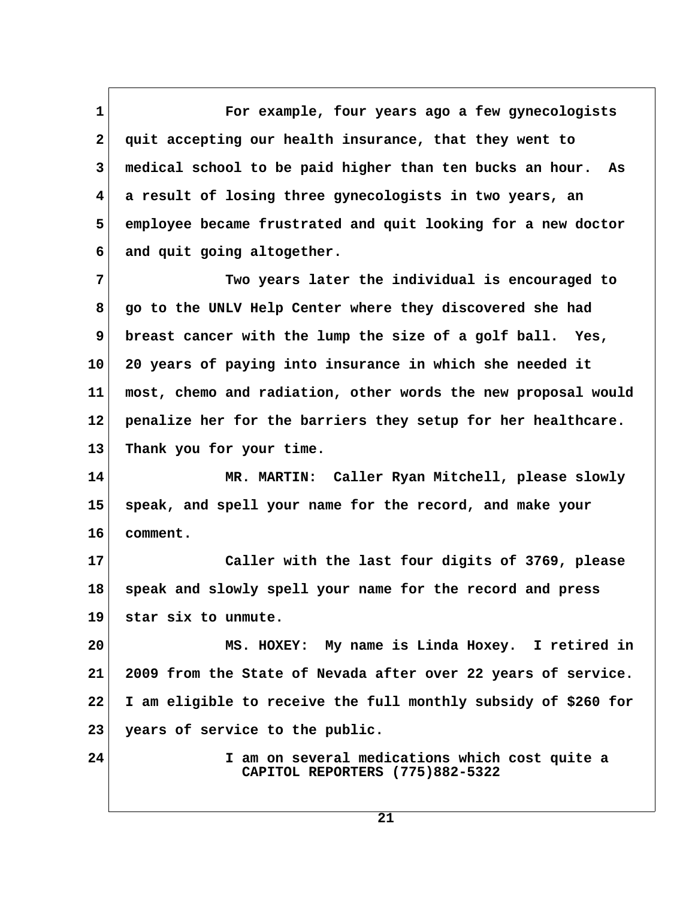For example, four years ago a few gynecologists quit accepting our health insurance, that they went to medical school to be paid higher than ten bucks an hour. As a result of losing three gynecologists in two years, an employee became frustrated and quit looking for a new doctor and quit going altogether.

Two years later the individual is encouraged to go to the UNLV Help Center where they discovered she had breast cancer with the lump the size of a golf ball. Yes, 20 years of paying into insurance in which she needed it most, chemo and radiation, other words the new proposal would penalize her for the barriers they setup for her healthcare. Thank you for your time.

MR. MARTIN: Caller Ryan Mitchell, please slowly speak, and spell your name for the record, and make your comment.

Caller with the last four digits of 3769, please speak and slowly spell your name for the record and press star six to unmute.

MS. HOXEY: My name is Linda Hoxey. I retired in 2009 from the State of Nevada after over 22 years of service. I am eligible to receive the full monthly subsidy of $260 for years of service to the public.

I am on several medications which cost quite a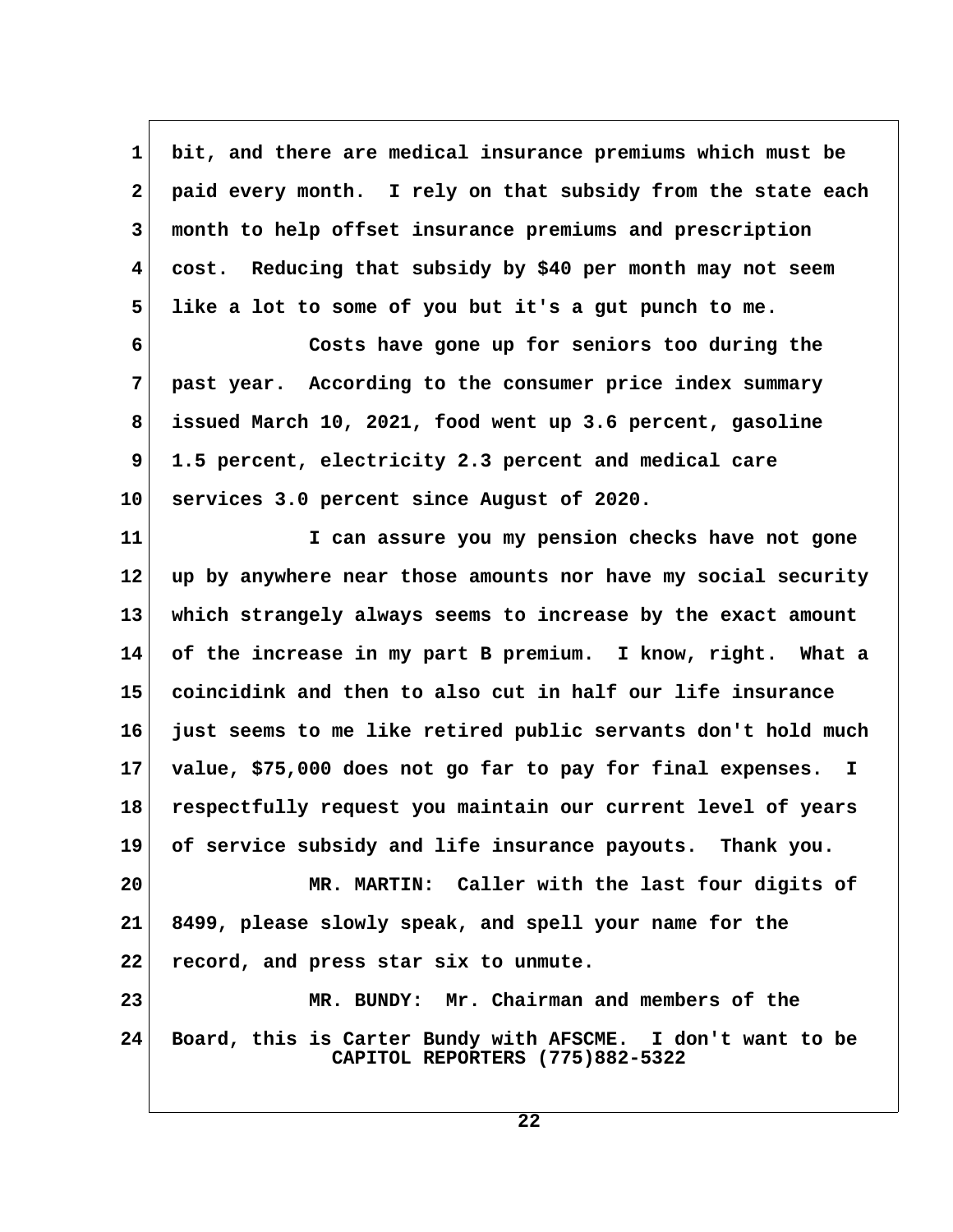bit, and there are medical insurance premiums which must be paid every month. I rely on that subsidy from the state each month to help offset insurance premiums and prescription cost. Reducing that subsidy by $40 per month may not seem like a lot to some of you but it's a gut punch to me.

Costs have gone up for seniors too during the past year. According to the consumer price index summary issued March 10, 2021, food went up 3.6 percent, gasoline 1.5 percent, electricity 2.3 percent and medical care services 3.0 percent since August of 2020.

I can assure you my pension checks have not gone up by anywhere near those amounts nor have my social security which strangely always seems to increase by the exact amount of the increase in my part B premium. I know, right. What a coincidink and then to also cut in half our life insurance just seems to me like retired public servants don't hold much value, $75,000 does not go far to pay for final expenses. I respectfully request you maintain our current level of years of service subsidy and life insurance payouts. Thank you.

MR. MARTIN: Caller with the last four digits of 8499, please slowly speak, and spell your name for the record, and press star six to unmute.

MR. BUNDY: Mr. Chairman and members of the Board, this is Carter Bundy with AFSCME. I don't want to be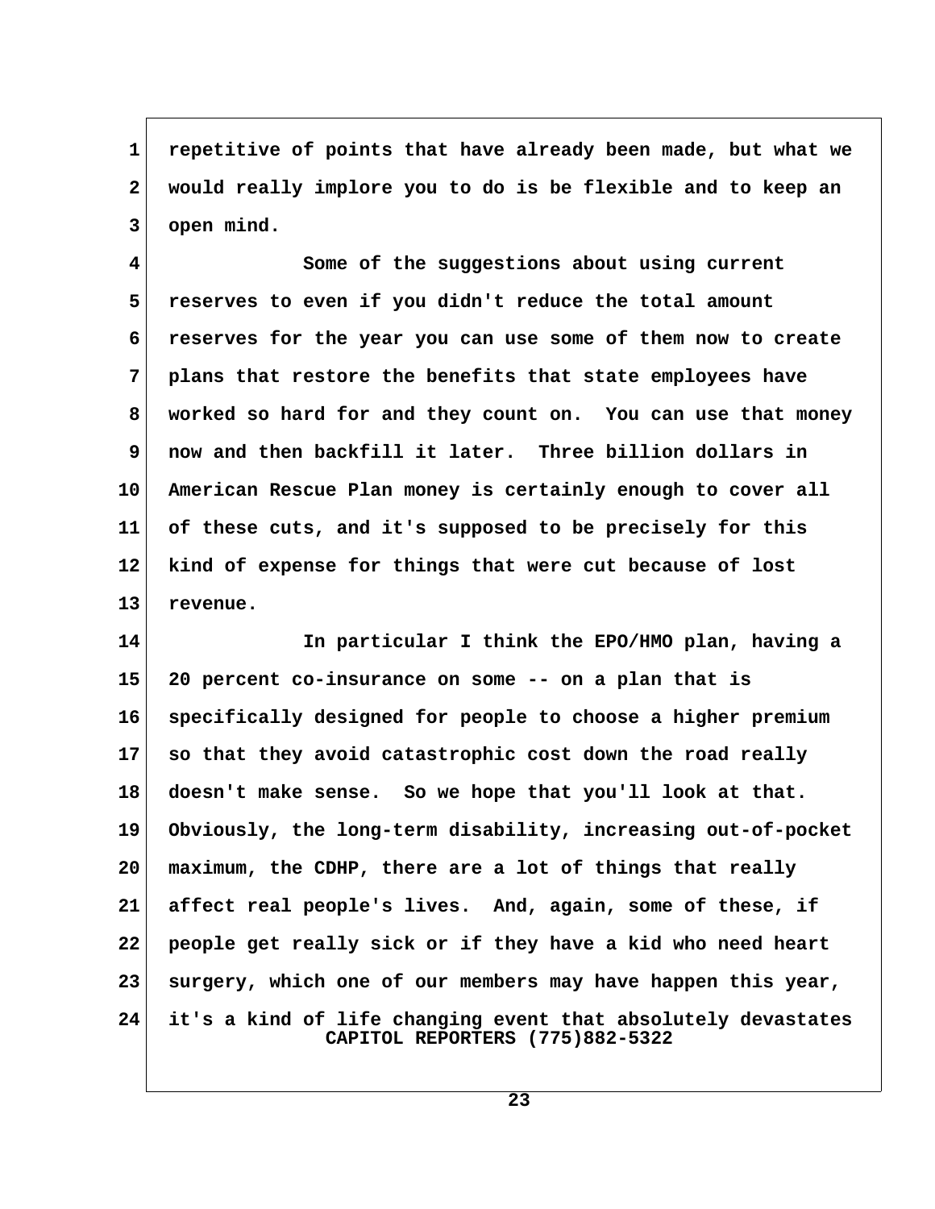repetitive of points that have already been made, but what we would really implore you to do is be flexible and to keep an open mind.

Some of the suggestions about using current reserves to even if you didn't reduce the total amount reserves for the year you can use some of them now to create plans that restore the benefits that state employees have worked so hard for and they count on. You can use that money now and then backfill it later. Three billion dollars in American Rescue Plan money is certainly enough to cover all of these cuts, and it's supposed to be precisely for this kind of expense for things that were cut because of lost revenue.

In particular I think the EPO/HMO plan, having a 20 percent co-insurance on some -- on a plan that is specifically designed for people to choose a higher premium so that they avoid catastrophic cost down the road really doesn't make sense. So we hope that you'll look at that. Obviously, the long-term disability, increasing out-of-pocket maximum, the CDHP, there are a lot of things that really affect real people's lives. And, again, some of these, if people get really sick or if they have a kid who need heart surgery, which one of our members may have happen this year, it's a kind of life changing event that absolutely devastates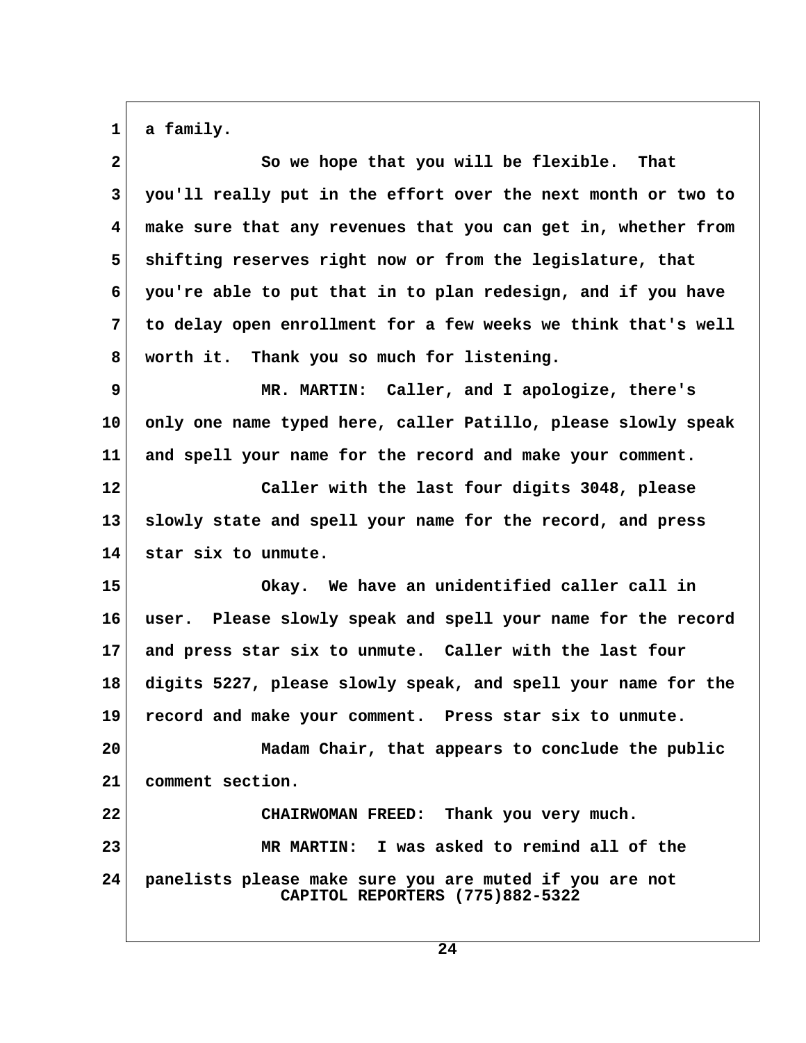a family.

So we hope that you will be flexible. That you'll really put in the effort over the next month or two to make sure that any revenues that you can get in, whether from shifting reserves right now or from the legislature, that you're able to put that in to plan redesign, and if you have to delay open enrollment for a few weeks we think that's well worth it. Thank you so much for listening.

MR. MARTIN: Caller, and I apologize, there's only one name typed here, caller Patillo, please slowly speak and spell your name for the record and make your comment.

Caller with the last four digits 3048, please slowly state and spell your name for the record, and press star six to unmute.

Okay. We have an unidentified caller call in user. Please slowly speak and spell your name for the record and press star six to unmute. Caller with the last four digits 5227, please slowly speak, and spell your name for the record and make your comment. Press star six to unmute.

Madam Chair, that appears to conclude the public comment section.

CHAIRWOMAN FREED: Thank you very much.

MR MARTIN: I was asked to remind all of the panelists please make sure you are muted if you are not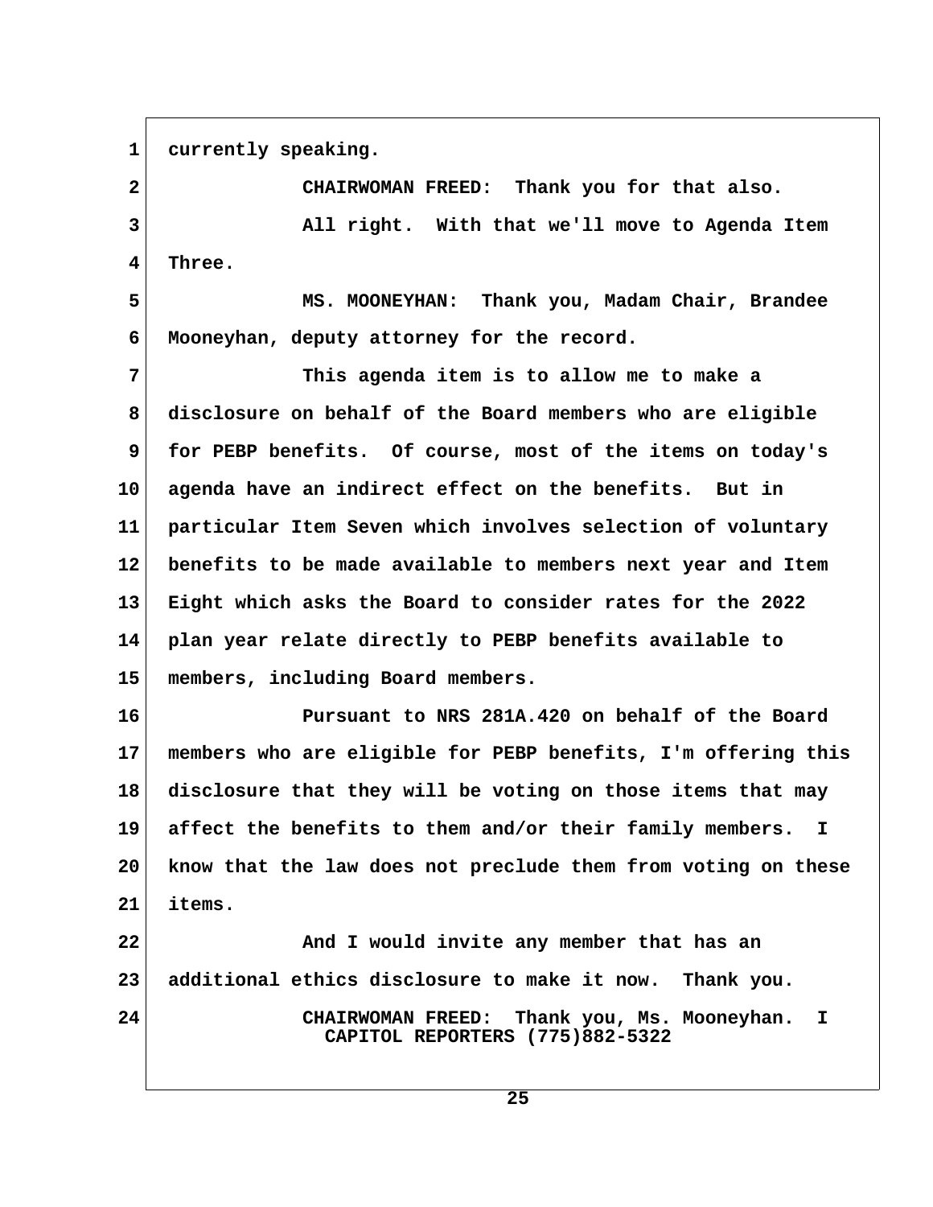currently speaking.

CHAIRWOMAN FREED: Thank you for that also.

All right. With that we'll move to Agenda Item Three.

MS. MOONEYHAN: Thank you, Madam Chair, Brandee Mooneyhan, deputy attorney for the record.

This agenda item is to allow me to make a disclosure on behalf of the Board members who are eligible for PEBP benefits. Of course, most of the items on today's agenda have an indirect effect on the benefits. But in particular Item Seven which involves selection of voluntary benefits to be made available to members next year and Item Eight which asks the Board to consider rates for the 2022 plan year relate directly to PEBP benefits available to members, including Board members.

Pursuant to NRS 281A.420 on behalf of the Board members who are eligible for PEBP benefits, I'm offering this disclosure that they will be voting on those items that may affect the benefits to them and/or their family members. I know that the law does not preclude them from voting on these items.

And I would invite any member that has an additional ethics disclosure to make it now. Thank you.

CHAIRWOMAN FREED: Thank you, Ms. Mooneyhan. I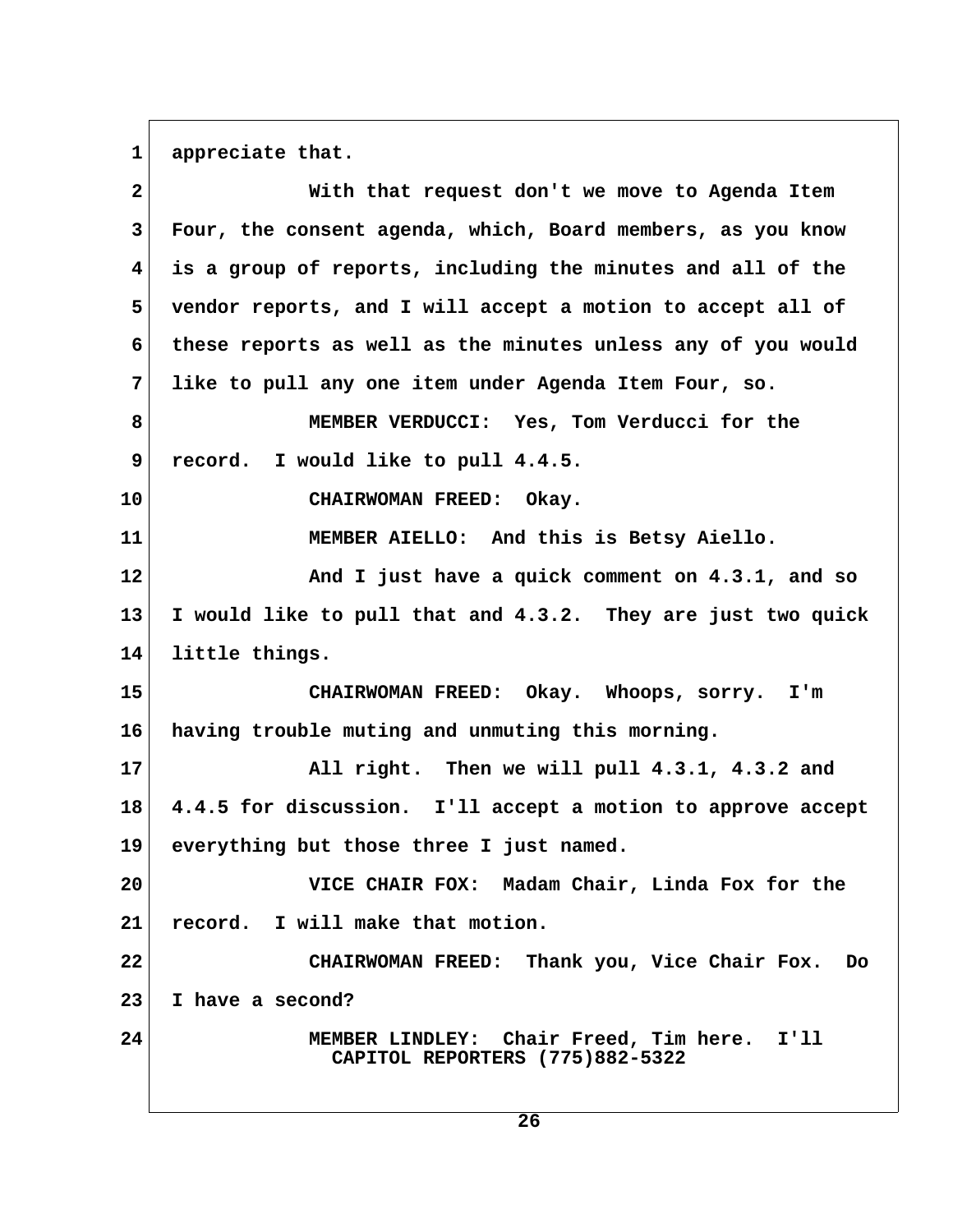appreciate that.

With that request don't we move to Agenda Item Four, the consent agenda, which, Board members, as you know is a group of reports, including the minutes and all of the vendor reports, and I will accept a motion to accept all of these reports as well as the minutes unless any of you would like to pull any one item under Agenda Item Four, so.

MEMBER VERDUCCI: Yes, Tom Verducci for the record. I would like to pull 4.4.5.

CHAIRWOMAN FREED: Okay.

MEMBER AIELLO: And this is Betsy Aiello.

And I just have a quick comment on 4.3.1, and so I would like to pull that and 4.3.2. They are just two quick little things.

CHAIRWOMAN FREED: Okay. Whoops, sorry. I'm having trouble muting and unmuting this morning.

All right. Then we will pull 4.3.1, 4.3.2 and 4.4.5 for discussion. I'll accept a motion to approve accept everything but those three I just named.

VICE CHAIR FOX: Madam Chair, Linda Fox for the record. I will make that motion.

CHAIRWOMAN FREED: Thank you, Vice Chair Fox. Do I have a second?

MEMBER LINDLEY: Chair Freed, Tim here. I'll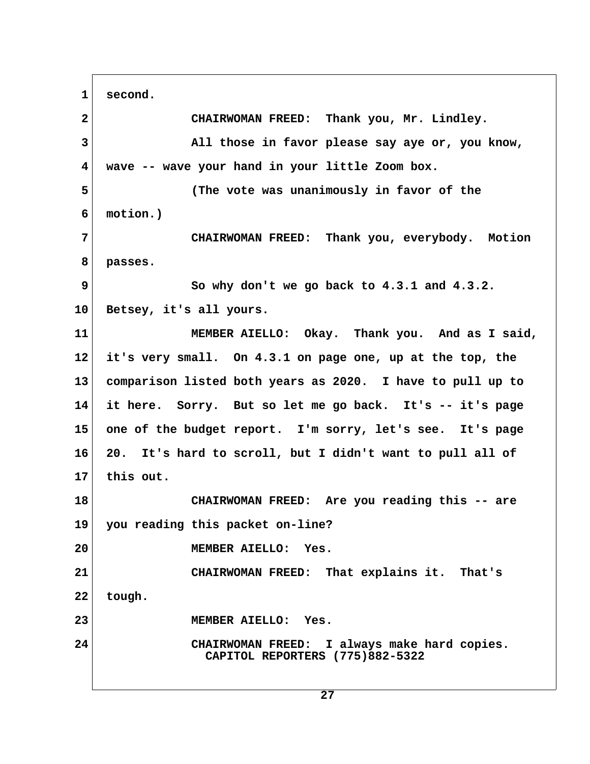1 second.

2 CHAIRWOMAN FREED: Thank you, Mr. Lindley.

3 All those in favor please say aye or, you know,

4 wave -- wave your hand in your little Zoom box.

5 (The vote was unanimously in favor of the

6 motion.)

7 CHAIRWOMAN FREED: Thank you, everybody. Motion

8 passes.

9 So why don't we go back to 4.3.1 and 4.3.2.

10 Betsey, it's all yours.

11 MEMBER AIELLO: Okay. Thank you. And as I said,

12 it's very small. On 4.3.1 on page one, up at the top, the

13 comparison listed both years as 2020. I have to pull up to

14 it here. Sorry. But so let me go back. It's -- it's page

15 one of the budget report. I'm sorry, let's see. It's page

16 20. It's hard to scroll, but I didn't want to pull all of

17 this out.

18 CHAIRWOMAN FREED: Are you reading this -- are

19 you reading this packet on-line?

20 MEMBER AIELLO: Yes.

21 CHAIRWOMAN FREED: That explains it. That's

22 tough.

23 MEMBER AIELLO: Yes.

24 CHAIRWOMAN FREED: I always make hard copies.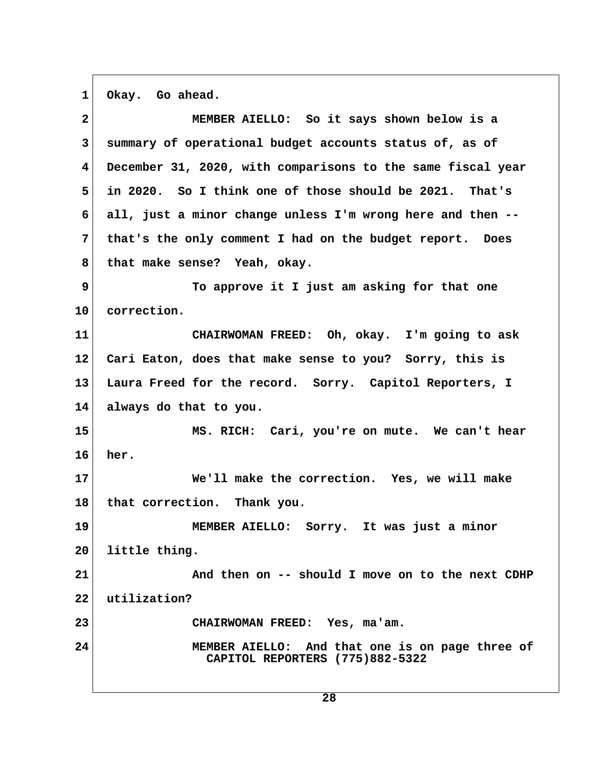1 Okay. Go ahead.

2 MEMBER AIELLO: So it says shown below is a

3 summary of operational budget accounts status of, as of

4 December 31, 2020, with comparisons to the same fiscal year

5 in 2020. So I think one of those should be 2021. That's

6 all, just a minor change unless I'm wrong here and then --

7 that's the only comment I had on the budget report. Does

8 that make sense? Yeah, okay.

9 To approve it I just am asking for that one

10 correction.

11 CHAIRWOMAN FREED: Oh, okay. I'm going to ask

12 Cari Eaton, does that make sense to you? Sorry, this is

13 Laura Freed for the record. Sorry. Capitol Reporters, I

14 always do that to you.

15 MS. RICH: Cari, you're on mute. We can't hear

16 her.

17 We'll make the correction. Yes, we will make

18 that correction. Thank you.

19 MEMBER AIELLO: Sorry. It was just a minor

20 little thing.

21 And then on -- should I move on to the next CDHP

22 utilization?

23 CHAIRWOMAN FREED: Yes, ma'am.

24 MEMBER AIELLO: And that one is on page three of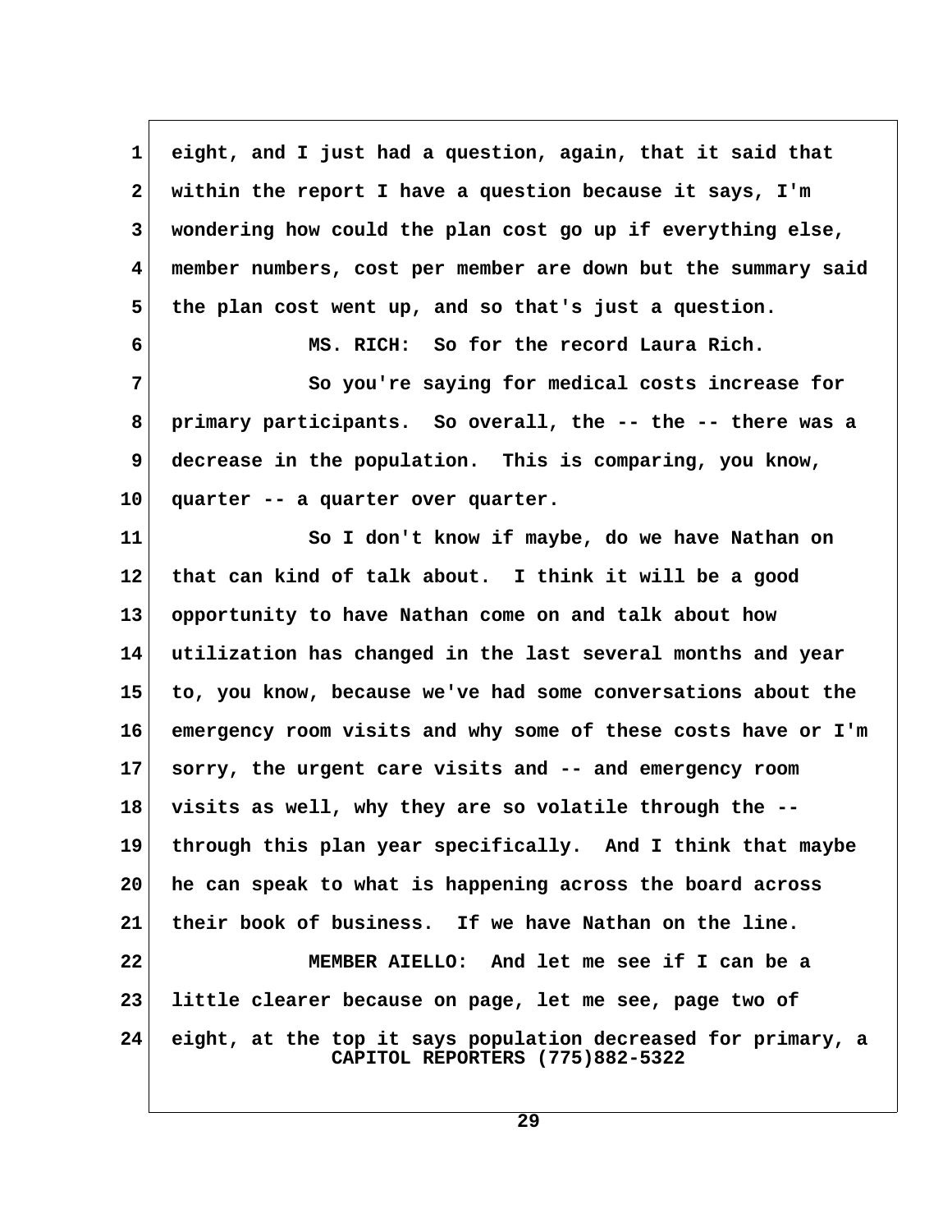eight, and I just had a question, again, that it said that within the report I have a question because it says, I'm wondering how could the plan cost go up if everything else, member numbers, cost per member are down but the summary said the plan cost went up, and so that's just a question.

MS. RICH: So for the record Laura Rich.

So you're saying for medical costs increase for primary participants. So overall, the -- the -- there was a decrease in the population. This is comparing, you know, quarter -- a quarter over quarter.

So I don't know if maybe, do we have Nathan on that can kind of talk about. I think it will be a good opportunity to have Nathan come on and talk about how utilization has changed in the last several months and year to, you know, because we've had some conversations about the emergency room visits and why some of these costs have or I'm sorry, the urgent care visits and -- and emergency room visits as well, why they are so volatile through the -- through this plan year specifically. And I think that maybe he can speak to what is happening across the board across their book of business. If we have Nathan on the line.

MEMBER AIELLO: And let me see if I can be a little clearer because on page, let me see, page two of eight, at the top it says population decreased for primary, a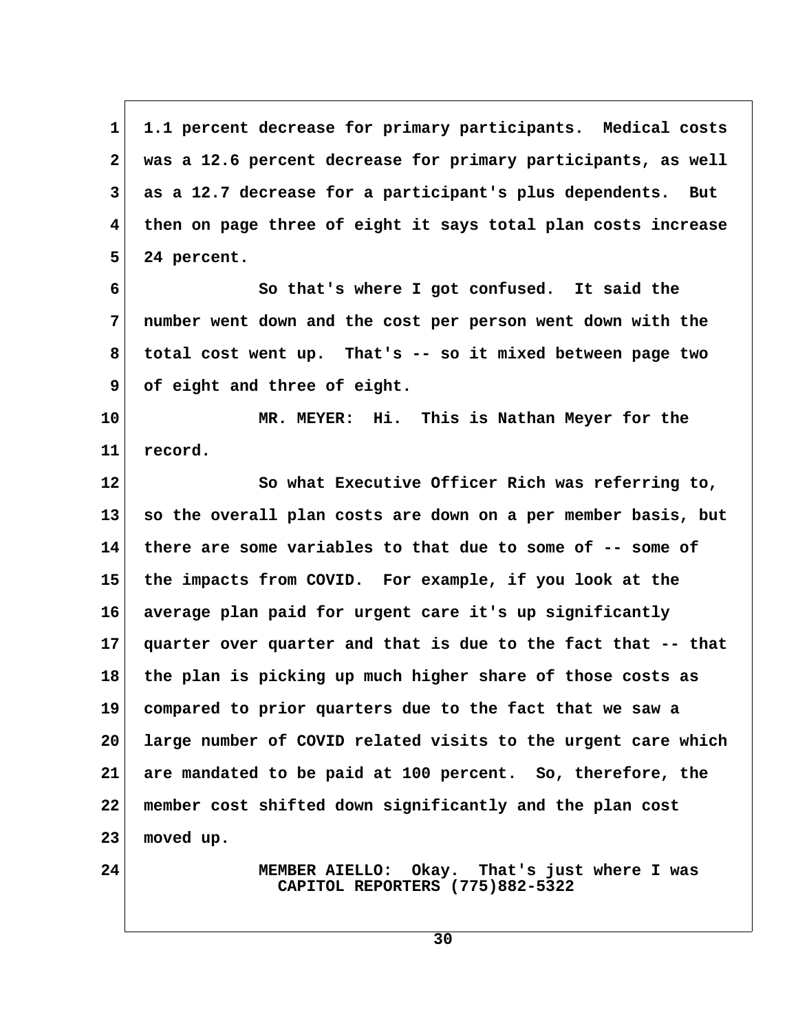1 1.1 percent decrease for primary participants. Medical costs
2 was a 12.6 percent decrease for primary participants, as well
3 as a 12.7 decrease for a participant's plus dependents. But
4 then on page three of eight it says total plan costs increase
5 24 percent.

6 So that's where I got confused. It said the
7 number went down and the cost per person went down with the
8 total cost went up. That's -- so it mixed between page two
9 of eight and three of eight.

10 MR. MEYER: Hi. This is Nathan Meyer for the
11 record.

12 So what Executive Officer Rich was referring to,
13 so the overall plan costs are down on a per member basis, but
14 there are some variables to that due to some of -- some of
15 the impacts from COVID. For example, if you look at the
16 average plan paid for urgent care it's up significantly
17 quarter over quarter and that is due to the fact that -- that
18 the plan is picking up much higher share of those costs as
19 compared to prior quarters due to the fact that we saw a
20 large number of COVID related visits to the urgent care which
21 are mandated to be paid at 100 percent. So, therefore, the
22 member cost shifted down significantly and the plan cost
23 moved up.

24 MEMBER AIELLO: Okay. That's just where I was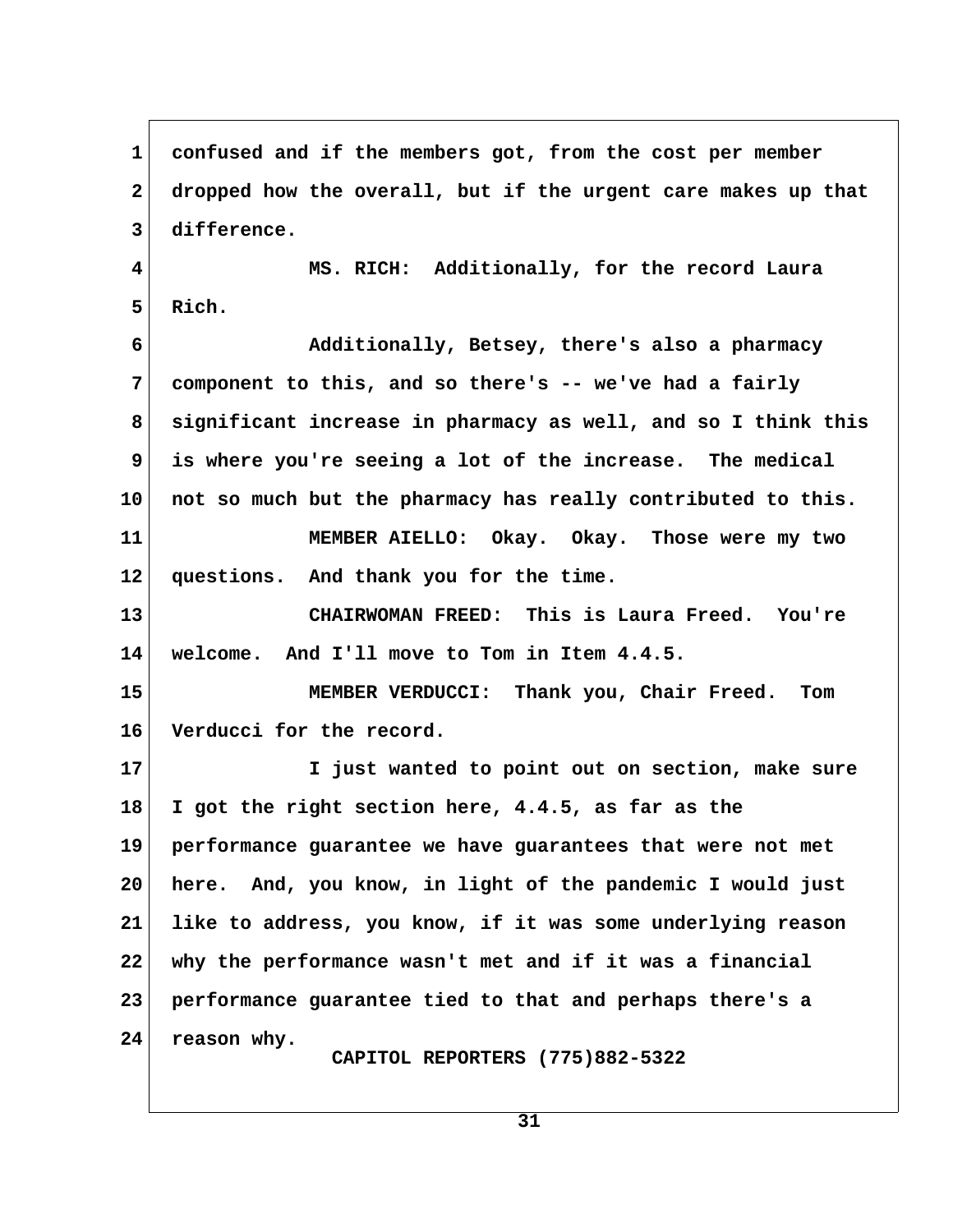confused and if the members got, from the cost per member dropped how the overall, but if the urgent care makes up that difference.

MS. RICH: Additionally, for the record Laura Rich.

Additionally, Betsey, there's also a pharmacy component to this, and so there's -- we've had a fairly significant increase in pharmacy as well, and so I think this is where you're seeing a lot of the increase. The medical not so much but the pharmacy has really contributed to this.

MEMBER AIELLO: Okay. Okay. Those were my two questions. And thank you for the time.

CHAIRWOMAN FREED: This is Laura Freed. You're welcome. And I'll move to Tom in Item 4.4.5.

MEMBER VERDUCCI: Thank you, Chair Freed. Tom Verducci for the record.

I just wanted to point out on section, make sure I got the right section here, 4.4.5, as far as the performance guarantee we have guarantees that were not met here. And, you know, in light of the pandemic I would just like to address, you know, if it was some underlying reason why the performance wasn't met and if it was a financial performance guarantee tied to that and perhaps there's a reason why.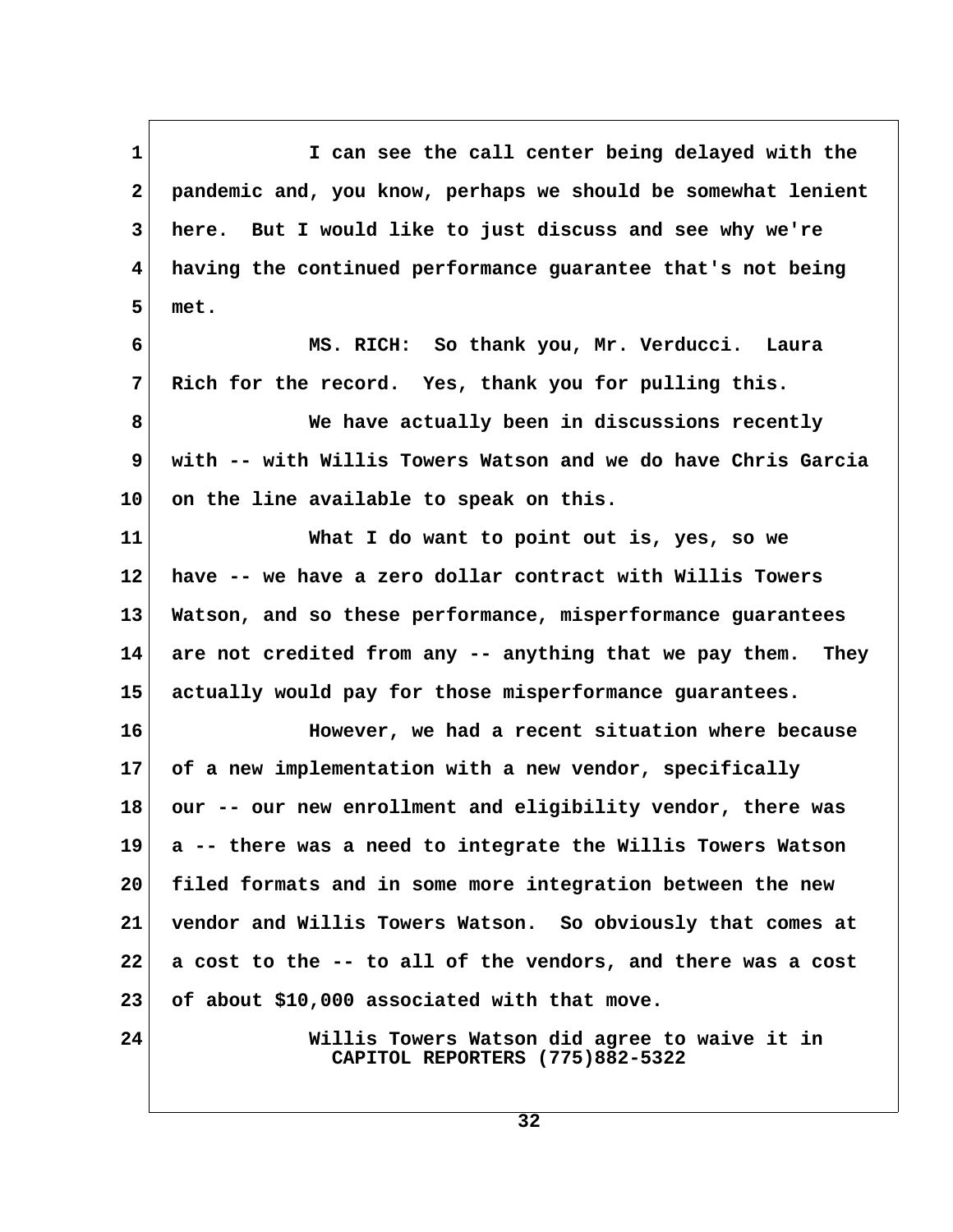I can see the call center being delayed with the pandemic and, you know, perhaps we should be somewhat lenient here. But I would like to just discuss and see why we're having the continued performance guarantee that's not being met.

MS. RICH: So thank you, Mr. Verducci. Laura Rich for the record. Yes, thank you for pulling this.

We have actually been in discussions recently with -- with Willis Towers Watson and we do have Chris Garcia on the line available to speak on this.

What I do want to point out is, yes, so we have -- we have a zero dollar contract with Willis Towers Watson, and so these performance, misperformance guarantees are not credited from any -- anything that we pay them. They actually would pay for those misperformance guarantees.

However, we had a recent situation where because of a new implementation with a new vendor, specifically our -- our new enrollment and eligibility vendor, there was a -- there was a need to integrate the Willis Towers Watson filed formats and in some more integration between the new vendor and Willis Towers Watson. So obviously that comes at a cost to the -- to all of the vendors, and there was a cost of about $10,000 associated with that move.

Willis Towers Watson did agree to waive it in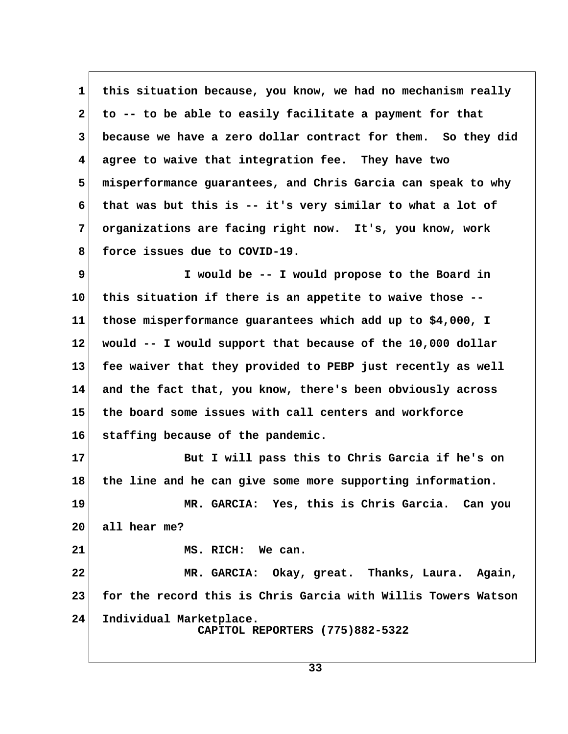this situation because, you know, we had no mechanism really to -- to be able to easily facilitate a payment for that because we have a zero dollar contract for them. So they did agree to waive that integration fee. They have two misperformance guarantees, and Chris Garcia can speak to why that was but this is -- it's very similar to what a lot of organizations are facing right now. It's, you know, work force issues due to COVID-19.

I would be -- I would propose to the Board in this situation if there is an appetite to waive those -- those misperformance guarantees which add up to $4,000, I would -- I would support that because of the 10,000 dollar fee waiver that they provided to PEBP just recently as well and the fact that, you know, there's been obviously across the board some issues with call centers and workforce staffing because of the pandemic.

But I will pass this to Chris Garcia if he's on the line and he can give some more supporting information.

MR. GARCIA: Yes, this is Chris Garcia. Can you all hear me?

MS. RICH: We can.

MR. GARCIA: Okay, great. Thanks, Laura. Again, for the record this is Chris Garcia with Willis Towers Watson Individual Marketplace.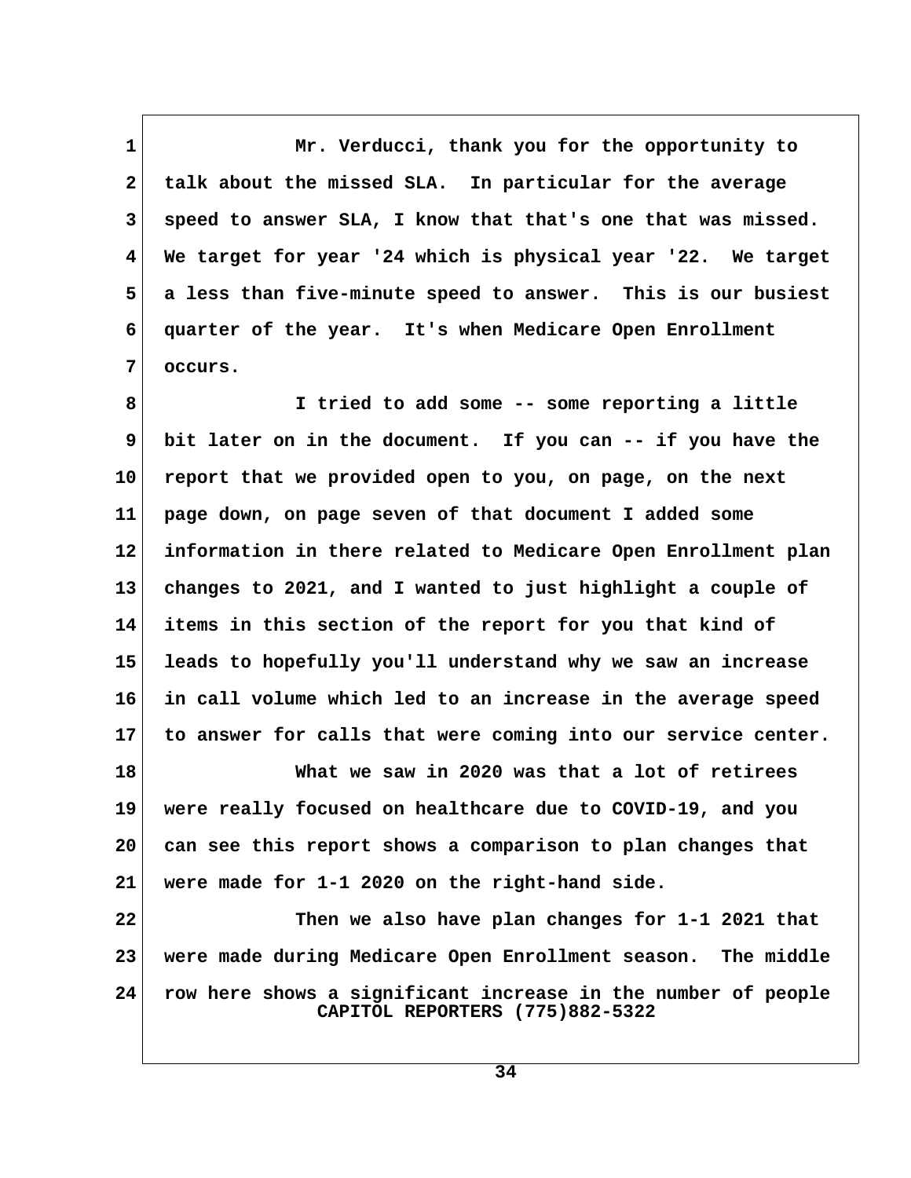Mr. Verducci, thank you for the opportunity to talk about the missed SLA. In particular for the average speed to answer SLA, I know that that's one that was missed. We target for year '24 which is physical year '22. We target a less than five-minute speed to answer. This is our busiest quarter of the year. It's when Medicare Open Enrollment occurs.

I tried to add some -- some reporting a little bit later on in the document. If you can -- if you have the report that we provided open to you, on page, on the next page down, on page seven of that document I added some information in there related to Medicare Open Enrollment plan changes to 2021, and I wanted to just highlight a couple of items in this section of the report for you that kind of leads to hopefully you'll understand why we saw an increase in call volume which led to an increase in the average speed to answer for calls that were coming into our service center.

What we saw in 2020 was that a lot of retirees were really focused on healthcare due to COVID-19, and you can see this report shows a comparison to plan changes that were made for 1-1 2020 on the right-hand side.

Then we also have plan changes for 1-1 2021 that were made during Medicare Open Enrollment season. The middle row here shows a significant increase in the number of people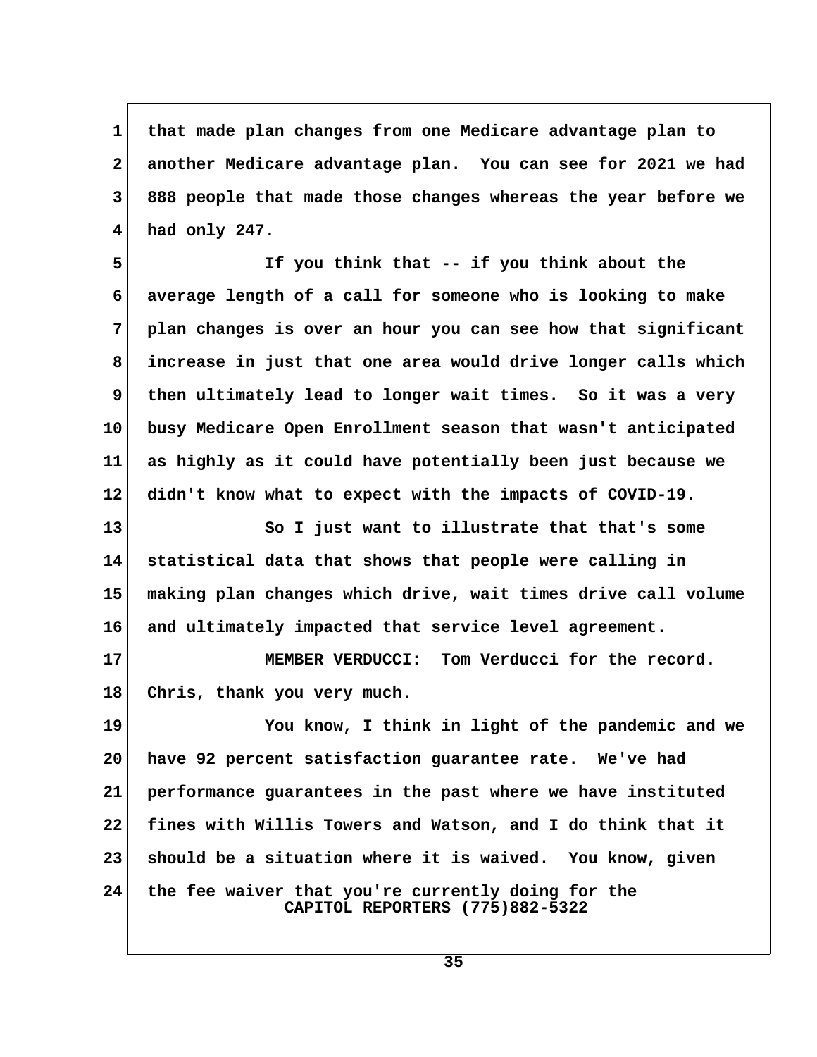that made plan changes from one Medicare advantage plan to another Medicare advantage plan. You can see for 2021 we had 888 people that made those changes whereas the year before we had only 247.

If you think that -- if you think about the average length of a call for someone who is looking to make plan changes is over an hour you can see how that significant increase in just that one area would drive longer calls which then ultimately lead to longer wait times. So it was a very busy Medicare Open Enrollment season that wasn't anticipated as highly as it could have potentially been just because we didn't know what to expect with the impacts of COVID-19.

So I just want to illustrate that that's some statistical data that shows that people were calling in making plan changes which drive, wait times drive call volume and ultimately impacted that service level agreement.

MEMBER VERDUCCI: Tom Verducci for the record. Chris, thank you very much.

You know, I think in light of the pandemic and we have 92 percent satisfaction guarantee rate. We've had performance guarantees in the past where we have instituted fines with Willis Towers and Watson, and I do think that it should be a situation where it is waived. You know, given the fee waiver that you're currently doing for the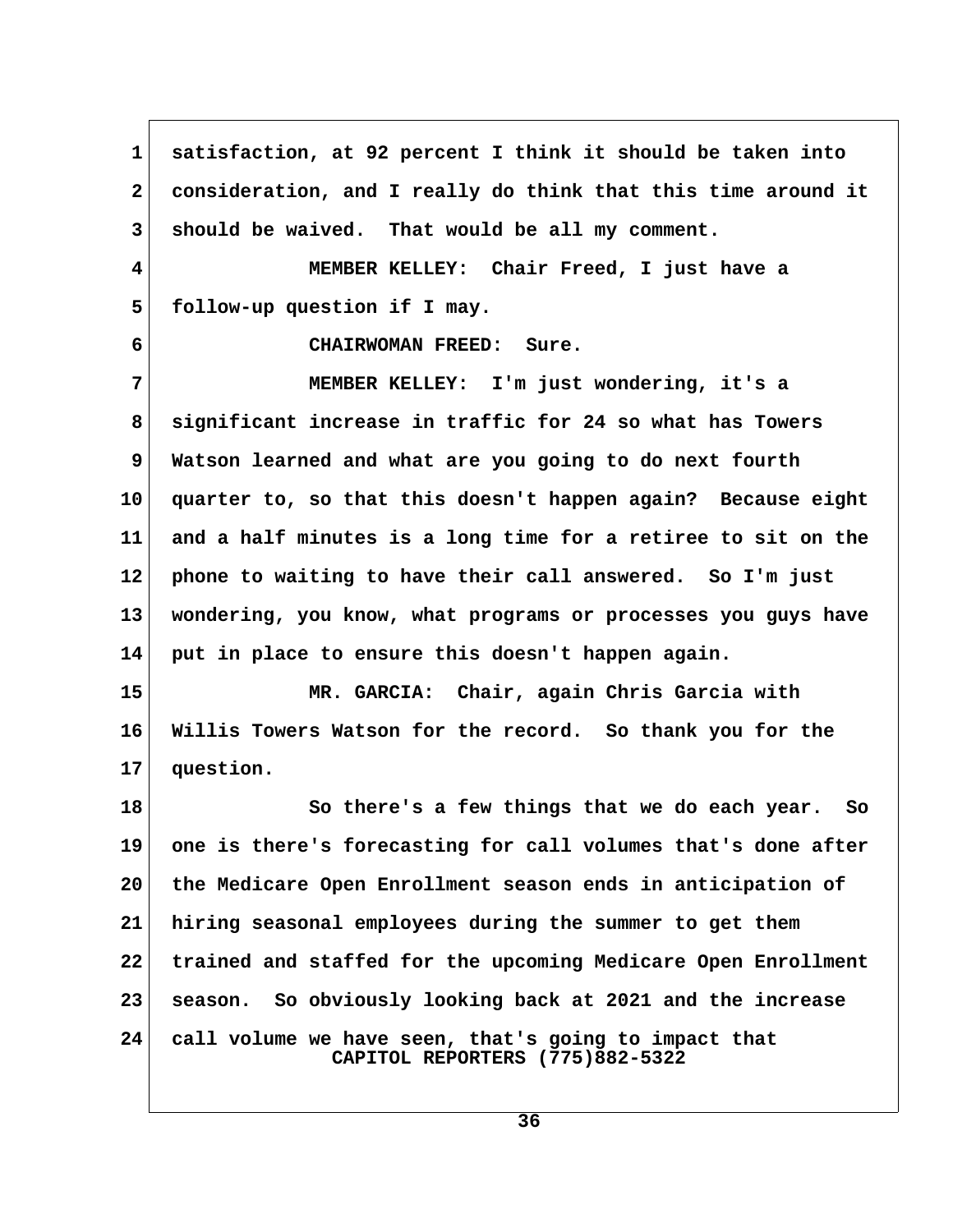satisfaction, at 92 percent I think it should be taken into consideration, and I really do think that this time around it should be waived. That would be all my comment.

MEMBER KELLEY: Chair Freed, I just have a follow-up question if I may.

CHAIRWOMAN FREED: Sure.

MEMBER KELLEY: I'm just wondering, it's a significant increase in traffic for 24 so what has Towers Watson learned and what are you going to do next fourth quarter to, so that this doesn't happen again? Because eight and a half minutes is a long time for a retiree to sit on the phone to waiting to have their call answered. So I'm just wondering, you know, what programs or processes you guys have put in place to ensure this doesn't happen again.

MR. GARCIA: Chair, again Chris Garcia with Willis Towers Watson for the record. So thank you for the question.

So there's a few things that we do each year. So one is there's forecasting for call volumes that's done after the Medicare Open Enrollment season ends in anticipation of hiring seasonal employees during the summer to get them trained and staffed for the upcoming Medicare Open Enrollment season. So obviously looking back at 2021 and the increase call volume we have seen, that's going to impact that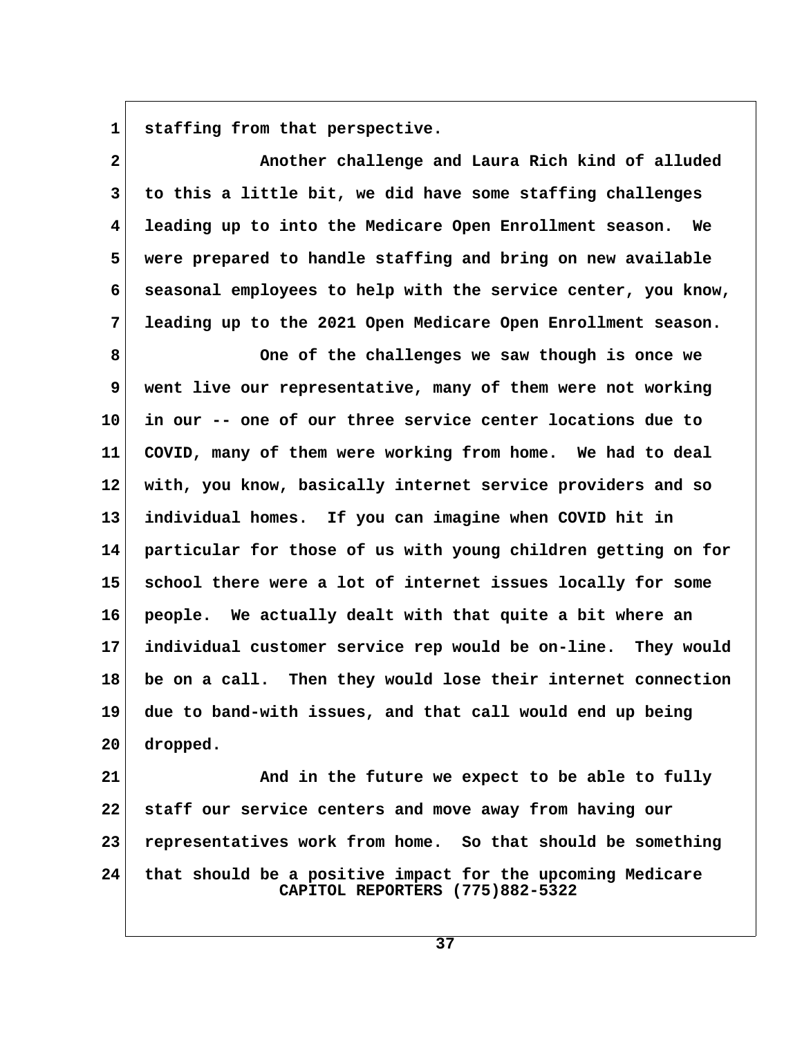staffing from that perspective.

Another challenge and Laura Rich kind of alluded to this a little bit, we did have some staffing challenges leading up to into the Medicare Open Enrollment season. We were prepared to handle staffing and bring on new available seasonal employees to help with the service center, you know, leading up to the 2021 Open Medicare Open Enrollment season.

One of the challenges we saw though is once we went live our representative, many of them were not working in our -- one of our three service center locations due to COVID, many of them were working from home. We had to deal with, you know, basically internet service providers and so individual homes. If you can imagine when COVID hit in particular for those of us with young children getting on for school there were a lot of internet issues locally for some people. We actually dealt with that quite a bit where an individual customer service rep would be on-line. They would be on a call. Then they would lose their internet connection due to band-with issues, and that call would end up being dropped.

And in the future we expect to be able to fully staff our service centers and move away from having our representatives work from home. So that should be something that should be a positive impact for the upcoming Medicare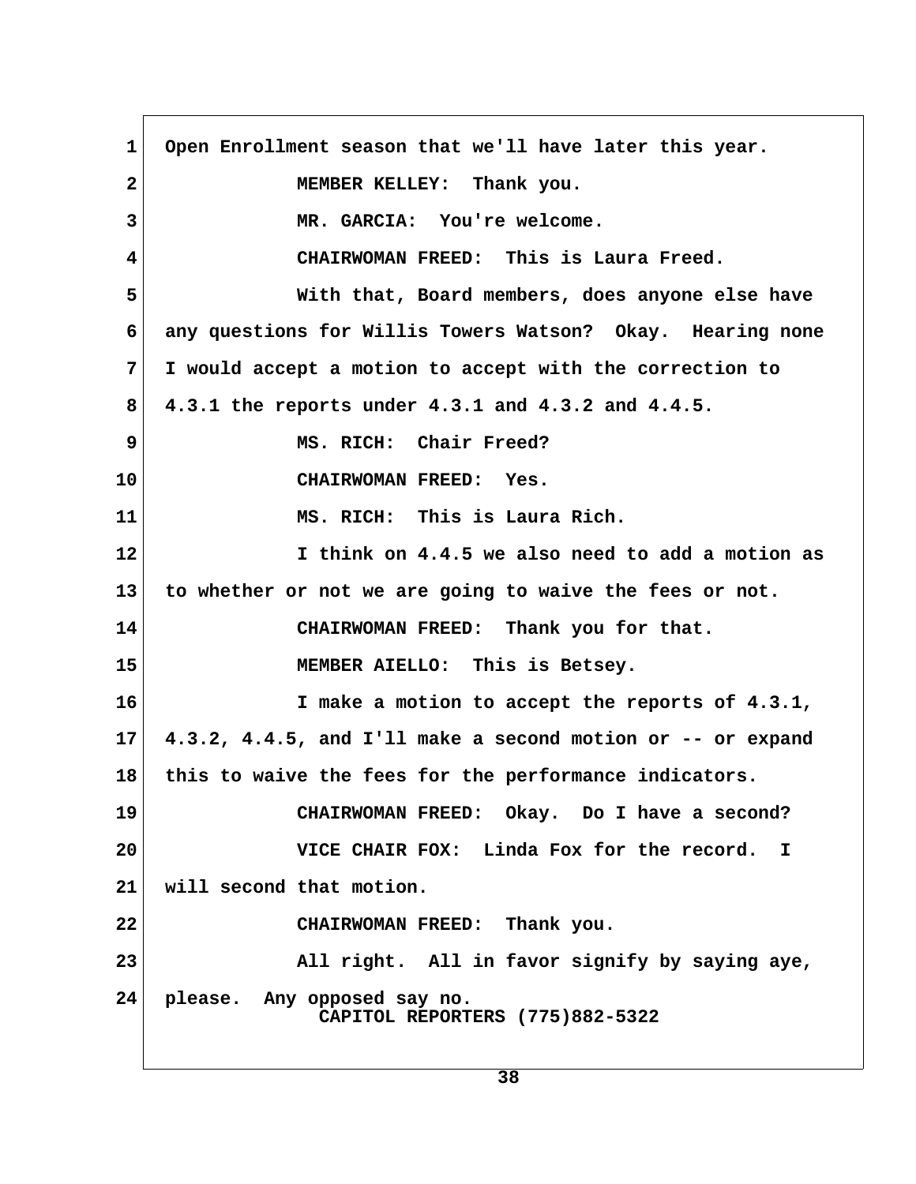Open Enrollment season that we'll have later this year.

MEMBER KELLEY: Thank you.

MR. GARCIA: You're welcome.

CHAIRWOMAN FREED: This is Laura Freed.

With that, Board members, does anyone else have any questions for Willis Towers Watson? Okay. Hearing none I would accept a motion to accept with the correction to 4.3.1 the reports under 4.3.1 and 4.3.2 and 4.4.5.

MS. RICH: Chair Freed?

CHAIRWOMAN FREED: Yes.

MS. RICH: This is Laura Rich.

I think on 4.4.5 we also need to add a motion as to whether or not we are going to waive the fees or not.

CHAIRWOMAN FREED: Thank you for that.

MEMBER AIELLO: This is Betsey.

I make a motion to accept the reports of 4.3.1, 4.3.2, 4.4.5, and I'll make a second motion or -- or expand this to waive the fees for the performance indicators.

CHAIRWOMAN FREED: Okay. Do I have a second?

VICE CHAIR FOX: Linda Fox for the record. I will second that motion.

CHAIRWOMAN FREED: Thank you.

All right. All in favor signify by saying aye, please. Any opposed say no.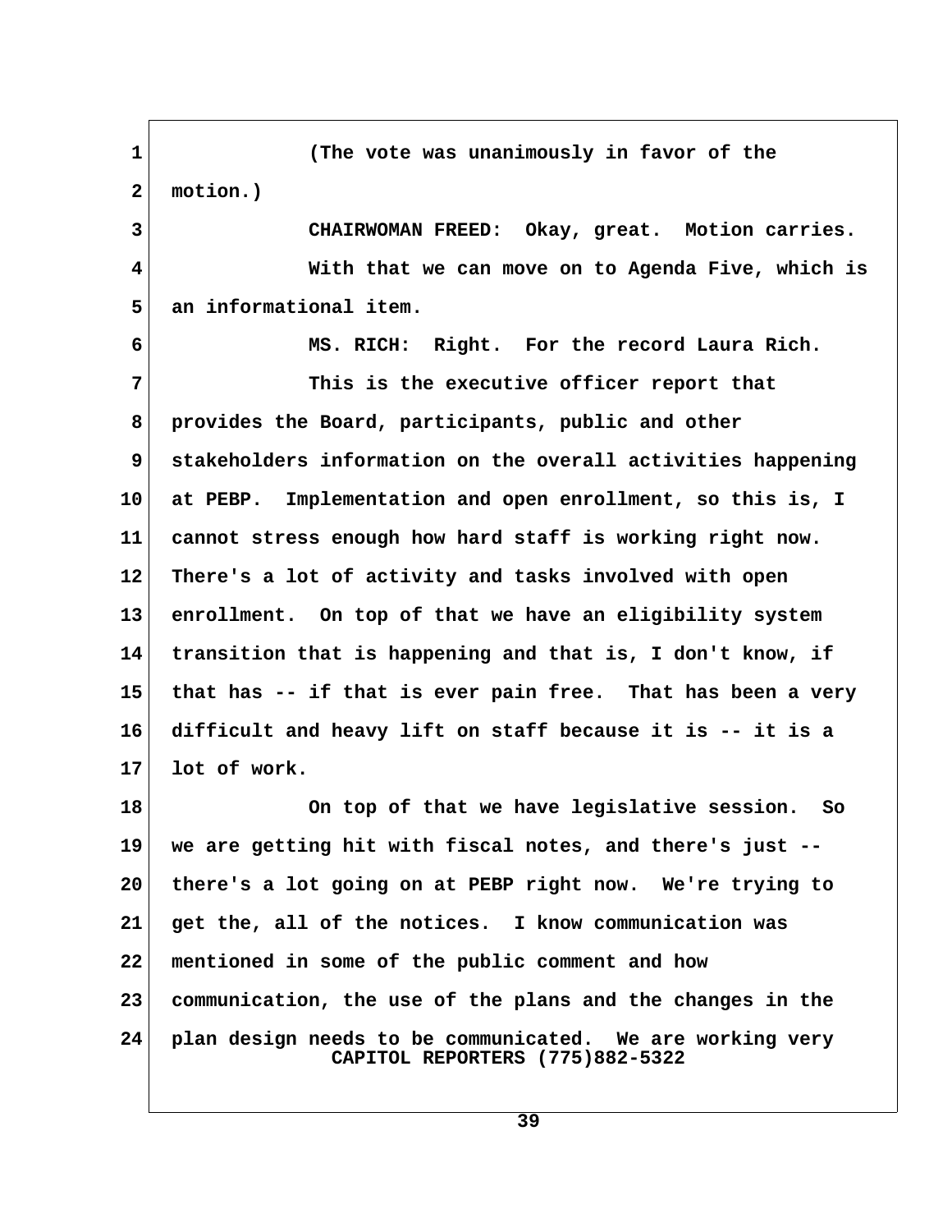(The vote was unanimously in favor of the motion.)

CHAIRWOMAN FREED: Okay, great. Motion carries.

With that we can move on to Agenda Five, which is an informational item.

MS. RICH: Right. For the record Laura Rich.

This is the executive officer report that provides the Board, participants, public and other stakeholders information on the overall activities happening at PEBP. Implementation and open enrollment, so this is, I cannot stress enough how hard staff is working right now. There's a lot of activity and tasks involved with open enrollment. On top of that we have an eligibility system transition that is happening and that is, I don't know, if that has -- if that is ever pain free. That has been a very difficult and heavy lift on staff because it is -- it is a lot of work.

On top of that we have legislative session. So we are getting hit with fiscal notes, and there's just -- there's a lot going on at PEBP right now. We're trying to get the, all of the notices. I know communication was mentioned in some of the public comment and how communication, the use of the plans and the changes in the plan design needs to be communicated. We are working very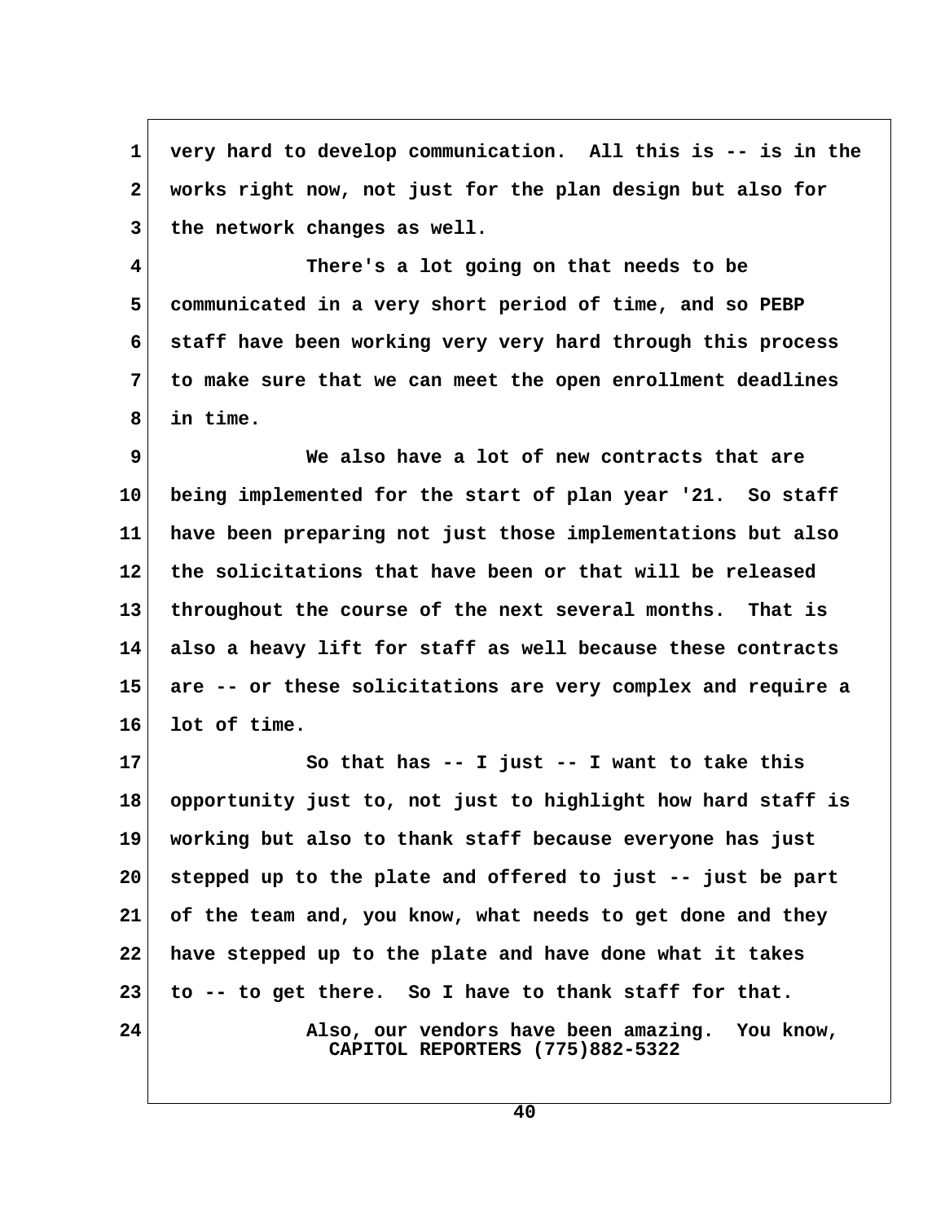1 very hard to develop communication. All this is -- is in the
2 works right now, not just for the plan design but also for
3 the network changes as well.

4 There's a lot going on that needs to be
5 communicated in a very short period of time, and so PEBP
6 staff have been working very very hard through this process
7 to make sure that we can meet the open enrollment deadlines
8 in time.

9 We also have a lot of new contracts that are
10 being implemented for the start of plan year '21. So staff
11 have been preparing not just those implementations but also
12 the solicitations that have been or that will be released
13 throughout the course of the next several months. That is
14 also a heavy lift for staff as well because these contracts
15 are -- or these solicitations are very complex and require a
16 lot of time.

17 So that has -- I just -- I want to take this
18 opportunity just to, not just to highlight how hard staff is
19 working but also to thank staff because everyone has just
20 stepped up to the plate and offered to just -- just be part
21 of the team and, you know, what needs to get done and they
22 have stepped up to the plate and have done what it takes
23 to -- to get there. So I have to thank staff for that.

24 Also, our vendors have been amazing. You know,

CAPITOL REPORTERS (775)882-5322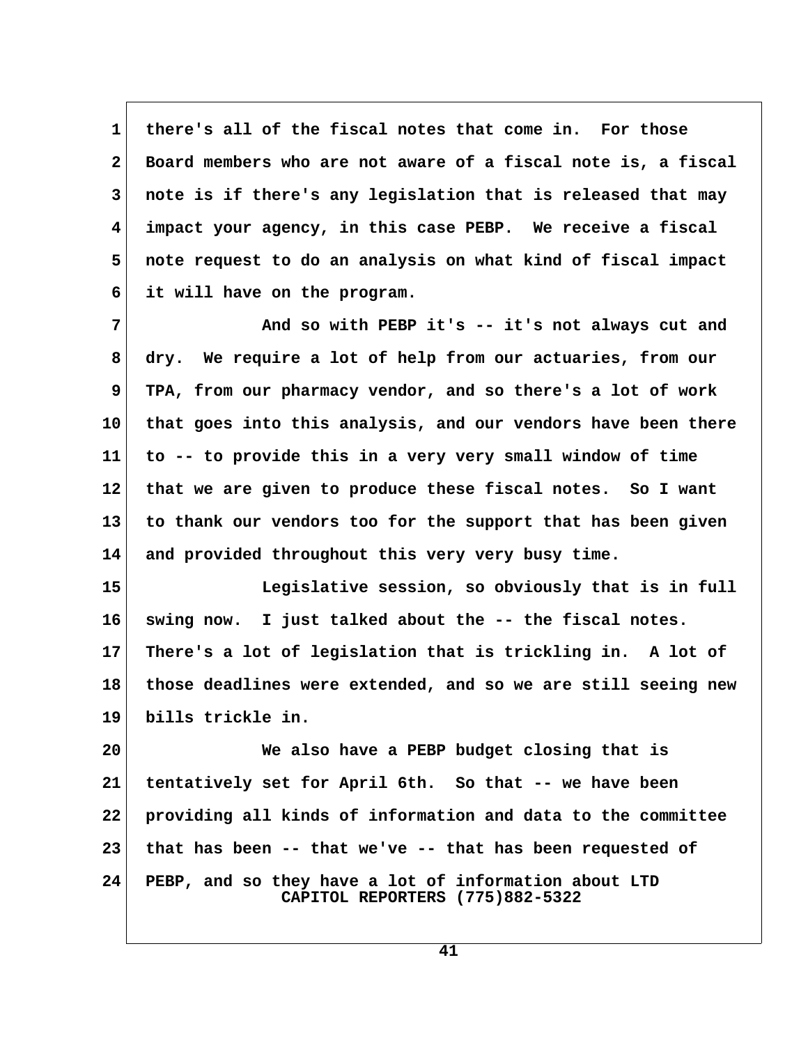there's all of the fiscal notes that come in. For those Board members who are not aware of a fiscal note is, a fiscal note is if there's any legislation that is released that may impact your agency, in this case PEBP. We receive a fiscal note request to do an analysis on what kind of fiscal impact it will have on the program.

And so with PEBP it's -- it's not always cut and dry. We require a lot of help from our actuaries, from our TPA, from our pharmacy vendor, and so there's a lot of work that goes into this analysis, and our vendors have been there to -- to provide this in a very very small window of time that we are given to produce these fiscal notes. So I want to thank our vendors too for the support that has been given and provided throughout this very very busy time.

Legislative session, so obviously that is in full swing now. I just talked about the -- the fiscal notes. There's a lot of legislation that is trickling in. A lot of those deadlines were extended, and so we are still seeing new bills trickle in.

We also have a PEBP budget closing that is tentatively set for April 6th. So that -- we have been providing all kinds of information and data to the committee that has been -- that we've -- that has been requested of PEBP, and so they have a lot of information about LTD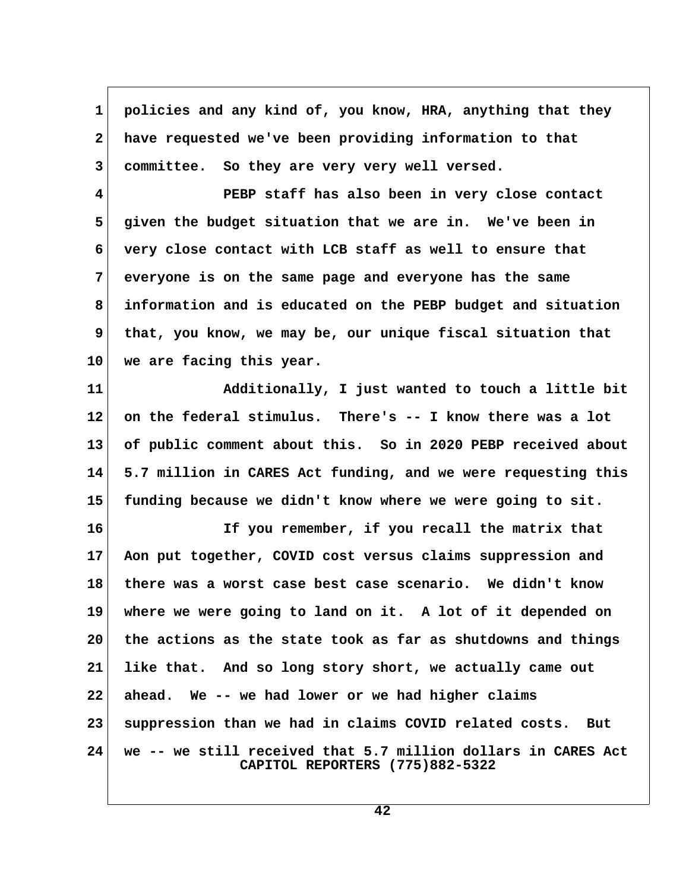policies and any kind of, you know, HRA, anything that they have requested we've been providing information to that committee. So they are very very well versed.

PEBP staff has also been in very close contact given the budget situation that we are in. We've been in very close contact with LCB staff as well to ensure that everyone is on the same page and everyone has the same information and is educated on the PEBP budget and situation that, you know, we may be, our unique fiscal situation that we are facing this year.

Additionally, I just wanted to touch a little bit on the federal stimulus. There's -- I know there was a lot of public comment about this. So in 2020 PEBP received about 5.7 million in CARES Act funding, and we were requesting this funding because we didn't know where we were going to sit.

If you remember, if you recall the matrix that Aon put together, COVID cost versus claims suppression and there was a worst case best case scenario. We didn't know where we were going to land on it. A lot of it depended on the actions as the state took as far as shutdowns and things like that. And so long story short, we actually came out ahead. We -- we had lower or we had higher claims suppression than we had in claims COVID related costs. But we -- we still received that 5.7 million dollars in CARES Act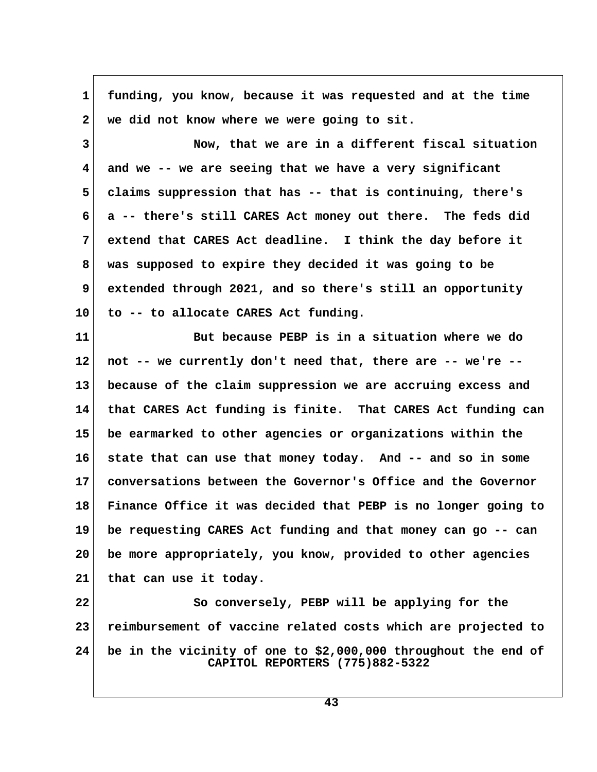funding, you know, because it was requested and at the time we did not know where we were going to sit.

Now, that we are in a different fiscal situation and we -- we are seeing that we have a very significant claims suppression that has -- that is continuing, there's a -- there's still CARES Act money out there. The feds did extend that CARES Act deadline. I think the day before it was supposed to expire they decided it was going to be extended through 2021, and so there's still an opportunity to -- to allocate CARES Act funding.

But because PEBP is in a situation where we do not -- we currently don't need that, there are -- we're -- because of the claim suppression we are accruing excess and that CARES Act funding is finite. That CARES Act funding can be earmarked to other agencies or organizations within the state that can use that money today. And -- and so in some conversations between the Governor's Office and the Governor Finance Office it was decided that PEBP is no longer going to be requesting CARES Act funding and that money can go -- can be more appropriately, you know, provided to other agencies that can use it today.

So conversely, PEBP will be applying for the reimbursement of vaccine related costs which are projected to be in the vicinity of one to $2,000,000 throughout the end of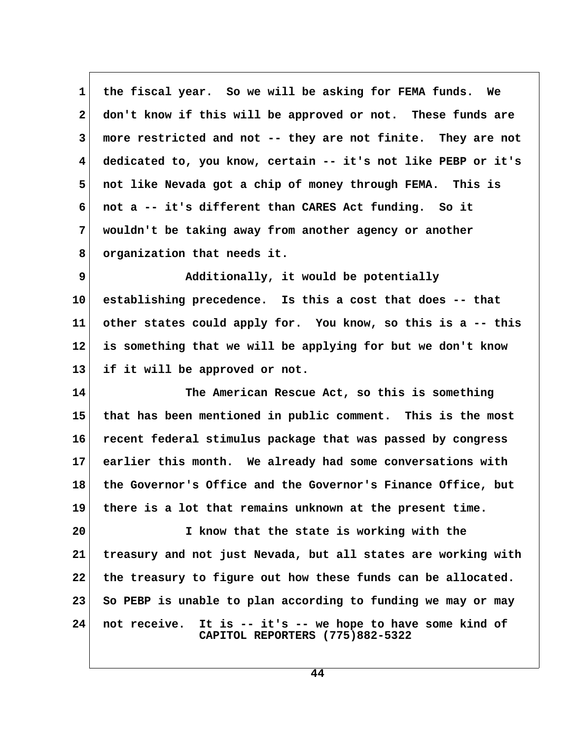the fiscal year. So we will be asking for FEMA funds. We don't know if this will be approved or not. These funds are more restricted and not -- they are not finite. They are not dedicated to, you know, certain -- it's not like PEBP or it's not like Nevada got a chip of money through FEMA. This is not a -- it's different than CARES Act funding. So it wouldn't be taking away from another agency or another organization that needs it.

Additionally, it would be potentially establishing precedence. Is this a cost that does -- that other states could apply for. You know, so this is a -- this is something that we will be applying for but we don't know if it will be approved or not.

The American Rescue Act, so this is something that has been mentioned in public comment. This is the most recent federal stimulus package that was passed by congress earlier this month. We already had some conversations with the Governor's Office and the Governor's Finance Office, but there is a lot that remains unknown at the present time.

I know that the state is working with the treasury and not just Nevada, but all states are working with the treasury to figure out how these funds can be allocated. So PEBP is unable to plan according to funding we may or may not receive. It is -- it's -- we hope to have some kind of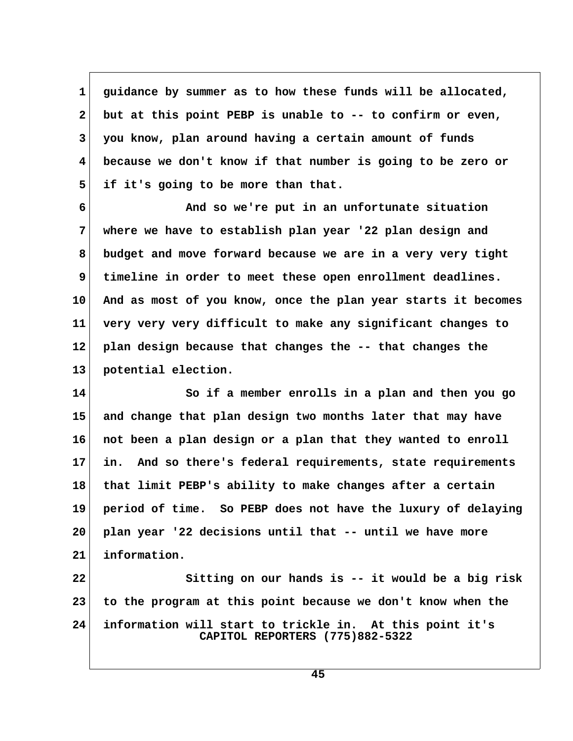guidance by summer as to how these funds will be allocated, but at this point PEBP is unable to -- to confirm or even, you know, plan around having a certain amount of funds because we don't know if that number is going to be zero or if it's going to be more than that.

And so we're put in an unfortunate situation where we have to establish plan year '22 plan design and budget and move forward because we are in a very very tight timeline in order to meet these open enrollment deadlines. And as most of you know, once the plan year starts it becomes very very very difficult to make any significant changes to plan design because that changes the -- that changes the potential election.

So if a member enrolls in a plan and then you go and change that plan design two months later that may have not been a plan design or a plan that they wanted to enroll in. And so there's federal requirements, state requirements that limit PEBP's ability to make changes after a certain period of time. So PEBP does not have the luxury of delaying plan year '22 decisions until that -- until we have more information.

Sitting on our hands is -- it would be a big risk to the program at this point because we don't know when the information will start to trickle in. At this point it's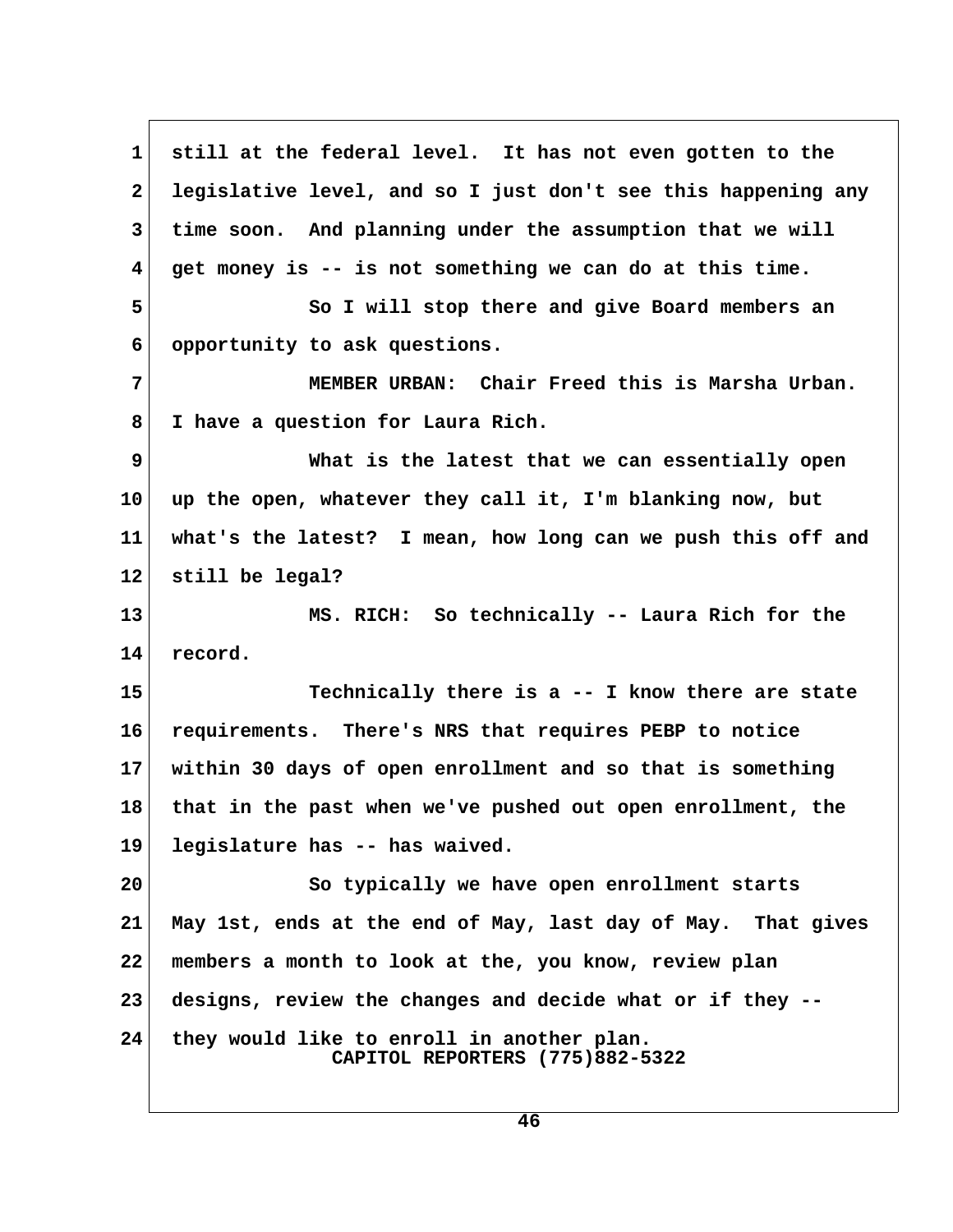still at the federal level. It has not even gotten to the legislative level, and so I just don't see this happening any time soon. And planning under the assumption that we will get money is -- is not something we can do at this time.

So I will stop there and give Board members an opportunity to ask questions.

MEMBER URBAN: Chair Freed this is Marsha Urban. I have a question for Laura Rich.

What is the latest that we can essentially open up the open, whatever they call it, I'm blanking now, but what's the latest? I mean, how long can we push this off and still be legal?

MS. RICH: So technically -- Laura Rich for the record.

Technically there is a -- I know there are state requirements. There's NRS that requires PEBP to notice within 30 days of open enrollment and so that is something that in the past when we've pushed out open enrollment, the legislature has -- has waived.

So typically we have open enrollment starts May 1st, ends at the end of May, last day of May. That gives members a month to look at the, you know, review plan designs, review the changes and decide what or if they -- they would like to enroll in another plan.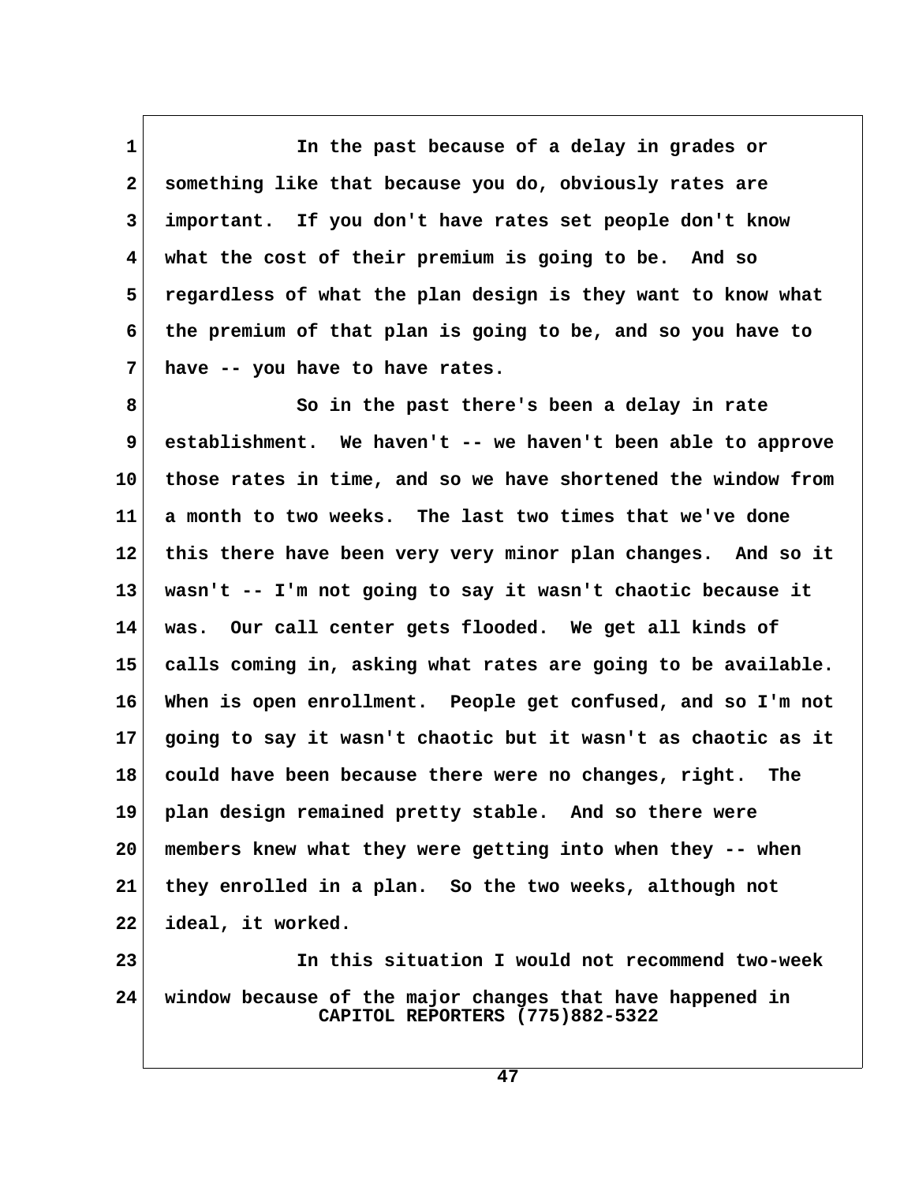In the past because of a delay in grades or something like that because you do, obviously rates are important. If you don't have rates set people don't know what the cost of their premium is going to be. And so regardless of what the plan design is they want to know what the premium of that plan is going to be, and so you have to have -- you have to have rates.

So in the past there's been a delay in rate establishment. We haven't -- we haven't been able to approve those rates in time, and so we have shortened the window from a month to two weeks. The last two times that we've done this there have been very very minor plan changes. And so it wasn't -- I'm not going to say it wasn't chaotic because it was. Our call center gets flooded. We get all kinds of calls coming in, asking what rates are going to be available. When is open enrollment. People get confused, and so I'm not going to say it wasn't chaotic but it wasn't as chaotic as it could have been because there were no changes, right. The plan design remained pretty stable. And so there were members knew what they were getting into when they -- when they enrolled in a plan. So the two weeks, although not ideal, it worked.

In this situation I would not recommend two-week window because of the major changes that have happened in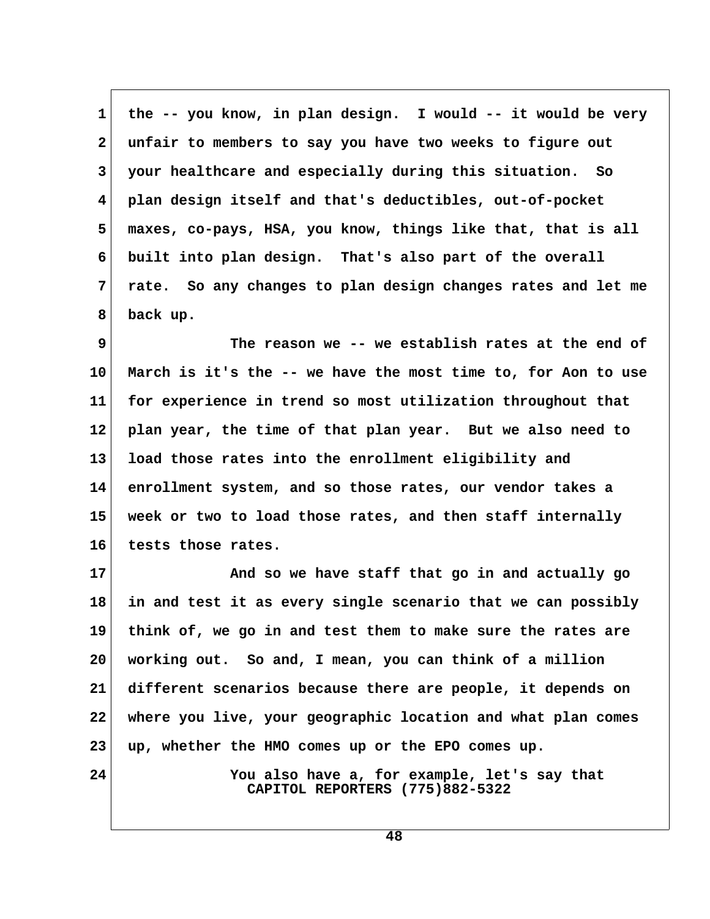1 the -- you know, in plan design. I would -- it would be very
2 unfair to members to say you have two weeks to figure out
3 your healthcare and especially during this situation. So
4 plan design itself and that's deductibles, out-of-pocket
5 maxes, co-pays, HSA, you know, things like that, that is all
6 built into plan design. That's also part of the overall
7 rate. So any changes to plan design changes rates and let me
8 back up.

9 The reason we -- we establish rates at the end of
10 March is it's the -- we have the most time to, for Aon to use
11 for experience in trend so most utilization throughout that
12 plan year, the time of that plan year. But we also need to
13 load those rates into the enrollment eligibility and
14 enrollment system, and so those rates, our vendor takes a
15 week or two to load those rates, and then staff internally
16 tests those rates.

17 And so we have staff that go in and actually go
18 in and test it as every single scenario that we can possibly
19 think of, we go in and test them to make sure the rates are
20 working out. So and, I mean, you can think of a million
21 different scenarios because there are people, it depends on
22 where you live, your geographic location and what plan comes
23 up, whether the HMO comes up or the EPO comes up.

24 You also have a, for example, let's say that

CAPITOL REPORTERS (775)882-5322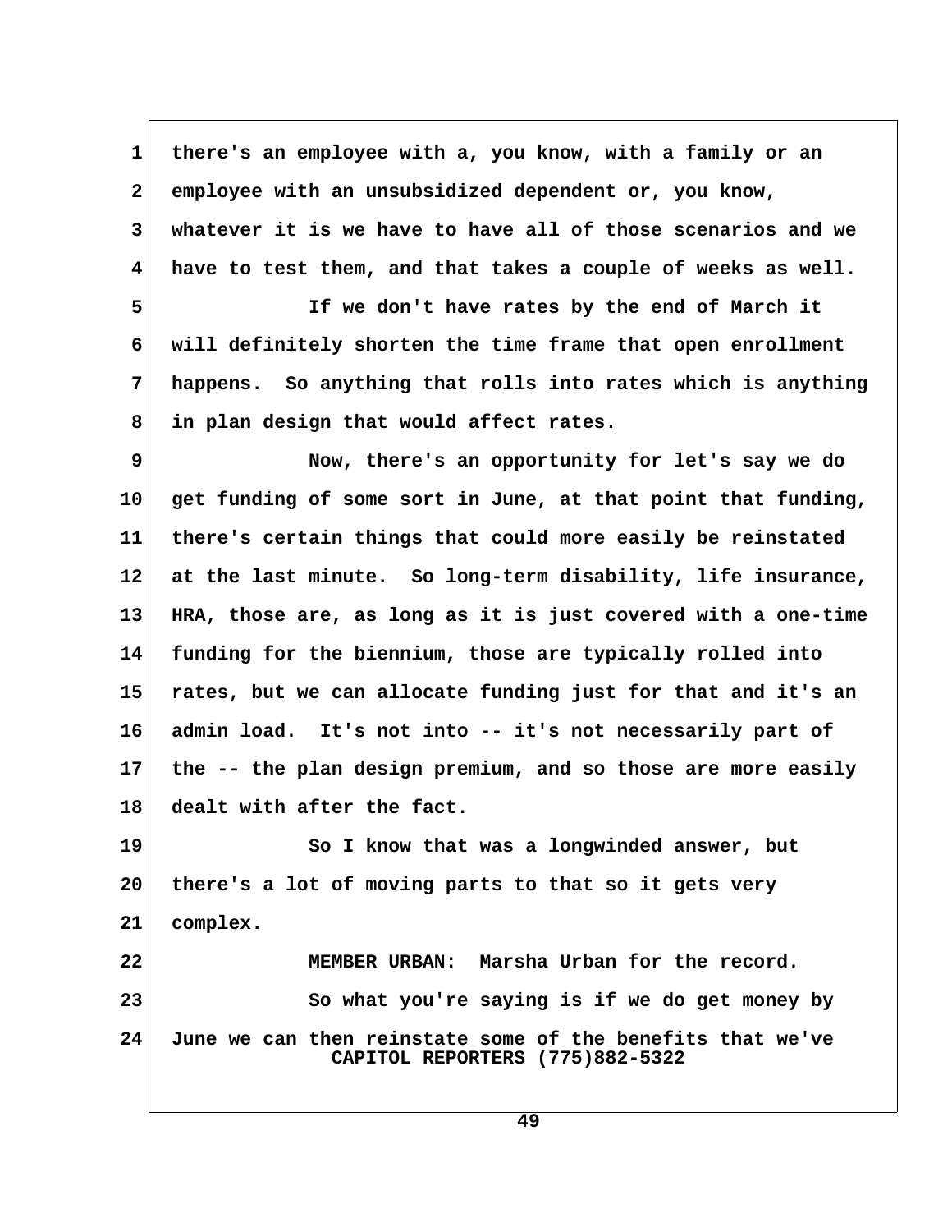there's an employee with a, you know, with a family or an employee with an unsubsidized dependent or, you know, whatever it is we have to have all of those scenarios and we have to test them, and that takes a couple of weeks as well.

If we don't have rates by the end of March it will definitely shorten the time frame that open enrollment happens. So anything that rolls into rates which is anything in plan design that would affect rates.

Now, there's an opportunity for let's say we do get funding of some sort in June, at that point that funding, there's certain things that could more easily be reinstated at the last minute. So long-term disability, life insurance, HRA, those are, as long as it is just covered with a one-time funding for the biennium, those are typically rolled into rates, but we can allocate funding just for that and it's an admin load. It's not into -- it's not necessarily part of the -- the plan design premium, and so those are more easily dealt with after the fact.

So I know that was a longwinded answer, but there's a lot of moving parts to that so it gets very complex.

MEMBER URBAN: Marsha Urban for the record.

So what you're saying is if we do get money by June we can then reinstate some of the benefits that we've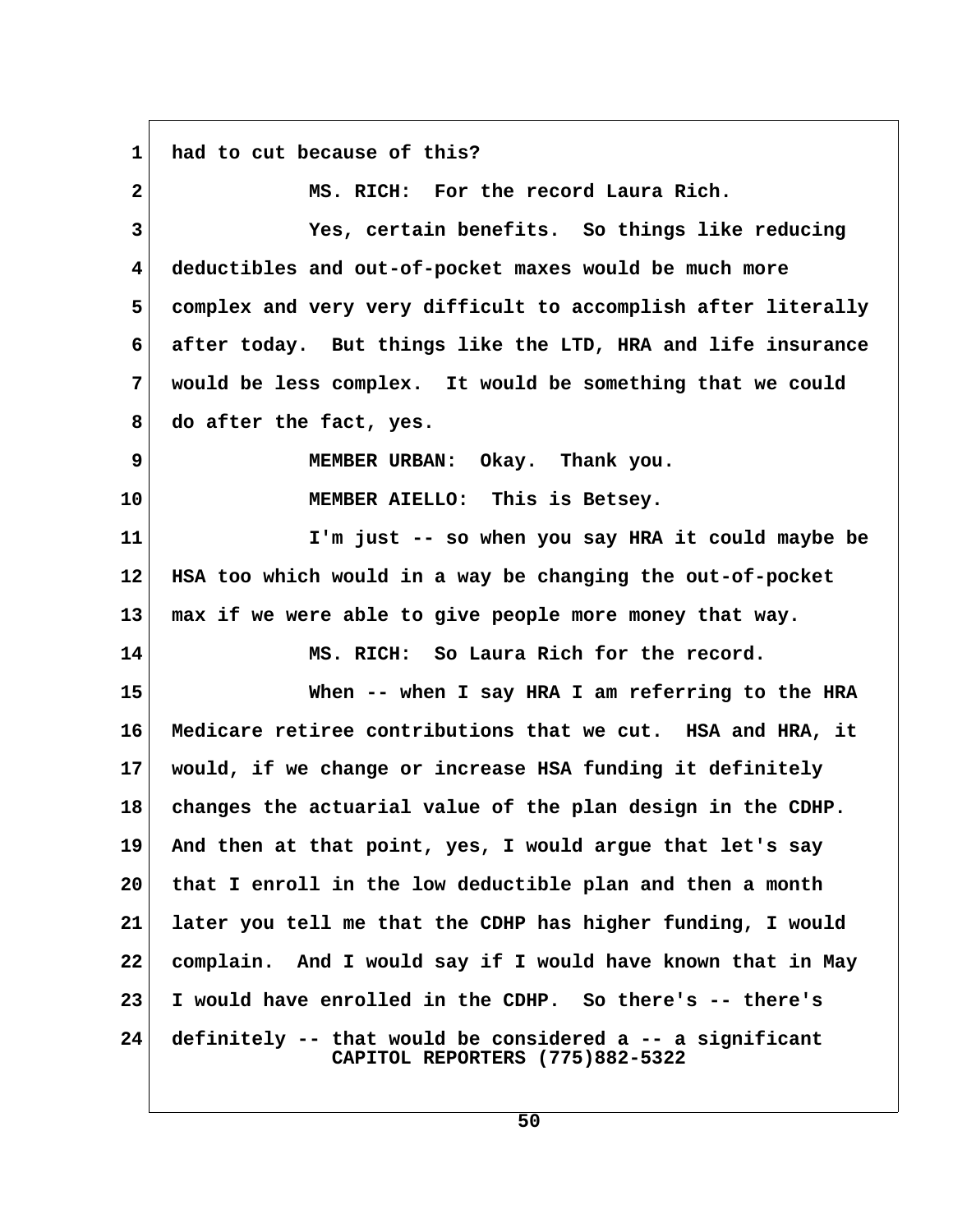had to cut because of this?

MS. RICH: For the record Laura Rich.

Yes, certain benefits. So things like reducing deductibles and out-of-pocket maxes would be much more complex and very very difficult to accomplish after literally after today. But things like the LTD, HRA and life insurance would be less complex. It would be something that we could do after the fact, yes.

MEMBER URBAN: Okay. Thank you.

MEMBER AIELLO: This is Betsey.

I'm just -- so when you say HRA it could maybe be HSA too which would in a way be changing the out-of-pocket max if we were able to give people more money that way.

MS. RICH: So Laura Rich for the record.

When -- when I say HRA I am referring to the HRA Medicare retiree contributions that we cut. HSA and HRA, it would, if we change or increase HSA funding it definitely changes the actuarial value of the plan design in the CDHP. And then at that point, yes, I would argue that let's say that I enroll in the low deductible plan and then a month later you tell me that the CDHP has higher funding, I would complain. And I would say if I would have known that in May I would have enrolled in the CDHP. So there's -- there's definitely -- that would be considered a -- a significant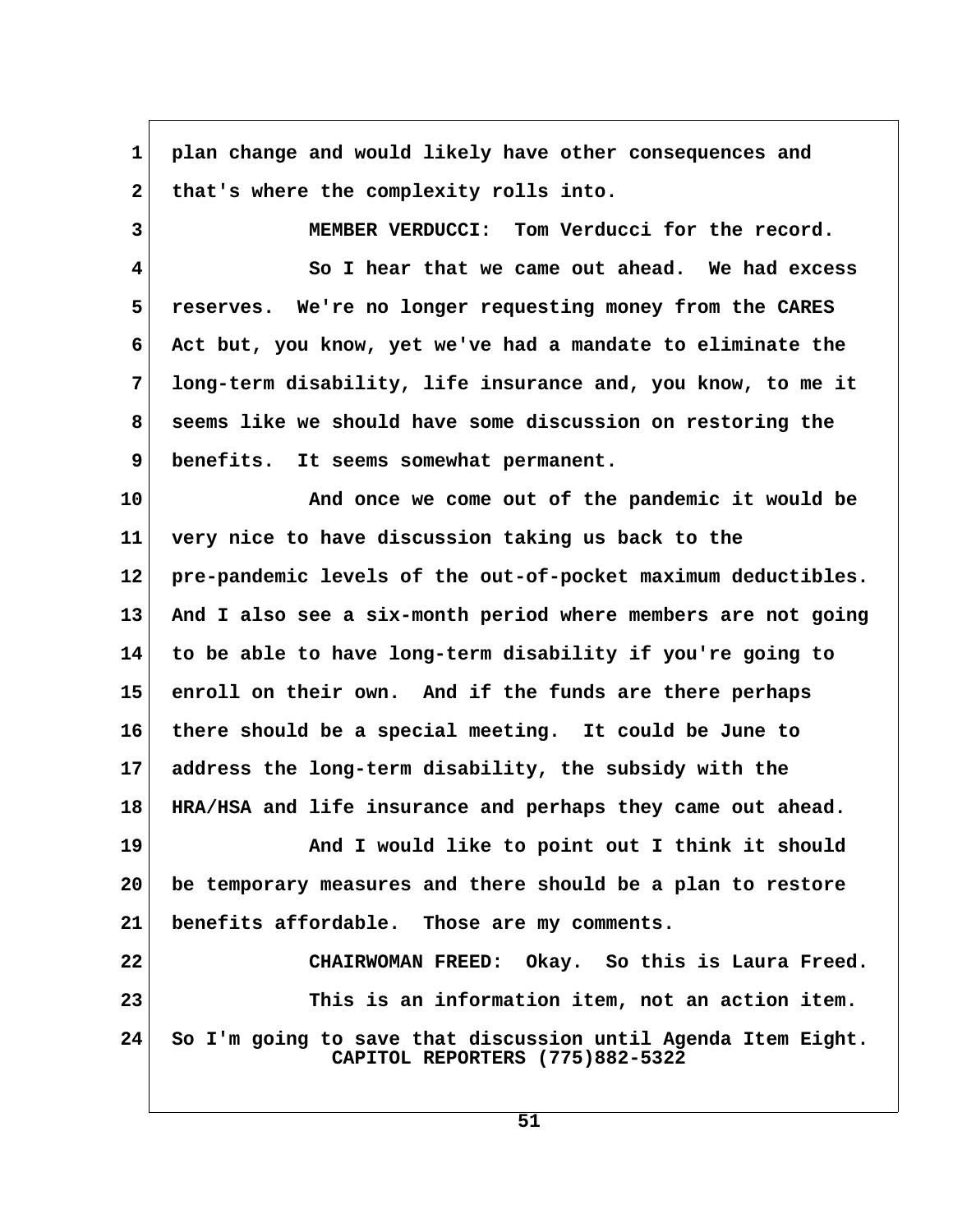plan change and would likely have other consequences and that's where the complexity rolls into.

MEMBER VERDUCCI: Tom Verducci for the record.

So I hear that we came out ahead. We had excess reserves. We're no longer requesting money from the CARES Act but, you know, yet we've had a mandate to eliminate the long-term disability, life insurance and, you know, to me it seems like we should have some discussion on restoring the benefits. It seems somewhat permanent.

And once we come out of the pandemic it would be very nice to have discussion taking us back to the pre-pandemic levels of the out-of-pocket maximum deductibles. And I also see a six-month period where members are not going to be able to have long-term disability if you're going to enroll on their own. And if the funds are there perhaps there should be a special meeting. It could be June to address the long-term disability, the subsidy with the HRA/HSA and life insurance and perhaps they came out ahead.

And I would like to point out I think it should be temporary measures and there should be a plan to restore benefits affordable. Those are my comments.

CHAIRWOMAN FREED: Okay. So this is Laura Freed.

This is an information item, not an action item. So I'm going to save that discussion until Agenda Item Eight.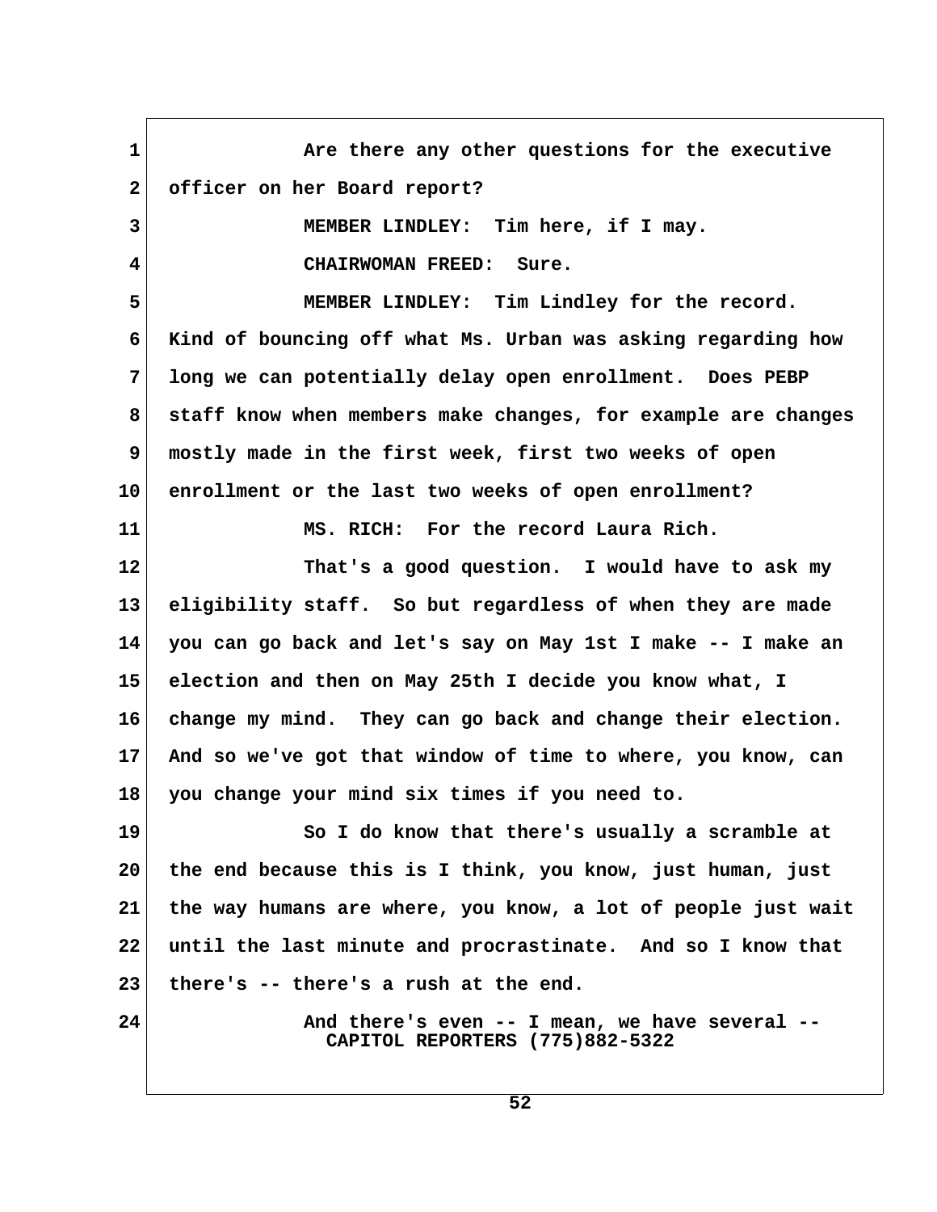1 Are there any other questions for the executive
2 officer on her Board report?
3 MEMBER LINDLEY: Tim here, if I may.
4 CHAIRWOMAN FREED: Sure.
5 MEMBER LINDLEY: Tim Lindley for the record.
6 Kind of bouncing off what Ms. Urban was asking regarding how
7 long we can potentially delay open enrollment. Does PEBP
8 staff know when members make changes, for example are changes
9 mostly made in the first week, first two weeks of open
10 enrollment or the last two weeks of open enrollment?
11 MS. RICH: For the record Laura Rich.
12 That's a good question. I would have to ask my
13 eligibility staff. So but regardless of when they are made
14 you can go back and let's say on May 1st I make -- I make an
15 election and then on May 25th I decide you know what, I
16 change my mind. They can go back and change their election.
17 And so we've got that window of time to where, you know, can
18 you change your mind six times if you need to.
19 So I do know that there's usually a scramble at
20 the end because this is I think, you know, just human, just
21 the way humans are where, you know, a lot of people just wait
22 until the last minute and procrastinate. And so I know that
23 there's -- there's a rush at the end.
24 And there's even -- I mean, we have several --

CAPITOL REPORTERS (775)882-5322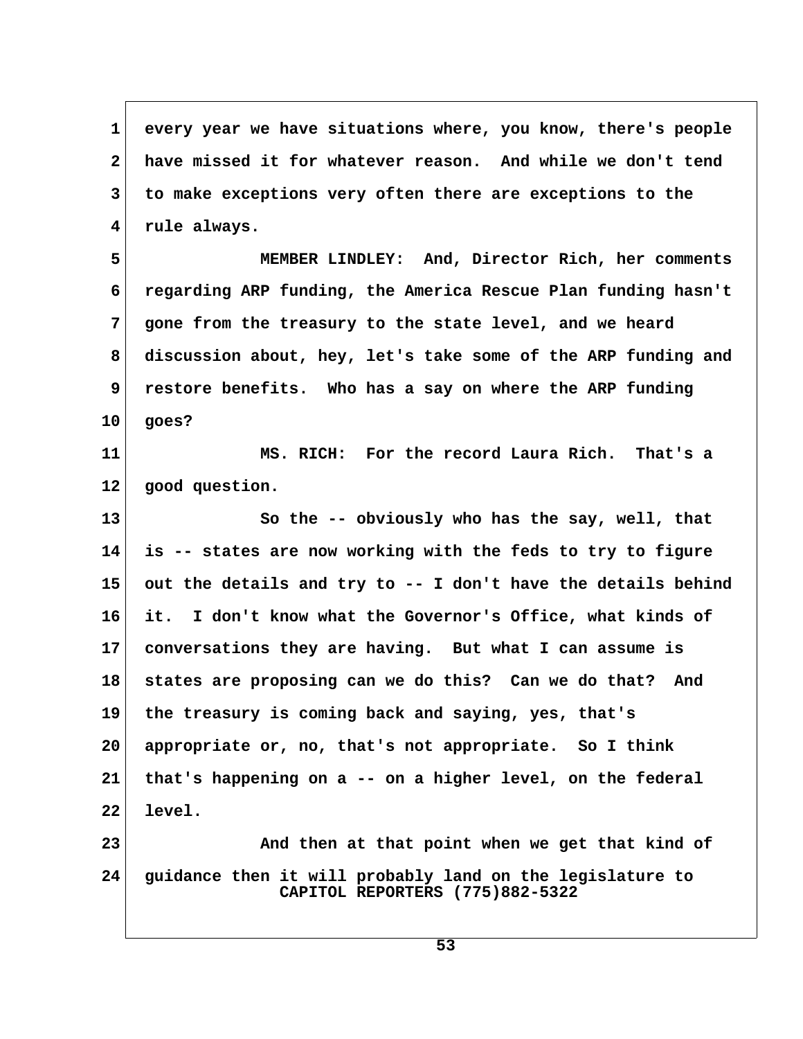every year we have situations where, you know, there's people have missed it for whatever reason. And while we don't tend to make exceptions very often there are exceptions to the rule always.

MEMBER LINDLEY: And, Director Rich, her comments regarding ARP funding, the America Rescue Plan funding hasn't gone from the treasury to the state level, and we heard discussion about, hey, let's take some of the ARP funding and restore benefits. Who has a say on where the ARP funding goes?

MS. RICH: For the record Laura Rich. That's a good question.

So the -- obviously who has the say, well, that is -- states are now working with the feds to try to figure out the details and try to -- I don't have the details behind it. I don't know what the Governor's Office, what kinds of conversations they are having. But what I can assume is states are proposing can we do this? Can we do that? And the treasury is coming back and saying, yes, that's appropriate or, no, that's not appropriate. So I think that's happening on a -- on a higher level, on the federal level.

And then at that point when we get that kind of guidance then it will probably land on the legislature to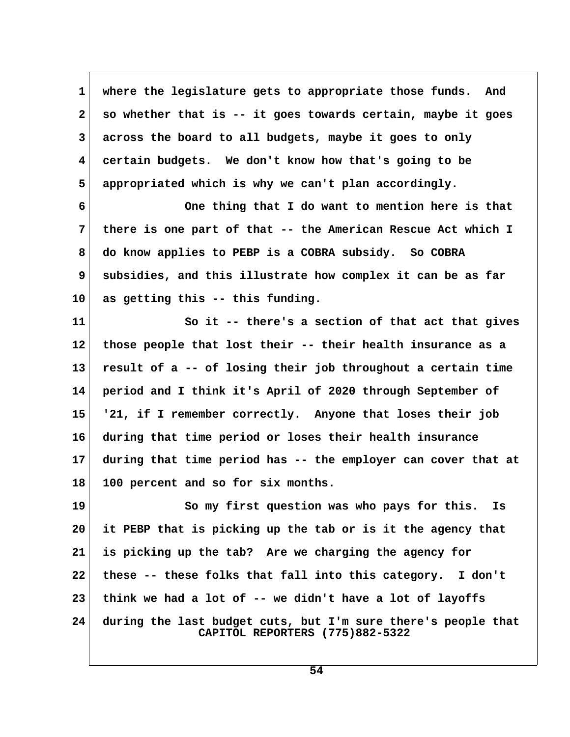where the legislature gets to appropriate those funds. And so whether that is -- it goes towards certain, maybe it goes across the board to all budgets, maybe it goes to only certain budgets. We don't know how that's going to be appropriated which is why we can't plan accordingly.

One thing that I do want to mention here is that there is one part of that -- the American Rescue Act which I do know applies to PEBP is a COBRA subsidy. So COBRA subsidies, and this illustrate how complex it can be as far as getting this -- this funding.

So it -- there's a section of that act that gives those people that lost their -- their health insurance as a result of a -- of losing their job throughout a certain time period and I think it's April of 2020 through September of '21, if I remember correctly. Anyone that loses their job during that time period or loses their health insurance during that time period has -- the employer can cover that at 100 percent and so for six months.

So my first question was who pays for this. Is it PEBP that is picking up the tab or is it the agency that is picking up the tab? Are we charging the agency for these -- these folks that fall into this category. I don't think we had a lot of -- we didn't have a lot of layoffs during the last budget cuts, but I'm sure there's people that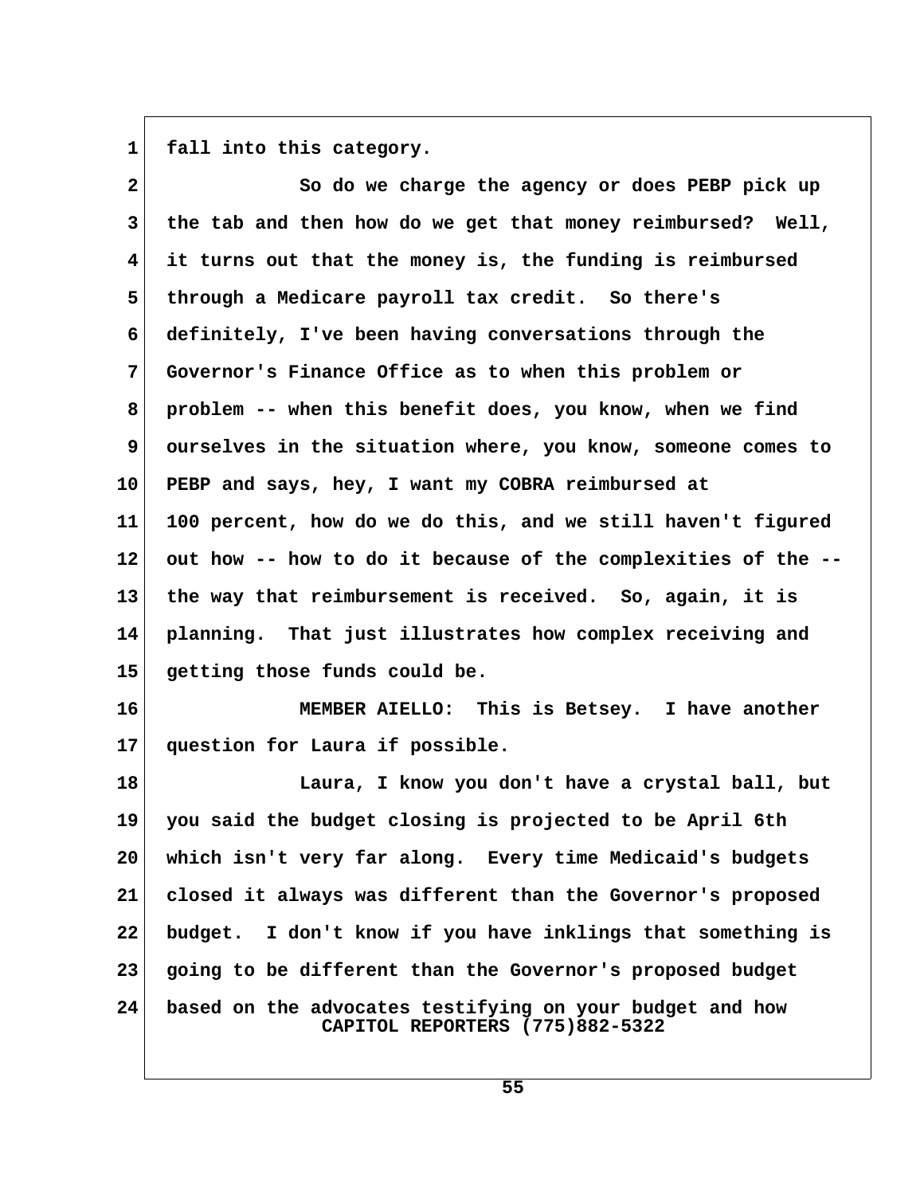fall into this category.

So do we charge the agency or does PEBP pick up the tab and then how do we get that money reimbursed? Well, it turns out that the money is, the funding is reimbursed through a Medicare payroll tax credit. So there's definitely, I've been having conversations through the Governor's Finance Office as to when this problem or problem -- when this benefit does, you know, when we find ourselves in the situation where, you know, someone comes to PEBP and says, hey, I want my COBRA reimbursed at 100 percent, how do we do this, and we still haven't figured out how -- how to do it because of the complexities of the -- the way that reimbursement is received. So, again, it is planning. That just illustrates how complex receiving and getting those funds could be.

MEMBER AIELLO: This is Betsey. I have another question for Laura if possible.

Laura, I know you don't have a crystal ball, but you said the budget closing is projected to be April 6th which isn't very far along. Every time Medicaid's budgets closed it always was different than the Governor's proposed budget. I don't know if you have inklings that something is going to be different than the Governor's proposed budget based on the advocates testifying on your budget and how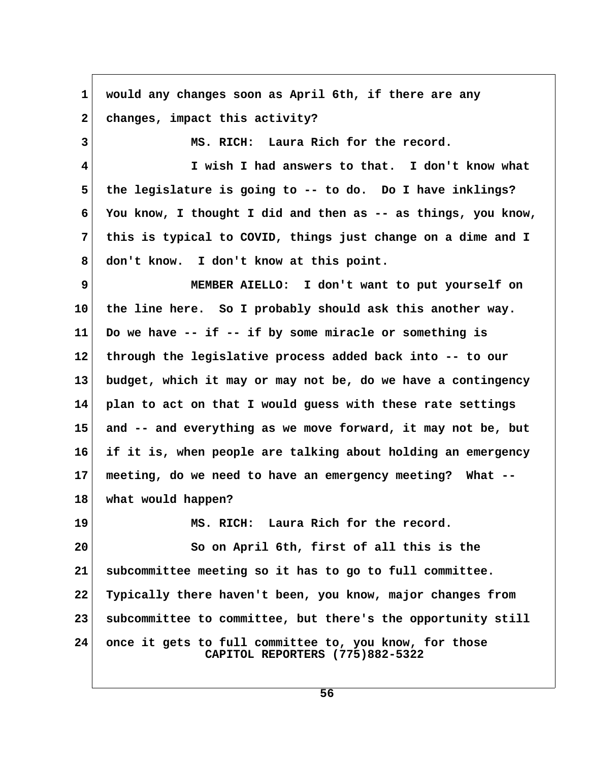would any changes soon as April 6th, if there are any changes, impact this activity?

MS. RICH: Laura Rich for the record.

I wish I had answers to that. I don't know what the legislature is going to -- to do. Do I have inklings? You know, I thought I did and then as -- as things, you know, this is typical to COVID, things just change on a dime and I don't know. I don't know at this point.

MEMBER AIELLO: I don't want to put yourself on the line here. So I probably should ask this another way. Do we have -- if -- if by some miracle or something is through the legislative process added back into -- to our budget, which it may or may not be, do we have a contingency plan to act on that I would guess with these rate settings and -- and everything as we move forward, it may not be, but if it is, when people are talking about holding an emergency meeting, do we need to have an emergency meeting? What -- what would happen?

MS. RICH: Laura Rich for the record.

So on April 6th, first of all this is the subcommittee meeting so it has to go to full committee. Typically there haven't been, you know, major changes from subcommittee to committee, but there's the opportunity still once it gets to full committee to, you know, for those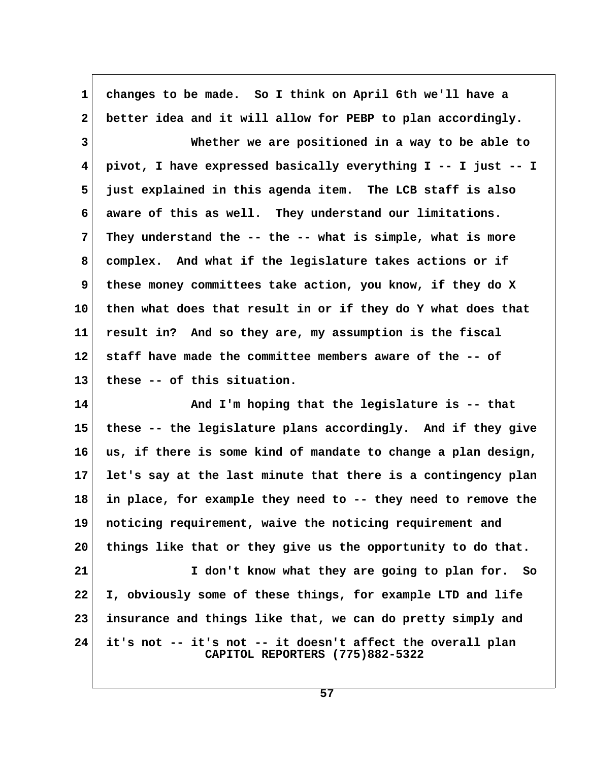changes to be made. So I think on April 6th we'll have a better idea and it will allow for PEBP to plan accordingly.

Whether we are positioned in a way to be able to pivot, I have expressed basically everything I -- I just -- I just explained in this agenda item. The LCB staff is also aware of this as well. They understand our limitations. They understand the -- the -- what is simple, what is more complex. And what if the legislature takes actions or if these money committees take action, you know, if they do X then what does that result in or if they do Y what does that result in? And so they are, my assumption is the fiscal staff have made the committee members aware of the -- of these -- of this situation.

And I'm hoping that the legislature is -- that these -- the legislature plans accordingly. And if they give us, if there is some kind of mandate to change a plan design, let's say at the last minute that there is a contingency plan in place, for example they need to -- they need to remove the noticing requirement, waive the noticing requirement and things like that or they give us the opportunity to do that.

I don't know what they are going to plan for. So I, obviously some of these things, for example LTD and life insurance and things like that, we can do pretty simply and it's not -- it's not -- it doesn't affect the overall plan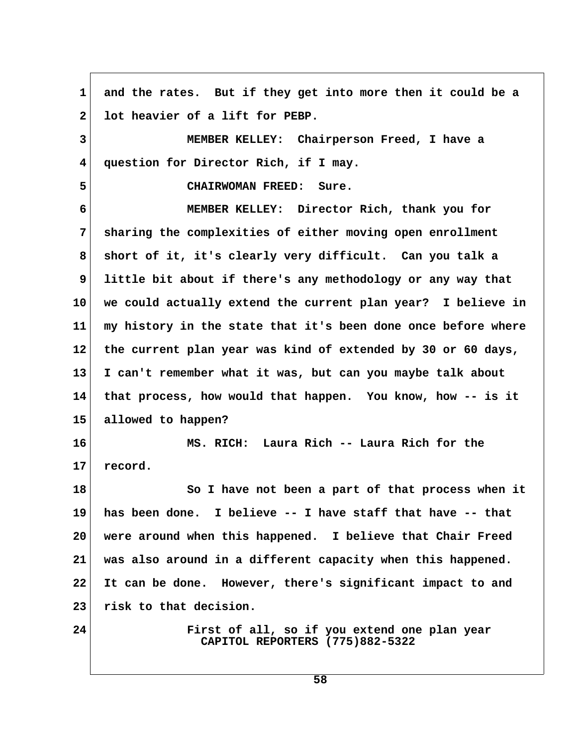and the rates. But if they get into more then it could be a lot heavier of a lift for PEBP.

MEMBER KELLEY: Chairperson Freed, I have a question for Director Rich, if I may.

CHAIRWOMAN FREED: Sure.

MEMBER KELLEY: Director Rich, thank you for sharing the complexities of either moving open enrollment short of it, it's clearly very difficult. Can you talk a little bit about if there's any methodology or any way that we could actually extend the current plan year? I believe in my history in the state that it's been done once before where the current plan year was kind of extended by 30 or 60 days, I can't remember what it was, but can you maybe talk about that process, how would that happen. You know, how -- is it allowed to happen?

MS. RICH: Laura Rich -- Laura Rich for the record.

So I have not been a part of that process when it has been done. I believe -- I have staff that have -- that were around when this happened. I believe that Chair Freed was also around in a different capacity when this happened. It can be done. However, there's significant impact to and risk to that decision.

First of all, so if you extend one plan year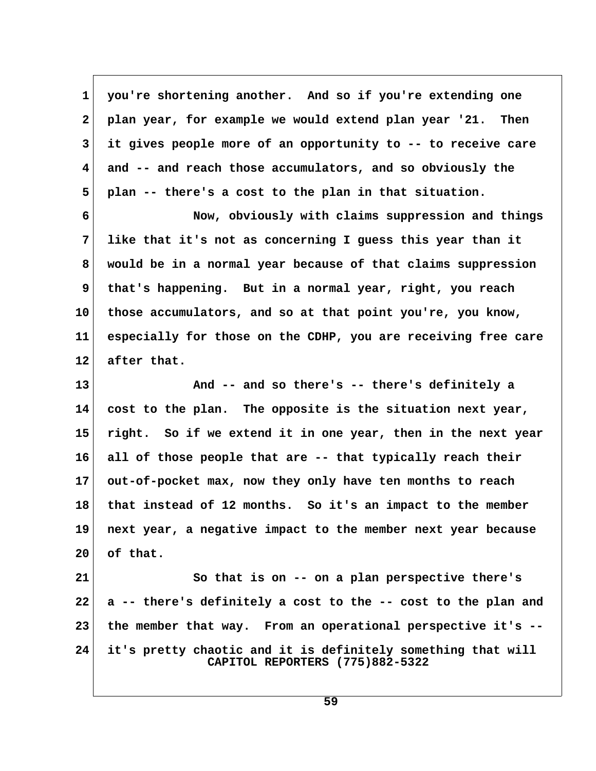1 you're shortening another. And so if you're extending one
2 plan year, for example we would extend plan year '21. Then
3 it gives people more of an opportunity to -- to receive care
4 and -- and reach those accumulators, and so obviously the
5 plan -- there's a cost to the plan in that situation.
6 Now, obviously with claims suppression and things
7 like that it's not as concerning I guess this year than it
8 would be in a normal year because of that claims suppression
9 that's happening. But in a normal year, right, you reach
10 those accumulators, and so at that point you're, you know,
11 especially for those on the CDHP, you are receiving free care
12 after that.
13 And -- and so there's -- there's definitely a
14 cost to the plan. The opposite is the situation next year,
15 right. So if we extend it in one year, then in the next year
16 all of those people that are -- that typically reach their
17 out-of-pocket max, now they only have ten months to reach
18 that instead of 12 months. So it's an impact to the member
19 next year, a negative impact to the member next year because
20 of that.
21 So that is on -- on a plan perspective there's
22 a -- there's definitely a cost to the -- cost to the plan and
23 the member that way. From an operational perspective it's --
24 it's pretty chaotic and it is definitely something that will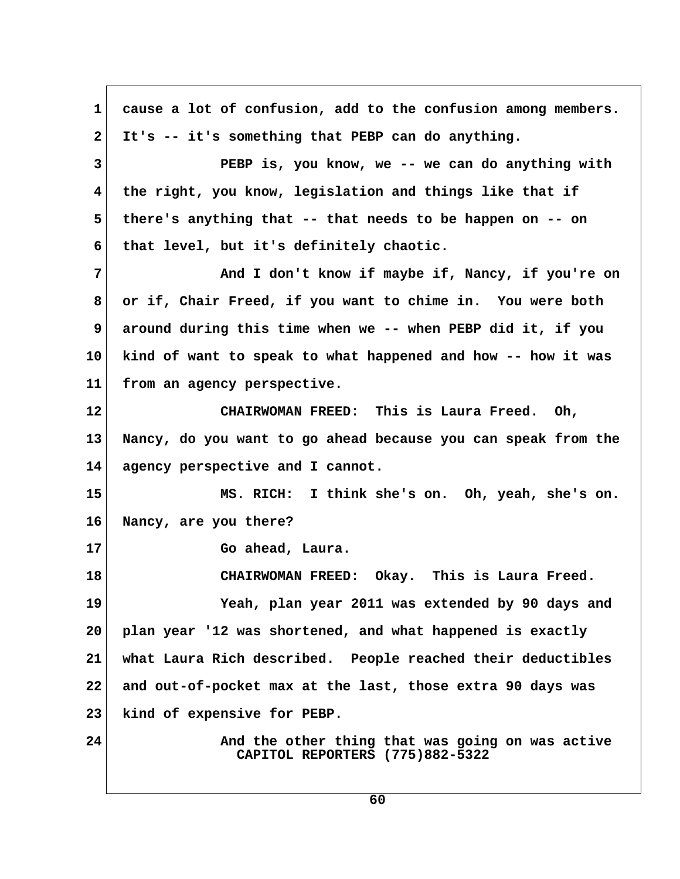cause a lot of confusion, add to the confusion among members. It's -- it's something that PEBP can do anything.

PEBP is, you know, we -- we can do anything with the right, you know, legislation and things like that if there's anything that -- that needs to be happen on -- on that level, but it's definitely chaotic.

And I don't know if maybe if, Nancy, if you're on or if, Chair Freed, if you want to chime in. You were both around during this time when we -- when PEBP did it, if you kind of want to speak to what happened and how -- how it was from an agency perspective.

CHAIRWOMAN FREED: This is Laura Freed. Oh, Nancy, do you want to go ahead because you can speak from the agency perspective and I cannot.

MS. RICH: I think she's on. Oh, yeah, she's on. Nancy, are you there?

Go ahead, Laura.

CHAIRWOMAN FREED: Okay. This is Laura Freed.

Yeah, plan year 2011 was extended by 90 days and plan year '12 was shortened, and what happened is exactly what Laura Rich described. People reached their deductibles and out-of-pocket max at the last, those extra 90 days was kind of expensive for PEBP.

And the other thing that was going on was active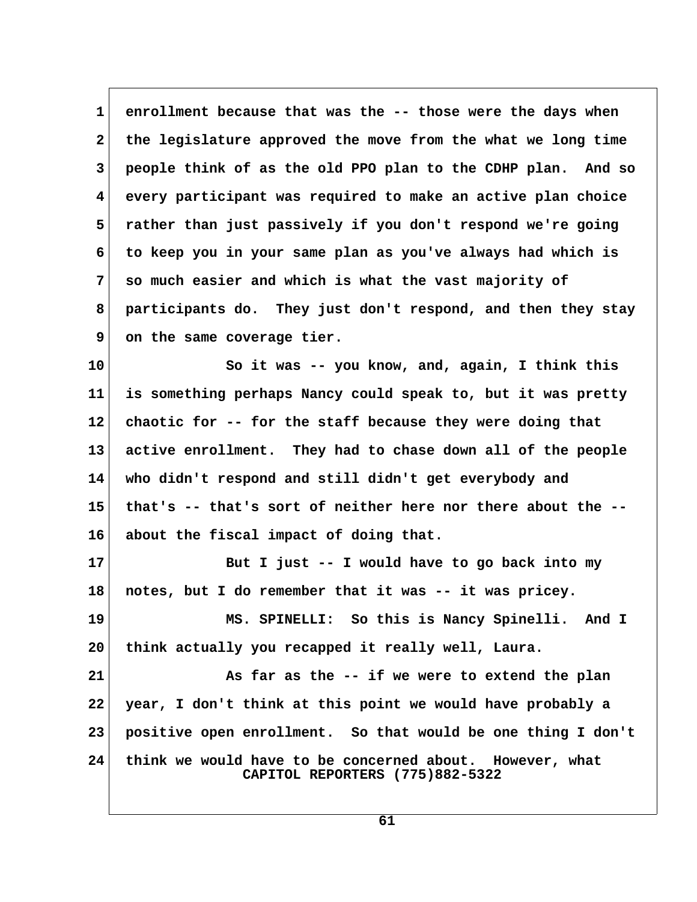enrollment because that was the -- those were the days when the legislature approved the move from the what we long time people think of as the old PPO plan to the CDHP plan. And so every participant was required to make an active plan choice rather than just passively if you don't respond we're going to keep you in your same plan as you've always had which is so much easier and which is what the vast majority of participants do. They just don't respond, and then they stay on the same coverage tier.

So it was -- you know, and, again, I think this is something perhaps Nancy could speak to, but it was pretty chaotic for -- for the staff because they were doing that active enrollment. They had to chase down all of the people who didn't respond and still didn't get everybody and that's -- that's sort of neither here nor there about the -- about the fiscal impact of doing that.

But I just -- I would have to go back into my notes, but I do remember that it was -- it was pricey.

MS. SPINELLI: So this is Nancy Spinelli. And I think actually you recapped it really well, Laura.

As far as the -- if we were to extend the plan year, I don't think at this point we would have probably a positive open enrollment. So that would be one thing I don't think we would have to be concerned about. However, what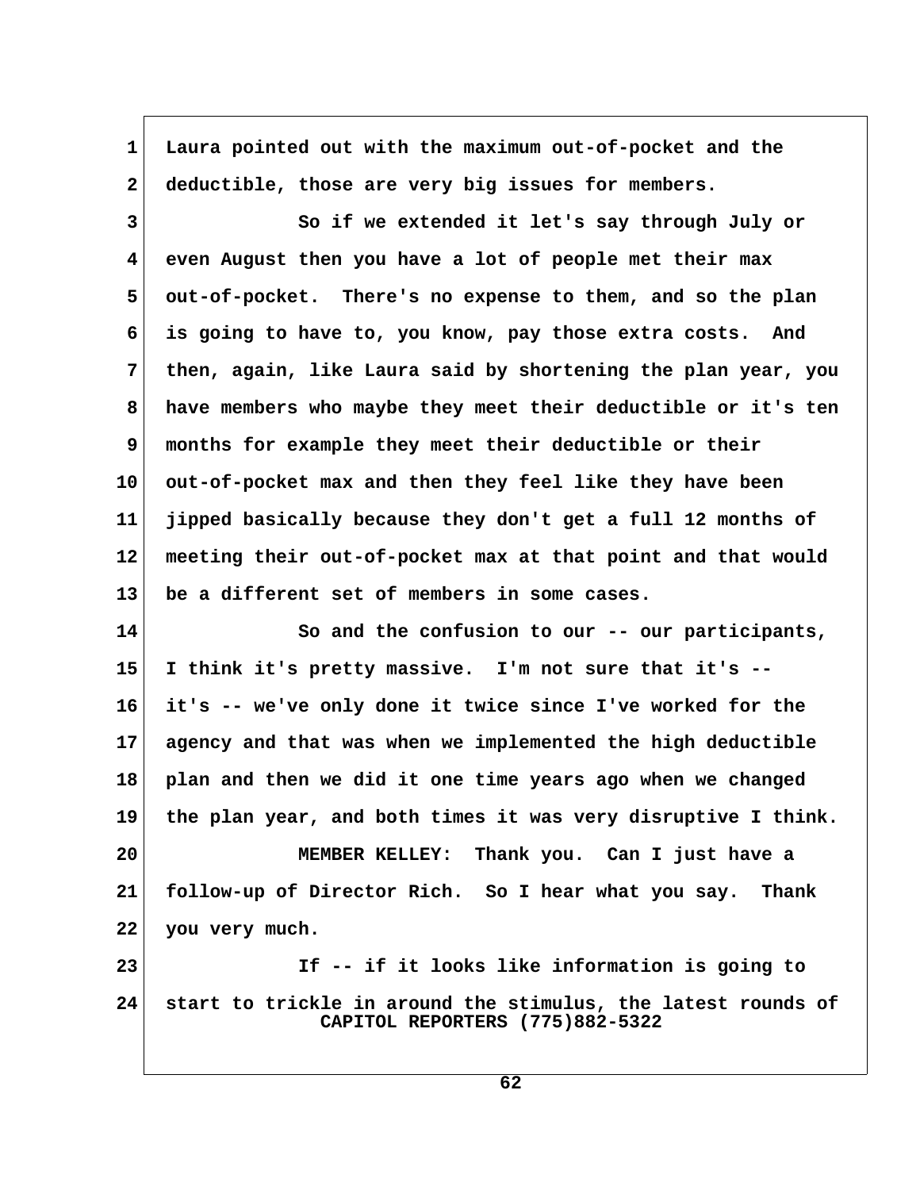Laura pointed out with the maximum out-of-pocket and the deductible, those are very big issues for members.

So if we extended it let's say through July or even August then you have a lot of people met their max out-of-pocket. There's no expense to them, and so the plan is going to have to, you know, pay those extra costs. And then, again, like Laura said by shortening the plan year, you have members who maybe they meet their deductible or it's ten months for example they meet their deductible or their out-of-pocket max and then they feel like they have been jipped basically because they don't get a full 12 months of meeting their out-of-pocket max at that point and that would be a different set of members in some cases.

So and the confusion to our -- our participants, I think it's pretty massive. I'm not sure that it's -- it's -- we've only done it twice since I've worked for the agency and that was when we implemented the high deductible plan and then we did it one time years ago when we changed the plan year, and both times it was very disruptive I think.

MEMBER KELLEY: Thank you. Can I just have a follow-up of Director Rich. So I hear what you say. Thank you very much.

If -- if it looks like information is going to start to trickle in around the stimulus, the latest rounds of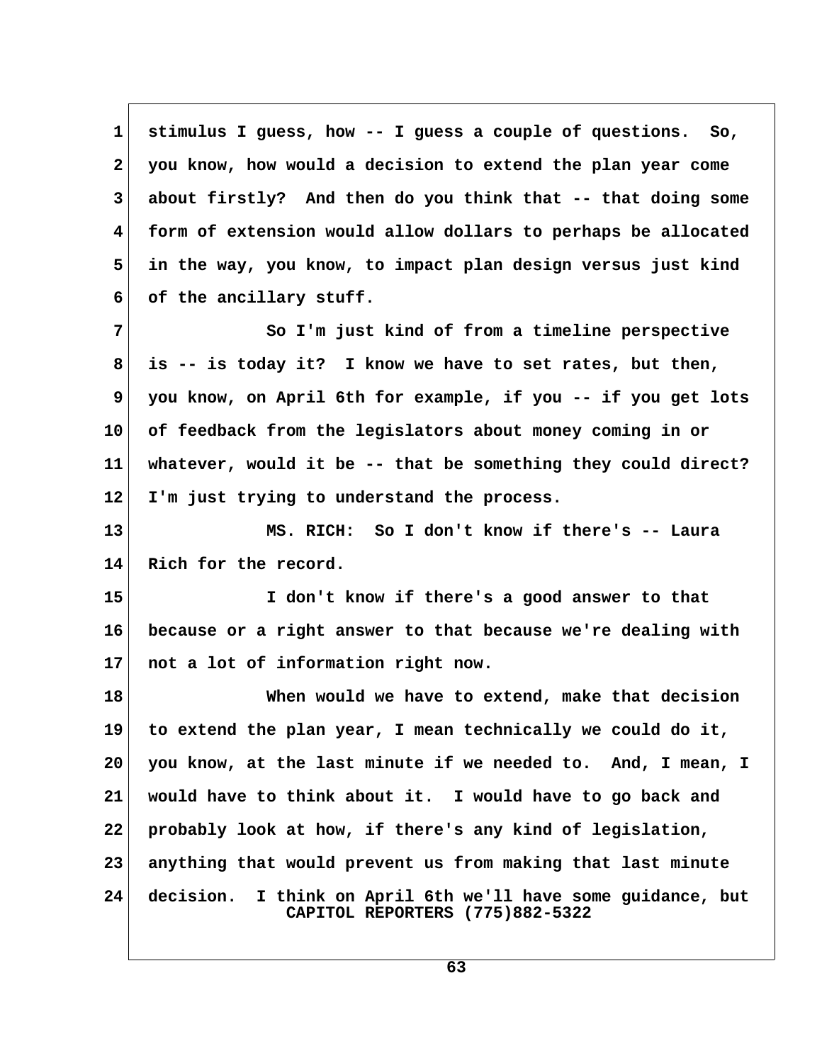1 stimulus I guess, how -- I guess a couple of questions. So,
2 you know, how would a decision to extend the plan year come
3 about firstly? And then do you think that -- that doing some
4 form of extension would allow dollars to perhaps be allocated
5 in the way, you know, to impact plan design versus just kind
6 of the ancillary stuff.

7 So I'm just kind of from a timeline perspective
8 is -- is today it? I know we have to set rates, but then,
9 you know, on April 6th for example, if you -- if you get lots
10 of feedback from the legislators about money coming in or
11 whatever, would it be -- that be something they could direct?
12 I'm just trying to understand the process.

13 MS. RICH: So I don't know if there's -- Laura
14 Rich for the record.

15 I don't know if there's a good answer to that
16 because or a right answer to that because we're dealing with
17 not a lot of information right now.

18 When would we have to extend, make that decision
19 to extend the plan year, I mean technically we could do it,
20 you know, at the last minute if we needed to. And, I mean, I
21 would have to think about it. I would have to go back and
22 probably look at how, if there's any kind of legislation,
23 anything that would prevent us from making that last minute
24 decision. I think on April 6th we'll have some guidance, but

CAPITOL REPORTERS (775)882-5322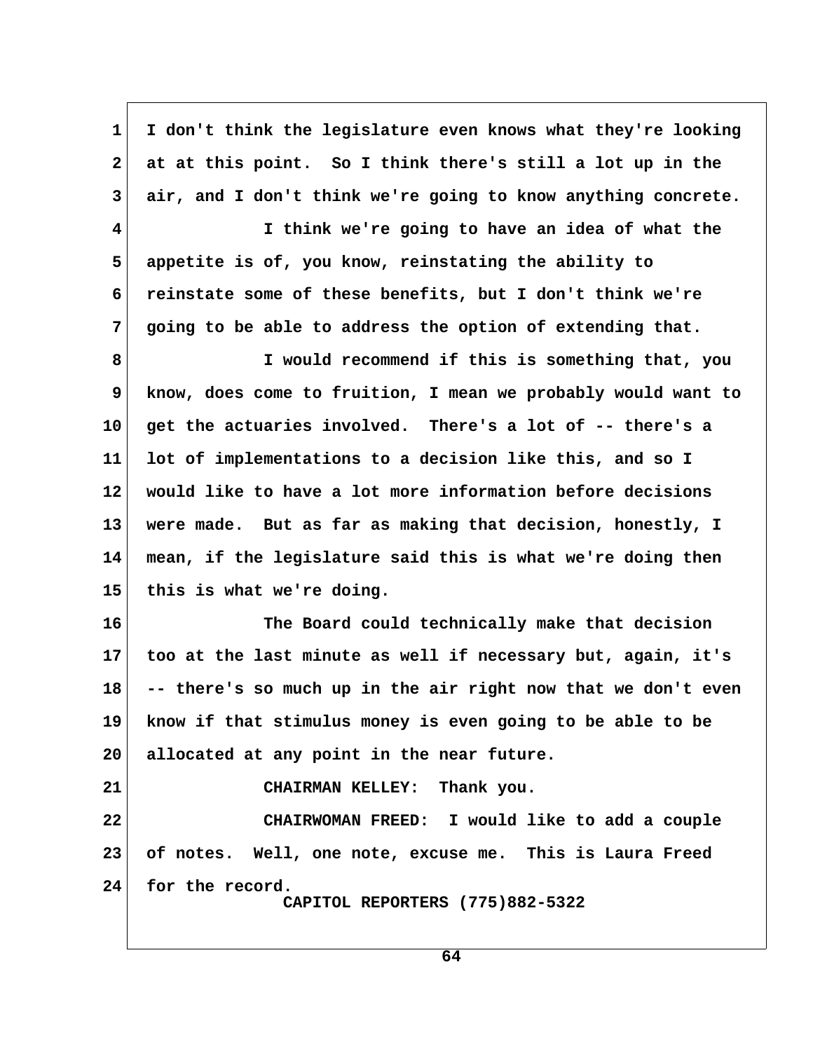I don't think the legislature even knows what they're looking at at this point. So I think there's still a lot up in the air, and I don't think we're going to know anything concrete.

I think we're going to have an idea of what the appetite is of, you know, reinstating the ability to reinstate some of these benefits, but I don't think we're going to be able to address the option of extending that.

I would recommend if this is something that, you know, does come to fruition, I mean we probably would want to get the actuaries involved. There's a lot of -- there's a lot of implementations to a decision like this, and so I would like to have a lot more information before decisions were made. But as far as making that decision, honestly, I mean, if the legislature said this is what we're doing then this is what we're doing.

The Board could technically make that decision too at the last minute as well if necessary but, again, it's -- there's so much up in the air right now that we don't even know if that stimulus money is even going to be able to be allocated at any point in the near future.

CHAIRMAN KELLEY: Thank you.

CHAIRWOMAN FREED: I would like to add a couple of notes. Well, one note, excuse me. This is Laura Freed for the record.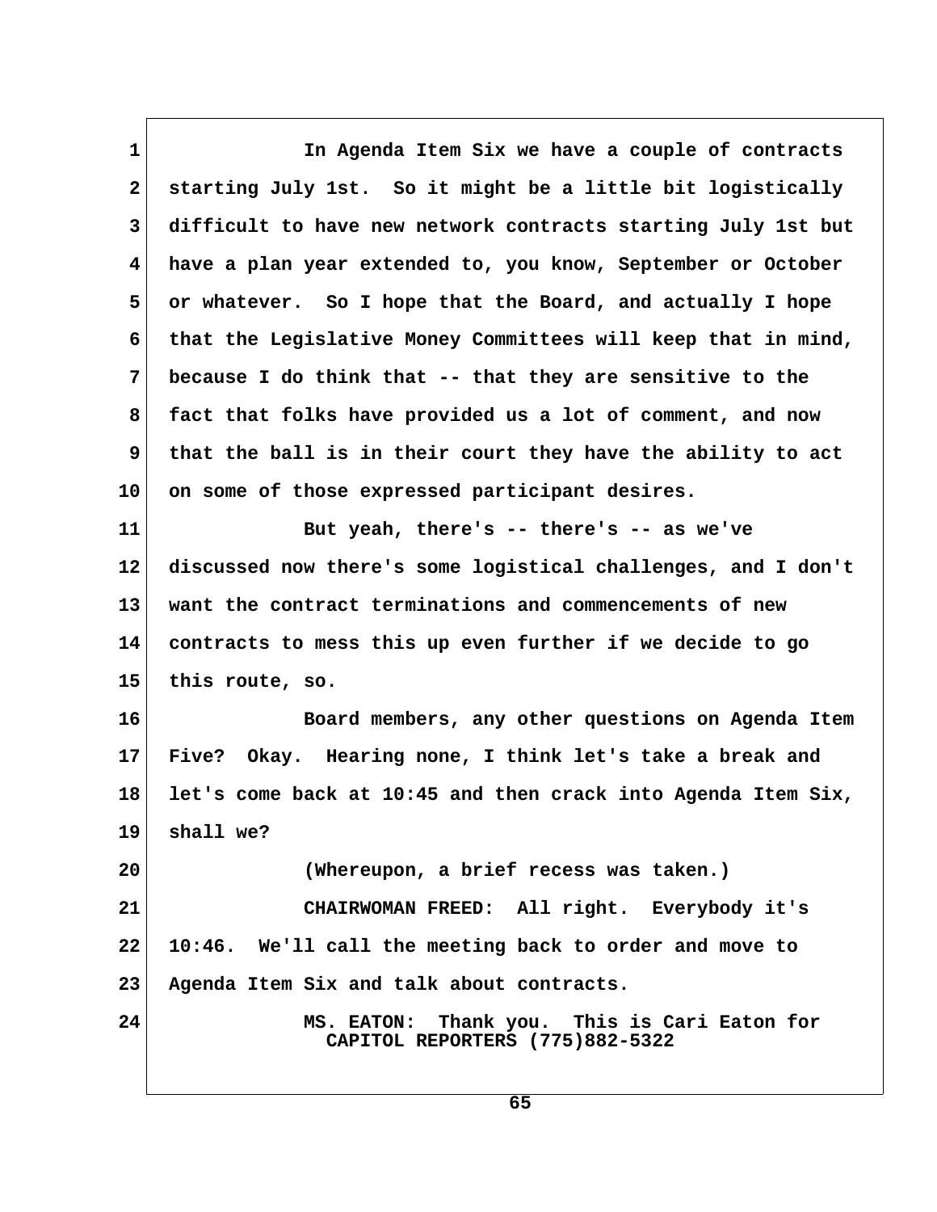In Agenda Item Six we have a couple of contracts starting July 1st. So it might be a little bit logistically difficult to have new network contracts starting July 1st but have a plan year extended to, you know, September or October or whatever. So I hope that the Board, and actually I hope that the Legislative Money Committees will keep that in mind, because I do think that -- that they are sensitive to the fact that folks have provided us a lot of comment, and now that the ball is in their court they have the ability to act on some of those expressed participant desires.

But yeah, there's -- there's -- as we've discussed now there's some logistical challenges, and I don't want the contract terminations and commencements of new contracts to mess this up even further if we decide to go this route, so.

Board members, any other questions on Agenda Item Five? Okay. Hearing none, I think let's take a break and let's come back at 10:45 and then crack into Agenda Item Six, shall we?

(Whereupon, a brief recess was taken.)

CHAIRWOMAN FREED: All right. Everybody it's 10:46. We'll call the meeting back to order and move to Agenda Item Six and talk about contracts.

MS. EATON: Thank you. This is Cari Eaton for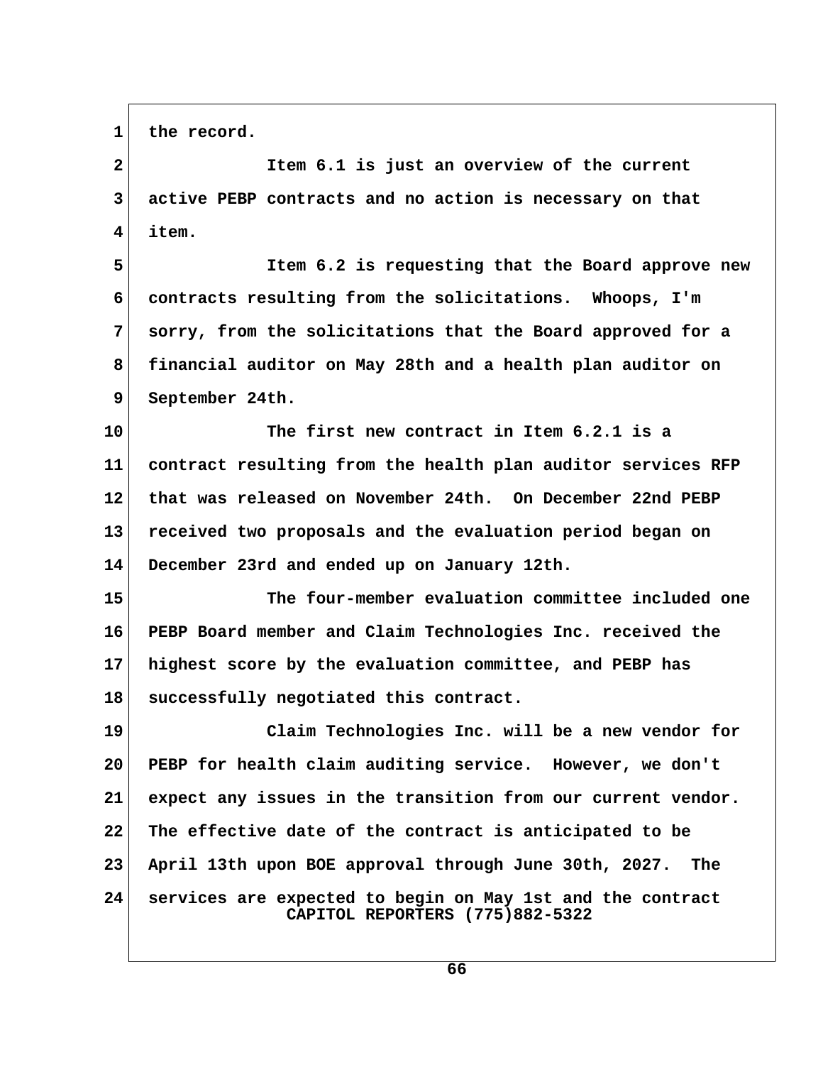the record.

Item 6.1 is just an overview of the current active PEBP contracts and no action is necessary on that item.

Item 6.2 is requesting that the Board approve new contracts resulting from the solicitations. Whoops, I'm sorry, from the solicitations that the Board approved for a financial auditor on May 28th and a health plan auditor on September 24th.

The first new contract in Item 6.2.1 is a contract resulting from the health plan auditor services RFP that was released on November 24th. On December 22nd PEBP received two proposals and the evaluation period began on December 23rd and ended up on January 12th.

The four-member evaluation committee included one PEBP Board member and Claim Technologies Inc. received the highest score by the evaluation committee, and PEBP has successfully negotiated this contract.

Claim Technologies Inc. will be a new vendor for PEBP for health claim auditing service. However, we don't expect any issues in the transition from our current vendor. The effective date of the contract is anticipated to be April 13th upon BOE approval through June 30th, 2027. The services are expected to begin on May 1st and the contract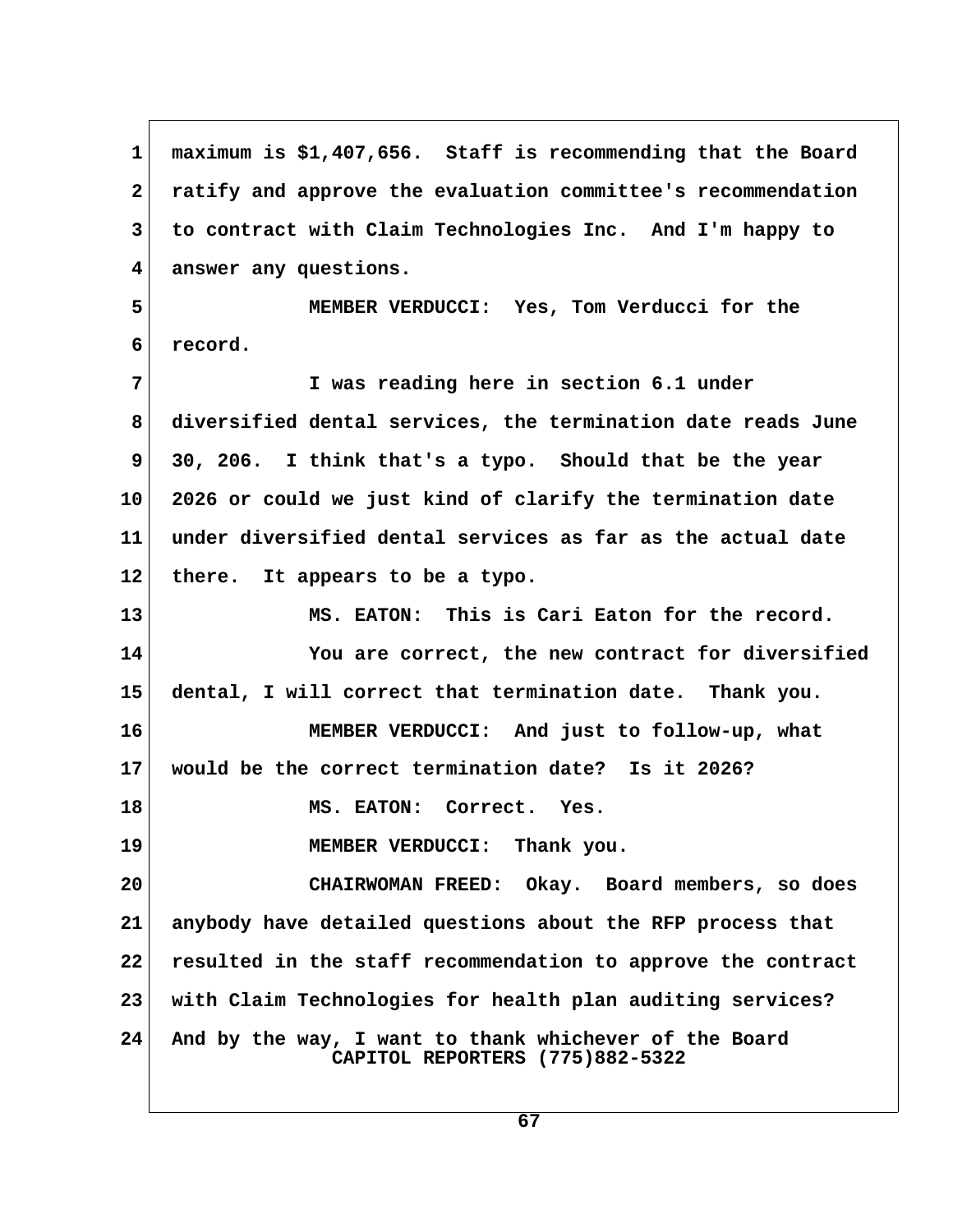maximum is $1,407,656. Staff is recommending that the Board ratify and approve the evaluation committee's recommendation to contract with Claim Technologies Inc. And I'm happy to answer any questions.

MEMBER VERDUCCI: Yes, Tom Verducci for the record.

I was reading here in section 6.1 under diversified dental services, the termination date reads June 30, 206. I think that's a typo. Should that be the year 2026 or could we just kind of clarify the termination date under diversified dental services as far as the actual date there. It appears to be a typo.

MS. EATON: This is Cari Eaton for the record.

You are correct, the new contract for diversified dental, I will correct that termination date. Thank you.

MEMBER VERDUCCI: And just to follow-up, what would be the correct termination date? Is it 2026?

MS. EATON: Correct. Yes.

MEMBER VERDUCCI: Thank you.

CHAIRWOMAN FREED: Okay. Board members, so does anybody have detailed questions about the RFP process that resulted in the staff recommendation to approve the contract with Claim Technologies for health plan auditing services? And by the way, I want to thank whichever of the Board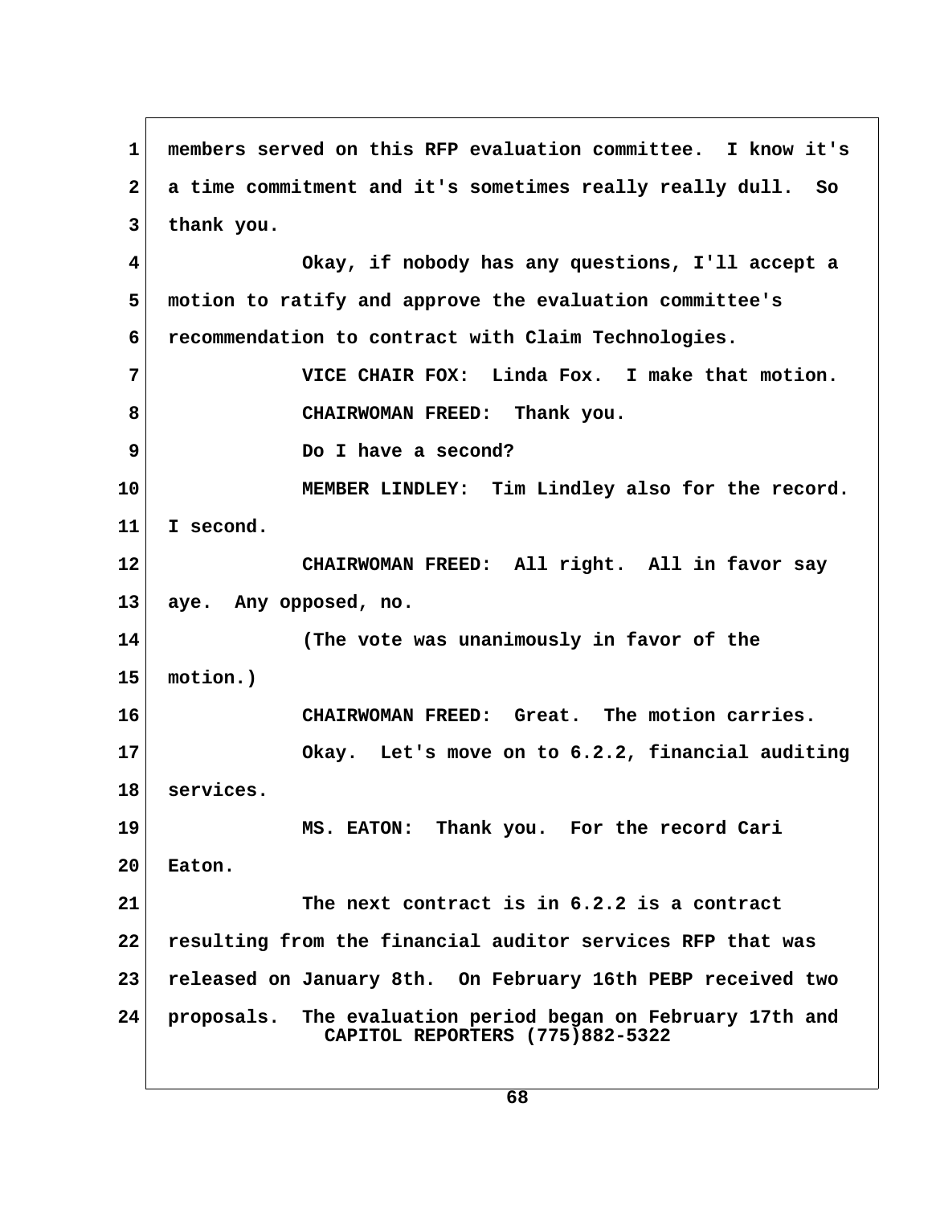members served on this RFP evaluation committee. I know it's a time commitment and it's sometimes really really dull. So thank you.

Okay, if nobody has any questions, I'll accept a motion to ratify and approve the evaluation committee's recommendation to contract with Claim Technologies.

VICE CHAIR FOX: Linda Fox. I make that motion.

CHAIRWOMAN FREED: Thank you.

Do I have a second?

MEMBER LINDLEY: Tim Lindley also for the record. I second.

CHAIRWOMAN FREED: All right. All in favor say aye. Any opposed, no.

(The vote was unanimously in favor of the motion.)

CHAIRWOMAN FREED: Great. The motion carries.

Okay. Let's move on to 6.2.2, financial auditing services.

MS. EATON: Thank you. For the record Cari Eaton.

The next contract is in 6.2.2 is a contract resulting from the financial auditor services RFP that was released on January 8th. On February 16th PEBP received two proposals. The evaluation period began on February 17th and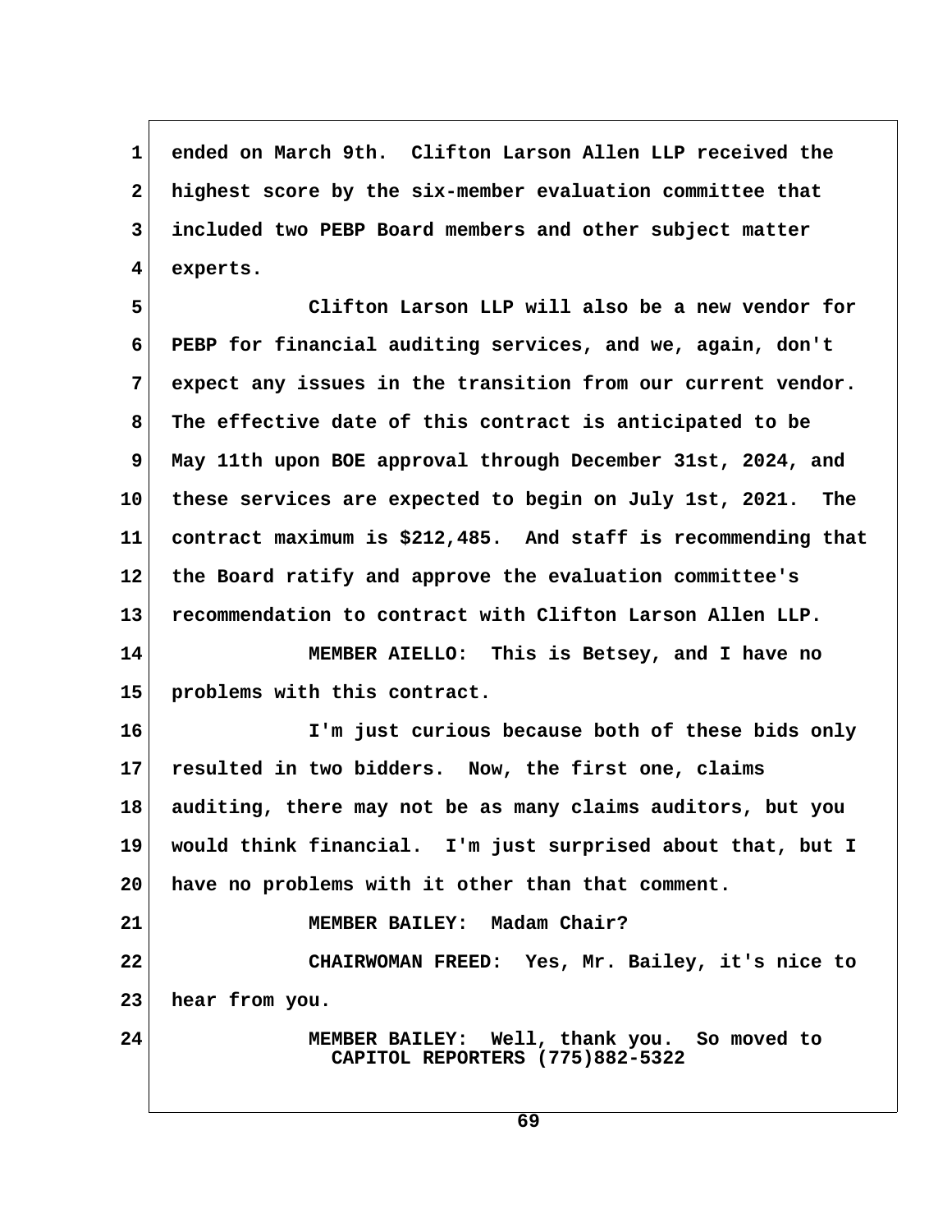ended on March 9th. Clifton Larson Allen LLP received the highest score by the six-member evaluation committee that included two PEBP Board members and other subject matter experts.

Clifton Larson LLP will also be a new vendor for PEBP for financial auditing services, and we, again, don't expect any issues in the transition from our current vendor. The effective date of this contract is anticipated to be May 11th upon BOE approval through December 31st, 2024, and these services are expected to begin on July 1st, 2021. The contract maximum is $212,485. And staff is recommending that the Board ratify and approve the evaluation committee's recommendation to contract with Clifton Larson Allen LLP.

MEMBER AIELLO: This is Betsey, and I have no problems with this contract.

I'm just curious because both of these bids only resulted in two bidders. Now, the first one, claims auditing, there may not be as many claims auditors, but you would think financial. I'm just surprised about that, but I have no problems with it other than that comment.

MEMBER BAILEY: Madam Chair?

CHAIRWOMAN FREED: Yes, Mr. Bailey, it's nice to hear from you.

MEMBER BAILEY: Well, thank you. So moved to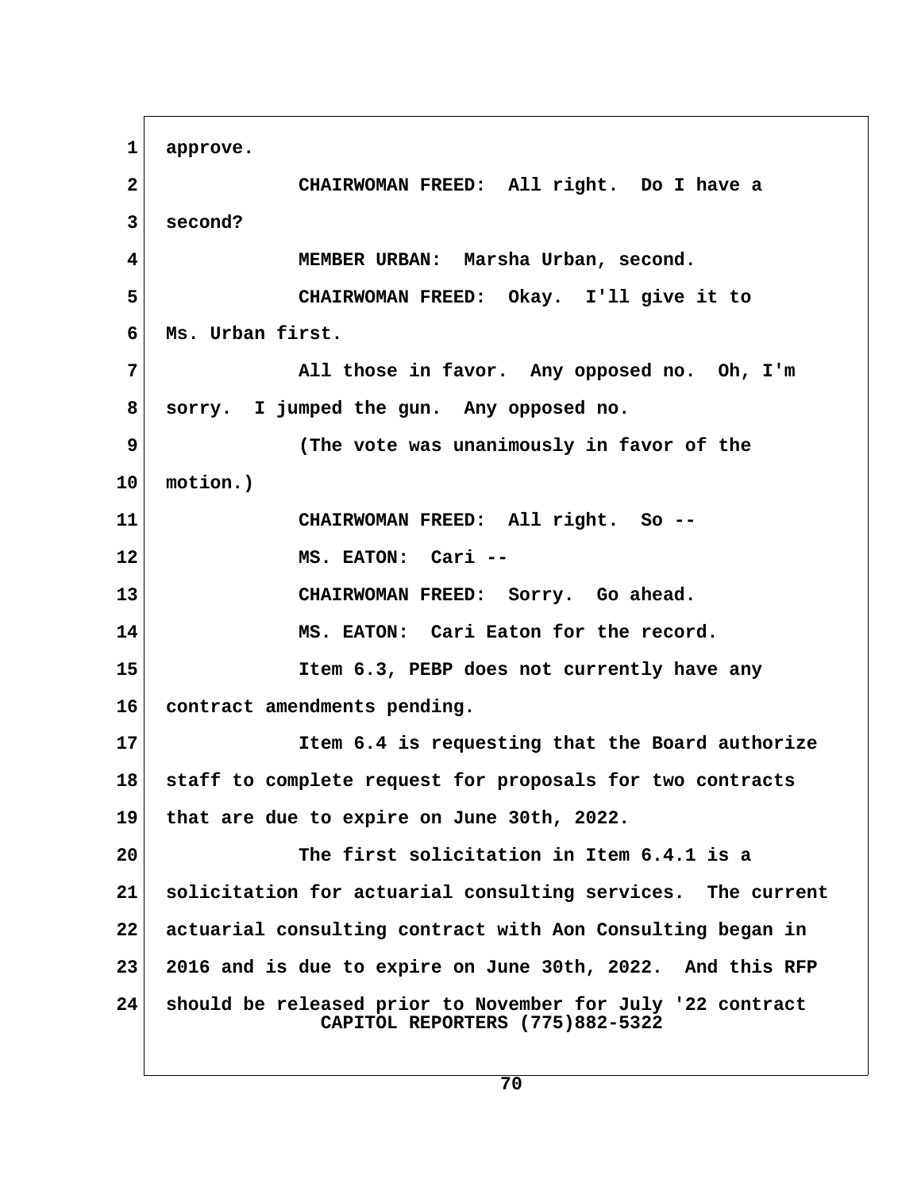approve.

CHAIRWOMAN FREED: All right. Do I have a second?

MEMBER URBAN: Marsha Urban, second.

CHAIRWOMAN FREED: Okay. I'll give it to Ms. Urban first.

All those in favor. Any opposed no. Oh, I'm sorry. I jumped the gun. Any opposed no.

(The vote was unanimously in favor of the motion.)

CHAIRWOMAN FREED: All right. So --

MS. EATON: Cari --

CHAIRWOMAN FREED: Sorry. Go ahead.

MS. EATON: Cari Eaton for the record.

Item 6.3, PEBP does not currently have any contract amendments pending.

Item 6.4 is requesting that the Board authorize staff to complete request for proposals for two contracts that are due to expire on June 30th, 2022.

The first solicitation in Item 6.4.1 is a solicitation for actuarial consulting services. The current actuarial consulting contract with Aon Consulting began in 2016 and is due to expire on June 30th, 2022. And this RFP should be released prior to November for July '22 contract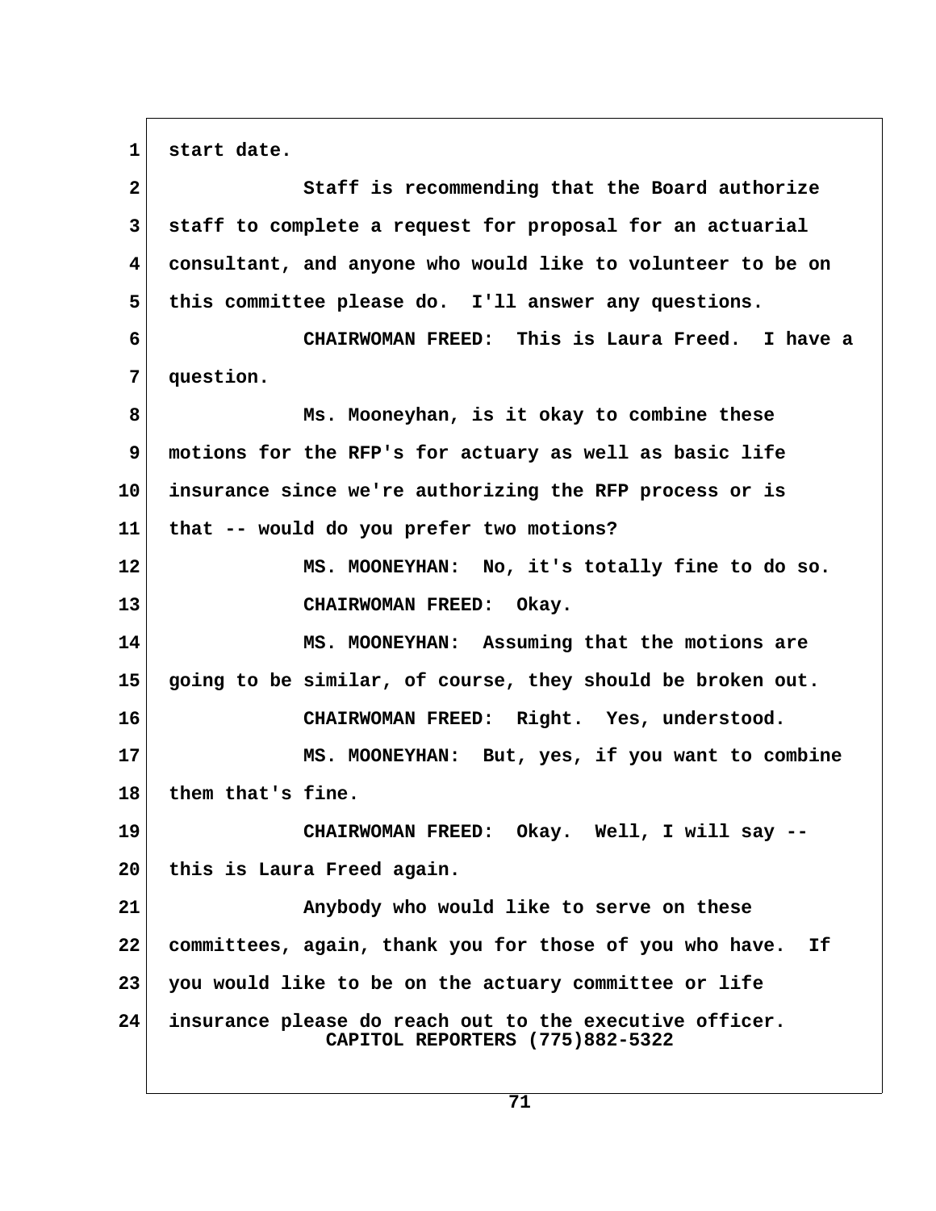start date.

Staff is recommending that the Board authorize staff to complete a request for proposal for an actuarial consultant, and anyone who would like to volunteer to be on this committee please do. I'll answer any questions.

CHAIRWOMAN FREED: This is Laura Freed. I have a question.

Ms. Mooneyhan, is it okay to combine these motions for the RFP's for actuary as well as basic life insurance since we're authorizing the RFP process or is that -- would do you prefer two motions?

MS. MOONEYHAN: No, it's totally fine to do so.

CHAIRWOMAN FREED: Okay.

MS. MOONEYHAN: Assuming that the motions are going to be similar, of course, they should be broken out.

CHAIRWOMAN FREED: Right. Yes, understood.

MS. MOONEYHAN: But, yes, if you want to combine them that's fine.

CHAIRWOMAN FREED: Okay. Well, I will say -- this is Laura Freed again.

Anybody who would like to serve on these committees, again, thank you for those of you who have. If you would like to be on the actuary committee or life insurance please do reach out to the executive officer.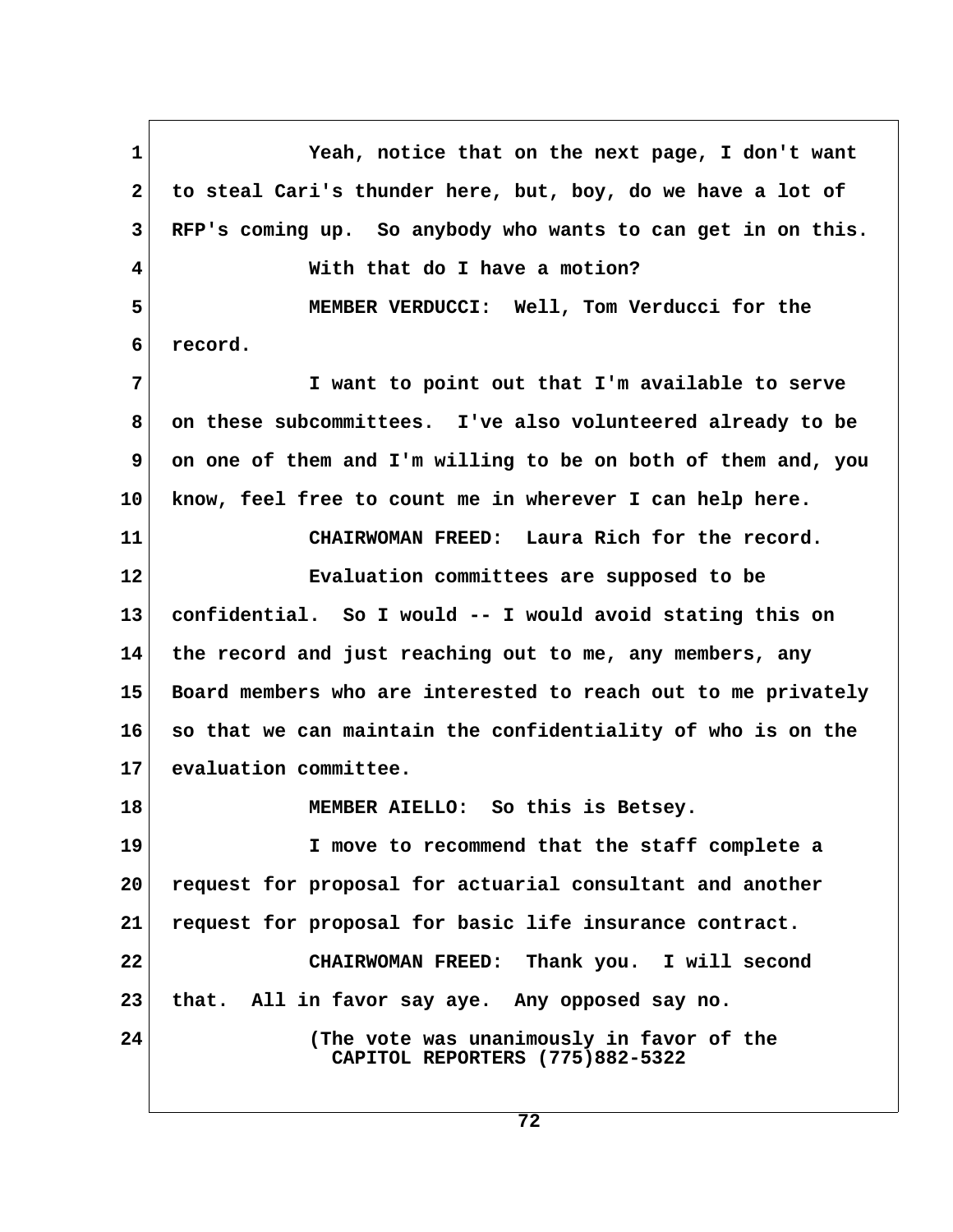Yeah, notice that on the next page, I don't want to steal Cari's thunder here, but, boy, do we have a lot of RFP's coming up. So anybody who wants to can get in on this.

With that do I have a motion?

MEMBER VERDUCCI: Well, Tom Verducci for the record.

I want to point out that I'm available to serve on these subcommittees. I've also volunteered already to be on one of them and I'm willing to be on both of them and, you know, feel free to count me in wherever I can help here.

CHAIRWOMAN FREED: Laura Rich for the record.

Evaluation committees are supposed to be confidential. So I would -- I would avoid stating this on the record and just reaching out to me, any members, any Board members who are interested to reach out to me privately so that we can maintain the confidentiality of who is on the evaluation committee.

MEMBER AIELLO: So this is Betsey.

I move to recommend that the staff complete a request for proposal for actuarial consultant and another request for proposal for basic life insurance contract.

CHAIRWOMAN FREED: Thank you. I will second that. All in favor say aye. Any opposed say no.

(The vote was unanimously in favor of the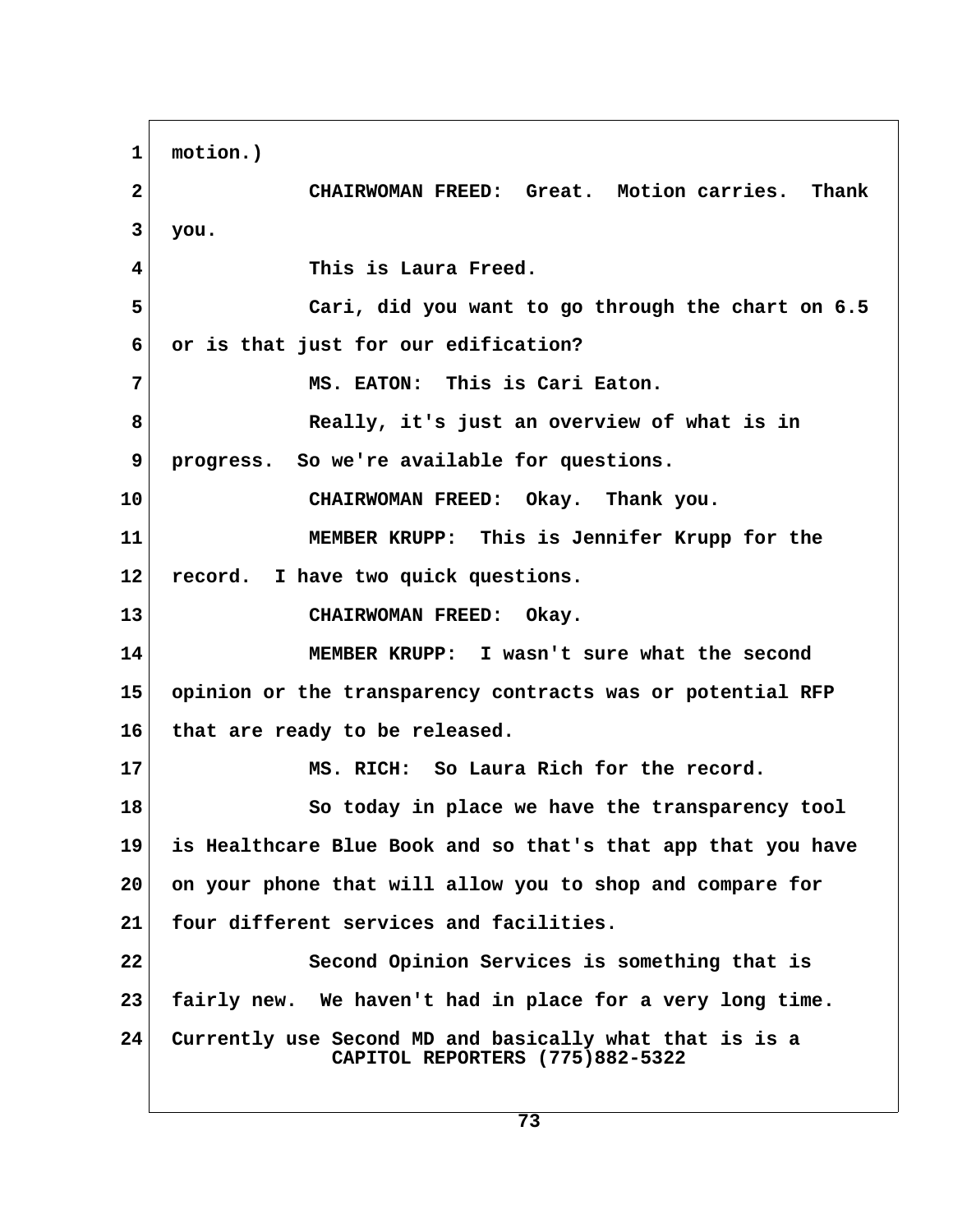motion.)

CHAIRWOMAN FREED: Great. Motion carries. Thank you.

This is Laura Freed.

Cari, did you want to go through the chart on 6.5 or is that just for our edification?

MS. EATON: This is Cari Eaton.

Really, it's just an overview of what is in progress. So we're available for questions.

CHAIRWOMAN FREED: Okay. Thank you.

MEMBER KRUPP: This is Jennifer Krupp for the record. I have two quick questions.

CHAIRWOMAN FREED: Okay.

MEMBER KRUPP: I wasn't sure what the second opinion or the transparency contracts was or potential RFP that are ready to be released.

MS. RICH: So Laura Rich for the record.

So today in place we have the transparency tool is Healthcare Blue Book and so that's that app that you have on your phone that will allow you to shop and compare for four different services and facilities.

Second Opinion Services is something that is fairly new. We haven't had in place for a very long time. Currently use Second MD and basically what that is is a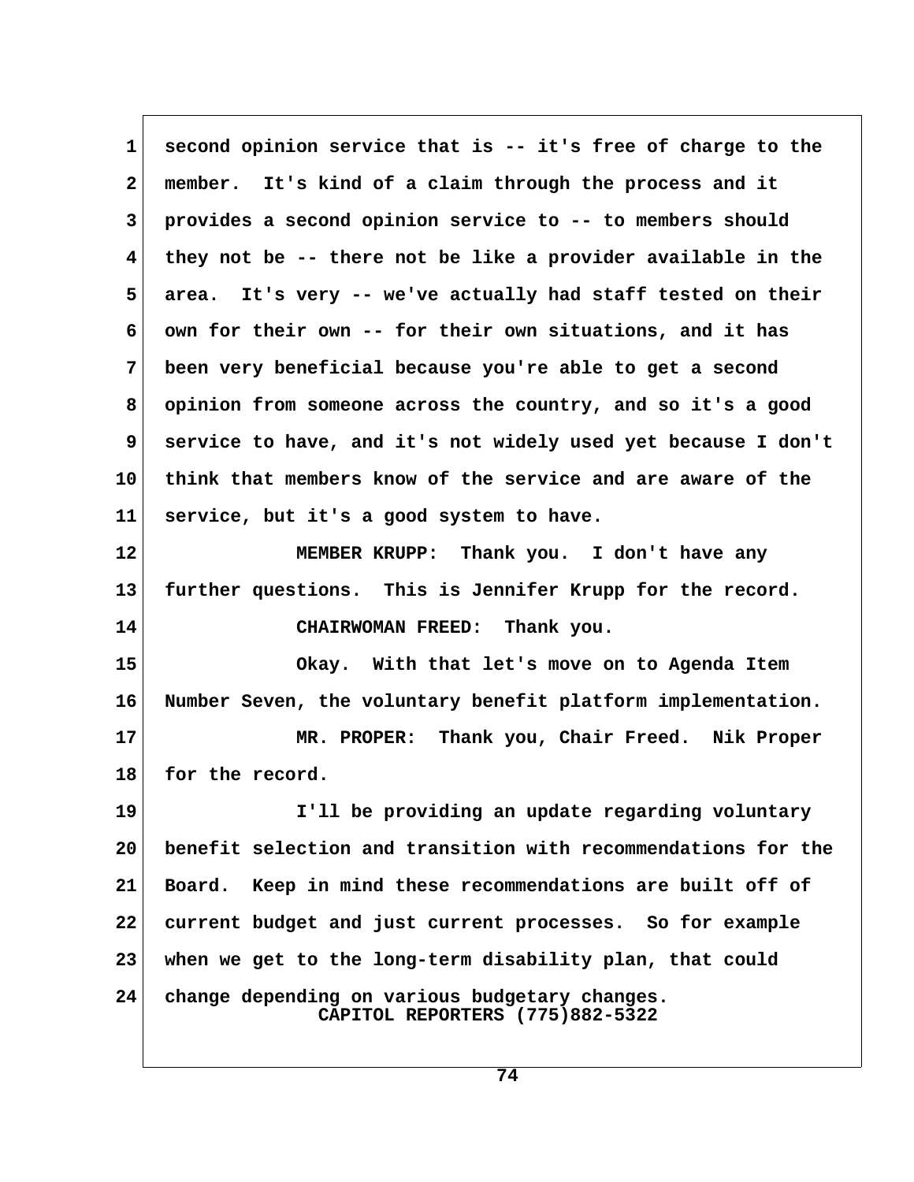second opinion service that is -- it's free of charge to the member. It's kind of a claim through the process and it provides a second opinion service to -- to members should they not be -- there not be like a provider available in the area. It's very -- we've actually had staff tested on their own for their own -- for their own situations, and it has been very beneficial because you're able to get a second opinion from someone across the country, and so it's a good service to have, and it's not widely used yet because I don't think that members know of the service and are aware of the service, but it's a good system to have.

MEMBER KRUPP: Thank you. I don't have any further questions. This is Jennifer Krupp for the record.

CHAIRWOMAN FREED: Thank you.

Okay. With that let's move on to Agenda Item Number Seven, the voluntary benefit platform implementation.

MR. PROPER: Thank you, Chair Freed. Nik Proper for the record.

I'll be providing an update regarding voluntary benefit selection and transition with recommendations for the Board. Keep in mind these recommendations are built off of current budget and just current processes. So for example when we get to the long-term disability plan, that could change depending on various budgetary changes.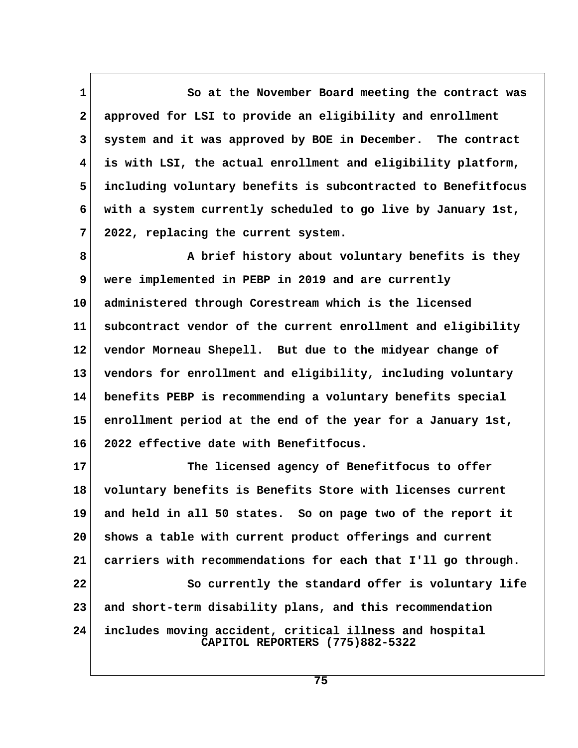So at the November Board meeting the contract was approved for LSI to provide an eligibility and enrollment system and it was approved by BOE in December. The contract is with LSI, the actual enrollment and eligibility platform, including voluntary benefits is subcontracted to Benefitfocus with a system currently scheduled to go live by January 1st, 2022, replacing the current system.

A brief history about voluntary benefits is they were implemented in PEBP in 2019 and are currently administered through Corestream which is the licensed subcontract vendor of the current enrollment and eligibility vendor Morneau Shepell. But due to the midyear change of vendors for enrollment and eligibility, including voluntary benefits PEBP is recommending a voluntary benefits special enrollment period at the end of the year for a January 1st, 2022 effective date with Benefitfocus.

The licensed agency of Benefitfocus to offer voluntary benefits is Benefits Store with licenses current and held in all 50 states. So on page two of the report it shows a table with current product offerings and current carriers with recommendations for each that I'll go through.

So currently the standard offer is voluntary life and short-term disability plans, and this recommendation includes moving accident, critical illness and hospital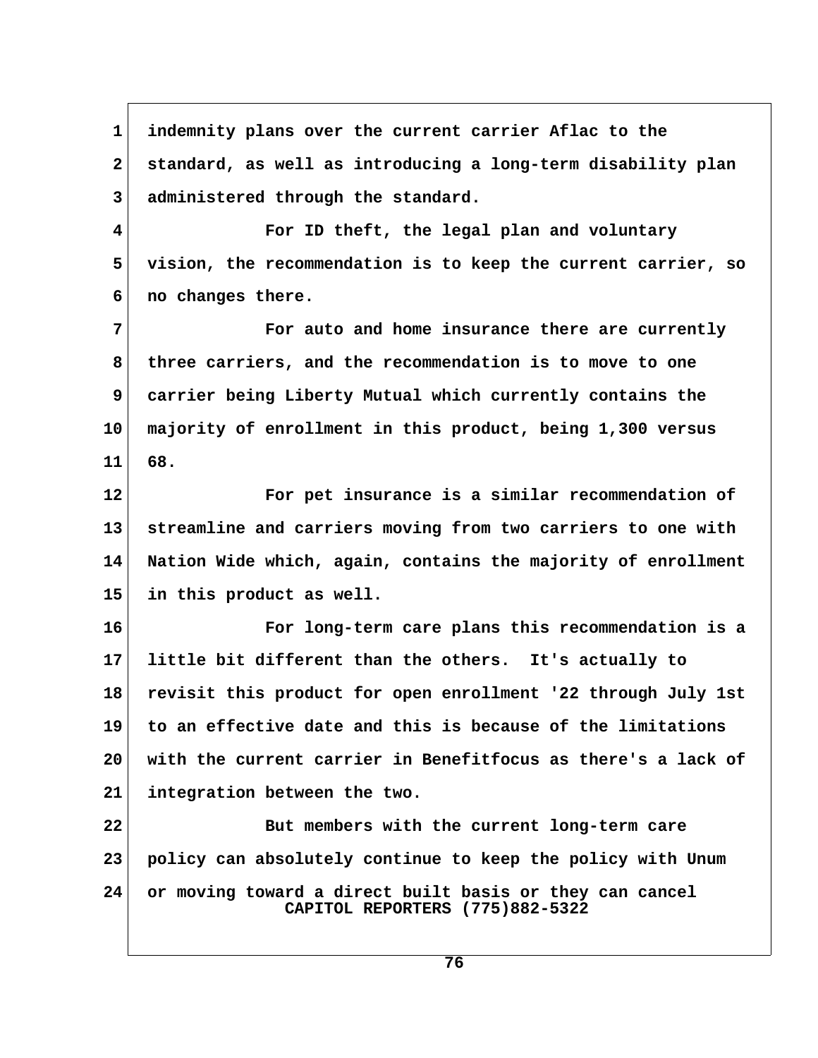indemnity plans over the current carrier Aflac to the standard, as well as introducing a long-term disability plan administered through the standard.

For ID theft, the legal plan and voluntary vision, the recommendation is to keep the current carrier, so no changes there.

For auto and home insurance there are currently three carriers, and the recommendation is to move to one carrier being Liberty Mutual which currently contains the majority of enrollment in this product, being 1,300 versus 68.

For pet insurance is a similar recommendation of streamline and carriers moving from two carriers to one with Nation Wide which, again, contains the majority of enrollment in this product as well.

For long-term care plans this recommendation is a little bit different than the others. It's actually to revisit this product for open enrollment '22 through July 1st to an effective date and this is because of the limitations with the current carrier in Benefitfocus as there's a lack of integration between the two.

But members with the current long-term care policy can absolutely continue to keep the policy with Unum or moving toward a direct built basis or they can cancel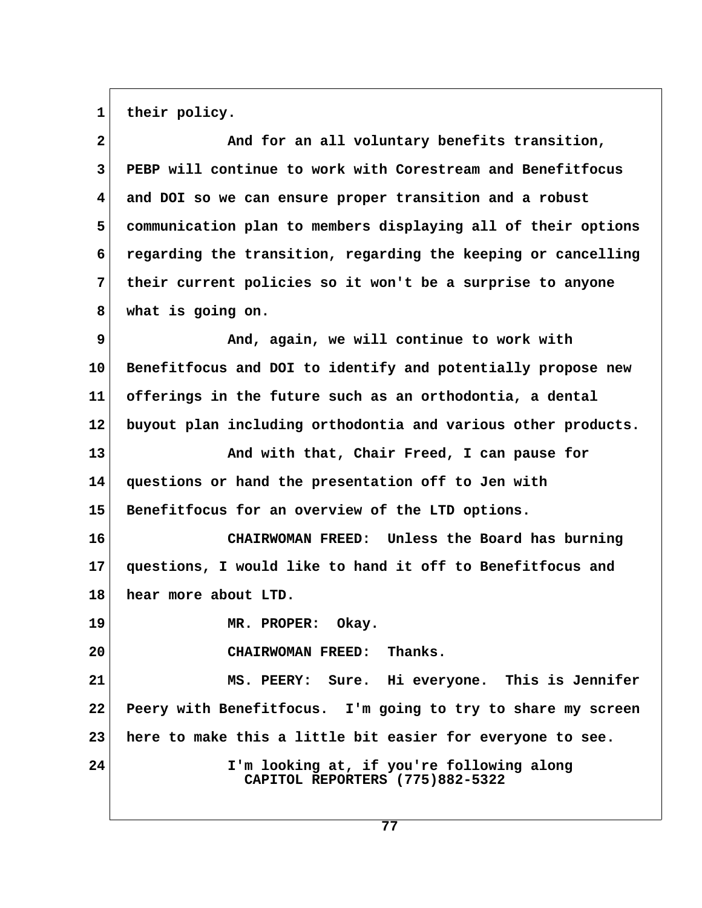their policy.

And for an all voluntary benefits transition, PEBP will continue to work with Corestream and Benefitfocus and DOI so we can ensure proper transition and a robust communication plan to members displaying all of their options regarding the transition, regarding the keeping or cancelling their current policies so it won't be a surprise to anyone what is going on.

And, again, we will continue to work with Benefitfocus and DOI to identify and potentially propose new offerings in the future such as an orthodontia, a dental buyout plan including orthodontia and various other products.

And with that, Chair Freed, I can pause for questions or hand the presentation off to Jen with Benefitfocus for an overview of the LTD options.

CHAIRWOMAN FREED: Unless the Board has burning questions, I would like to hand it off to Benefitfocus and hear more about LTD.

MR. PROPER: Okay.

CHAIRWOMAN FREED: Thanks.

MS. PEERY: Sure. Hi everyone. This is Jennifer Peery with Benefitfocus. I'm going to try to share my screen here to make this a little bit easier for everyone to see.

I'm looking at, if you're following along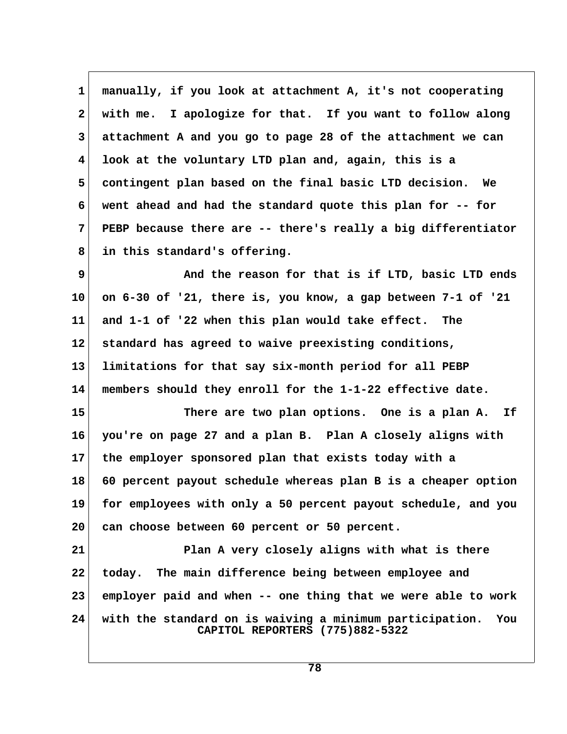manually, if you look at attachment A, it's not cooperating with me. I apologize for that. If you want to follow along attachment A and you go to page 28 of the attachment we can look at the voluntary LTD plan and, again, this is a contingent plan based on the final basic LTD decision. We went ahead and had the standard quote this plan for -- for PEBP because there are -- there's really a big differentiator in this standard's offering.

And the reason for that is if LTD, basic LTD ends on 6-30 of '21, there is, you know, a gap between 7-1 of '21 and 1-1 of '22 when this plan would take effect. The standard has agreed to waive preexisting conditions, limitations for that say six-month period for all PEBP members should they enroll for the 1-1-22 effective date.

There are two plan options. One is a plan A. If you're on page 27 and a plan B. Plan A closely aligns with the employer sponsored plan that exists today with a 60 percent payout schedule whereas plan B is a cheaper option for employees with only a 50 percent payout schedule, and you can choose between 60 percent or 50 percent.

Plan A very closely aligns with what is there today. The main difference being between employee and employer paid and when -- one thing that we were able to work with the standard on is waiving a minimum participation. You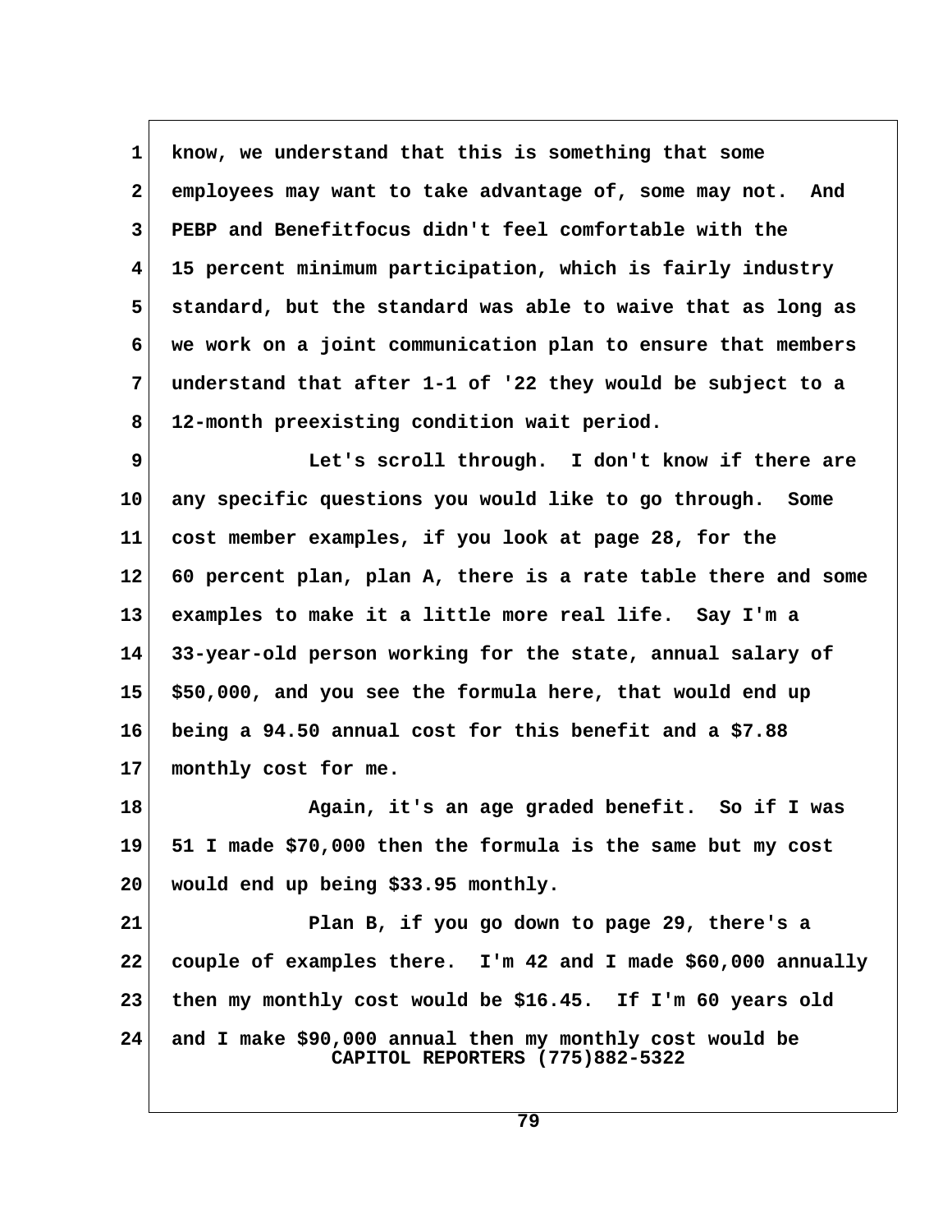know, we understand that this is something that some employees may want to take advantage of, some may not. And PEBP and Benefitfocus didn't feel comfortable with the 15 percent minimum participation, which is fairly industry standard, but the standard was able to waive that as long as we work on a joint communication plan to ensure that members understand that after 1-1 of '22 they would be subject to a 12-month preexisting condition wait period.

Let's scroll through. I don't know if there are any specific questions you would like to go through. Some cost member examples, if you look at page 28, for the 60 percent plan, plan A, there is a rate table there and some examples to make it a little more real life. Say I'm a 33-year-old person working for the state, annual salary of $50,000, and you see the formula here, that would end up being a 94.50 annual cost for this benefit and a $7.88 monthly cost for me.

Again, it's an age graded benefit. So if I was 51 I made $70,000 then the formula is the same but my cost would end up being $33.95 monthly.

Plan B, if you go down to page 29, there's a couple of examples there. I'm 42 and I made $60,000 annually then my monthly cost would be $16.45. If I'm 60 years old and I make $90,000 annual then my monthly cost would be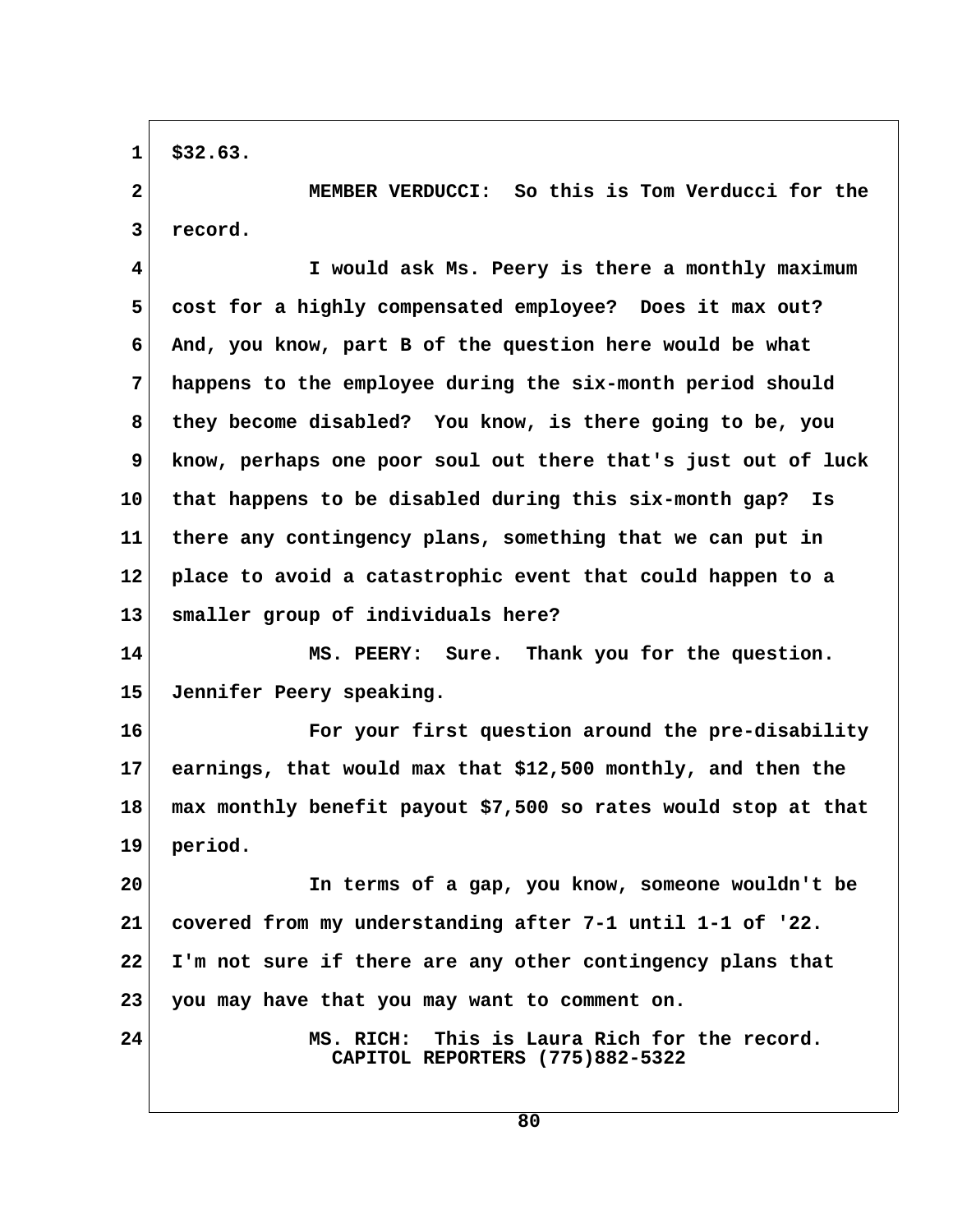$32.63.

MEMBER VERDUCCI: So this is Tom Verducci for the record.

I would ask Ms. Peery is there a monthly maximum cost for a highly compensated employee? Does it max out? And, you know, part B of the question here would be what happens to the employee during the six-month period should they become disabled? You know, is there going to be, you know, perhaps one poor soul out there that's just out of luck that happens to be disabled during this six-month gap? Is there any contingency plans, something that we can put in place to avoid a catastrophic event that could happen to a smaller group of individuals here?

MS. PEERY: Sure. Thank you for the question. Jennifer Peery speaking.

For your first question around the pre-disability earnings, that would max that $12,500 monthly, and then the max monthly benefit payout $7,500 so rates would stop at that period.

In terms of a gap, you know, someone wouldn't be covered from my understanding after 7-1 until 1-1 of '22. I'm not sure if there are any other contingency plans that you may have that you may want to comment on.

MS. RICH: This is Laura Rich for the record.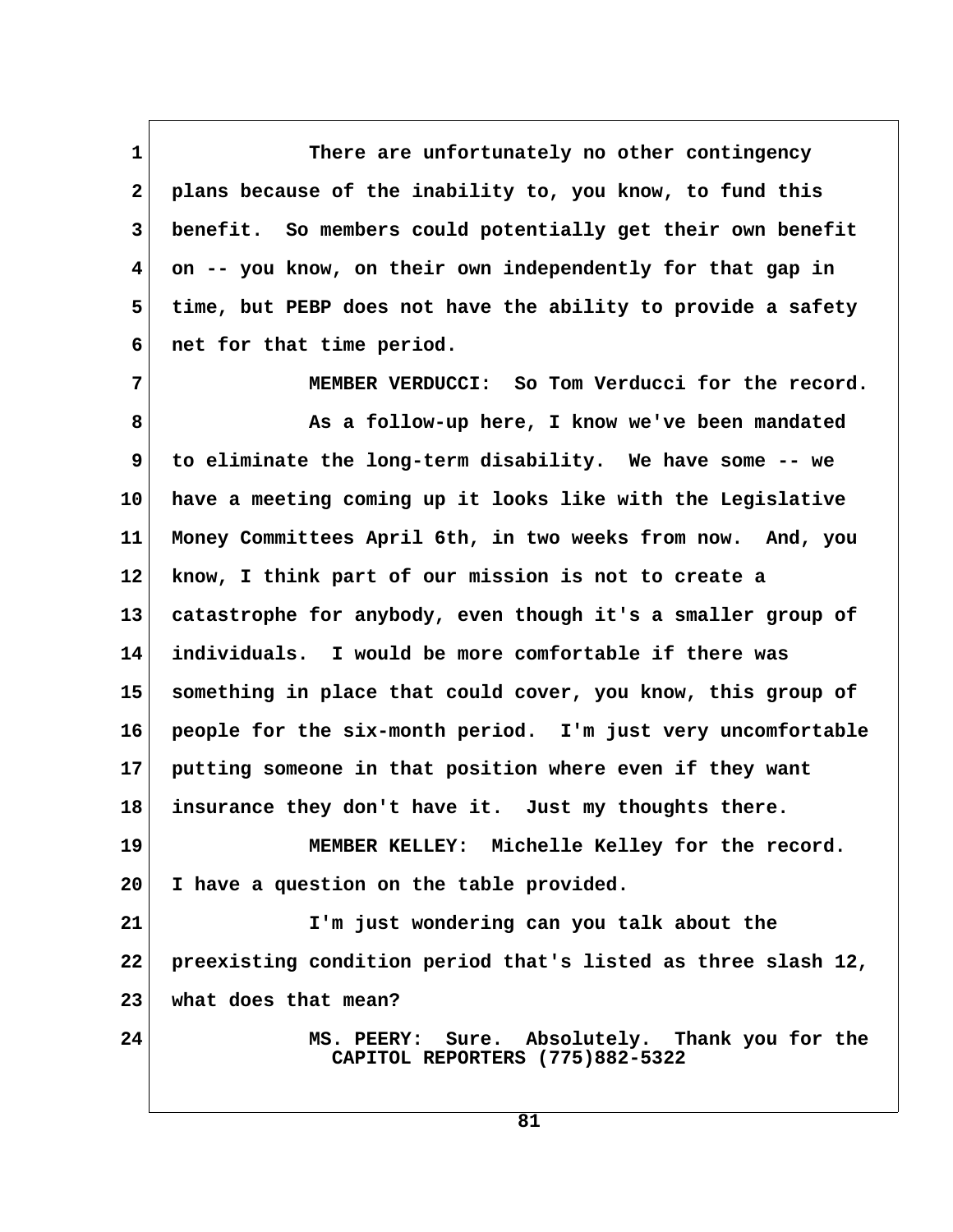There are unfortunately no other contingency plans because of the inability to, you know, to fund this benefit. So members could potentially get their own benefit on -- you know, on their own independently for that gap in time, but PEBP does not have the ability to provide a safety net for that time period.

MEMBER VERDUCCI: So Tom Verducci for the record.

As a follow-up here, I know we've been mandated to eliminate the long-term disability. We have some -- we have a meeting coming up it looks like with the Legislative Money Committees April 6th, in two weeks from now. And, you know, I think part of our mission is not to create a catastrophe for anybody, even though it's a smaller group of individuals. I would be more comfortable if there was something in place that could cover, you know, this group of people for the six-month period. I'm just very uncomfortable putting someone in that position where even if they want insurance they don't have it. Just my thoughts there.

MEMBER KELLEY: Michelle Kelley for the record. I have a question on the table provided.

I'm just wondering can you talk about the preexisting condition period that's listed as three slash 12, what does that mean?

MS. PEERY: Sure. Absolutely. Thank you for the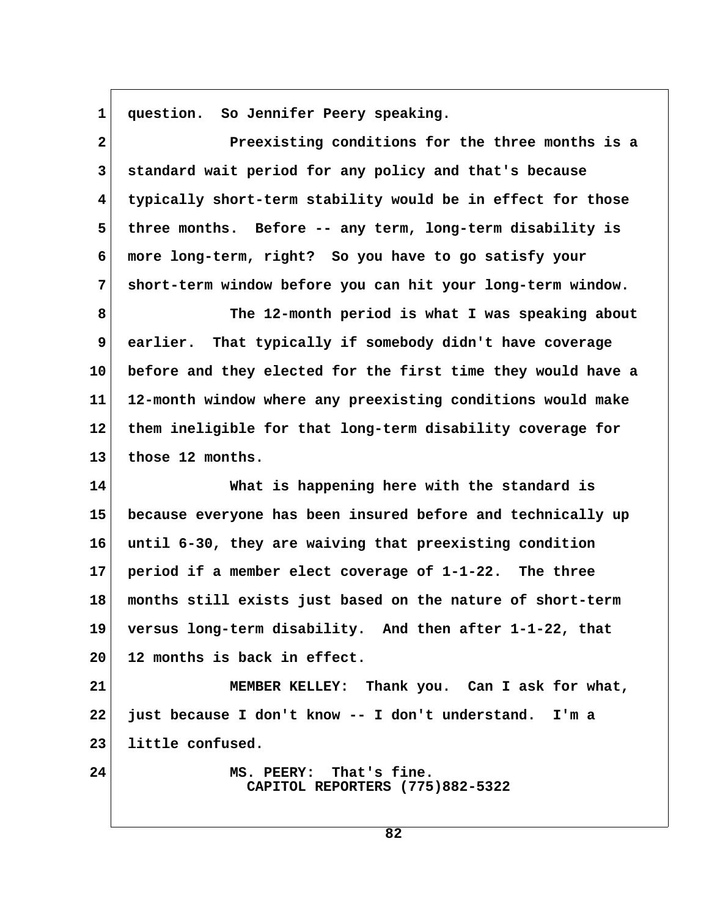question. So Jennifer Peery speaking.

Preexisting conditions for the three months is a standard wait period for any policy and that's because typically short-term stability would be in effect for those three months. Before -- any term, long-term disability is more long-term, right? So you have to go satisfy your short-term window before you can hit your long-term window.

The 12-month period is what I was speaking about earlier. That typically if somebody didn't have coverage before and they elected for the first time they would have a 12-month window where any preexisting conditions would make them ineligible for that long-term disability coverage for those 12 months.

What is happening here with the standard is because everyone has been insured before and technically up until 6-30, they are waiving that preexisting condition period if a member elect coverage of 1-1-22. The three months still exists just based on the nature of short-term versus long-term disability. And then after 1-1-22, that 12 months is back in effect.

MEMBER KELLEY: Thank you. Can I ask for what, just because I don't know -- I don't understand. I'm a little confused.

MS. PEERY: That's fine.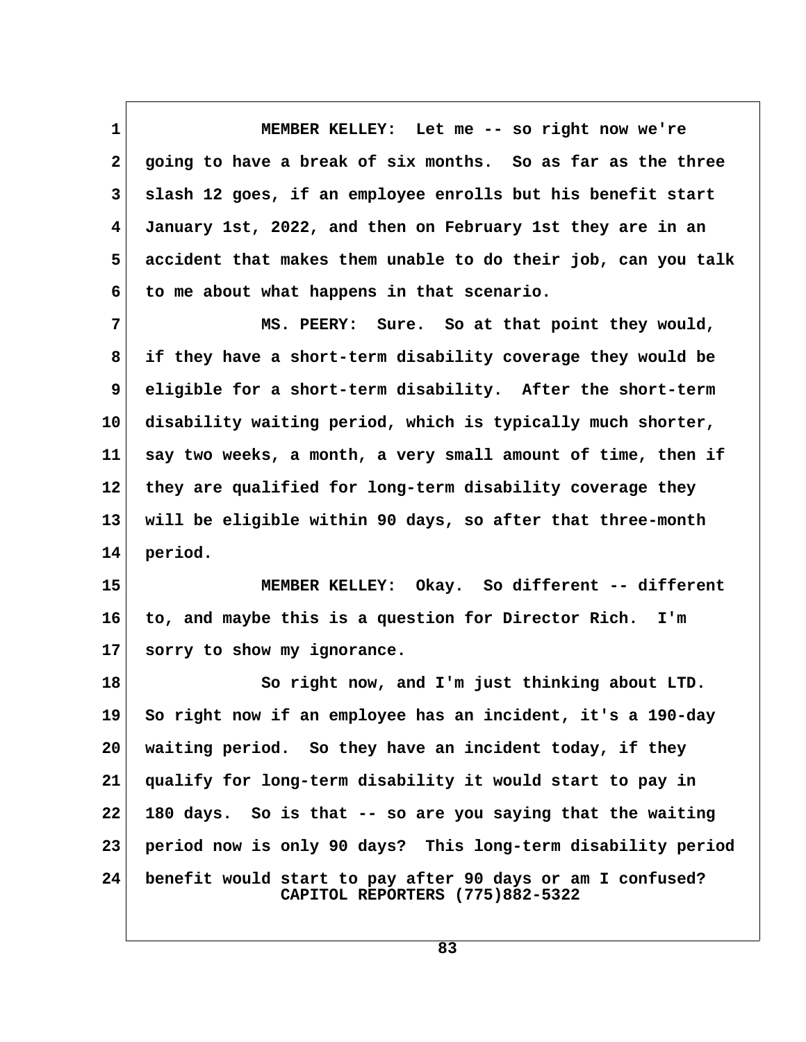MEMBER KELLEY: Let me -- so right now we're going to have a break of six months. So as far as the three slash 12 goes, if an employee enrolls but his benefit start January 1st, 2022, and then on February 1st they are in an accident that makes them unable to do their job, can you talk to me about what happens in that scenario.

MS. PEERY: Sure. So at that point they would, if they have a short-term disability coverage they would be eligible for a short-term disability. After the short-term disability waiting period, which is typically much shorter, say two weeks, a month, a very small amount of time, then if they are qualified for long-term disability coverage they will be eligible within 90 days, so after that three-month period.

MEMBER KELLEY: Okay. So different -- different to, and maybe this is a question for Director Rich. I'm sorry to show my ignorance.

So right now, and I'm just thinking about LTD. So right now if an employee has an incident, it's a 190-day waiting period. So they have an incident today, if they qualify for long-term disability it would start to pay in 180 days. So is that -- so are you saying that the waiting period now is only 90 days? This long-term disability period benefit would start to pay after 90 days or am I confused?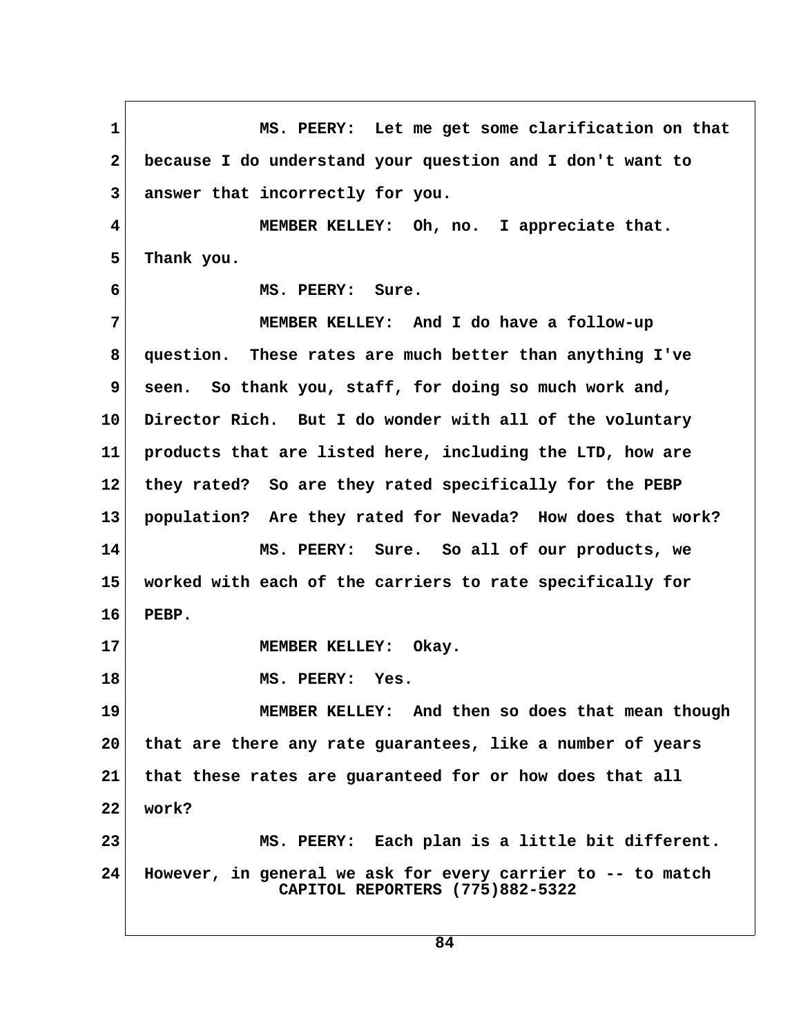MS. PEERY: Let me get some clarification on that because I do understand your question and I don't want to answer that incorrectly for you.

MEMBER KELLEY: Oh, no. I appreciate that. Thank you.

MS. PEERY: Sure.

MEMBER KELLEY: And I do have a follow-up question. These rates are much better than anything I've seen. So thank you, staff, for doing so much work and, Director Rich. But I do wonder with all of the voluntary products that are listed here, including the LTD, how are they rated? So are they rated specifically for the PEBP population? Are they rated for Nevada? How does that work?

MS. PEERY: Sure. So all of our products, we worked with each of the carriers to rate specifically for PEBP.

MEMBER KELLEY: Okay.

MS. PEERY: Yes.

MEMBER KELLEY: And then so does that mean though that are there any rate guarantees, like a number of years that these rates are guaranteed for or how does that all work?

MS. PEERY: Each plan is a little bit different. However, in general we ask for every carrier to -- to match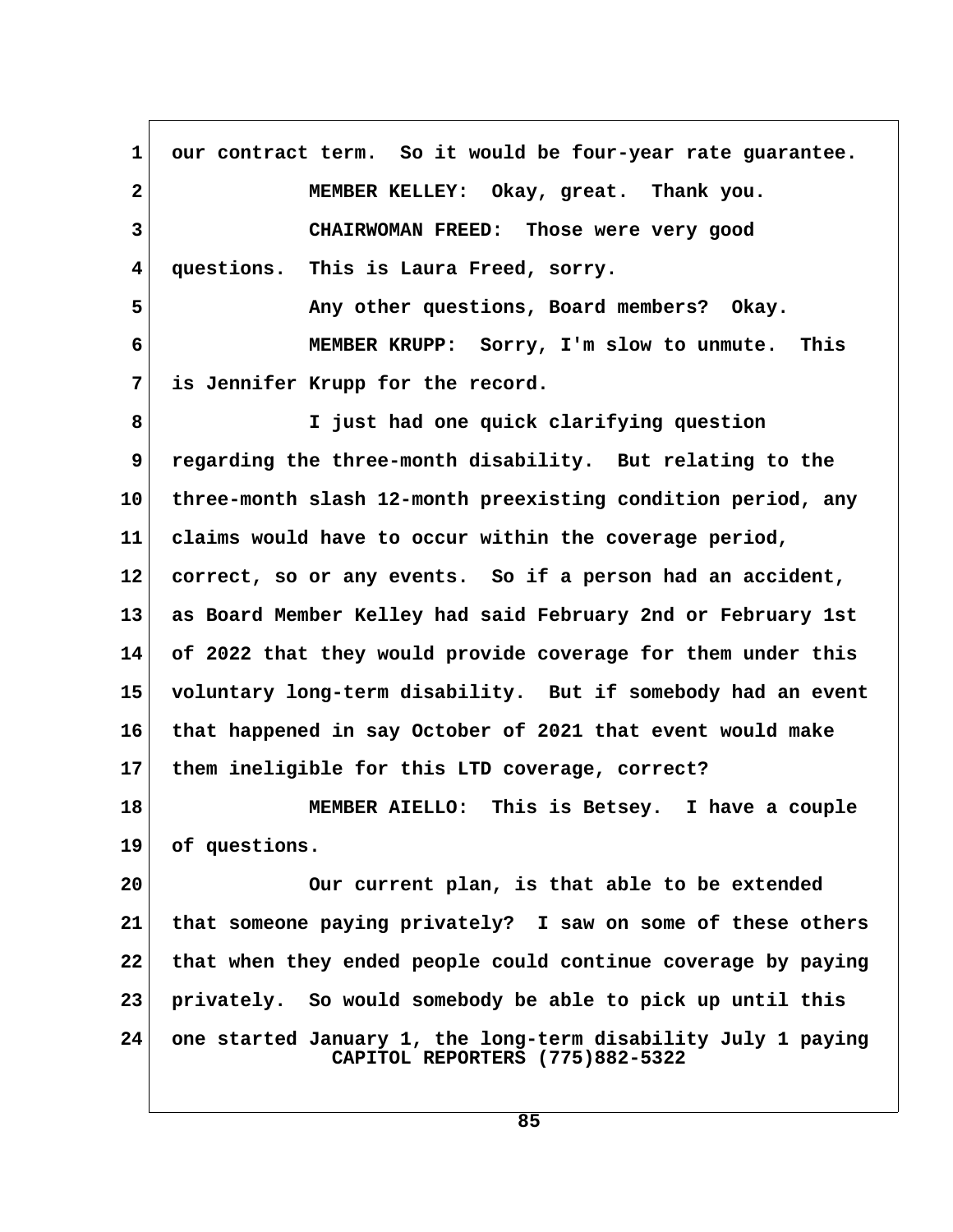our contract term. So it would be four-year rate guarantee.

MEMBER KELLEY: Okay, great. Thank you.

CHAIRWOMAN FREED: Those were very good questions. This is Laura Freed, sorry.

Any other questions, Board members? Okay.

MEMBER KRUPP: Sorry, I'm slow to unmute. This is Jennifer Krupp for the record.

I just had one quick clarifying question regarding the three-month disability. But relating to the three-month slash 12-month preexisting condition period, any claims would have to occur within the coverage period, correct, so or any events. So if a person had an accident, as Board Member Kelley had said February 2nd or February 1st of 2022 that they would provide coverage for them under this voluntary long-term disability. But if somebody had an event that happened in say October of 2021 that event would make them ineligible for this LTD coverage, correct?

MEMBER AIELLO: This is Betsey. I have a couple of questions.

Our current plan, is that able to be extended that someone paying privately? I saw on some of these others that when they ended people could continue coverage by paying privately. So would somebody be able to pick up until this one started January 1, the long-term disability July 1 paying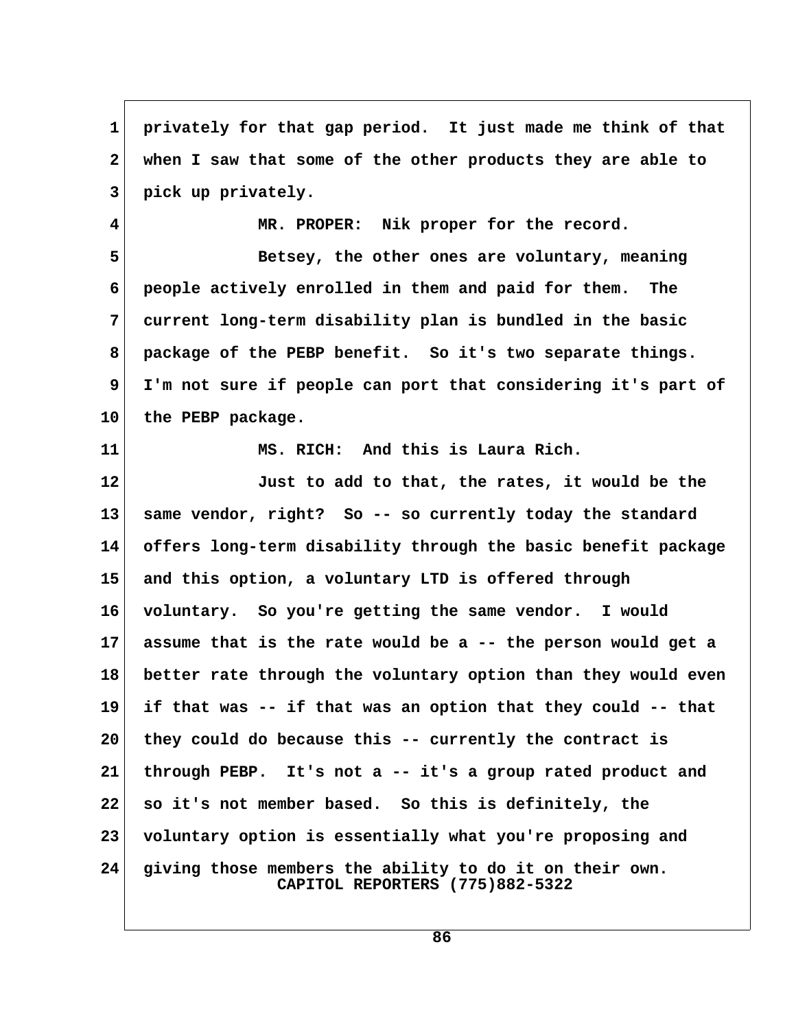privately for that gap period. It just made me think of that when I saw that some of the other products they are able to pick up privately.

MR. PROPER: Nik proper for the record.

Betsey, the other ones are voluntary, meaning people actively enrolled in them and paid for them. The current long-term disability plan is bundled in the basic package of the PEBP benefit. So it's two separate things. I'm not sure if people can port that considering it's part of the PEBP package.

MS. RICH: And this is Laura Rich.

Just to add to that, the rates, it would be the same vendor, right? So -- so currently today the standard offers long-term disability through the basic benefit package and this option, a voluntary LTD is offered through voluntary. So you're getting the same vendor. I would assume that is the rate would be a -- the person would get a better rate through the voluntary option than they would even if that was -- if that was an option that they could -- that they could do because this -- currently the contract is through PEBP. It's not a -- it's a group rated product and so it's not member based. So this is definitely, the voluntary option is essentially what you're proposing and giving those members the ability to do it on their own.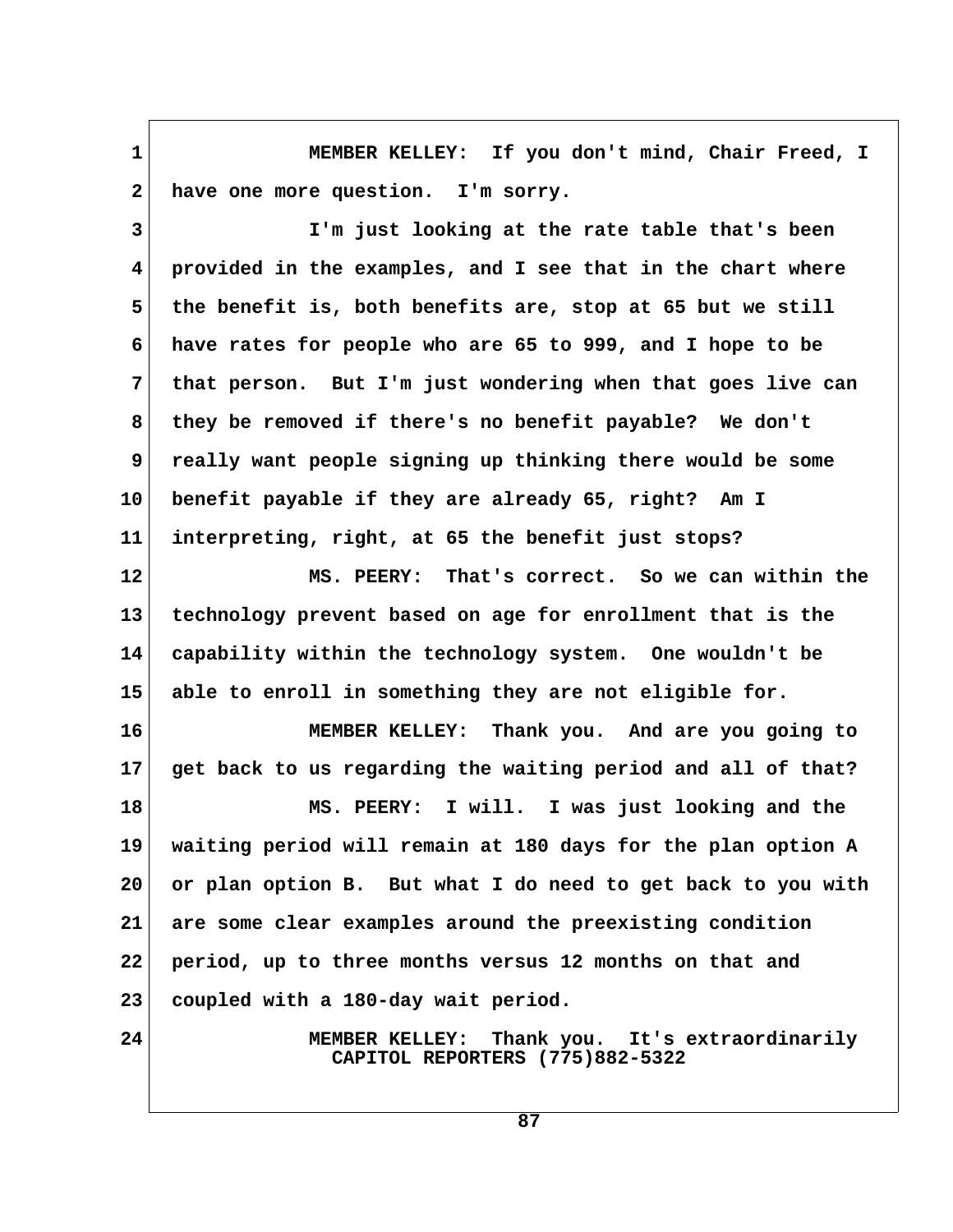MEMBER KELLEY: If you don't mind, Chair Freed, I have one more question. I'm sorry.

I'm just looking at the rate table that's been provided in the examples, and I see that in the chart where the benefit is, both benefits are, stop at 65 but we still have rates for people who are 65 to 999, and I hope to be that person. But I'm just wondering when that goes live can they be removed if there's no benefit payable? We don't really want people signing up thinking there would be some benefit payable if they are already 65, right? Am I interpreting, right, at 65 the benefit just stops?

MS. PEERY: That's correct. So we can within the technology prevent based on age for enrollment that is the capability within the technology system. One wouldn't be able to enroll in something they are not eligible for.

MEMBER KELLEY: Thank you. And are you going to get back to us regarding the waiting period and all of that?

MS. PEERY: I will. I was just looking and the waiting period will remain at 180 days for the plan option A or plan option B. But what I do need to get back to you with are some clear examples around the preexisting condition period, up to three months versus 12 months on that and coupled with a 180-day wait period.

MEMBER KELLEY: Thank you. It's extraordinarily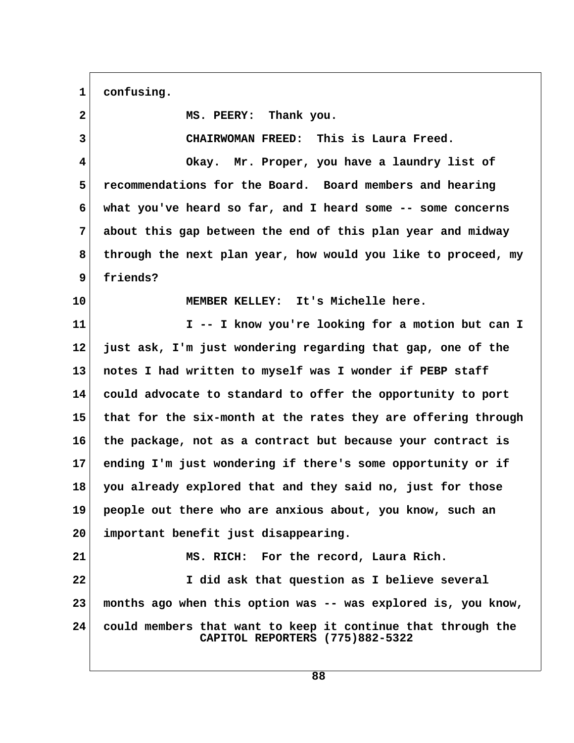confusing.

MS. PEERY: Thank you.

CHAIRWOMAN FREED: This is Laura Freed.

Okay. Mr. Proper, you have a laundry list of recommendations for the Board. Board members and hearing what you've heard so far, and I heard some -- some concerns about this gap between the end of this plan year and midway through the next plan year, how would you like to proceed, my friends?

MEMBER KELLEY: It's Michelle here.

I -- I know you're looking for a motion but can I just ask, I'm just wondering regarding that gap, one of the notes I had written to myself was I wonder if PEBP staff could advocate to standard to offer the opportunity to port that for the six-month at the rates they are offering through the package, not as a contract but because your contract is ending I'm just wondering if there's some opportunity or if you already explored that and they said no, just for those people out there who are anxious about, you know, such an important benefit just disappearing.

MS. RICH: For the record, Laura Rich.

I did ask that question as I believe several months ago when this option was -- was explored is, you know, could members that want to keep it continue that through the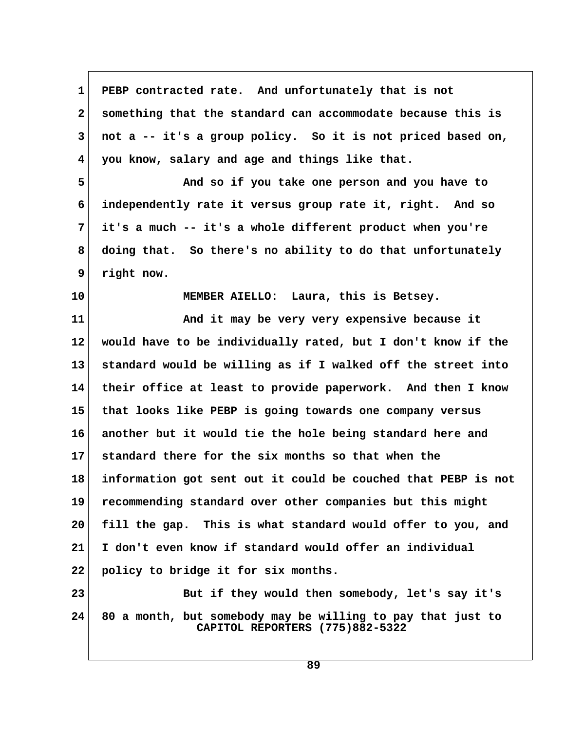PEBP contracted rate. And unfortunately that is not something that the standard can accommodate because this is not a -- it's a group policy. So it is not priced based on, you know, salary and age and things like that.

And so if you take one person and you have to independently rate it versus group rate it, right. And so it's a much -- it's a whole different product when you're doing that. So there's no ability to do that unfortunately right now.

MEMBER AIELLO: Laura, this is Betsey.

And it may be very very expensive because it would have to be individually rated, but I don't know if the standard would be willing as if I walked off the street into their office at least to provide paperwork. And then I know that looks like PEBP is going towards one company versus another but it would tie the hole being standard here and standard there for the six months so that when the information got sent out it could be couched that PEBP is not recommending standard over other companies but this might fill the gap. This is what standard would offer to you, and I don't even know if standard would offer an individual policy to bridge it for six months.

But if they would then somebody, let's say it's 80 a month, but somebody may be willing to pay that just to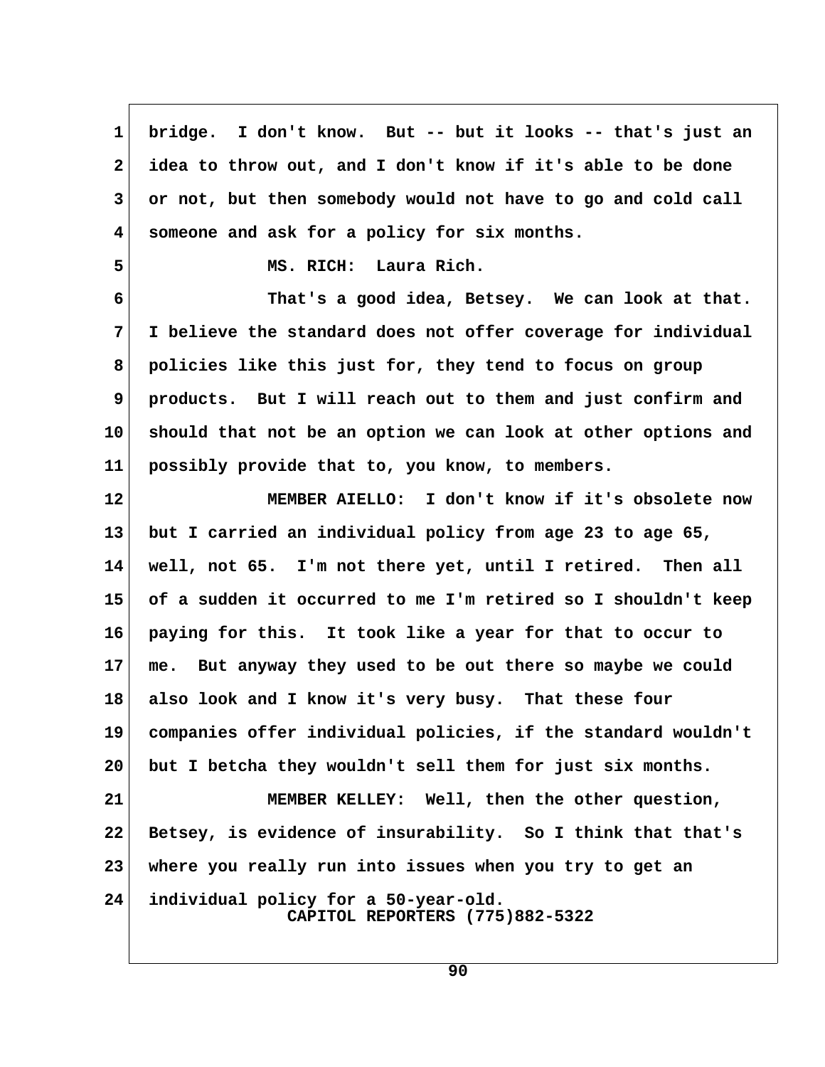bridge. I don't know. But -- but it looks -- that's just an idea to throw out, and I don't know if it's able to be done or not, but then somebody would not have to go and cold call someone and ask for a policy for six months.

MS. RICH: Laura Rich.

That's a good idea, Betsey. We can look at that. I believe the standard does not offer coverage for individual policies like this just for, they tend to focus on group products. But I will reach out to them and just confirm and should that not be an option we can look at other options and possibly provide that to, you know, to members.

MEMBER AIELLO: I don't know if it's obsolete now but I carried an individual policy from age 23 to age 65, well, not 65. I'm not there yet, until I retired. Then all of a sudden it occurred to me I'm retired so I shouldn't keep paying for this. It took like a year for that to occur to me. But anyway they used to be out there so maybe we could also look and I know it's very busy. That these four companies offer individual policies, if the standard wouldn't but I betcha they wouldn't sell them for just six months.

MEMBER KELLEY: Well, then the other question, Betsey, is evidence of insurability. So I think that that's where you really run into issues when you try to get an individual policy for a 50-year-old.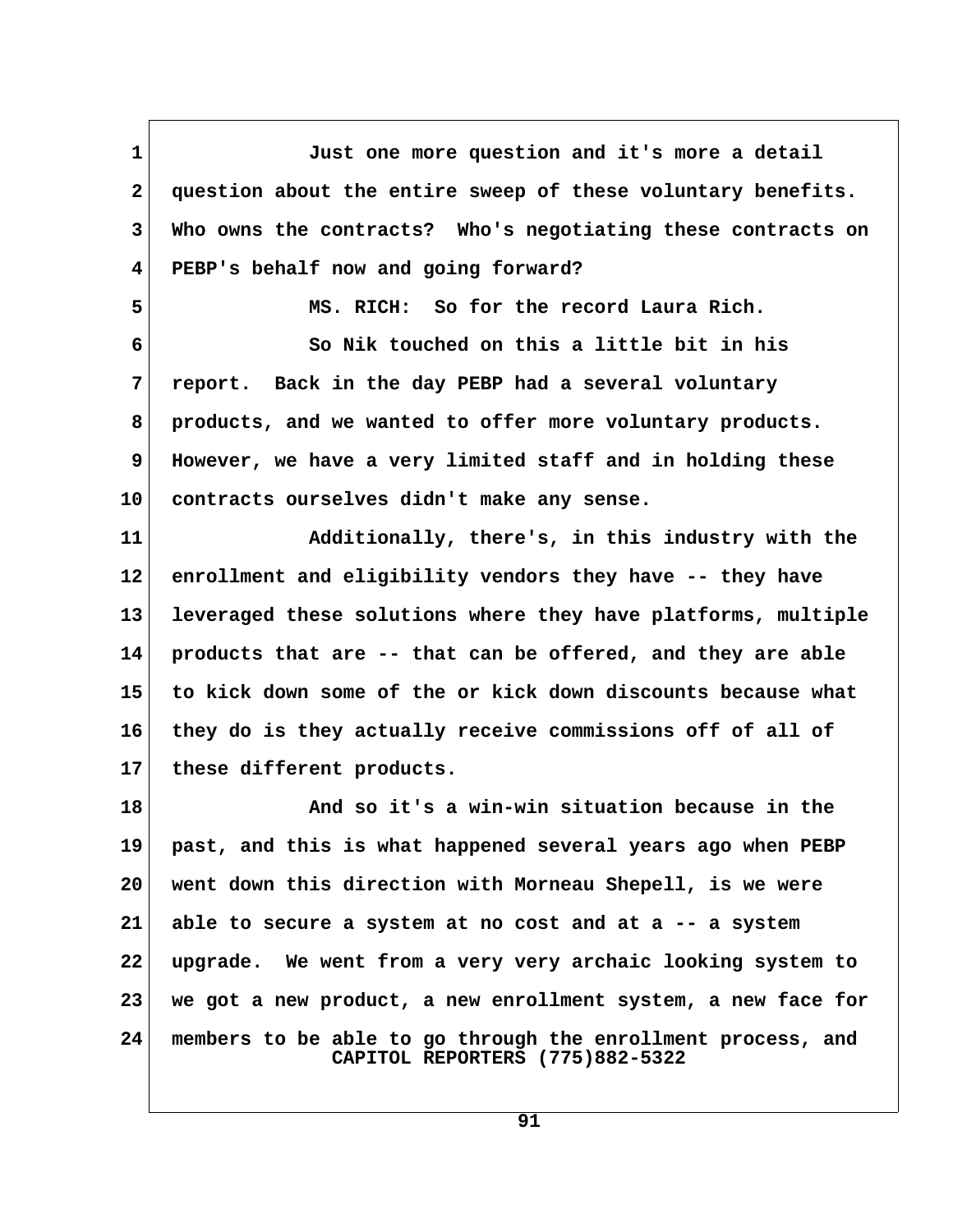Just one more question and it's more a detail question about the entire sweep of these voluntary benefits. Who owns the contracts? Who's negotiating these contracts on PEBP's behalf now and going forward?

MS. RICH: So for the record Laura Rich.

So Nik touched on this a little bit in his report. Back in the day PEBP had a several voluntary products, and we wanted to offer more voluntary products. However, we have a very limited staff and in holding these contracts ourselves didn't make any sense.

Additionally, there's, in this industry with the enrollment and eligibility vendors they have -- they have leveraged these solutions where they have platforms, multiple products that are -- that can be offered, and they are able to kick down some of the or kick down discounts because what they do is they actually receive commissions off of all of these different products.

And so it's a win-win situation because in the past, and this is what happened several years ago when PEBP went down this direction with Morneau Shepell, is we were able to secure a system at no cost and at a -- a system upgrade. We went from a very very archaic looking system to we got a new product, a new enrollment system, a new face for members to be able to go through the enrollment process, and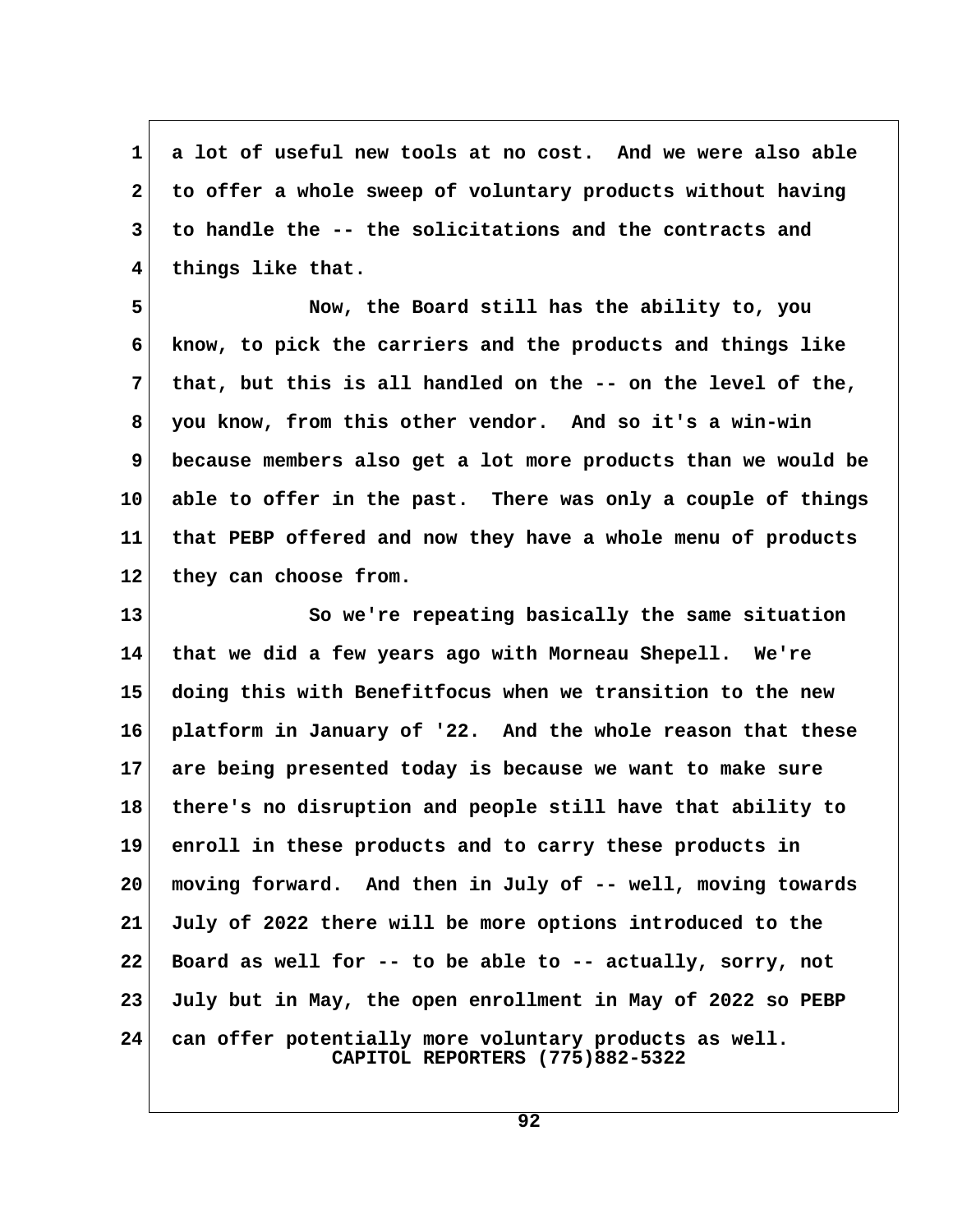a lot of useful new tools at no cost. And we were also able to offer a whole sweep of voluntary products without having to handle the -- the solicitations and the contracts and things like that.

Now, the Board still has the ability to, you know, to pick the carriers and the products and things like that, but this is all handled on the -- on the level of the, you know, from this other vendor. And so it's a win-win because members also get a lot more products than we would be able to offer in the past. There was only a couple of things that PEBP offered and now they have a whole menu of products they can choose from.

So we're repeating basically the same situation that we did a few years ago with Morneau Shepell. We're doing this with Benefitfocus when we transition to the new platform in January of '22. And the whole reason that these are being presented today is because we want to make sure there's no disruption and people still have that ability to enroll in these products and to carry these products in moving forward. And then in July of -- well, moving towards July of 2022 there will be more options introduced to the Board as well for -- to be able to -- actually, sorry, not July but in May, the open enrollment in May of 2022 so PEBP can offer potentially more voluntary products as well.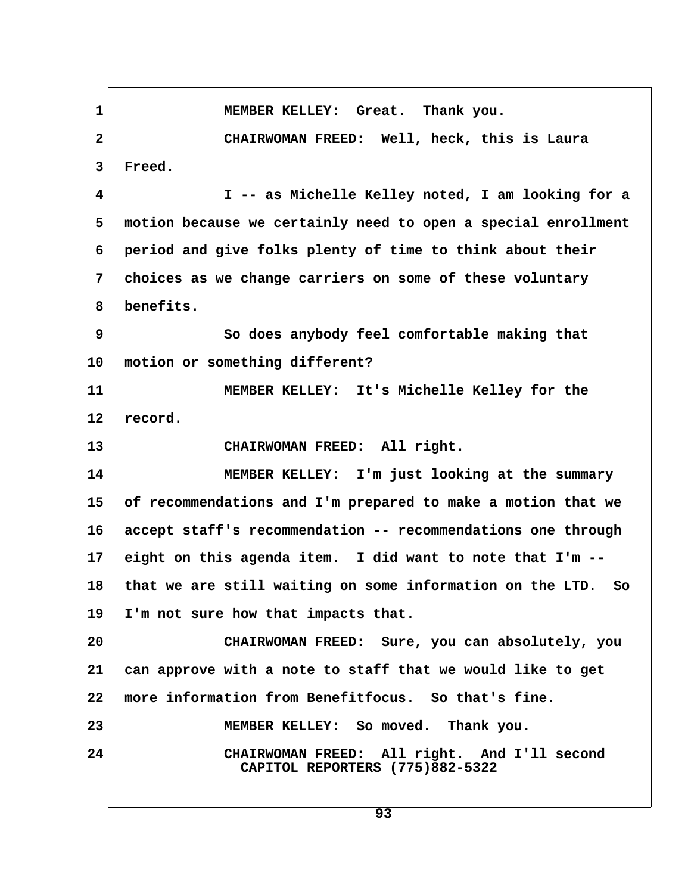MEMBER KELLEY: Great. Thank you.

CHAIRWOMAN FREED: Well, heck, this is Laura Freed.

I -- as Michelle Kelley noted, I am looking for a motion because we certainly need to open a special enrollment period and give folks plenty of time to think about their choices as we change carriers on some of these voluntary benefits.

So does anybody feel comfortable making that motion or something different?

MEMBER KELLEY: It's Michelle Kelley for the record.

CHAIRWOMAN FREED: All right.

MEMBER KELLEY: I'm just looking at the summary of recommendations and I'm prepared to make a motion that we accept staff's recommendation -- recommendations one through eight on this agenda item. I did want to note that I'm -- that we are still waiting on some information on the LTD. So I'm not sure how that impacts that.

CHAIRWOMAN FREED: Sure, you can absolutely, you can approve with a note to staff that we would like to get more information from Benefitfocus. So that's fine.

MEMBER KELLEY: So moved. Thank you.

CHAIRWOMAN FREED: All right. And I'll second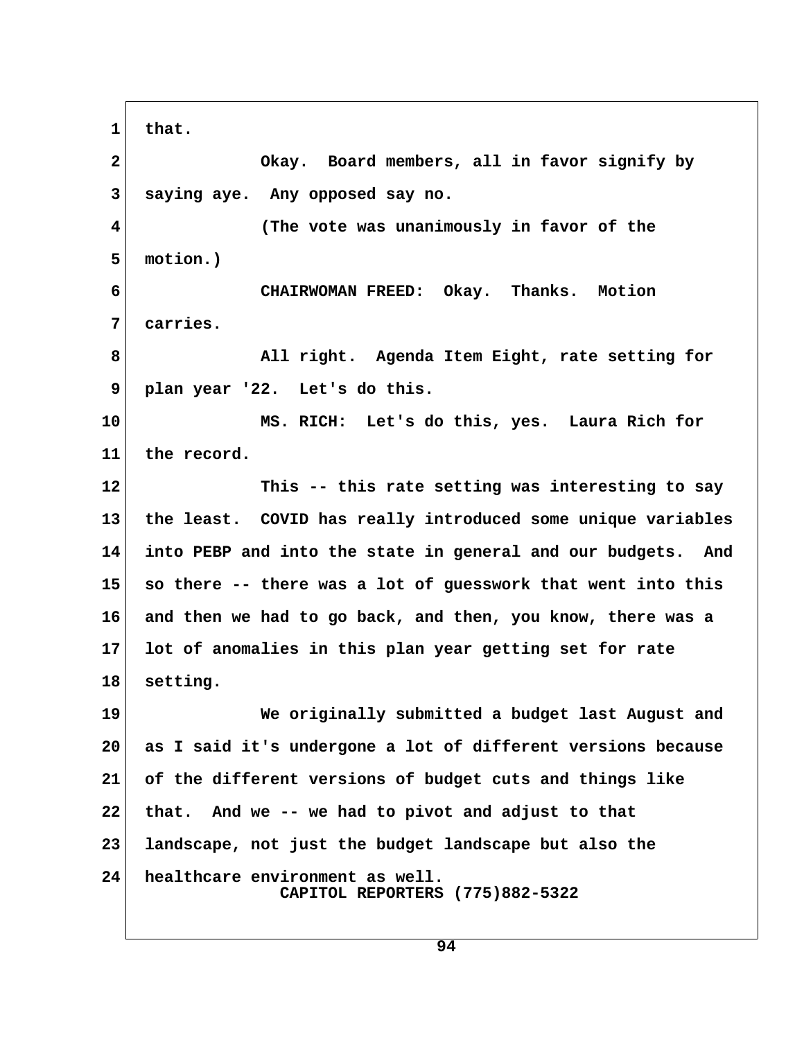that.

Okay. Board members, all in favor signify by saying aye. Any opposed say no.

(The vote was unanimously in favor of the motion.)

CHAIRWOMAN FREED: Okay. Thanks. Motion carries.

All right. Agenda Item Eight, rate setting for plan year '22. Let's do this.

MS. RICH: Let's do this, yes. Laura Rich for the record.

This -- this rate setting was interesting to say the least. COVID has really introduced some unique variables into PEBP and into the state in general and our budgets. And so there -- there was a lot of guesswork that went into this and then we had to go back, and then, you know, there was a lot of anomalies in this plan year getting set for rate setting.

We originally submitted a budget last August and as I said it's undergone a lot of different versions because of the different versions of budget cuts and things like that. And we -- we had to pivot and adjust to that landscape, not just the budget landscape but also the healthcare environment as well.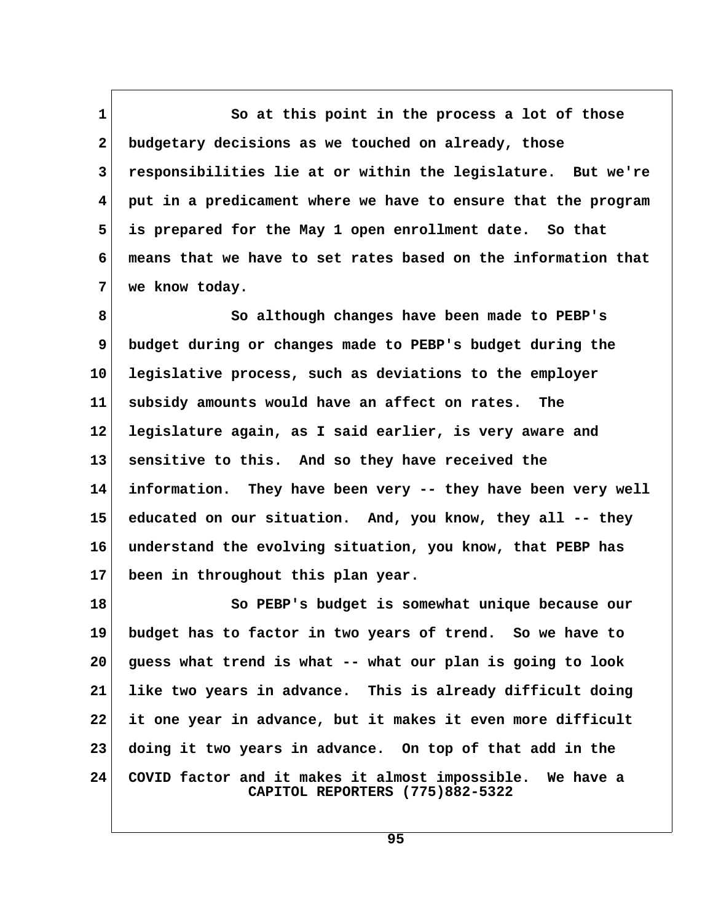So at this point in the process a lot of those budgetary decisions as we touched on already, those responsibilities lie at or within the legislature. But we're put in a predicament where we have to ensure that the program is prepared for the May 1 open enrollment date. So that means that we have to set rates based on the information that we know today.

So although changes have been made to PEBP's budget during or changes made to PEBP's budget during the legislative process, such as deviations to the employer subsidy amounts would have an affect on rates. The legislature again, as I said earlier, is very aware and sensitive to this. And so they have received the information. They have been very -- they have been very well educated on our situation. And, you know, they all -- they understand the evolving situation, you know, that PEBP has been in throughout this plan year.

So PEBP's budget is somewhat unique because our budget has to factor in two years of trend. So we have to guess what trend is what -- what our plan is going to look like two years in advance. This is already difficult doing it one year in advance, but it makes it even more difficult doing it two years in advance. On top of that add in the COVID factor and it makes it almost impossible. We have a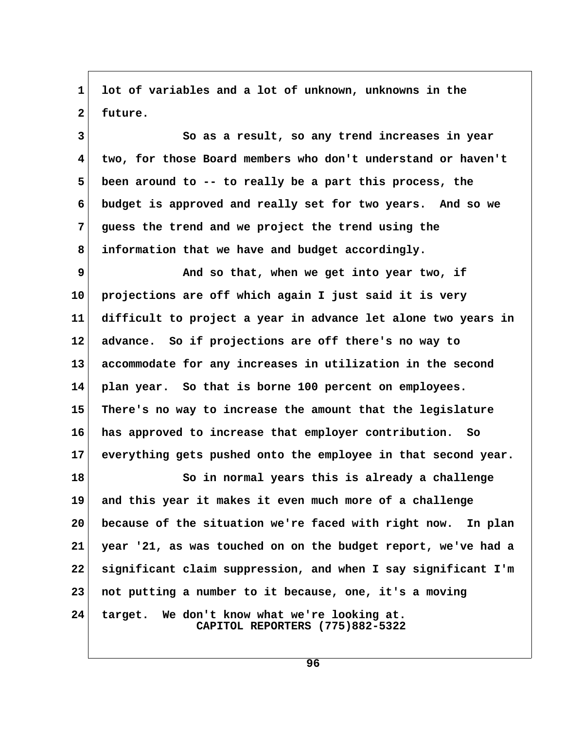lot of variables and a lot of unknown, unknowns in the future.

So as a result, so any trend increases in year two, for those Board members who don't understand or haven't been around to -- to really be a part this process, the budget is approved and really set for two years. And so we guess the trend and we project the trend using the information that we have and budget accordingly.

And so that, when we get into year two, if projections are off which again I just said it is very difficult to project a year in advance let alone two years in advance. So if projections are off there's no way to accommodate for any increases in utilization in the second plan year. So that is borne 100 percent on employees. There's no way to increase the amount that the legislature has approved to increase that employer contribution. So everything gets pushed onto the employee in that second year.

So in normal years this is already a challenge and this year it makes it even much more of a challenge because of the situation we're faced with right now. In plan year '21, as was touched on on the budget report, we've had a significant claim suppression, and when I say significant I'm not putting a number to it because, one, it's a moving target. We don't know what we're looking at.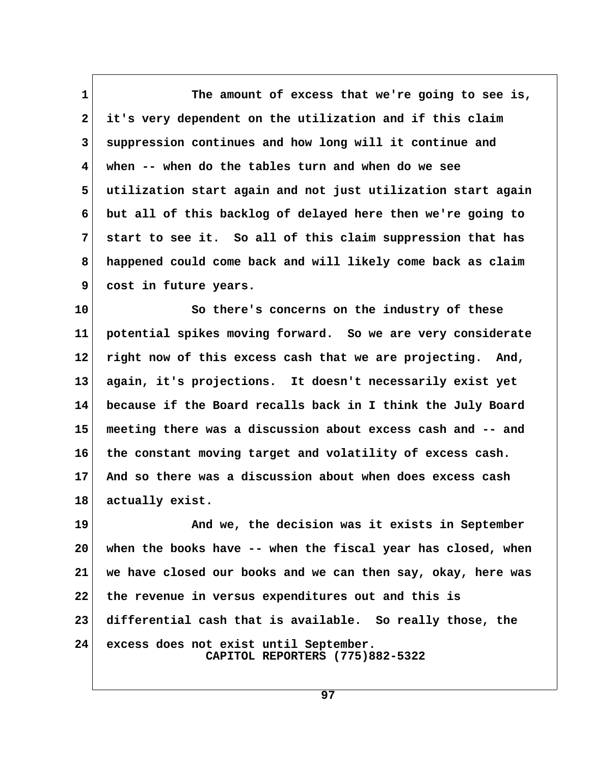The amount of excess that we're going to see is, it's very dependent on the utilization and if this claim suppression continues and how long will it continue and when -- when do the tables turn and when do we see utilization start again and not just utilization start again but all of this backlog of delayed here then we're going to start to see it. So all of this claim suppression that has happened could come back and will likely come back as claim cost in future years.

So there's concerns on the industry of these potential spikes moving forward. So we are very considerate right now of this excess cash that we are projecting. And, again, it's projections. It doesn't necessarily exist yet because if the Board recalls back in I think the July Board meeting there was a discussion about excess cash and -- and the constant moving target and volatility of excess cash. And so there was a discussion about when does excess cash actually exist.

And we, the decision was it exists in September when the books have -- when the fiscal year has closed, when we have closed our books and we can then say, okay, here was the revenue in versus expenditures out and this is differential cash that is available. So really those, the excess does not exist until September.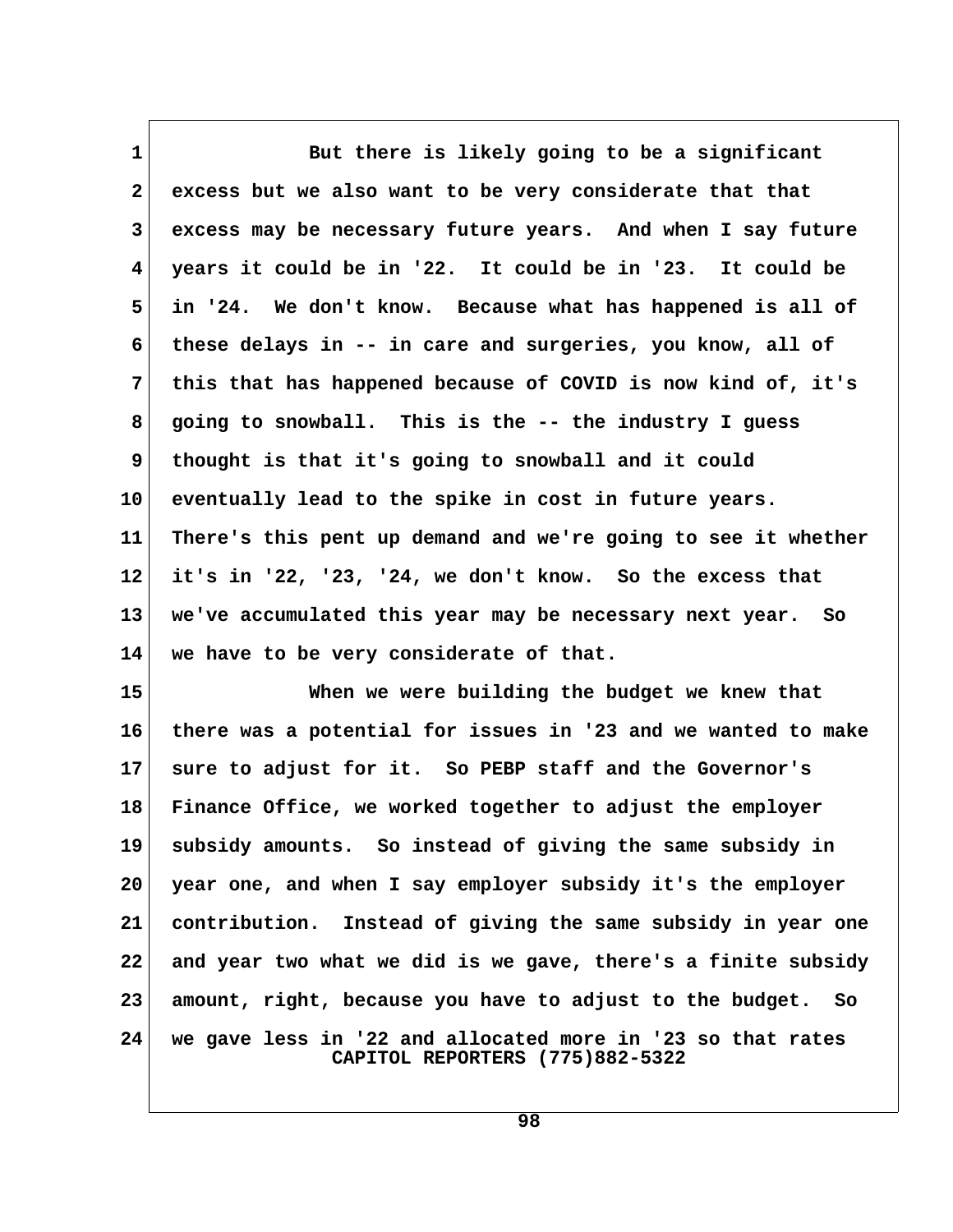But there is likely going to be a significant excess but we also want to be very considerate that that excess may be necessary future years. And when I say future years it could be in '22. It could be in '23. It could be in '24. We don't know. Because what has happened is all of these delays in -- in care and surgeries, you know, all of this that has happened because of COVID is now kind of, it's going to snowball. This is the -- the industry I guess thought is that it's going to snowball and it could eventually lead to the spike in cost in future years. There's this pent up demand and we're going to see it whether it's in '22, '23, '24, we don't know. So the excess that we've accumulated this year may be necessary next year. So we have to be very considerate of that.

When we were building the budget we knew that there was a potential for issues in '23 and we wanted to make sure to adjust for it. So PEBP staff and the Governor's Finance Office, we worked together to adjust the employer subsidy amounts. So instead of giving the same subsidy in year one, and when I say employer subsidy it's the employer contribution. Instead of giving the same subsidy in year one and year two what we did is we gave, there's a finite subsidy amount, right, because you have to adjust to the budget. So we gave less in '22 and allocated more in '23 so that rates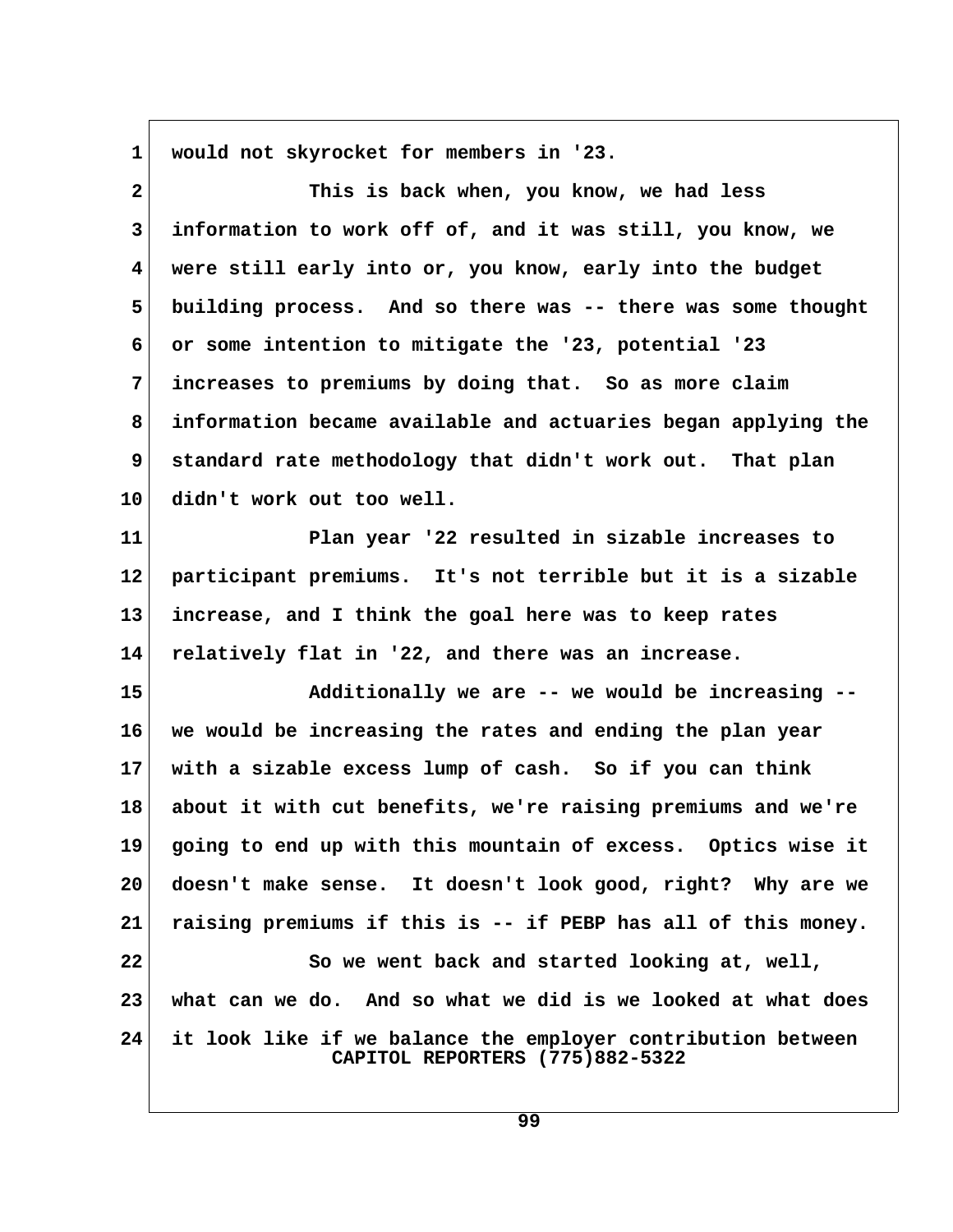would not skyrocket for members in '23.

This is back when, you know, we had less information to work off of, and it was still, you know, we were still early into or, you know, early into the budget building process. And so there was -- there was some thought or some intention to mitigate the '23, potential '23 increases to premiums by doing that. So as more claim information became available and actuaries began applying the standard rate methodology that didn't work out. That plan didn't work out too well.

Plan year '22 resulted in sizable increases to participant premiums. It's not terrible but it is a sizable increase, and I think the goal here was to keep rates relatively flat in '22, and there was an increase.

Additionally we are -- we would be increasing -- we would be increasing the rates and ending the plan year with a sizable excess lump of cash. So if you can think about it with cut benefits, we're raising premiums and we're going to end up with this mountain of excess. Optics wise it doesn't make sense. It doesn't look good, right? Why are we raising premiums if this is -- if PEBP has all of this money.

So we went back and started looking at, well, what can we do. And so what we did is we looked at what does it look like if we balance the employer contribution between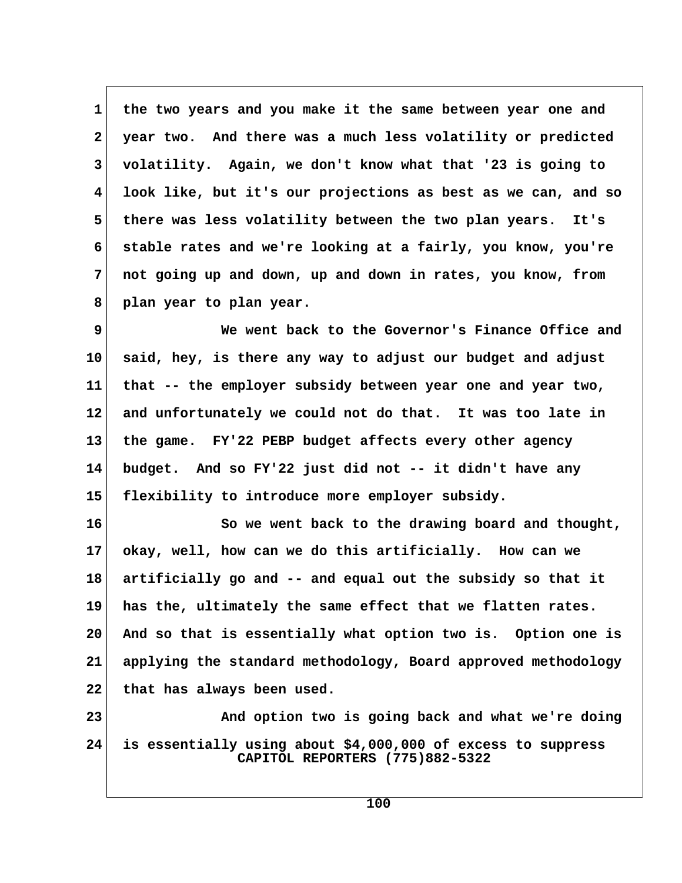the two years and you make it the same between year one and year two. And there was a much less volatility or predicted volatility. Again, we don't know what that '23 is going to look like, but it's our projections as best as we can, and so there was less volatility between the two plan years. It's stable rates and we're looking at a fairly, you know, you're not going up and down, up and down in rates, you know, from plan year to plan year.

We went back to the Governor's Finance Office and said, hey, is there any way to adjust our budget and adjust that -- the employer subsidy between year one and year two, and unfortunately we could not do that. It was too late in the game. FY'22 PEBP budget affects every other agency budget. And so FY'22 just did not -- it didn't have any flexibility to introduce more employer subsidy.

So we went back to the drawing board and thought, okay, well, how can we do this artificially. How can we artificially go and -- and equal out the subsidy so that it has the, ultimately the same effect that we flatten rates. And so that is essentially what option two is. Option one is applying the standard methodology, Board approved methodology that has always been used.

And option two is going back and what we're doing is essentially using about $4,000,000 of excess to suppress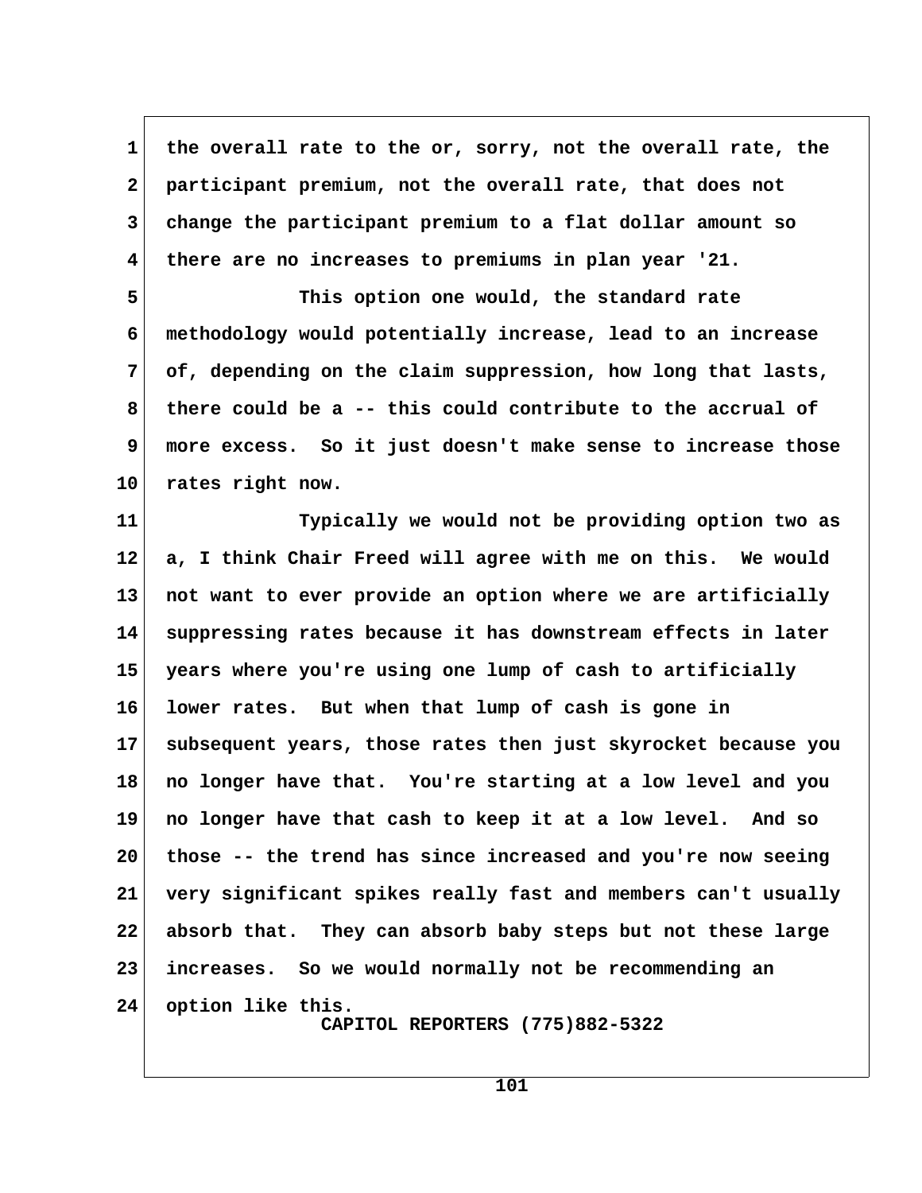the overall rate to the or, sorry, not the overall rate, the participant premium, not the overall rate, that does not change the participant premium to a flat dollar amount so there are no increases to premiums in plan year '21.

This option one would, the standard rate methodology would potentially increase, lead to an increase of, depending on the claim suppression, how long that lasts, there could be a -- this could contribute to the accrual of more excess. So it just doesn't make sense to increase those rates right now.

Typically we would not be providing option two as a, I think Chair Freed will agree with me on this. We would not want to ever provide an option where we are artificially suppressing rates because it has downstream effects in later years where you're using one lump of cash to artificially lower rates. But when that lump of cash is gone in subsequent years, those rates then just skyrocket because you no longer have that. You're starting at a low level and you no longer have that cash to keep it at a low level. And so those -- the trend has since increased and you're now seeing very significant spikes really fast and members can't usually absorb that. They can absorb baby steps but not these large increases. So we would normally not be recommending an option like this.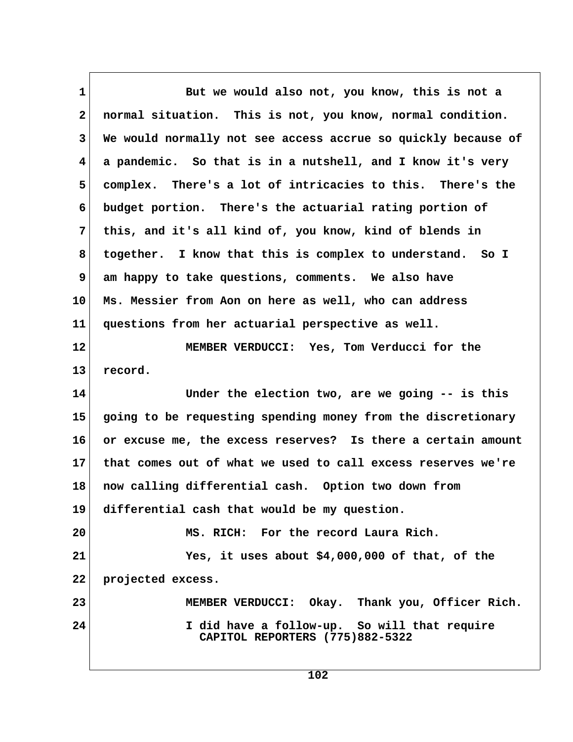But we would also not, you know, this is not a normal situation. This is not, you know, normal condition. We would normally not see access accrue so quickly because of a pandemic. So that is in a nutshell, and I know it's very complex. There's a lot of intricacies to this. There's the budget portion. There's the actuarial rating portion of this, and it's all kind of, you know, kind of blends in together. I know that this is complex to understand. So I am happy to take questions, comments. We also have Ms. Messier from Aon on here as well, who can address questions from her actuarial perspective as well.

MEMBER VERDUCCI: Yes, Tom Verducci for the record.

Under the election two, are we going -- is this going to be requesting spending money from the discretionary or excuse me, the excess reserves? Is there a certain amount that comes out of what we used to call excess reserves we're now calling differential cash. Option two down from differential cash that would be my question.

MS. RICH: For the record Laura Rich.

Yes, it uses about $4,000,000 of that, of the projected excess.

MEMBER VERDUCCI: Okay. Thank you, Officer Rich.

I did have a follow-up. So will that require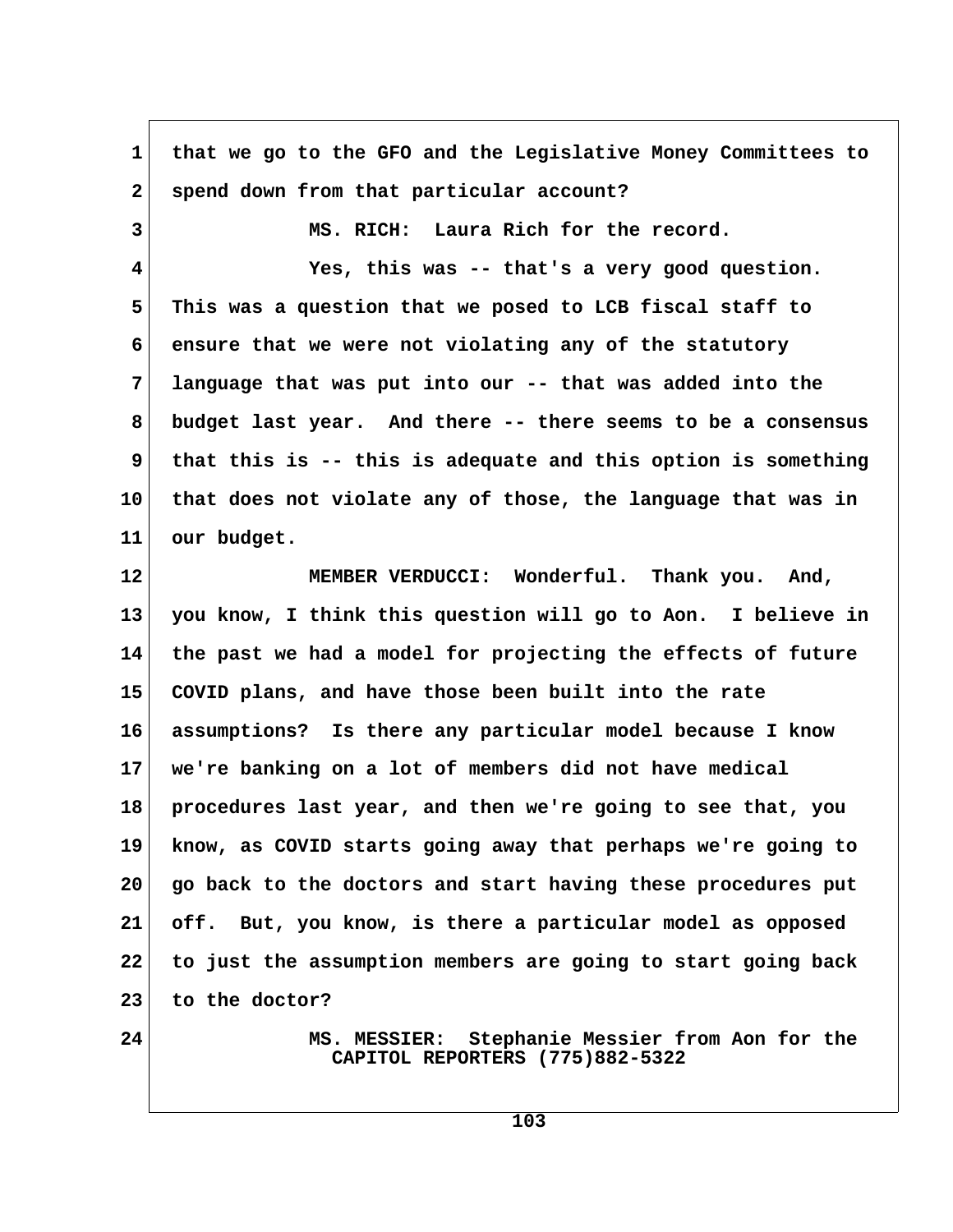that we go to the GFO and the Legislative Money Committees to spend down from that particular account?

MS. RICH: Laura Rich for the record.

Yes, this was -- that's a very good question. This was a question that we posed to LCB fiscal staff to ensure that we were not violating any of the statutory language that was put into our -- that was added into the budget last year. And there -- there seems to be a consensus that this is -- this is adequate and this option is something that does not violate any of those, the language that was in our budget.

MEMBER VERDUCCI: Wonderful. Thank you. And, you know, I think this question will go to Aon. I believe in the past we had a model for projecting the effects of future COVID plans, and have those been built into the rate assumptions? Is there any particular model because I know we're banking on a lot of members did not have medical procedures last year, and then we're going to see that, you know, as COVID starts going away that perhaps we're going to go back to the doctors and start having these procedures put off. But, you know, is there a particular model as opposed to just the assumption members are going to start going back to the doctor?

MS. MESSIER: Stephanie Messier from Aon for the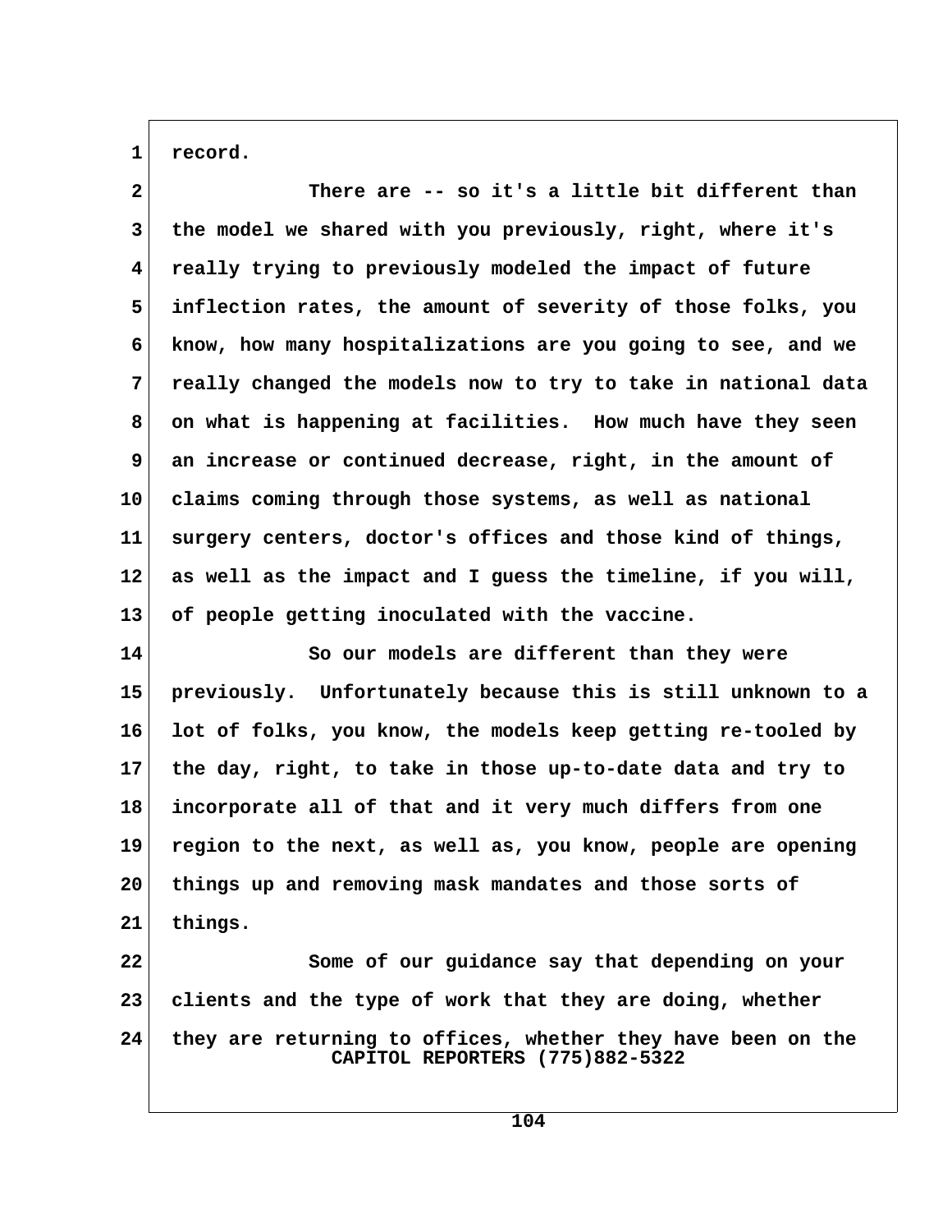record.

There are -- so it's a little bit different than the model we shared with you previously, right, where it's really trying to previously modeled the impact of future inflection rates, the amount of severity of those folks, you know, how many hospitalizations are you going to see, and we really changed the models now to try to take in national data on what is happening at facilities. How much have they seen an increase or continued decrease, right, in the amount of claims coming through those systems, as well as national surgery centers, doctor's offices and those kind of things, as well as the impact and I guess the timeline, if you will, of people getting inoculated with the vaccine.

So our models are different than they were previously. Unfortunately because this is still unknown to a lot of folks, you know, the models keep getting re-tooled by the day, right, to take in those up-to-date data and try to incorporate all of that and it very much differs from one region to the next, as well as, you know, people are opening things up and removing mask mandates and those sorts of things.

Some of our guidance say that depending on your clients and the type of work that they are doing, whether they are returning to offices, whether they have been on the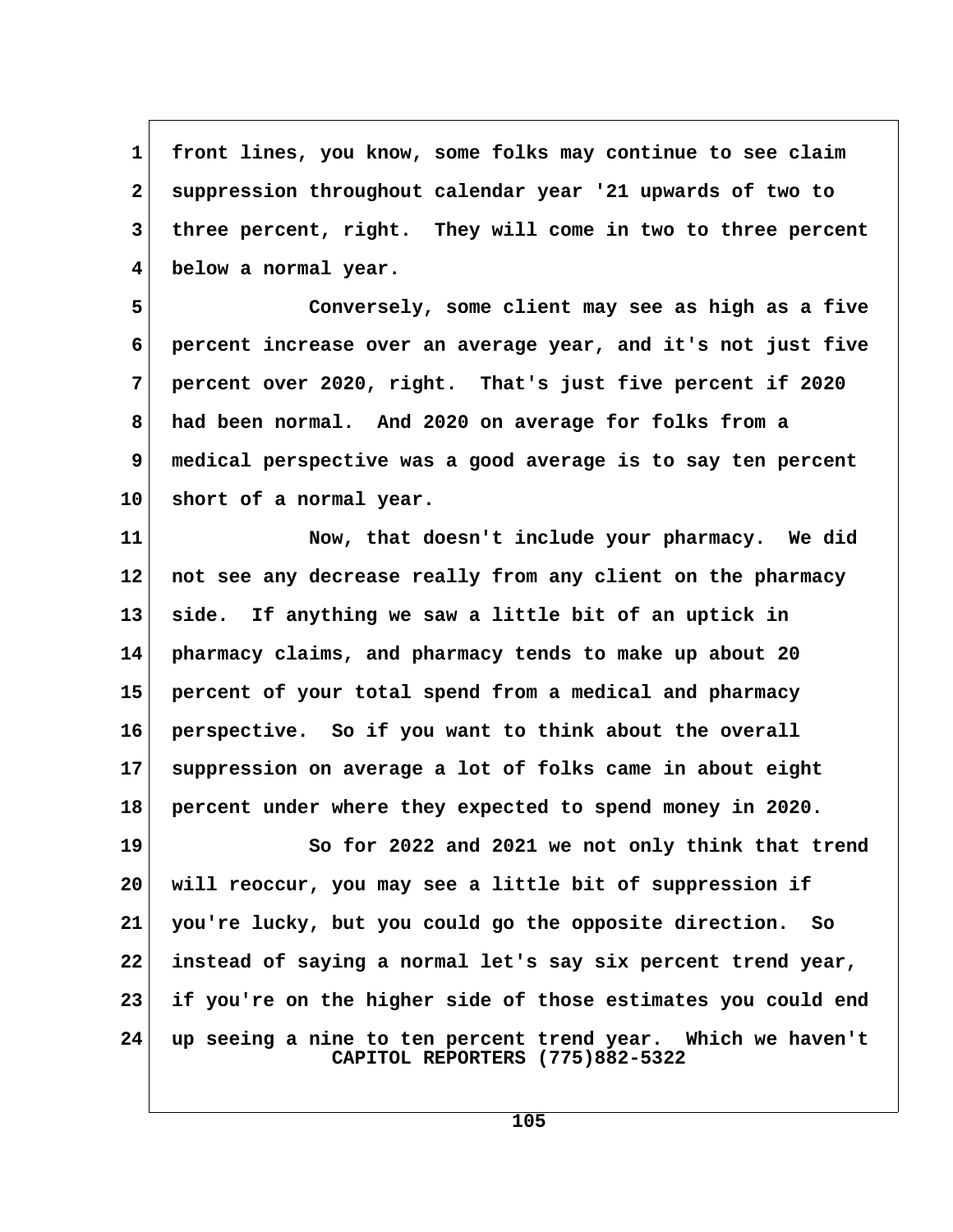front lines, you know, some folks may continue to see claim suppression throughout calendar year '21 upwards of two to three percent, right. They will come in two to three percent below a normal year.

Conversely, some client may see as high as a five percent increase over an average year, and it's not just five percent over 2020, right. That's just five percent if 2020 had been normal. And 2020 on average for folks from a medical perspective was a good average is to say ten percent short of a normal year.

Now, that doesn't include your pharmacy. We did not see any decrease really from any client on the pharmacy side. If anything we saw a little bit of an uptick in pharmacy claims, and pharmacy tends to make up about 20 percent of your total spend from a medical and pharmacy perspective. So if you want to think about the overall suppression on average a lot of folks came in about eight percent under where they expected to spend money in 2020.

So for 2022 and 2021 we not only think that trend will reoccur, you may see a little bit of suppression if you're lucky, but you could go the opposite direction. So instead of saying a normal let's say six percent trend year, if you're on the higher side of those estimates you could end up seeing a nine to ten percent trend year. Which we haven't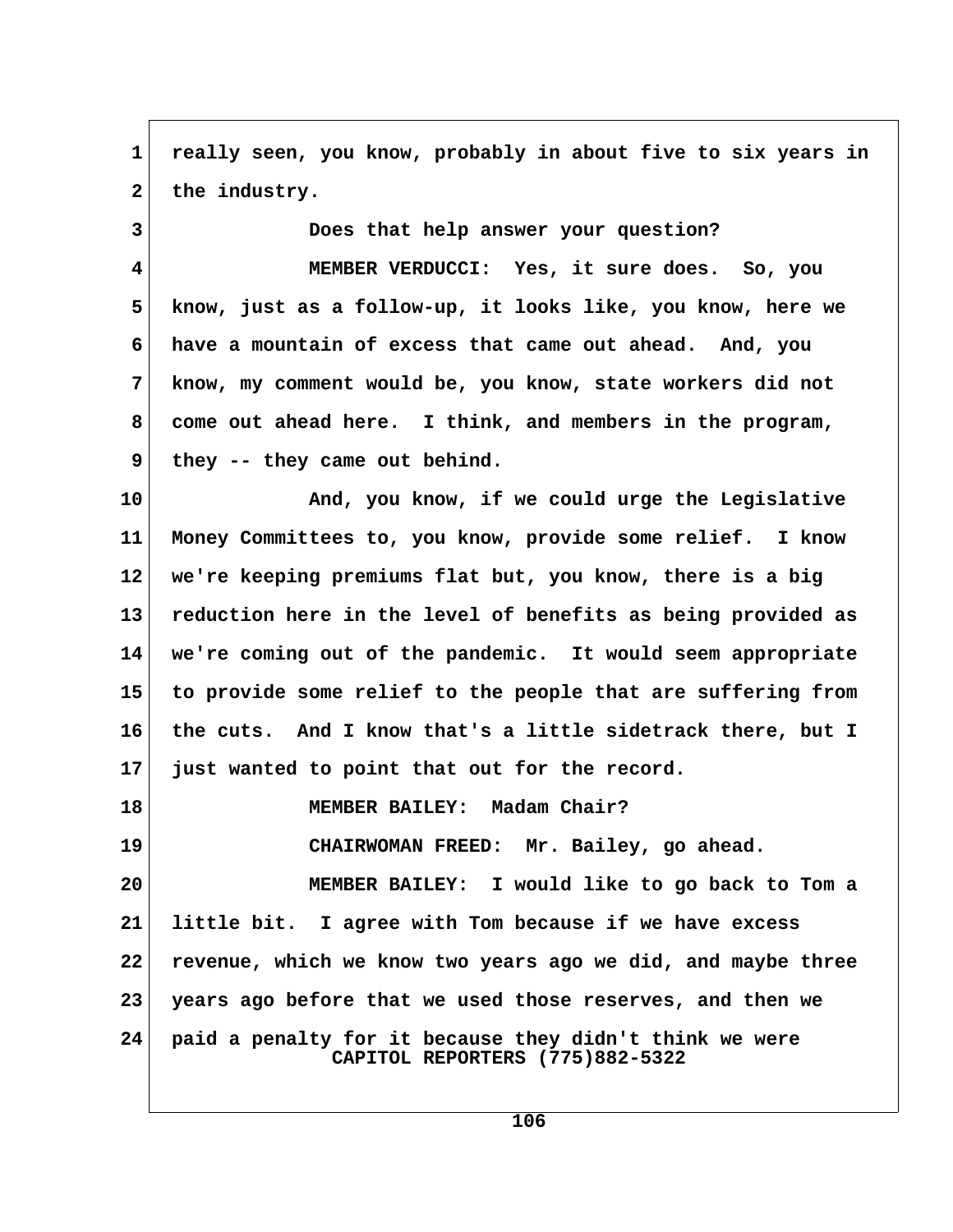really seen, you know, probably in about five to six years in the industry.

Does that help answer your question?

MEMBER VERDUCCI: Yes, it sure does. So, you know, just as a follow-up, it looks like, you know, here we have a mountain of excess that came out ahead. And, you know, my comment would be, you know, state workers did not come out ahead here. I think, and members in the program, they -- they came out behind.

And, you know, if we could urge the Legislative Money Committees to, you know, provide some relief. I know we're keeping premiums flat but, you know, there is a big reduction here in the level of benefits as being provided as we're coming out of the pandemic. It would seem appropriate to provide some relief to the people that are suffering from the cuts. And I know that's a little sidetrack there, but I just wanted to point that out for the record.

MEMBER BAILEY: Madam Chair?

CHAIRWOMAN FREED: Mr. Bailey, go ahead.

MEMBER BAILEY: I would like to go back to Tom a little bit. I agree with Tom because if we have excess revenue, which we know two years ago we did, and maybe three years ago before that we used those reserves, and then we paid a penalty for it because they didn't think we were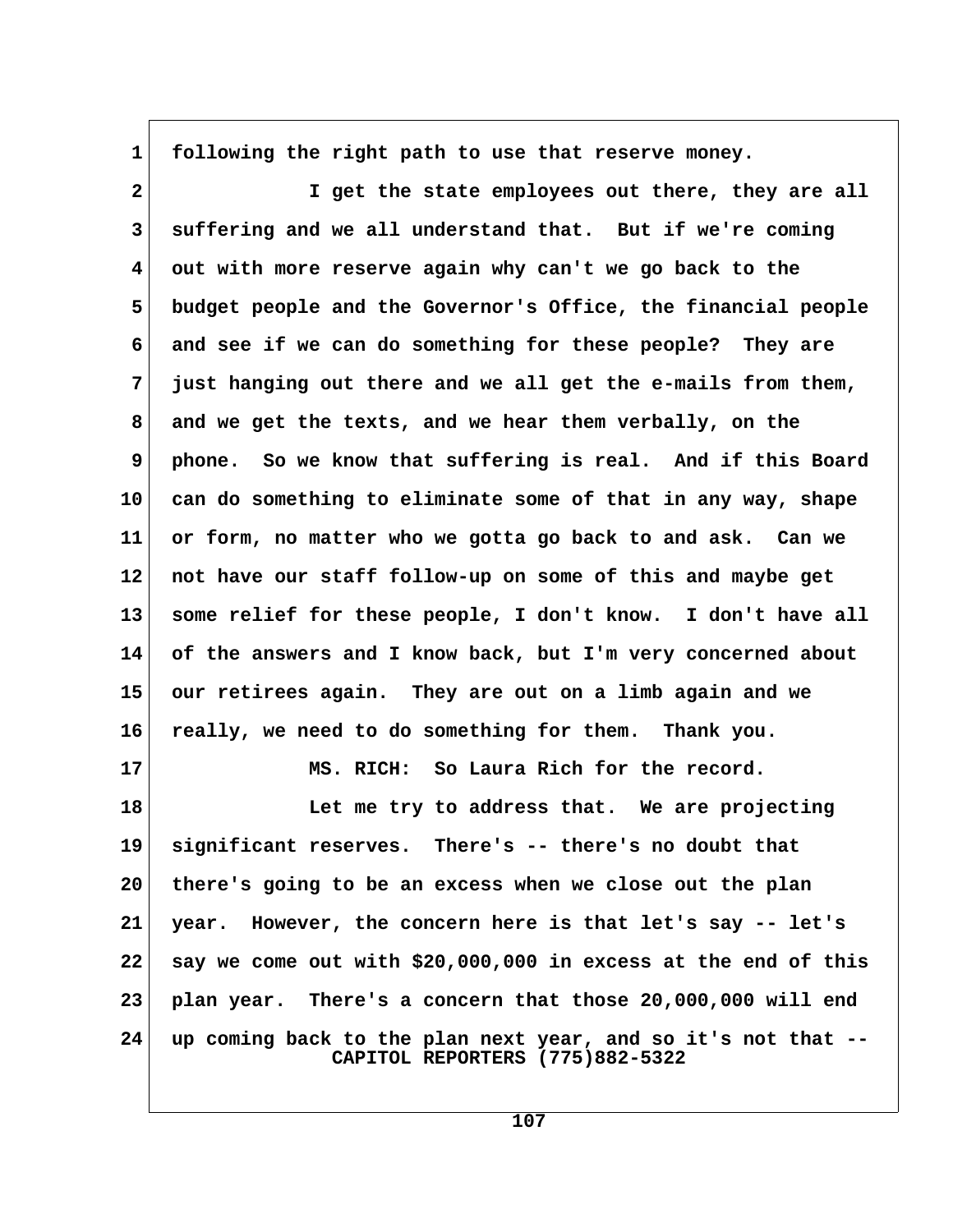following the right path to use that reserve money.

I get the state employees out there, they are all suffering and we all understand that. But if we're coming out with more reserve again why can't we go back to the budget people and the Governor's Office, the financial people and see if we can do something for these people? They are just hanging out there and we all get the e-mails from them, and we get the texts, and we hear them verbally, on the phone. So we know that suffering is real. And if this Board can do something to eliminate some of that in any way, shape or form, no matter who we gotta go back to and ask. Can we not have our staff follow-up on some of this and maybe get some relief for these people, I don't know. I don't have all of the answers and I know back, but I'm very concerned about our retirees again. They are out on a limb again and we really, we need to do something for them. Thank you.

MS. RICH: So Laura Rich for the record.

Let me try to address that. We are projecting significant reserves. There's -- there's no doubt that there's going to be an excess when we close out the plan year. However, the concern here is that let's say -- let's say we come out with $20,000,000 in excess at the end of this plan year. There's a concern that those 20,000,000 will end up coming back to the plan next year, and so it's not that --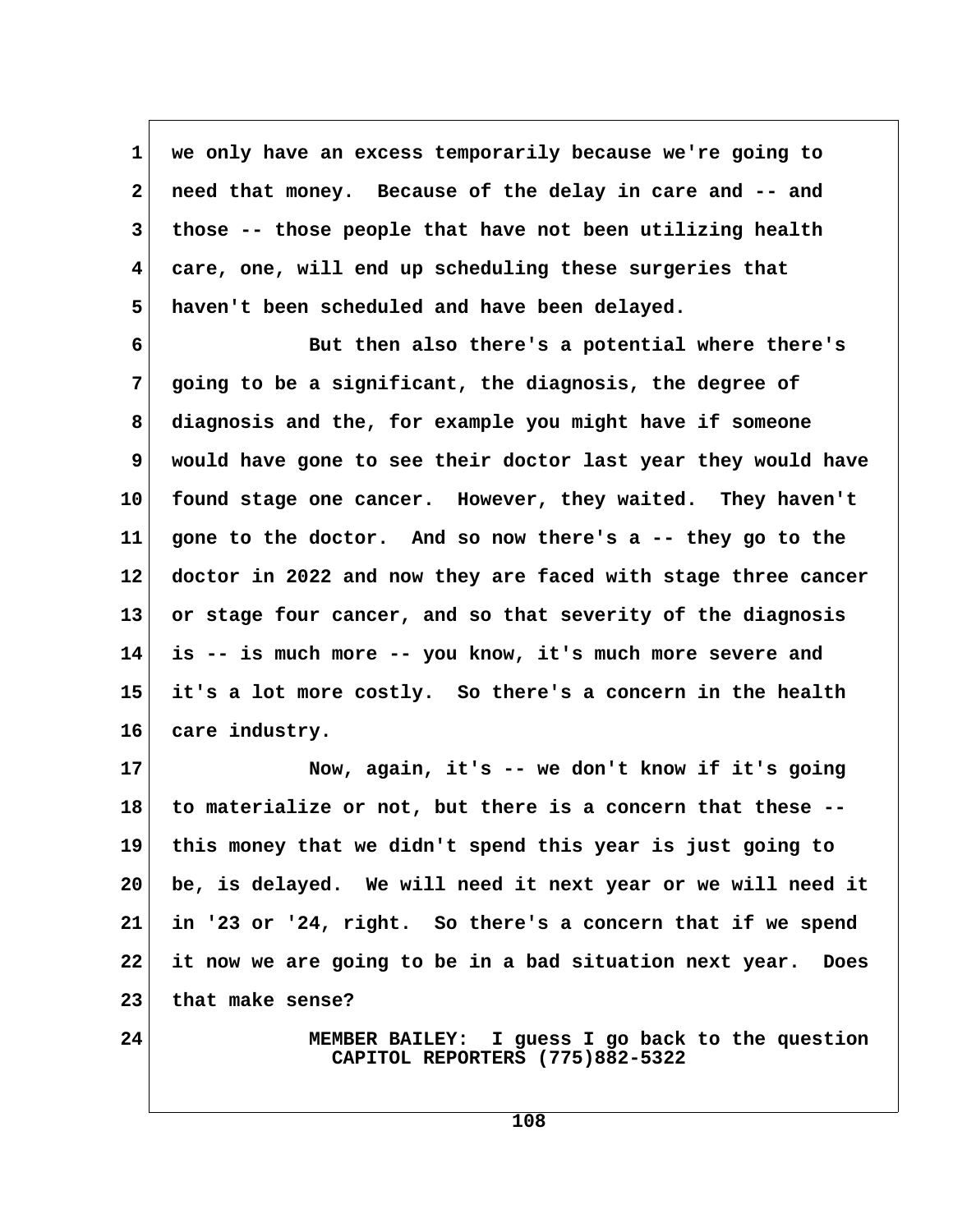we only have an excess temporarily because we're going to need that money. Because of the delay in care and -- and those -- those people that have not been utilizing health care, one, will end up scheduling these surgeries that haven't been scheduled and have been delayed.

But then also there's a potential where there's going to be a significant, the diagnosis, the degree of diagnosis and the, for example you might have if someone would have gone to see their doctor last year they would have found stage one cancer. However, they waited. They haven't gone to the doctor. And so now there's a -- they go to the doctor in 2022 and now they are faced with stage three cancer or stage four cancer, and so that severity of the diagnosis is -- is much more -- you know, it's much more severe and it's a lot more costly. So there's a concern in the health care industry.

Now, again, it's -- we don't know if it's going to materialize or not, but there is a concern that these -- this money that we didn't spend this year is just going to be, is delayed. We will need it next year or we will need it in '23 or '24, right. So there's a concern that if we spend it now we are going to be in a bad situation next year. Does that make sense?

MEMBER BAILEY: I guess I go back to the question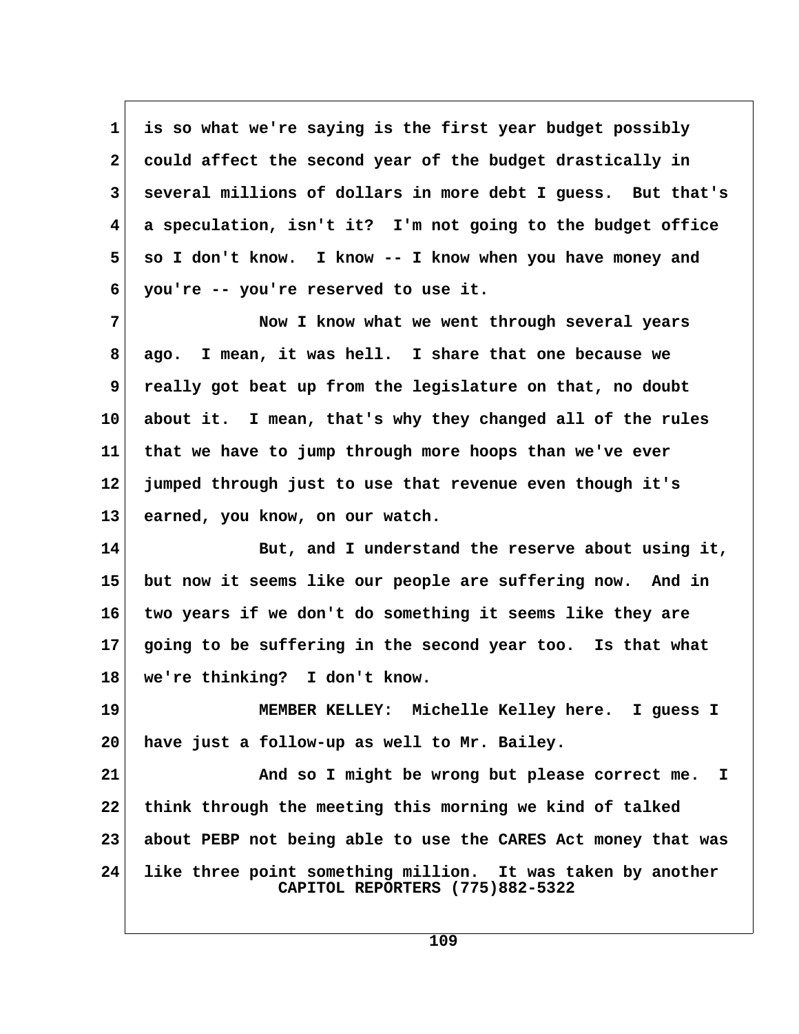is so what we're saying is the first year budget possibly could affect the second year of the budget drastically in several millions of dollars in more debt I guess. But that's a speculation, isn't it? I'm not going to the budget office so I don't know. I know -- I know when you have money and you're -- you're reserved to use it.

Now I know what we went through several years ago. I mean, it was hell. I share that one because we really got beat up from the legislature on that, no doubt about it. I mean, that's why they changed all of the rules that we have to jump through more hoops than we've ever jumped through just to use that revenue even though it's earned, you know, on our watch.

But, and I understand the reserve about using it, but now it seems like our people are suffering now. And in two years if we don't do something it seems like they are going to be suffering in the second year too. Is that what we're thinking? I don't know.

MEMBER KELLEY: Michelle Kelley here. I guess I have just a follow-up as well to Mr. Bailey.

And so I might be wrong but please correct me. I think through the meeting this morning we kind of talked about PEBP not being able to use the CARES Act money that was like three point something million. It was taken by another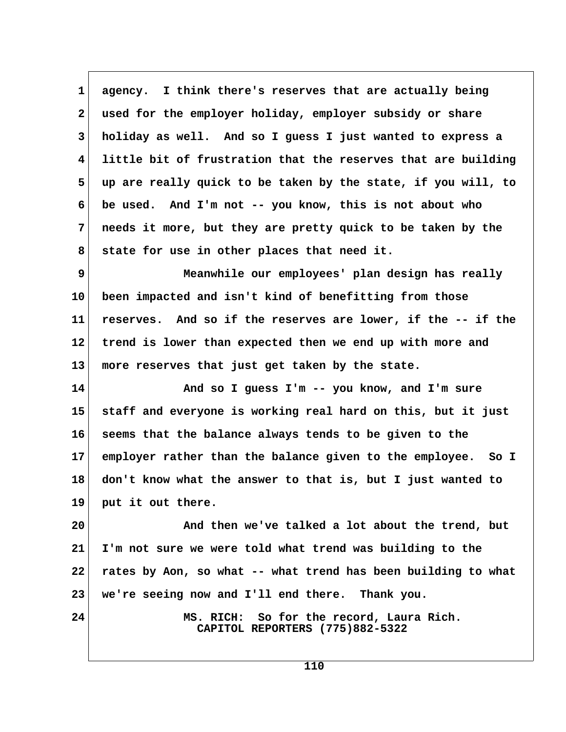agency. I think there's reserves that are actually being used for the employer holiday, employer subsidy or share holiday as well. And so I guess I just wanted to express a little bit of frustration that the reserves that are building up are really quick to be taken by the state, if you will, to be used. And I'm not -- you know, this is not about who needs it more, but they are pretty quick to be taken by the state for use in other places that need it.

Meanwhile our employees' plan design has really been impacted and isn't kind of benefitting from those reserves. And so if the reserves are lower, if the -- if the trend is lower than expected then we end up with more and more reserves that just get taken by the state.

And so I guess I'm -- you know, and I'm sure staff and everyone is working real hard on this, but it just seems that the balance always tends to be given to the employer rather than the balance given to the employee. So I don't know what the answer to that is, but I just wanted to put it out there.

And then we've talked a lot about the trend, but I'm not sure we were told what trend was building to the rates by Aon, so what -- what trend has been building to what we're seeing now and I'll end there. Thank you.

MS. RICH: So for the record, Laura Rich.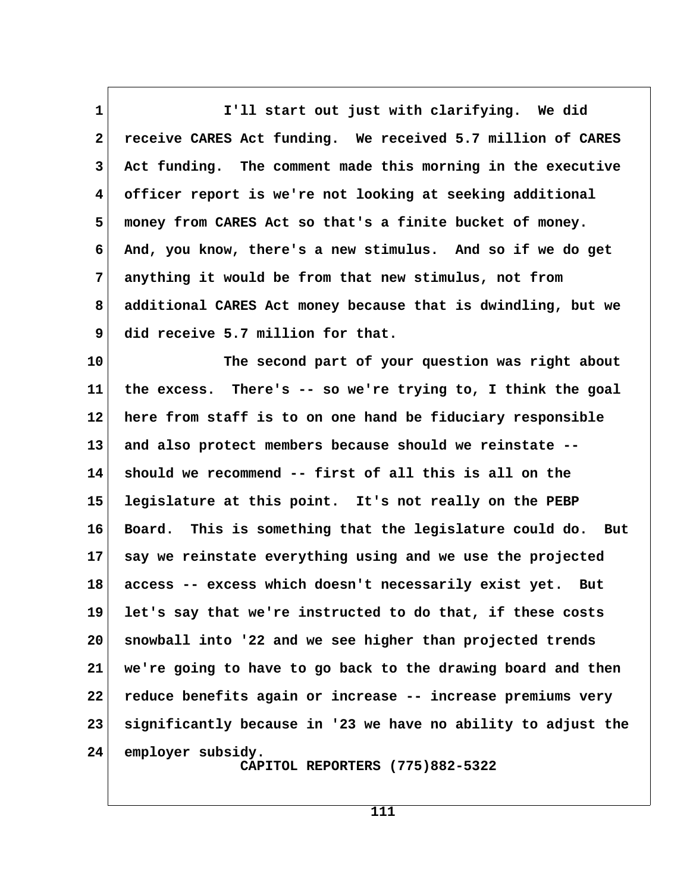I'll start out just with clarifying. We did receive CARES Act funding. We received 5.7 million of CARES Act funding. The comment made this morning in the executive officer report is we're not looking at seeking additional money from CARES Act so that's a finite bucket of money. And, you know, there's a new stimulus. And so if we do get anything it would be from that new stimulus, not from additional CARES Act money because that is dwindling, but we did receive 5.7 million for that.

The second part of your question was right about the excess. There's -- so we're trying to, I think the goal here from staff is to on one hand be fiduciary responsible and also protect members because should we reinstate -- should we recommend -- first of all this is all on the legislature at this point. It's not really on the PEBP Board. This is something that the legislature could do. But say we reinstate everything using and we use the projected access -- excess which doesn't necessarily exist yet. But let's say that we're instructed to do that, if these costs snowball into '22 and we see higher than projected trends we're going to have to go back to the drawing board and then reduce benefits again or increase -- increase premiums very significantly because in '23 we have no ability to adjust the employer subsidy.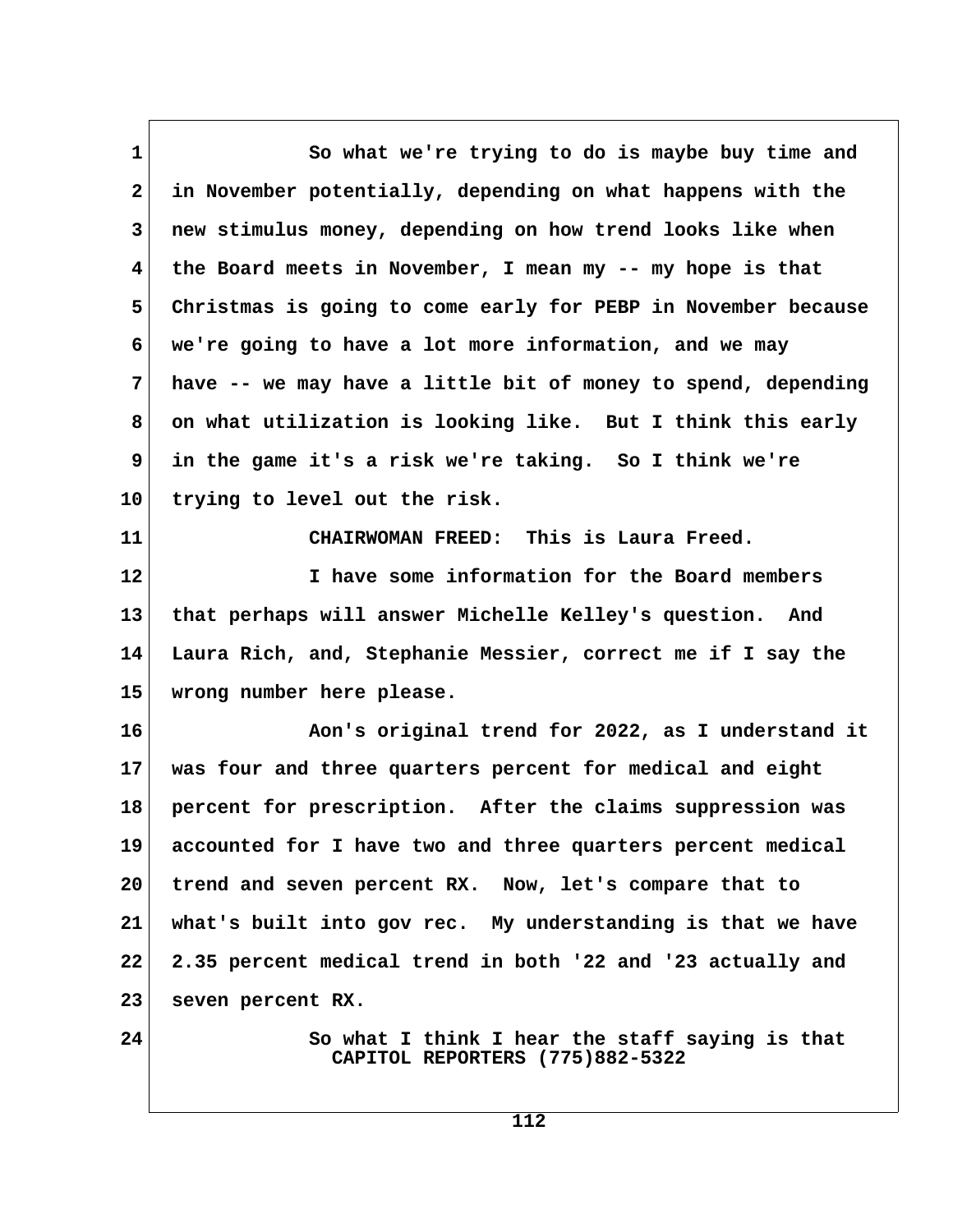So what we're trying to do is maybe buy time and in November potentially, depending on what happens with the new stimulus money, depending on how trend looks like when the Board meets in November, I mean my -- my hope is that Christmas is going to come early for PEBP in November because we're going to have a lot more information, and we may have -- we may have a little bit of money to spend, depending on what utilization is looking like. But I think this early in the game it's a risk we're taking. So I think we're trying to level out the risk.

CHAIRWOMAN FREED: This is Laura Freed.

I have some information for the Board members that perhaps will answer Michelle Kelley's question. And Laura Rich, and, Stephanie Messier, correct me if I say the wrong number here please.

Aon's original trend for 2022, as I understand it was four and three quarters percent for medical and eight percent for prescription. After the claims suppression was accounted for I have two and three quarters percent medical trend and seven percent RX. Now, let's compare that to what's built into gov rec. My understanding is that we have 2.35 percent medical trend in both '22 and '23 actually and seven percent RX.

So what I think I hear the staff saying is that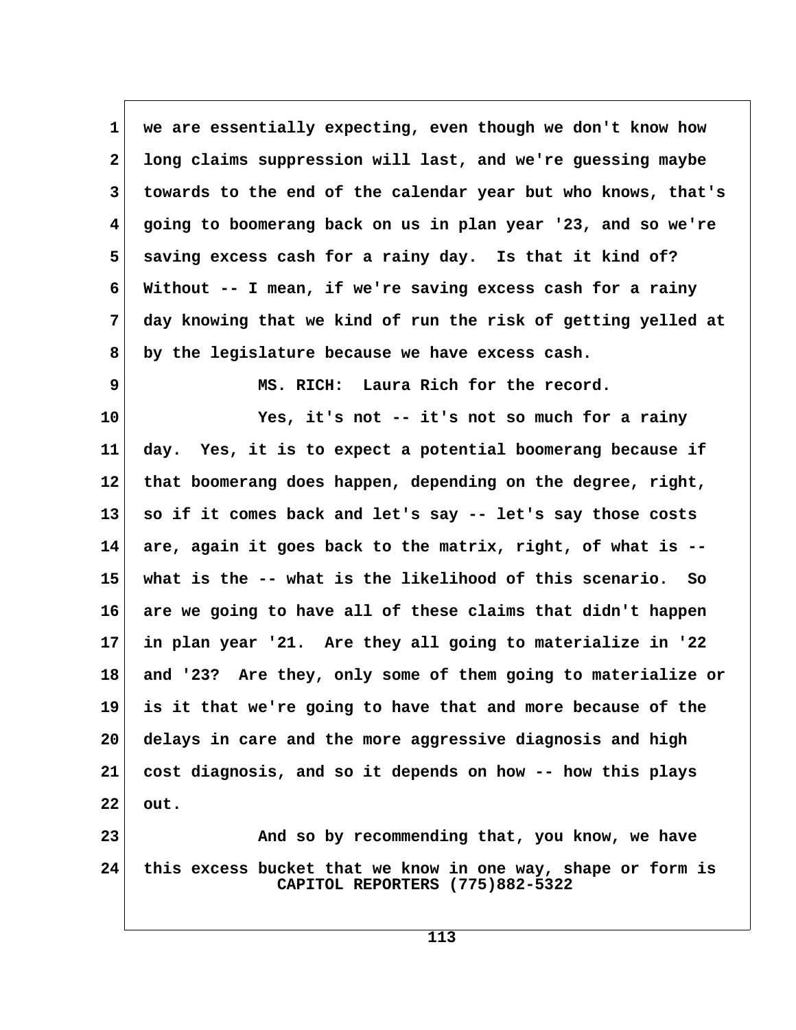we are essentially expecting, even though we don't know how long claims suppression will last, and we're guessing maybe towards to the end of the calendar year but who knows, that's going to boomerang back on us in plan year '23, and so we're saving excess cash for a rainy day. Is that it kind of? Without -- I mean, if we're saving excess cash for a rainy day knowing that we kind of run the risk of getting yelled at by the legislature because we have excess cash.

MS. RICH: Laura Rich for the record.

Yes, it's not -- it's not so much for a rainy day. Yes, it is to expect a potential boomerang because if that boomerang does happen, depending on the degree, right, so if it comes back and let's say -- let's say those costs are, again it goes back to the matrix, right, of what is -- what is the -- what is the likelihood of this scenario. So are we going to have all of these claims that didn't happen in plan year '21. Are they all going to materialize in '22 and '23? Are they, only some of them going to materialize or is it that we're going to have that and more because of the delays in care and the more aggressive diagnosis and high cost diagnosis, and so it depends on how -- how this plays out.

And so by recommending that, you know, we have this excess bucket that we know in one way, shape or form is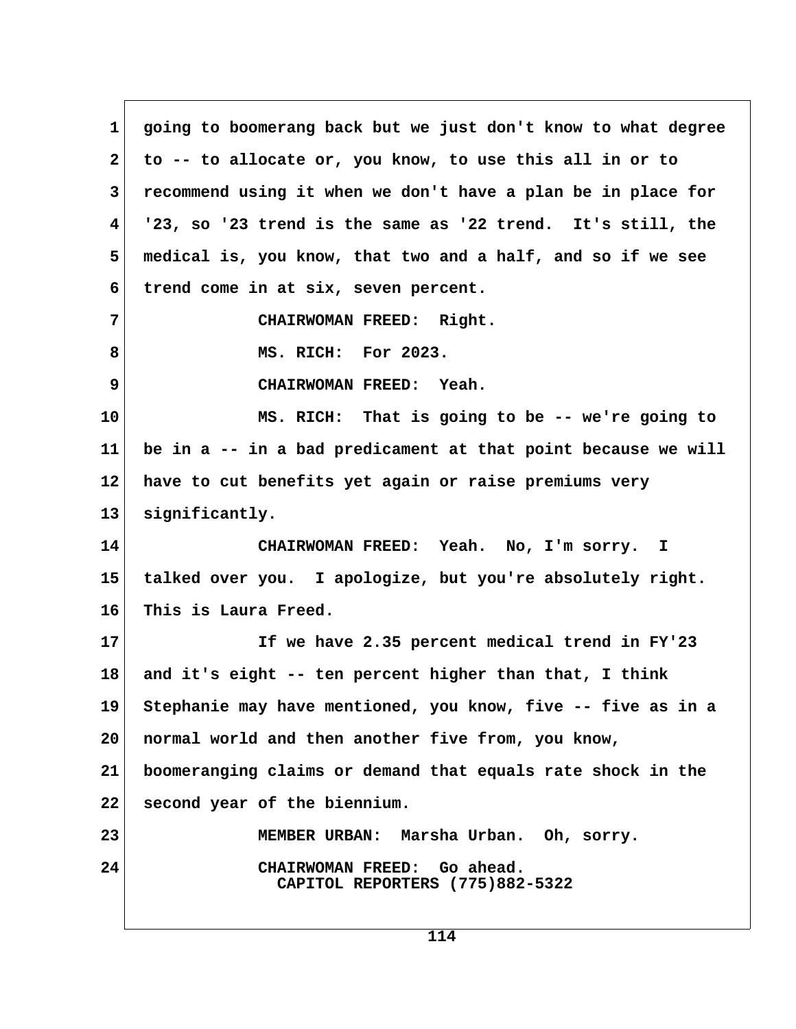going to boomerang back but we just don't know to what degree to -- to allocate or, you know, to use this all in or to recommend using it when we don't have a plan be in place for '23, so '23 trend is the same as '22 trend. It's still, the medical is, you know, that two and a half, and so if we see trend come in at six, seven percent.

CHAIRWOMAN FREED: Right.

MS. RICH: For 2023.

CHAIRWOMAN FREED: Yeah.

MS. RICH: That is going to be -- we're going to be in a -- in a bad predicament at that point because we will have to cut benefits yet again or raise premiums very significantly.

CHAIRWOMAN FREED: Yeah. No, I'm sorry. I talked over you. I apologize, but you're absolutely right. This is Laura Freed.

If we have 2.35 percent medical trend in FY'23 and it's eight -- ten percent higher than that, I think Stephanie may have mentioned, you know, five -- five as in a normal world and then another five from, you know, boomeranging claims or demand that equals rate shock in the second year of the biennium.

MEMBER URBAN: Marsha Urban. Oh, sorry.

CHAIRWOMAN FREED: Go ahead.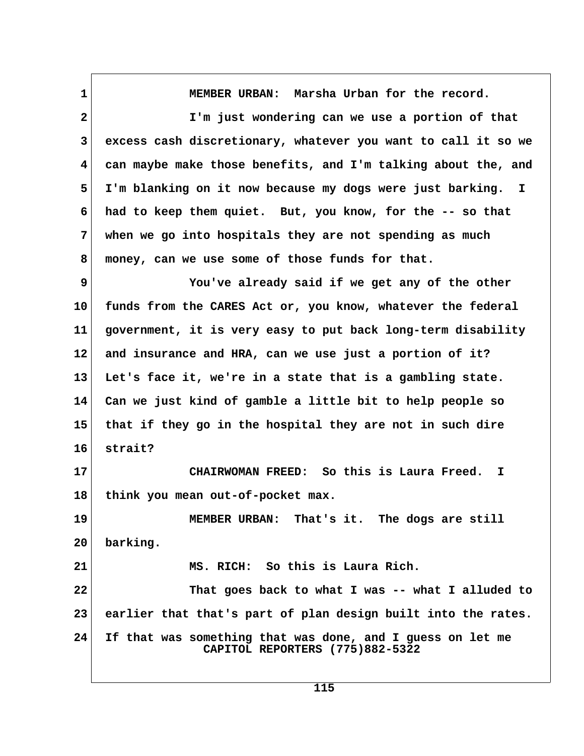MEMBER URBAN: Marsha Urban for the record.

I'm just wondering can we use a portion of that excess cash discretionary, whatever you want to call it so we can maybe make those benefits, and I'm talking about the, and I'm blanking on it now because my dogs were just barking. I had to keep them quiet. But, you know, for the -- so that when we go into hospitals they are not spending as much money, can we use some of those funds for that.

You've already said if we get any of the other funds from the CARES Act or, you know, whatever the federal government, it is very easy to put back long-term disability and insurance and HRA, can we use just a portion of it? Let's face it, we're in a state that is a gambling state. Can we just kind of gamble a little bit to help people so that if they go in the hospital they are not in such dire strait?

CHAIRWOMAN FREED: So this is Laura Freed. I think you mean out-of-pocket max.

MEMBER URBAN: That's it. The dogs are still barking.

MS. RICH: So this is Laura Rich.

That goes back to what I was -- what I alluded to earlier that that's part of plan design built into the rates. If that was something that was done, and I guess on let me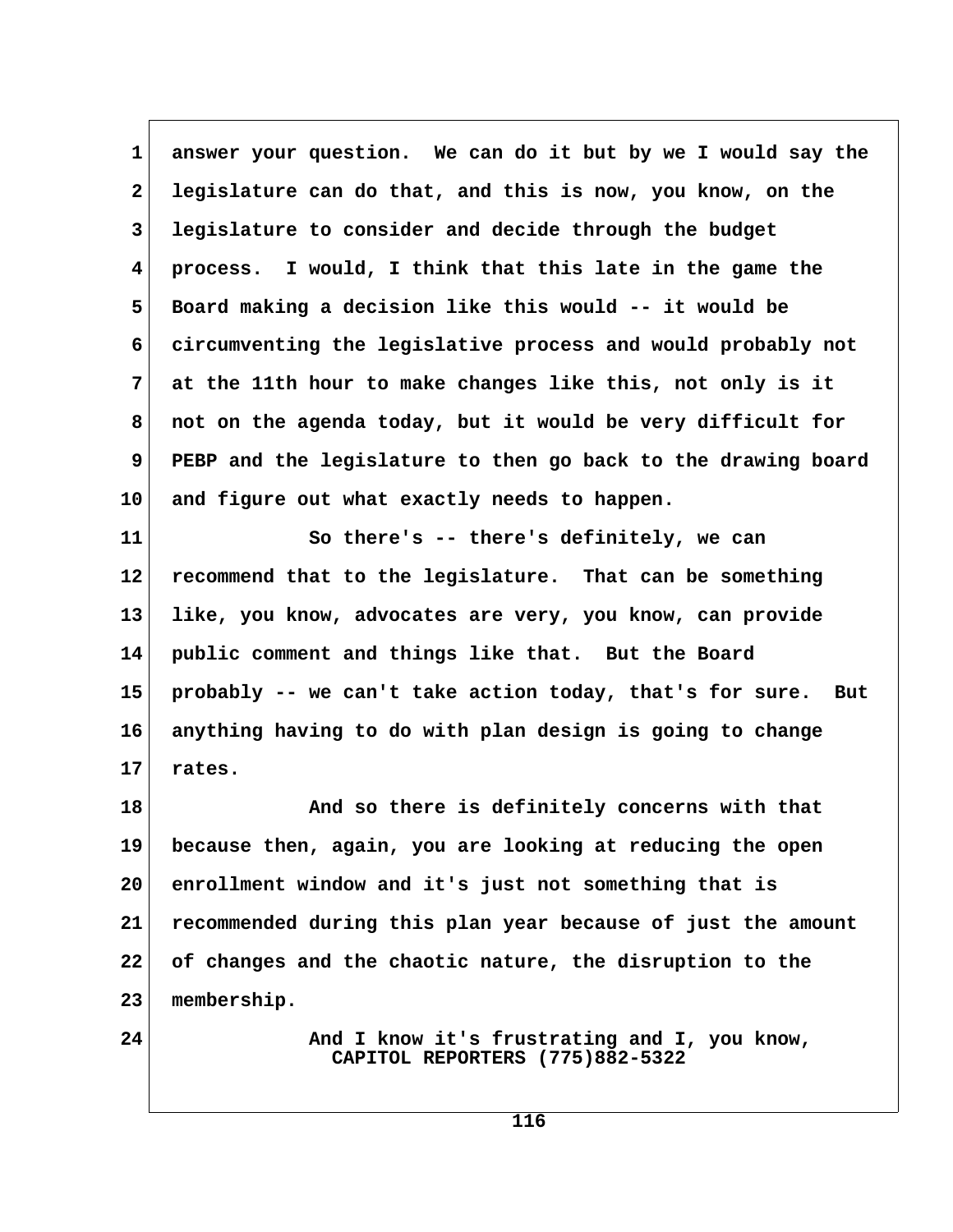answer your question. We can do it but by we I would say the legislature can do that, and this is now, you know, on the legislature to consider and decide through the budget process. I would, I think that this late in the game the Board making a decision like this would -- it would be circumventing the legislative process and would probably not at the 11th hour to make changes like this, not only is it not on the agenda today, but it would be very difficult for PEBP and the legislature to then go back to the drawing board and figure out what exactly needs to happen.

So there's -- there's definitely, we can recommend that to the legislature. That can be something like, you know, advocates are very, you know, can provide public comment and things like that. But the Board probably -- we can't take action today, that's for sure. But anything having to do with plan design is going to change rates.

And so there is definitely concerns with that because then, again, you are looking at reducing the open enrollment window and it's just not something that is recommended during this plan year because of just the amount of changes and the chaotic nature, the disruption to the membership.

And I know it's frustrating and I, you know,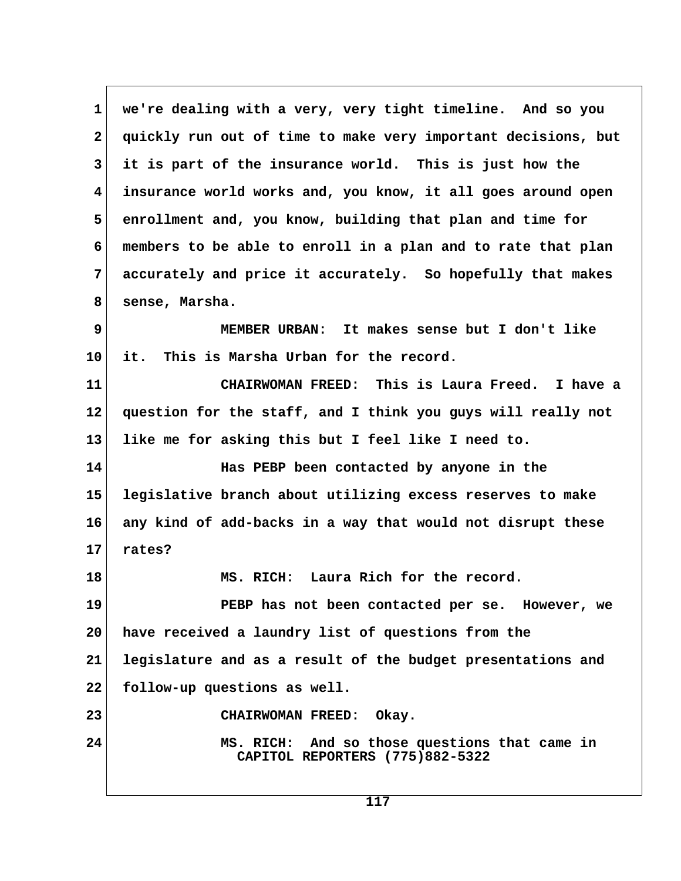we're dealing with a very, very tight timeline. And so you quickly run out of time to make very important decisions, but it is part of the insurance world. This is just how the insurance world works and, you know, it all goes around open enrollment and, you know, building that plan and time for members to be able to enroll in a plan and to rate that plan accurately and price it accurately. So hopefully that makes sense, Marsha.

MEMBER URBAN: It makes sense but I don't like it. This is Marsha Urban for the record.

CHAIRWOMAN FREED: This is Laura Freed. I have a question for the staff, and I think you guys will really not like me for asking this but I feel like I need to.

Has PEBP been contacted by anyone in the legislative branch about utilizing excess reserves to make any kind of add-backs in a way that would not disrupt these rates?

MS. RICH: Laura Rich for the record.

PEBP has not been contacted per se. However, we have received a laundry list of questions from the legislature and as a result of the budget presentations and follow-up questions as well.

CHAIRWOMAN FREED: Okay.

MS. RICH: And so those questions that came in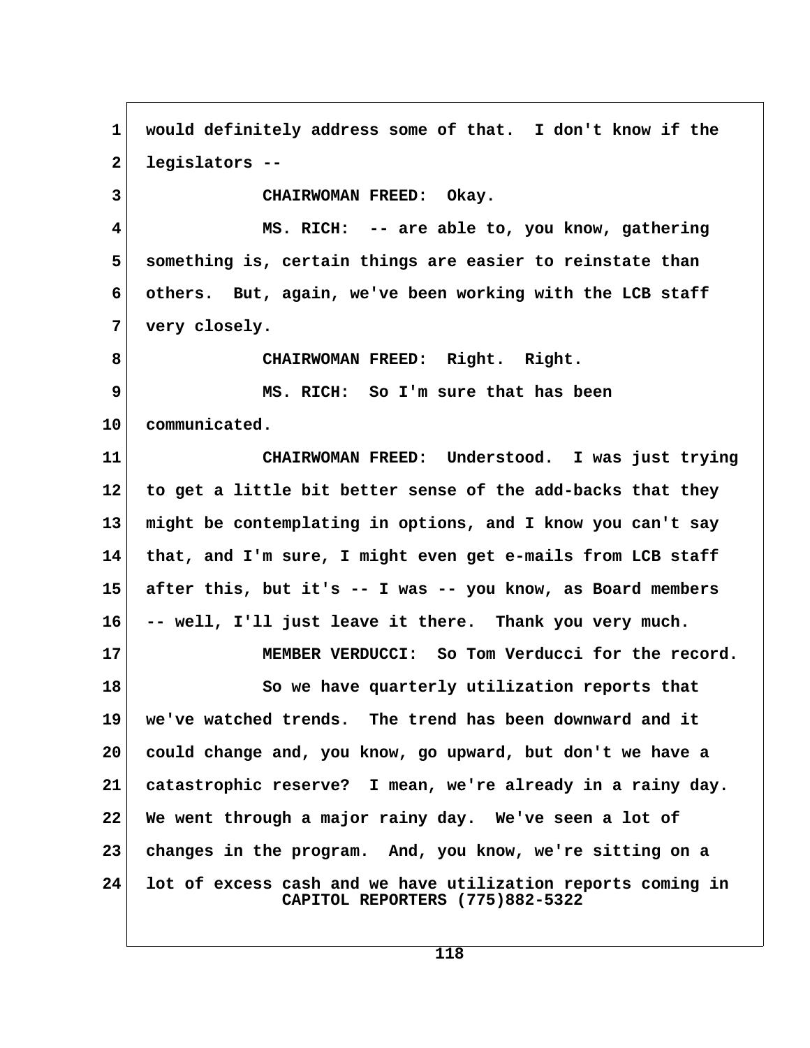would definitely address some of that. I don't know if the legislators --

CHAIRWOMAN FREED: Okay.

MS. RICH: -- are able to, you know, gathering something is, certain things are easier to reinstate than others. But, again, we've been working with the LCB staff very closely.

CHAIRWOMAN FREED: Right. Right.

MS. RICH: So I'm sure that has been communicated.

CHAIRWOMAN FREED: Understood. I was just trying to get a little bit better sense of the add-backs that they might be contemplating in options, and I know you can't say that, and I'm sure, I might even get e-mails from LCB staff after this, but it's -- I was -- you know, as Board members -- well, I'll just leave it there. Thank you very much.

MEMBER VERDUCCI: So Tom Verducci for the record.

So we have quarterly utilization reports that we've watched trends. The trend has been downward and it could change and, you know, go upward, but don't we have a catastrophic reserve? I mean, we're already in a rainy day. We went through a major rainy day. We've seen a lot of changes in the program. And, you know, we're sitting on a lot of excess cash and we have utilization reports coming in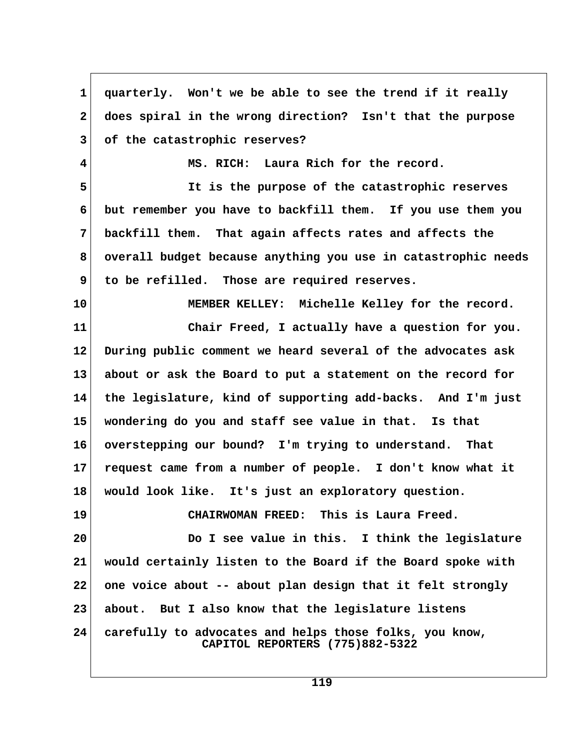quarterly. Won't we be able to see the trend if it really does spiral in the wrong direction? Isn't that the purpose of the catastrophic reserves?

MS. RICH: Laura Rich for the record.

It is the purpose of the catastrophic reserves but remember you have to backfill them. If you use them you backfill them. That again affects rates and affects the overall budget because anything you use in catastrophic needs to be refilled. Those are required reserves.

MEMBER KELLEY: Michelle Kelley for the record.

Chair Freed, I actually have a question for you. During public comment we heard several of the advocates ask about or ask the Board to put a statement on the record for the legislature, kind of supporting add-backs. And I'm just wondering do you and staff see value in that. Is that overstepping our bound? I'm trying to understand. That request came from a number of people. I don't know what it would look like. It's just an exploratory question.

CHAIRWOMAN FREED: This is Laura Freed.

Do I see value in this. I think the legislature would certainly listen to the Board if the Board spoke with one voice about -- about plan design that it felt strongly about. But I also know that the legislature listens carefully to advocates and helps those folks, you know,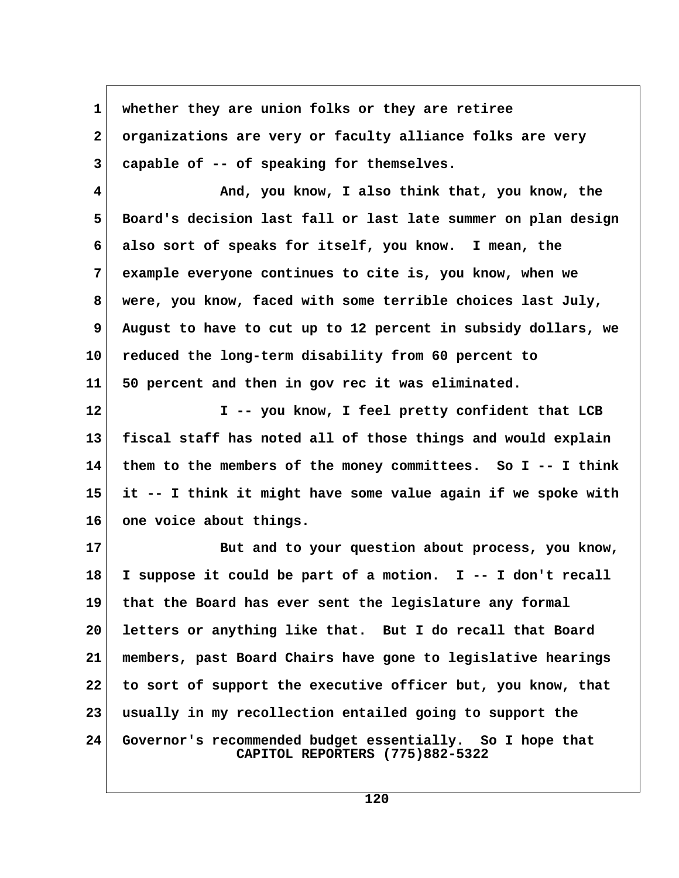whether they are union folks or they are retiree organizations are very or faculty alliance folks are very capable of -- of speaking for themselves.

And, you know, I also think that, you know, the Board's decision last fall or last late summer on plan design also sort of speaks for itself, you know. I mean, the example everyone continues to cite is, you know, when we were, you know, faced with some terrible choices last July, August to have to cut up to 12 percent in subsidy dollars, we reduced the long-term disability from 60 percent to 50 percent and then in gov rec it was eliminated.

I -- you know, I feel pretty confident that LCB fiscal staff has noted all of those things and would explain them to the members of the money committees. So I -- I think it -- I think it might have some value again if we spoke with one voice about things.

But and to your question about process, you know, I suppose it could be part of a motion. I -- I don't recall that the Board has ever sent the legislature any formal letters or anything like that. But I do recall that Board members, past Board Chairs have gone to legislative hearings to sort of support the executive officer but, you know, that usually in my recollection entailed going to support the Governor's recommended budget essentially. So I hope that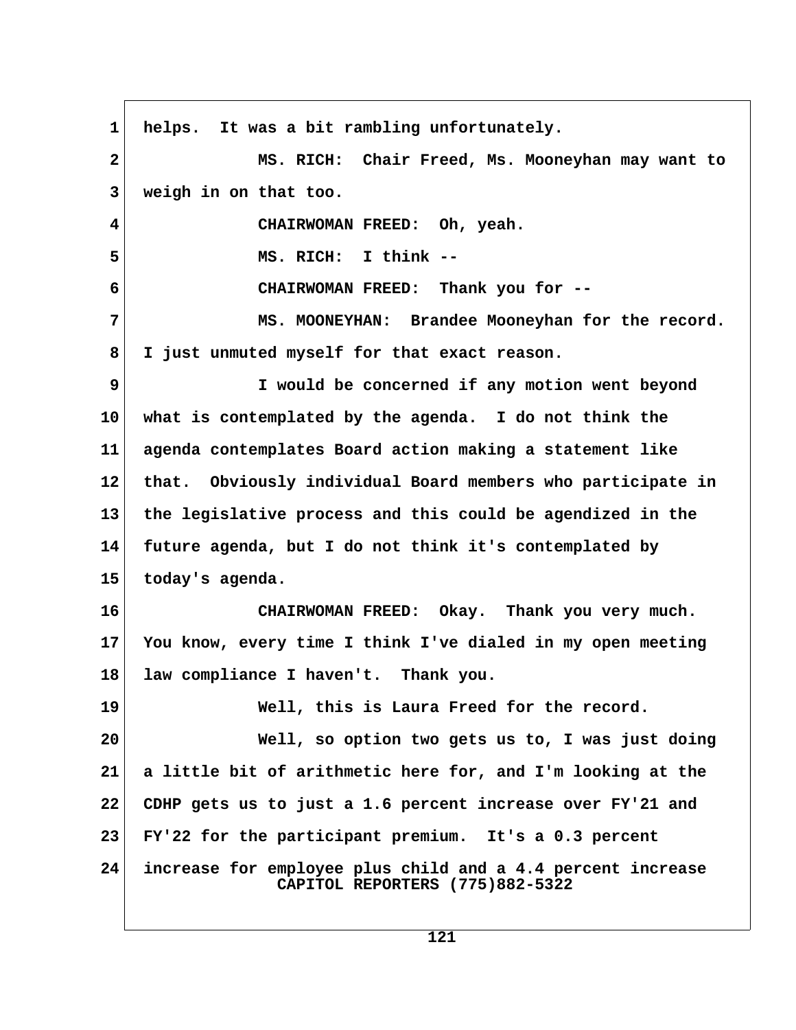1 helps. It was a bit rambling unfortunately.

2 MS. RICH: Chair Freed, Ms. Mooneyhan may want to

3 weigh in on that too.

4 CHAIRWOMAN FREED: Oh, yeah.

5 MS. RICH: I think --

6 CHAIRWOMAN FREED: Thank you for --

7 MS. MOONEYHAN: Brandee Mooneyhan for the record.

8 I just unmuted myself for that exact reason.

9 I would be concerned if any motion went beyond

10 what is contemplated by the agenda. I do not think the

11 agenda contemplates Board action making a statement like

12 that. Obviously individual Board members who participate in

13 the legislative process and this could be agendized in the

14 future agenda, but I do not think it's contemplated by

15 today's agenda.

16 CHAIRWOMAN FREED: Okay. Thank you very much.

17 You know, every time I think I've dialed in my open meeting

18 law compliance I haven't. Thank you.

19 Well, this is Laura Freed for the record.

20 Well, so option two gets us to, I was just doing

21 a little bit of arithmetic here for, and I'm looking at the

22 CDHP gets us to just a 1.6 percent increase over FY'21 and

23 FY'22 for the participant premium. It's a 0.3 percent

24 increase for employee plus child and a 4.4 percent increase

CAPITOL REPORTERS (775)882-5322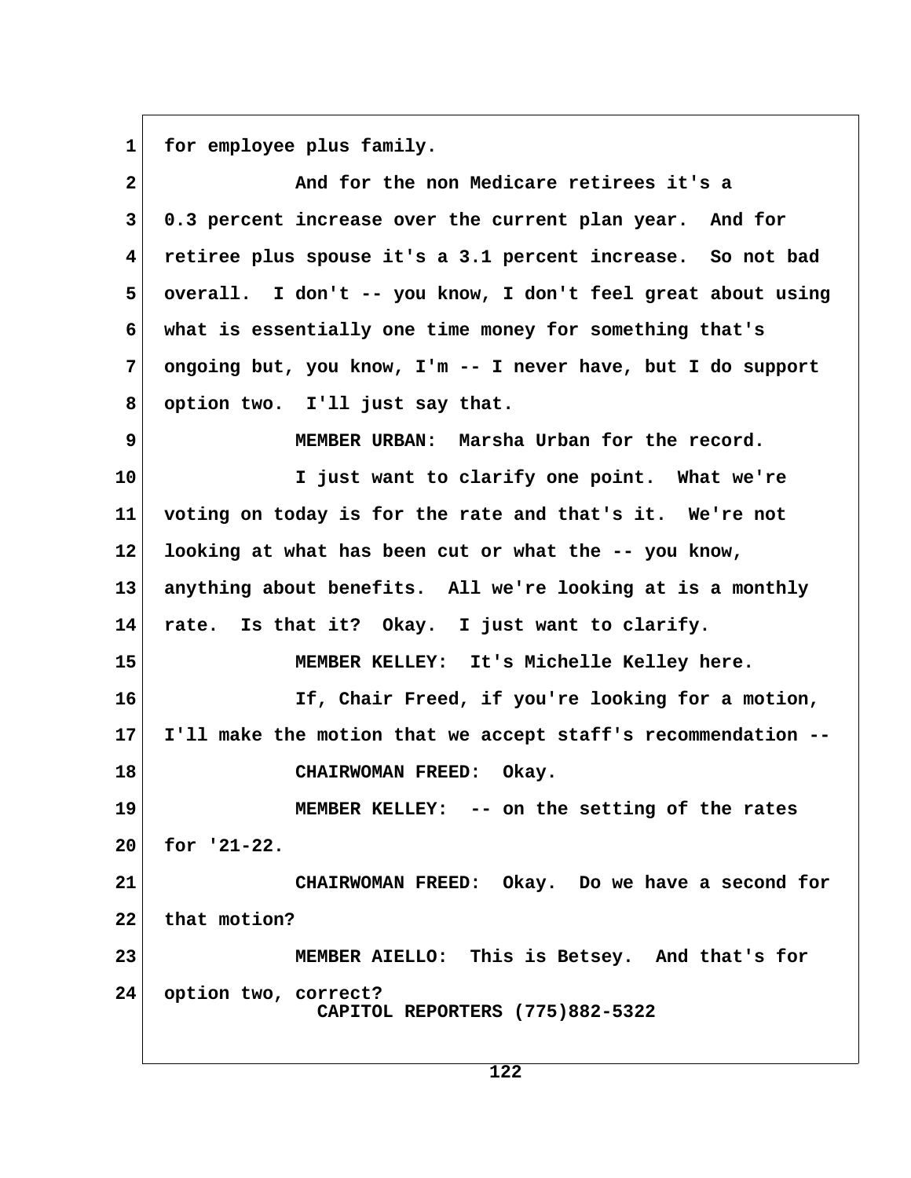for employee plus family.

And for the non Medicare retirees it's a 0.3 percent increase over the current plan year. And for retiree plus spouse it's a 3.1 percent increase. So not bad overall. I don't -- you know, I don't feel great about using what is essentially one time money for something that's ongoing but, you know, I'm -- I never have, but I do support option two. I'll just say that.

MEMBER URBAN: Marsha Urban for the record.

I just want to clarify one point. What we're voting on today is for the rate and that's it. We're not looking at what has been cut or what the -- you know, anything about benefits. All we're looking at is a monthly rate. Is that it? Okay. I just want to clarify.

MEMBER KELLEY: It's Michelle Kelley here.

If, Chair Freed, if you're looking for a motion, I'll make the motion that we accept staff's recommendation --

CHAIRWOMAN FREED: Okay.

MEMBER KELLEY: -- on the setting of the rates for '21-22.

CHAIRWOMAN FREED: Okay. Do we have a second for that motion?

MEMBER AIELLO: This is Betsey. And that's for option two, correct?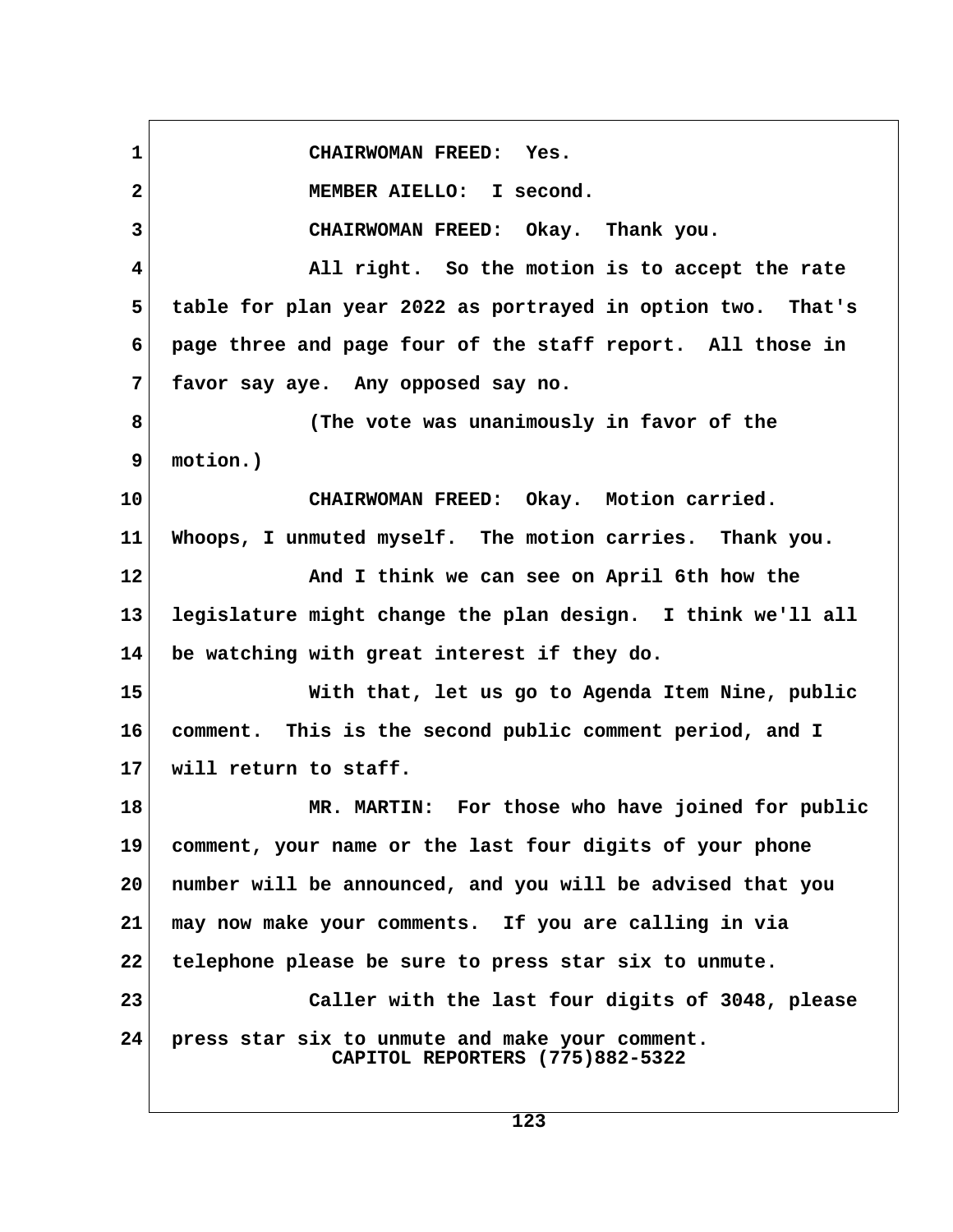CHAIRWOMAN FREED: Yes.

MEMBER AIELLO: I second.

CHAIRWOMAN FREED: Okay. Thank you.

All right. So the motion is to accept the rate table for plan year 2022 as portrayed in option two. That's page three and page four of the staff report. All those in favor say aye. Any opposed say no.

(The vote was unanimously in favor of the motion.)

CHAIRWOMAN FREED: Okay. Motion carried. Whoops, I unmuted myself. The motion carries. Thank you.

And I think we can see on April 6th how the legislature might change the plan design. I think we'll all be watching with great interest if they do.

With that, let us go to Agenda Item Nine, public comment. This is the second public comment period, and I will return to staff.

MR. MARTIN: For those who have joined for public comment, your name or the last four digits of your phone number will be announced, and you will be advised that you may now make your comments. If you are calling in via telephone please be sure to press star six to unmute.

Caller with the last four digits of 3048, please press star six to unmute and make your comment.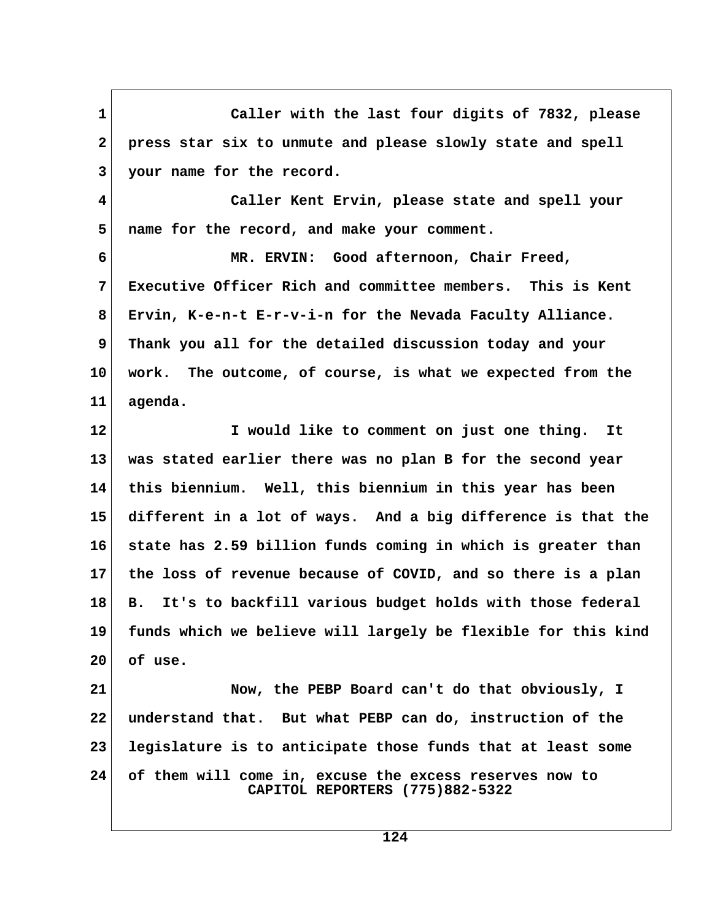Caller with the last four digits of 7832, please press star six to unmute and please slowly state and spell your name for the record.

Caller Kent Ervin, please state and spell your name for the record, and make your comment.

MR. ERVIN: Good afternoon, Chair Freed, Executive Officer Rich and committee members. This is Kent Ervin, K-e-n-t E-r-v-i-n for the Nevada Faculty Alliance. Thank you all for the detailed discussion today and your work. The outcome, of course, is what we expected from the agenda.

I would like to comment on just one thing. It was stated earlier there was no plan B for the second year this biennium. Well, this biennium in this year has been different in a lot of ways. And a big difference is that the state has 2.59 billion funds coming in which is greater than the loss of revenue because of COVID, and so there is a plan B. It's to backfill various budget holds with those federal funds which we believe will largely be flexible for this kind of use.

Now, the PEBP Board can't do that obviously, I understand that. But what PEBP can do, instruction of the legislature is to anticipate those funds that at least some of them will come in, excuse the excess reserves now to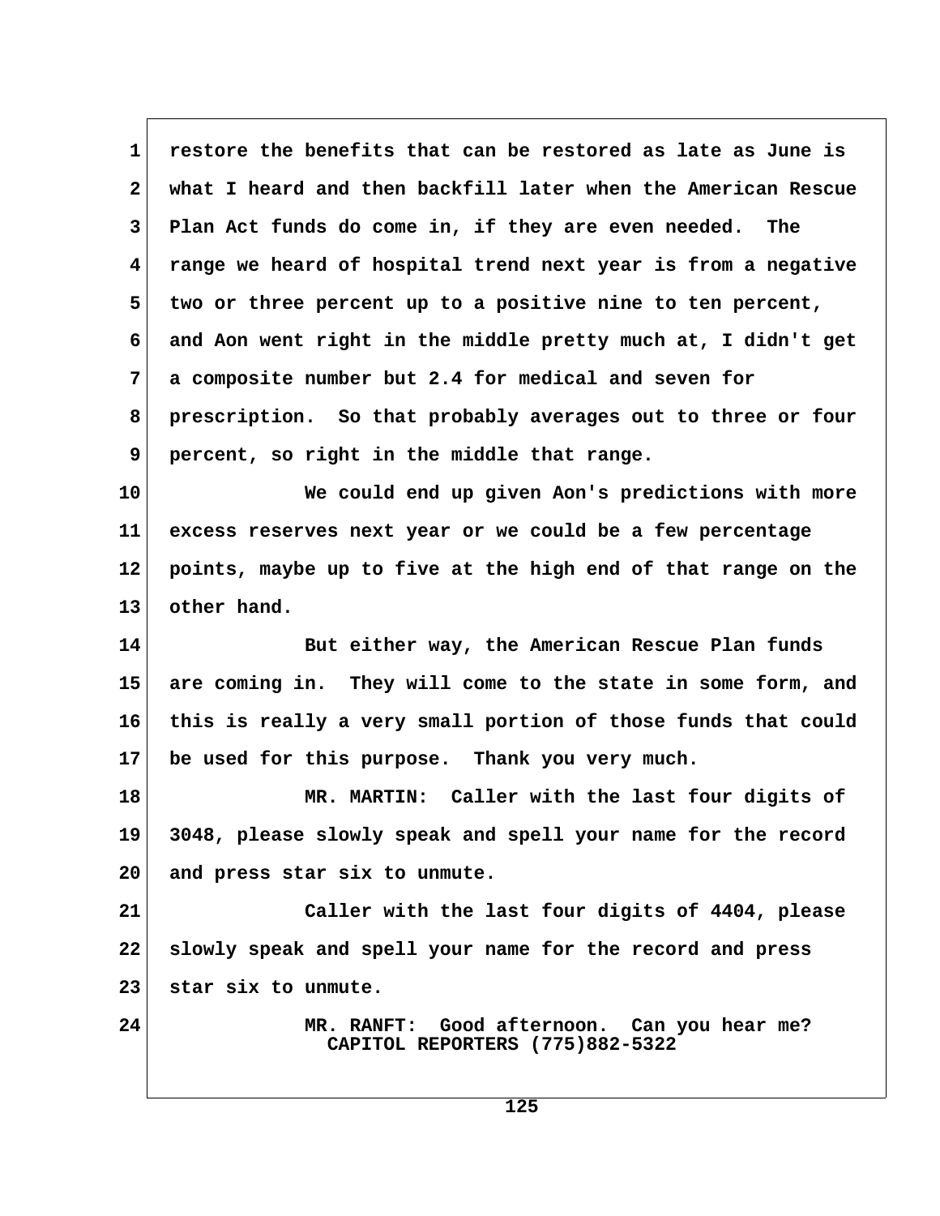1 restore the benefits that can be restored as late as June is
2 what I heard and then backfill later when the American Rescue
3 Plan Act funds do come in, if they are even needed. The
4 range we heard of hospital trend next year is from a negative
5 two or three percent up to a positive nine to ten percent,
6 and Aon went right in the middle pretty much at, I didn't get
7 a composite number but 2.4 for medical and seven for
8 prescription. So that probably averages out to three or four
9 percent, so right in the middle that range.

10 We could end up given Aon's predictions with more
11 excess reserves next year or we could be a few percentage
12 points, maybe up to five at the high end of that range on the
13 other hand.

14 But either way, the American Rescue Plan funds
15 are coming in. They will come to the state in some form, and
16 this is really a very small portion of those funds that could
17 be used for this purpose. Thank you very much.

18 MR. MARTIN: Caller with the last four digits of
19 3048, please slowly speak and spell your name for the record
20 and press star six to unmute.

21 Caller with the last four digits of 4404, please
22 slowly speak and spell your name for the record and press
23 star six to unmute.

24 MR. RANFT: Good afternoon. Can you hear me?

CAPITOL REPORTERS (775)882-5322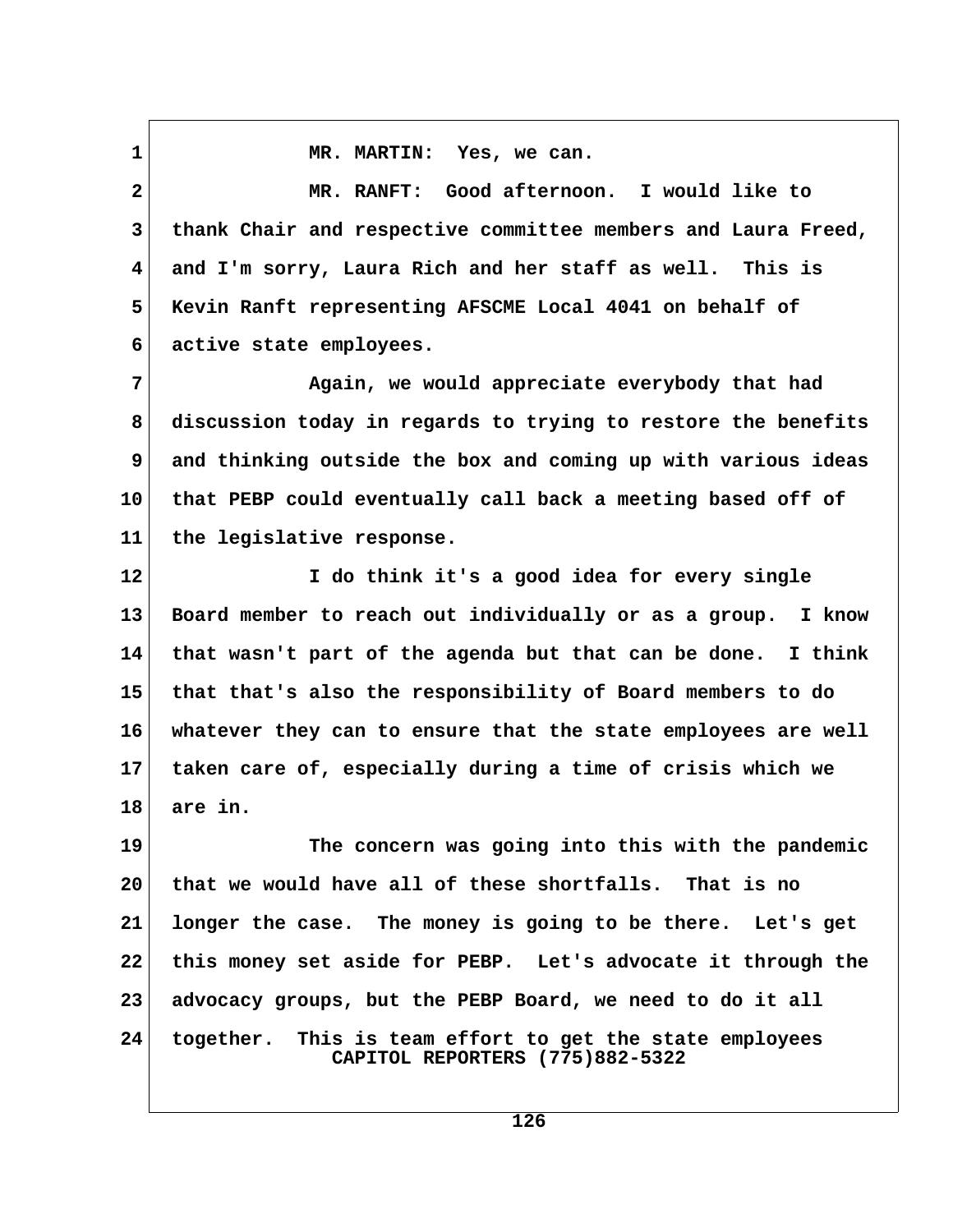MR. MARTIN: Yes, we can.

MR. RANFT: Good afternoon. I would like to thank Chair and respective committee members and Laura Freed, and I'm sorry, Laura Rich and her staff as well. This is Kevin Ranft representing AFSCME Local 4041 on behalf of active state employees.

Again, we would appreciate everybody that had discussion today in regards to trying to restore the benefits and thinking outside the box and coming up with various ideas that PEBP could eventually call back a meeting based off of the legislative response.

I do think it's a good idea for every single Board member to reach out individually or as a group. I know that wasn't part of the agenda but that can be done. I think that that's also the responsibility of Board members to do whatever they can to ensure that the state employees are well taken care of, especially during a time of crisis which we are in.

The concern was going into this with the pandemic that we would have all of these shortfalls. That is no longer the case. The money is going to be there. Let's get this money set aside for PEBP. Let's advocate it through the advocacy groups, but the PEBP Board, we need to do it all together. This is team effort to get the state employees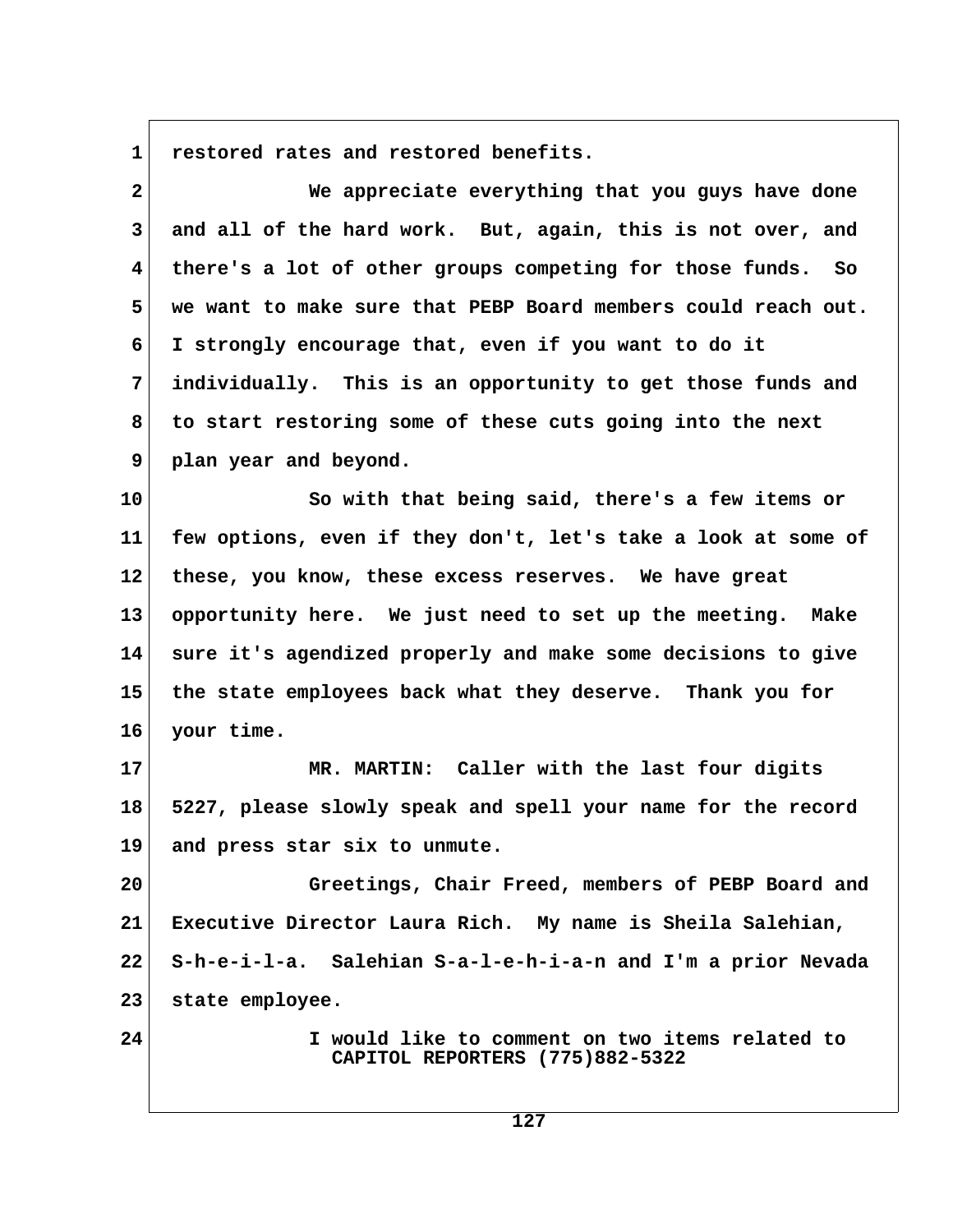restored rates and restored benefits.

We appreciate everything that you guys have done and all of the hard work. But, again, this is not over, and there's a lot of other groups competing for those funds. So we want to make sure that PEBP Board members could reach out. I strongly encourage that, even if you want to do it individually. This is an opportunity to get those funds and to start restoring some of these cuts going into the next plan year and beyond.

So with that being said, there's a few items or few options, even if they don't, let's take a look at some of these, you know, these excess reserves. We have great opportunity here. We just need to set up the meeting. Make sure it's agendized properly and make some decisions to give the state employees back what they deserve. Thank you for your time.

MR. MARTIN: Caller with the last four digits 5227, please slowly speak and spell your name for the record and press star six to unmute.

Greetings, Chair Freed, members of PEBP Board and Executive Director Laura Rich. My name is Sheila Salehian, S-h-e-i-l-a. Salehian S-a-l-e-h-i-a-n and I'm a prior Nevada state employee.

I would like to comment on two items related to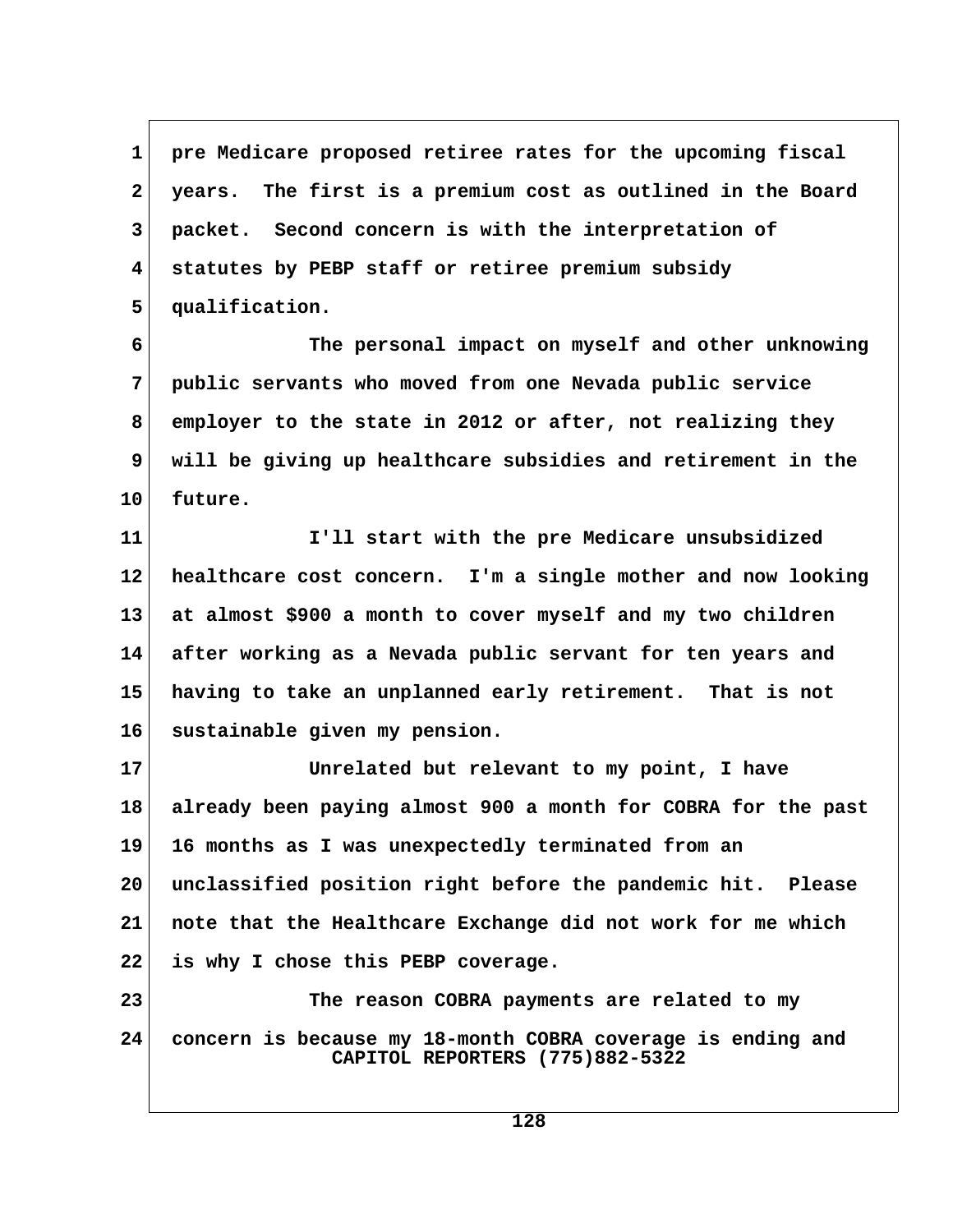pre Medicare proposed retiree rates for the upcoming fiscal years. The first is a premium cost as outlined in the Board packet. Second concern is with the interpretation of statutes by PEBP staff or retiree premium subsidy qualification.

The personal impact on myself and other unknowing public servants who moved from one Nevada public service employer to the state in 2012 or after, not realizing they will be giving up healthcare subsidies and retirement in the future.

I'll start with the pre Medicare unsubsidized healthcare cost concern. I'm a single mother and now looking at almost $900 a month to cover myself and my two children after working as a Nevada public servant for ten years and having to take an unplanned early retirement. That is not sustainable given my pension.

Unrelated but relevant to my point, I have already been paying almost 900 a month for COBRA for the past 16 months as I was unexpectedly terminated from an unclassified position right before the pandemic hit. Please note that the Healthcare Exchange did not work for me which is why I chose this PEBP coverage.

The reason COBRA payments are related to my concern is because my 18-month COBRA coverage is ending and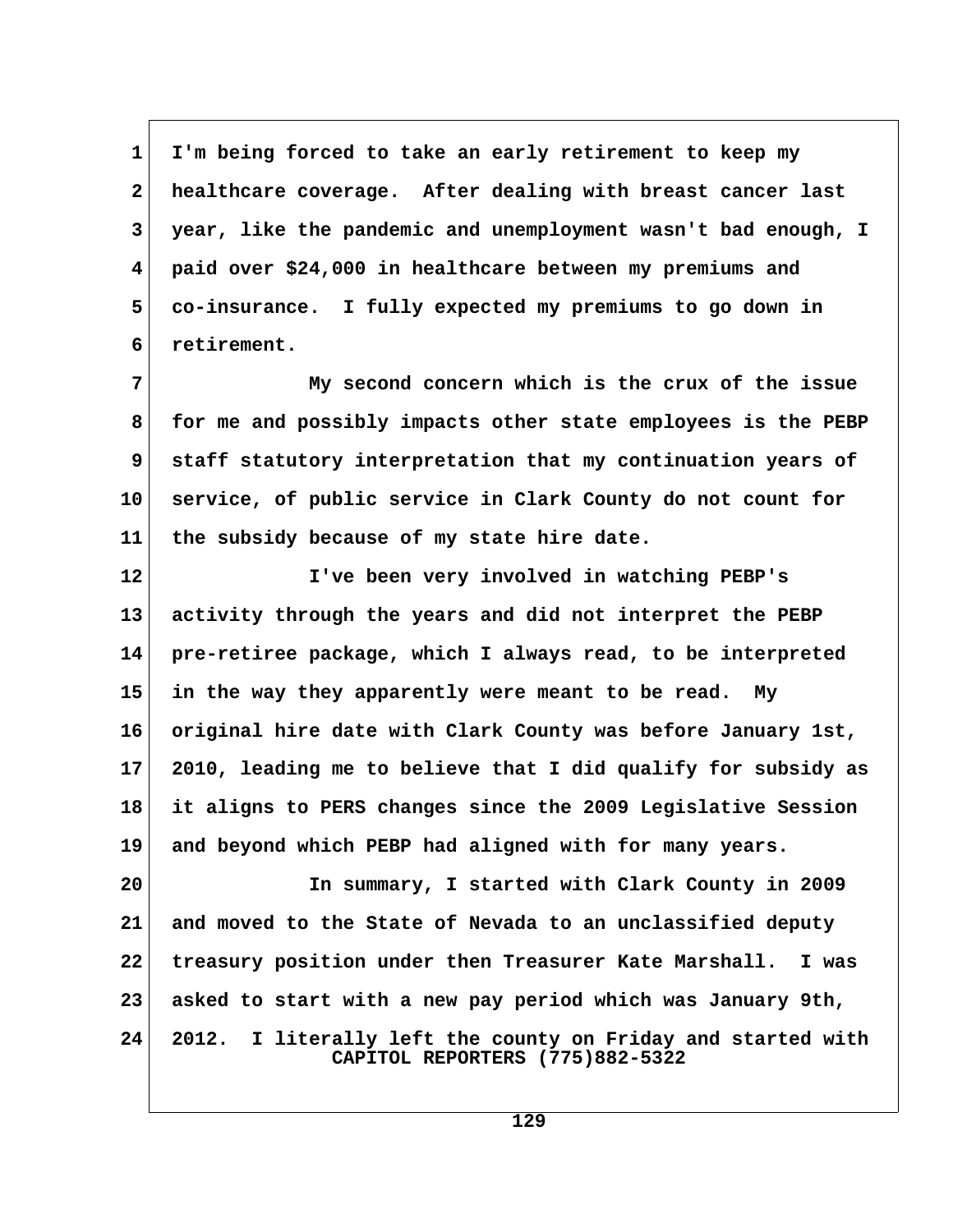I'm being forced to take an early retirement to keep my healthcare coverage. After dealing with breast cancer last year, like the pandemic and unemployment wasn't bad enough, I paid over $24,000 in healthcare between my premiums and co-insurance. I fully expected my premiums to go down in retirement.

My second concern which is the crux of the issue for me and possibly impacts other state employees is the PEBP staff statutory interpretation that my continuation years of service, of public service in Clark County do not count for the subsidy because of my state hire date.

I've been very involved in watching PEBP's activity through the years and did not interpret the PEBP pre-retiree package, which I always read, to be interpreted in the way they apparently were meant to be read. My original hire date with Clark County was before January 1st, 2010, leading me to believe that I did qualify for subsidy as it aligns to PERS changes since the 2009 Legislative Session and beyond which PEBP had aligned with for many years.

In summary, I started with Clark County in 2009 and moved to the State of Nevada to an unclassified deputy treasury position under then Treasurer Kate Marshall. I was asked to start with a new pay period which was January 9th, 2012. I literally left the county on Friday and started with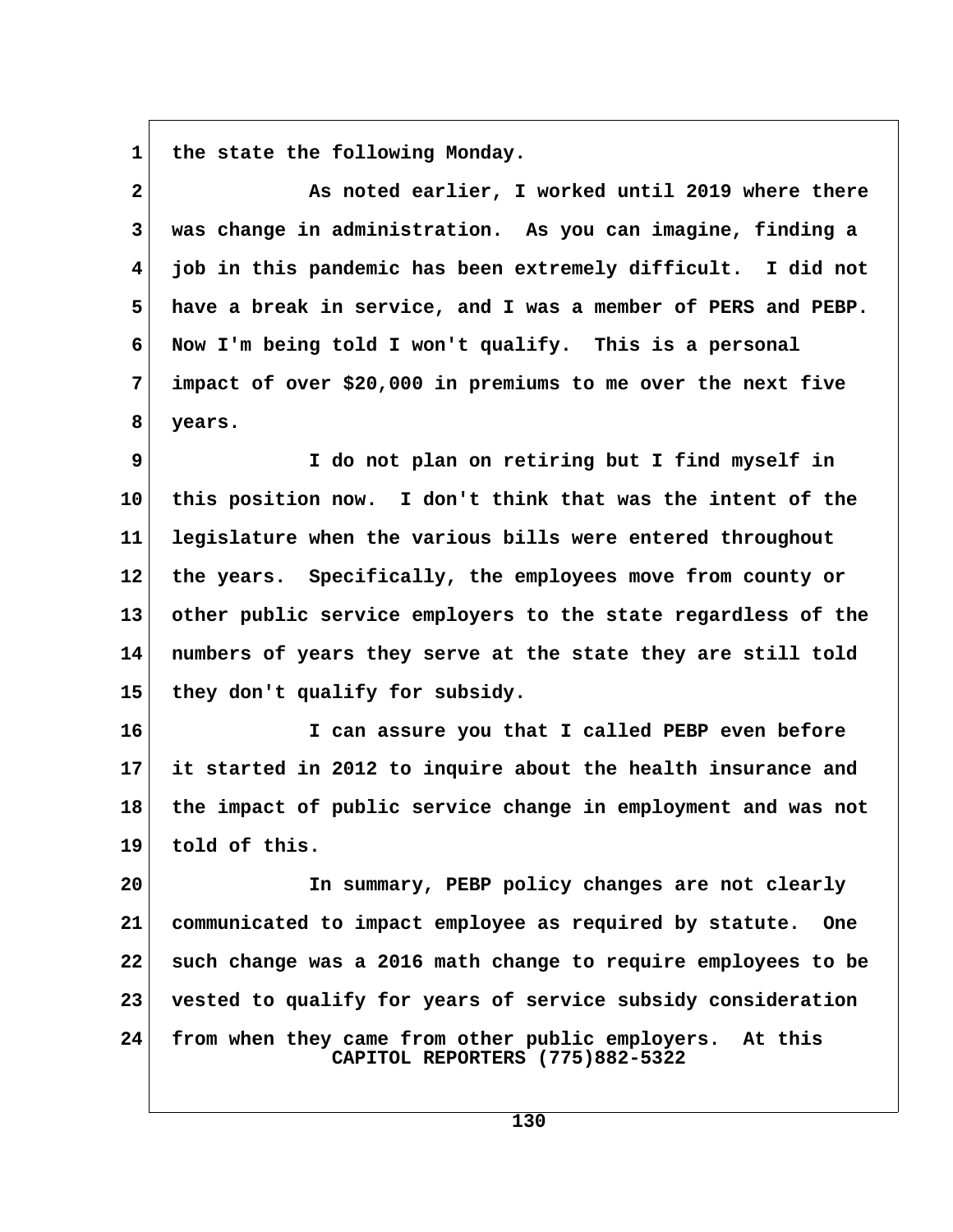the state the following Monday.

As noted earlier, I worked until 2019 where there was change in administration. As you can imagine, finding a job in this pandemic has been extremely difficult. I did not have a break in service, and I was a member of PERS and PEBP. Now I'm being told I won't qualify. This is a personal impact of over $20,000 in premiums to me over the next five years.

I do not plan on retiring but I find myself in this position now. I don't think that was the intent of the legislature when the various bills were entered throughout the years. Specifically, the employees move from county or other public service employers to the state regardless of the numbers of years they serve at the state they are still told they don't qualify for subsidy.

I can assure you that I called PEBP even before it started in 2012 to inquire about the health insurance and the impact of public service change in employment and was not told of this.

In summary, PEBP policy changes are not clearly communicated to impact employee as required by statute. One such change was a 2016 math change to require employees to be vested to qualify for years of service subsidy consideration from when they came from other public employers. At this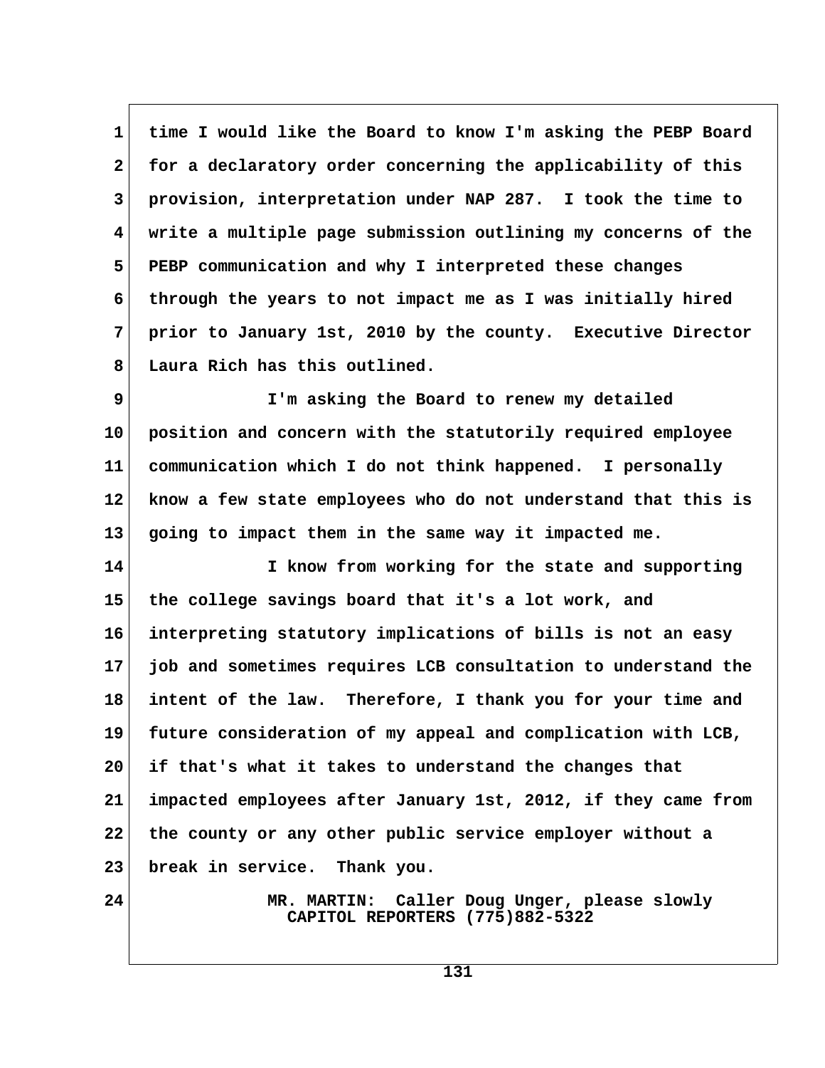time I would like the Board to know I'm asking the PEBP Board for a declaratory order concerning the applicability of this provision, interpretation under NAP 287. I took the time to write a multiple page submission outlining my concerns of the PEBP communication and why I interpreted these changes through the years to not impact me as I was initially hired prior to January 1st, 2010 by the county. Executive Director Laura Rich has this outlined.

I'm asking the Board to renew my detailed position and concern with the statutorily required employee communication which I do not think happened. I personally know a few state employees who do not understand that this is going to impact them in the same way it impacted me.

I know from working for the state and supporting the college savings board that it's a lot work, and interpreting statutory implications of bills is not an easy job and sometimes requires LCB consultation to understand the intent of the law. Therefore, I thank you for your time and future consideration of my appeal and complication with LCB, if that's what it takes to understand the changes that impacted employees after January 1st, 2012, if they came from the county or any other public service employer without a break in service. Thank you.

MR. MARTIN: Caller Doug Unger, please slowly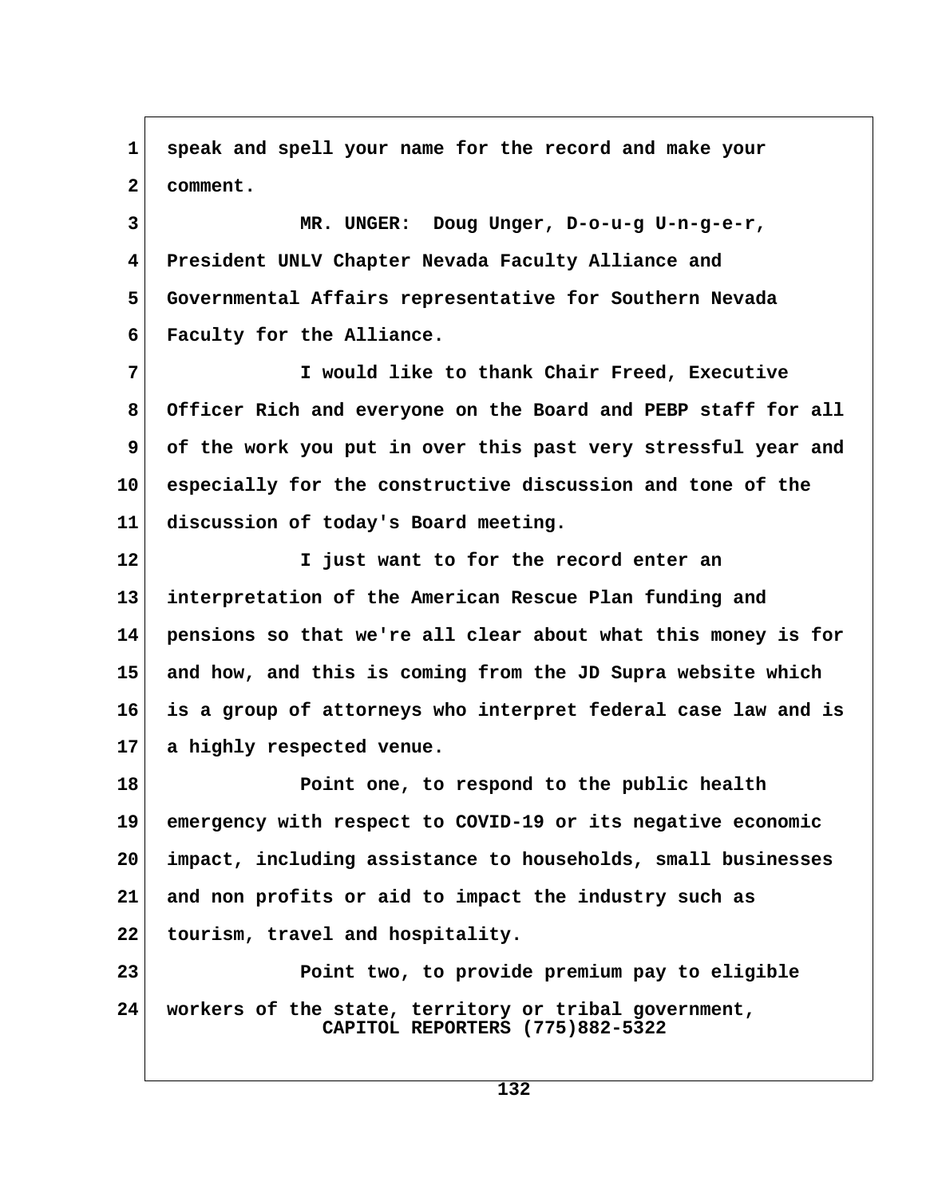speak and spell your name for the record and make your comment.

MR. UNGER: Doug Unger, D-o-u-g U-n-g-e-r, President UNLV Chapter Nevada Faculty Alliance and Governmental Affairs representative for Southern Nevada Faculty for the Alliance.

I would like to thank Chair Freed, Executive Officer Rich and everyone on the Board and PEBP staff for all of the work you put in over this past very stressful year and especially for the constructive discussion and tone of the discussion of today's Board meeting.

I just want to for the record enter an interpretation of the American Rescue Plan funding and pensions so that we're all clear about what this money is for and how, and this is coming from the JD Supra website which is a group of attorneys who interpret federal case law and is a highly respected venue.

Point one, to respond to the public health emergency with respect to COVID-19 or its negative economic impact, including assistance to households, small businesses and non profits or aid to impact the industry such as tourism, travel and hospitality.

Point two, to provide premium pay to eligible workers of the state, territory or tribal government,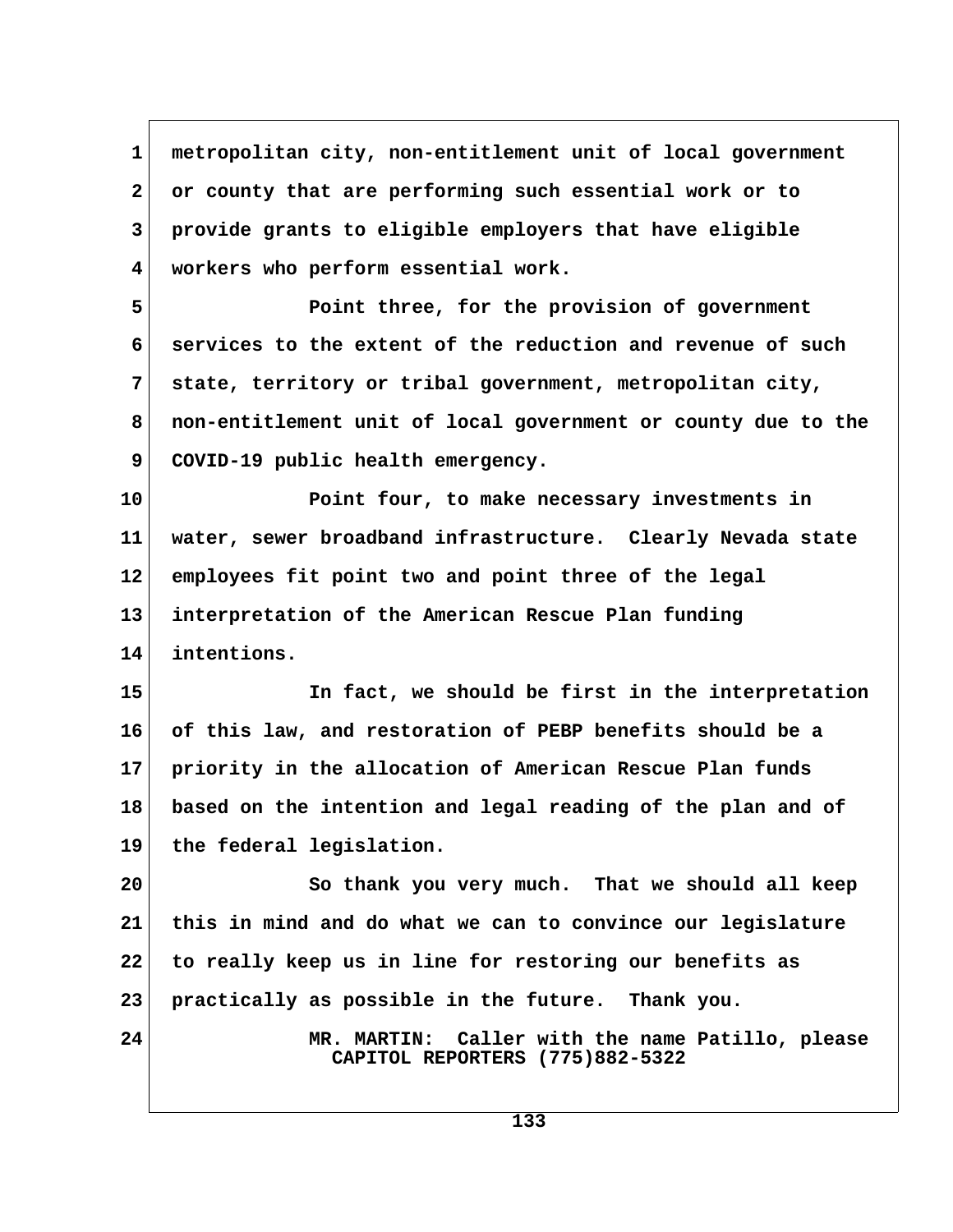metropolitan city, non-entitlement unit of local government or county that are performing such essential work or to provide grants to eligible employers that have eligible workers who perform essential work.

Point three, for the provision of government services to the extent of the reduction and revenue of such state, territory or tribal government, metropolitan city, non-entitlement unit of local government or county due to the COVID-19 public health emergency.

Point four, to make necessary investments in water, sewer broadband infrastructure. Clearly Nevada state employees fit point two and point three of the legal interpretation of the American Rescue Plan funding intentions.

In fact, we should be first in the interpretation of this law, and restoration of PEBP benefits should be a priority in the allocation of American Rescue Plan funds based on the intention and legal reading of the plan and of the federal legislation.

So thank you very much. That we should all keep this in mind and do what we can to convince our legislature to really keep us in line for restoring our benefits as practically as possible in the future. Thank you.

MR. MARTIN: Caller with the name Patillo, please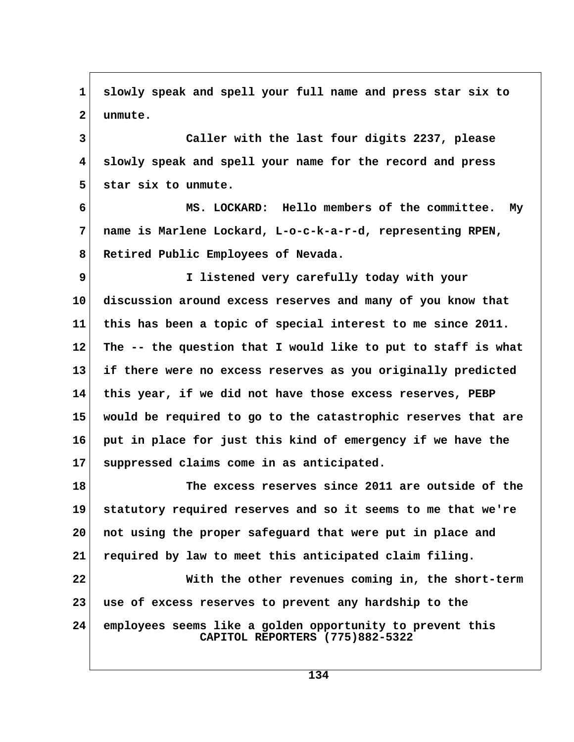slowly speak and spell your full name and press star six to unmute.

Caller with the last four digits 2237, please slowly speak and spell your name for the record and press star six to unmute.

MS. LOCKARD: Hello members of the committee. My name is Marlene Lockard, L-o-c-k-a-r-d, representing RPEN, Retired Public Employees of Nevada.

I listened very carefully today with your discussion around excess reserves and many of you know that this has been a topic of special interest to me since 2011. The -- the question that I would like to put to staff is what if there were no excess reserves as you originally predicted this year, if we did not have those excess reserves, PEBP would be required to go to the catastrophic reserves that are put in place for just this kind of emergency if we have the suppressed claims come in as anticipated.

The excess reserves since 2011 are outside of the statutory required reserves and so it seems to me that we're not using the proper safeguard that were put in place and required by law to meet this anticipated claim filing.

With the other revenues coming in, the short-term use of excess reserves to prevent any hardship to the employees seems like a golden opportunity to prevent this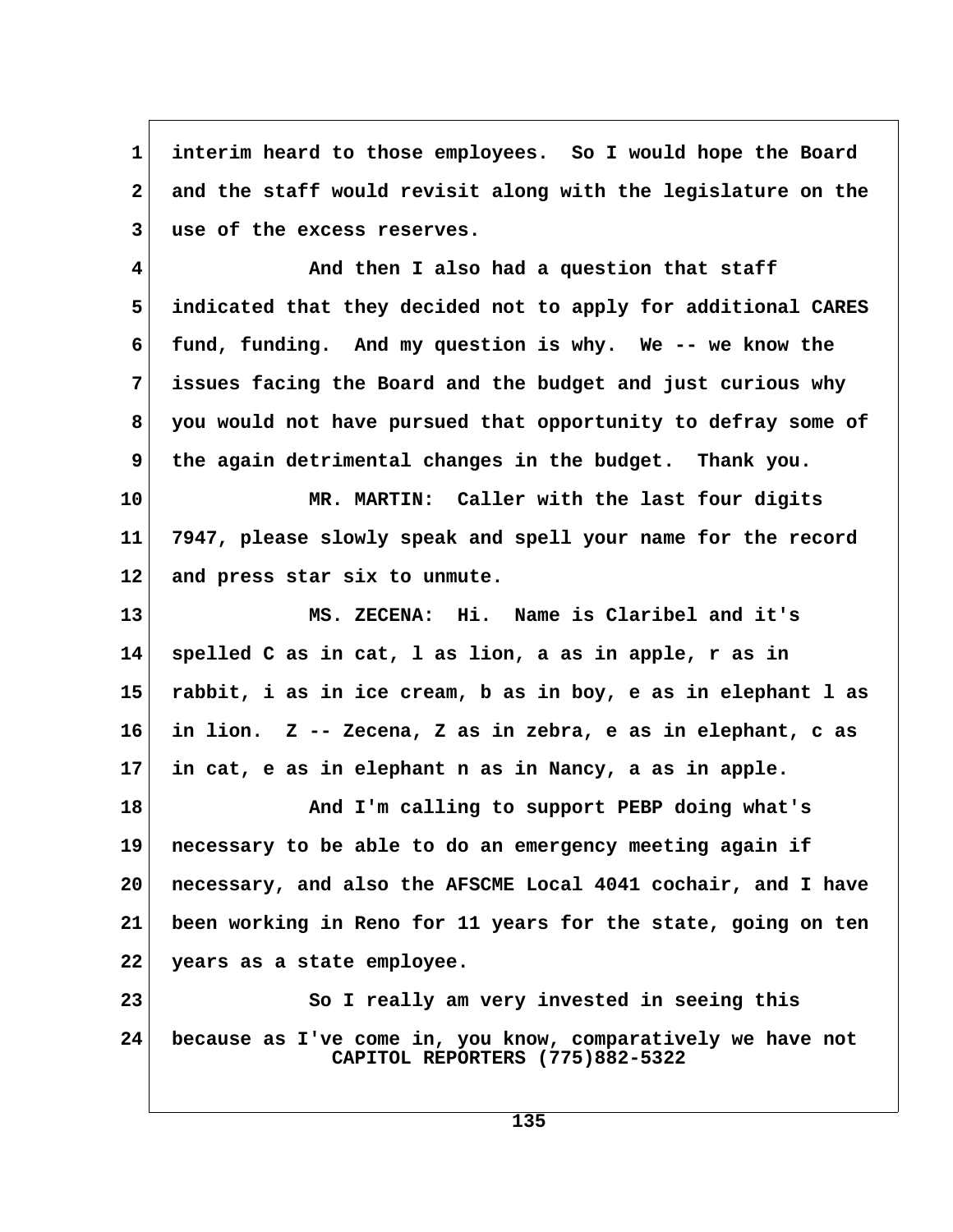1 interim heard to those employees. So I would hope the Board
2 and the staff would revisit along with the legislature on the
3 use of the excess reserves.

4 And then I also had a question that staff
5 indicated that they decided not to apply for additional CARES
6 fund, funding. And my question is why. We -- we know the
7 issues facing the Board and the budget and just curious why
8 you would not have pursued that opportunity to defray some of
9 the again detrimental changes in the budget. Thank you.

10 MR. MARTIN: Caller with the last four digits
11 7947, please slowly speak and spell your name for the record
12 and press star six to unmute.

13 MS. ZECENA: Hi. Name is Claribel and it's
14 spelled C as in cat, l as lion, a as in apple, r as in
15 rabbit, i as in ice cream, b as in boy, e as in elephant l as
16 in lion. Z -- Zecena, Z as in zebra, e as in elephant, c as
17 in cat, e as in elephant n as in Nancy, a as in apple.

18 And I'm calling to support PEBP doing what's
19 necessary to be able to do an emergency meeting again if
20 necessary, and also the AFSCME Local 4041 cochair, and I have
21 been working in Reno for 11 years for the state, going on ten
22 years as a state employee.

23 So I really am very invested in seeing this
24 because as I've come in, you know, comparatively we have not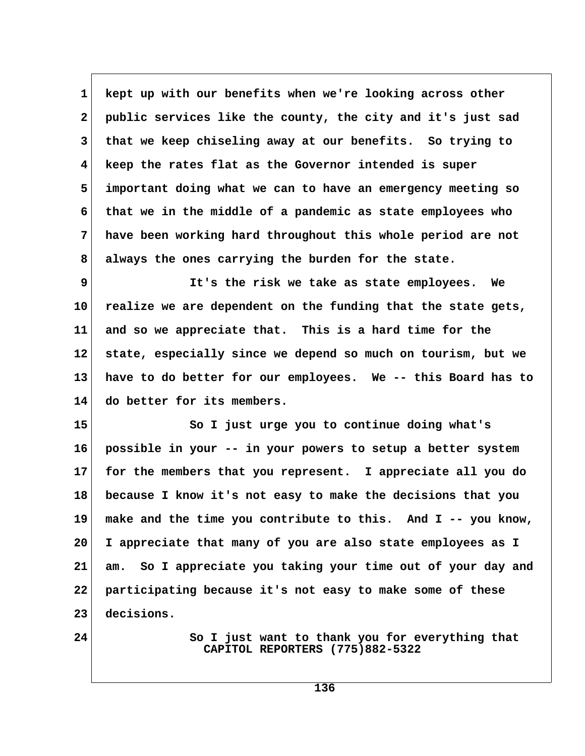kept up with our benefits when we're looking across other public services like the county, the city and it's just sad that we keep chiseling away at our benefits. So trying to keep the rates flat as the Governor intended is super important doing what we can to have an emergency meeting so that we in the middle of a pandemic as state employees who have been working hard throughout this whole period are not always the ones carrying the burden for the state.

It's the risk we take as state employees. We realize we are dependent on the funding that the state gets, and so we appreciate that. This is a hard time for the state, especially since we depend so much on tourism, but we have to do better for our employees. We -- this Board has to do better for its members.

So I just urge you to continue doing what's possible in your -- in your powers to setup a better system for the members that you represent. I appreciate all you do because I know it's not easy to make the decisions that you make and the time you contribute to this. And I -- you know, I appreciate that many of you are also state employees as I am. So I appreciate you taking your time out of your day and participating because it's not easy to make some of these decisions.

So I just want to thank you for everything that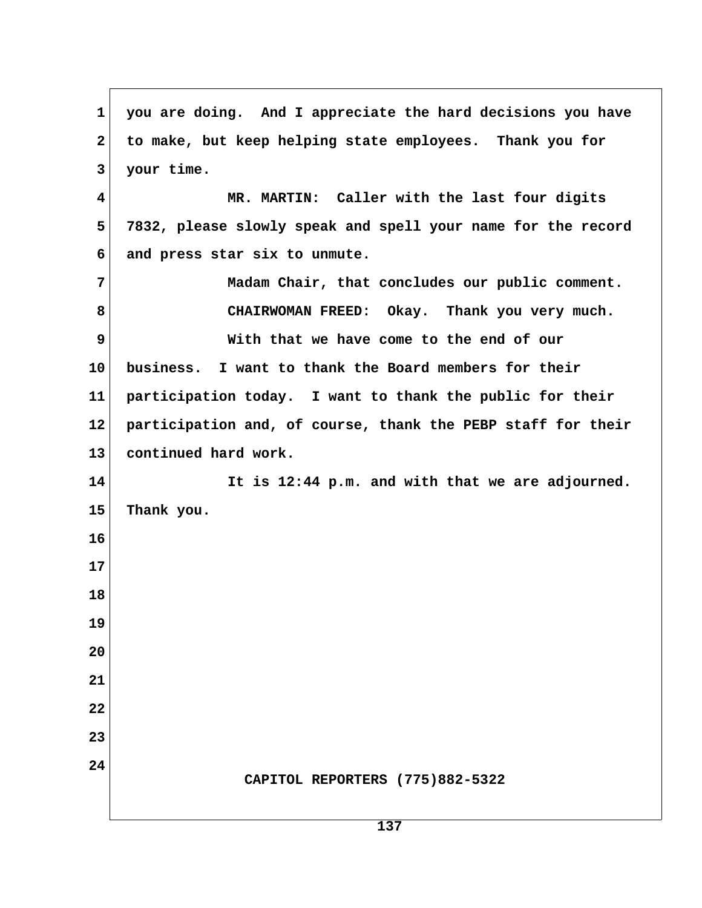you are doing. And I appreciate the hard decisions you have to make, but keep helping state employees. Thank you for your time.

MR. MARTIN: Caller with the last four digits 7832, please slowly speak and spell your name for the record and press star six to unmute.

Madam Chair, that concludes our public comment.

CHAIRWOMAN FREED: Okay. Thank you very much.

With that we have come to the end of our business. I want to thank the Board members for their participation today. I want to thank the public for their participation and, of course, thank the PEBP staff for their continued hard work.

It is 12:44 p.m. and with that we are adjourned. Thank you.

CAPITOL REPORTERS (775)882-5322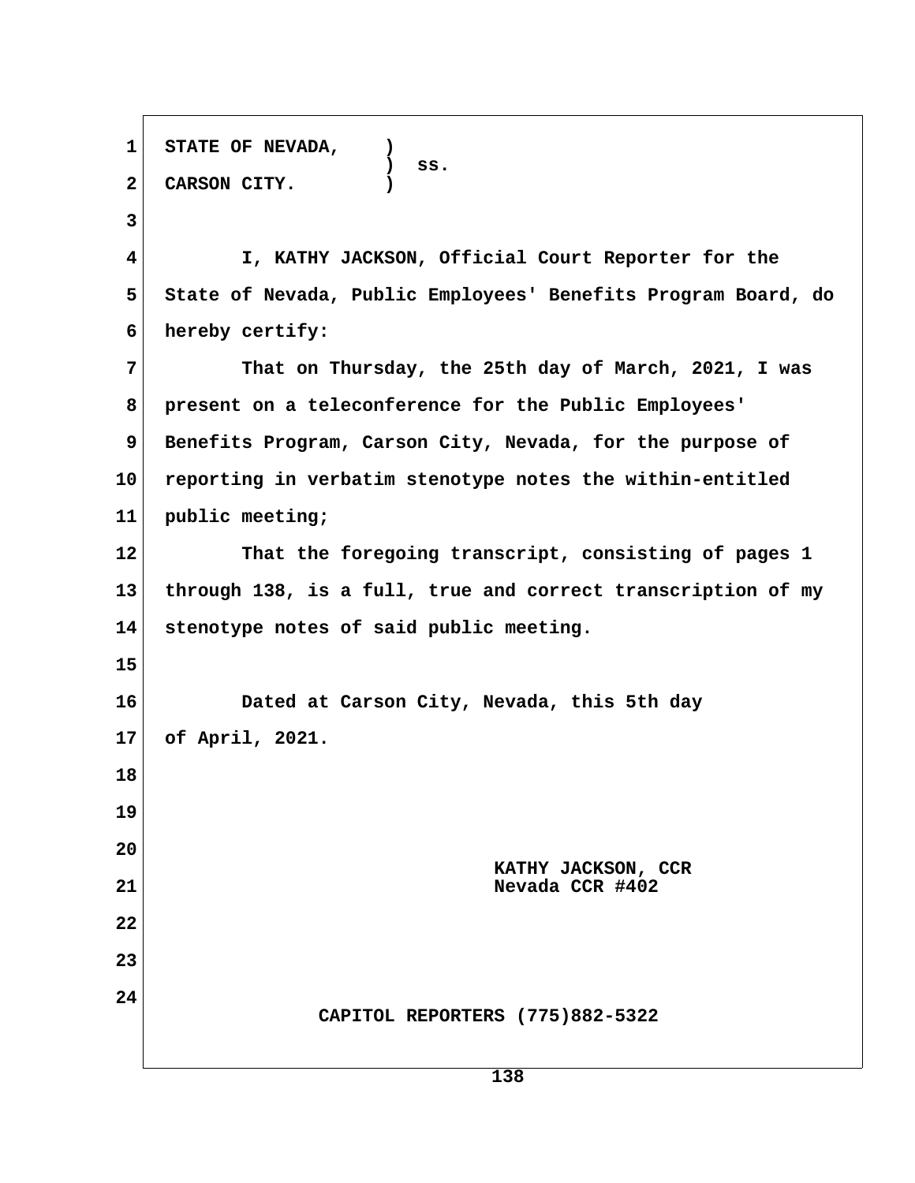STATE OF NEVADA, )
) ss.
CARSON CITY. )

I, KATHY JACKSON, Official Court Reporter for the State of Nevada, Public Employees' Benefits Program Board, do hereby certify:

That on Thursday, the 25th day of March, 2021, I was present on a teleconference for the Public Employees' Benefits Program, Carson City, Nevada, for the purpose of reporting in verbatim stenotype notes the within-entitled public meeting;

That the foregoing transcript, consisting of pages 1 through 138, is a full, true and correct transcription of my stenotype notes of said public meeting.

Dated at Carson City, Nevada, this 5th day of April, 2021.

KATHY JACKSON, CCR
Nevada CCR #402

CAPITOL REPORTERS (775)882-5322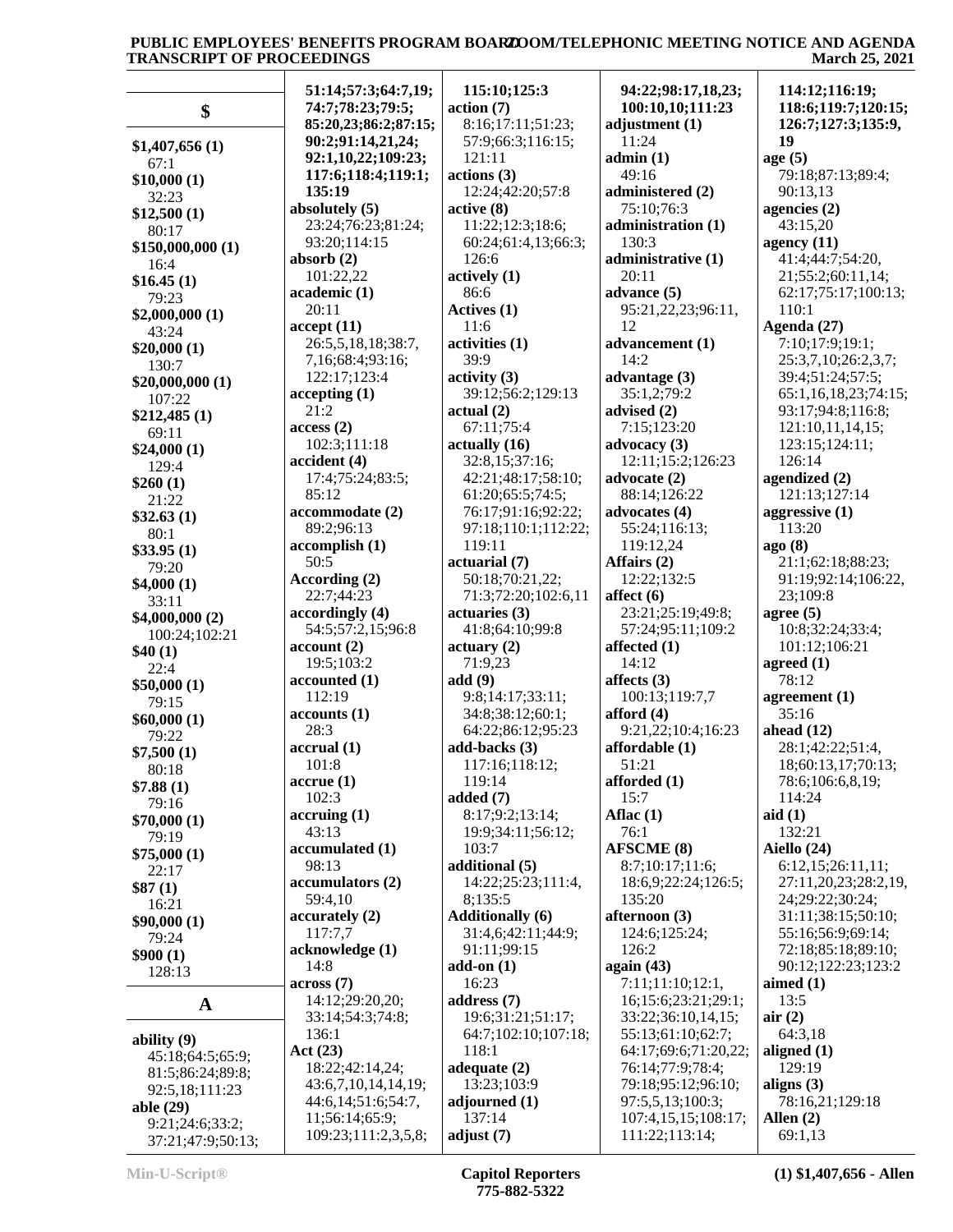## $

**$1,407,656 (1)**
67:1
**$10,000 (1)**
32:23
**$12,500 (1)**
80:17
**$150,000,000 (1)**
16:4
**$16.45 (1)**
79:23
**$2,000,000 (1)**
43:24
**$20,000 (1)**
130:7
**$20,000,000 (1)**
107:22
**$212,485 (1)**
69:11
**$24,000 (1)**
129:4
**$260 (1)**
21:22
**$32.63 (1)**
80:1
**$33.95 (1)**
79:20
**$4,000 (1)**
33:11
**$4,000,000 (2)**
100:24;102:21
**$40 (1)**
22:4
**$50,000 (1)**
79:15
**$60,000 (1)**
79:22
**$7,500 (1)**
80:18
**$7.88 (1)**
79:16
**$70,000 (1)**
79:19
**$75,000 (1)**
22:17
**$87 (1)**
16:21
**$90,000 (1)**
79:24
**$900 (1)**
128:13

## A

**ability (9)**
45:18;64:5;65:9;
81:5;86:24;89:8;
92:5,18;111:23
**able (29)**
9:21;24:6;33:2;
37:21;47:9;50:13;
**51:14;57:3;64:7,19;**
**74:7;78:23;79:5;**
**85:20,23;86:2;87:15;**
**90:2;91:14,21,24;**
**92:1,10,22;109:23;**
**117:6;118:4;119:1;**
**135:19**
**absolutely (5)**
23:24;76:23;81:24;
93:20;114:15
**absorb (2)**
101:22,22
**academic (1)**
20:11
**accept (11)**
26:5,5,18,18;38:7,
7,16;68:4;93:16;
122:17;123:4
**accepting (1)**
21:2
**access (2)**
102:3;111:18
**accident (4)**
17:4;75:24;83:5;
85:12
**accommodate (2)**
89:2;96:13
**accomplish (1)**
50:5
**According (2)**
22:7;44:23
**accordingly (4)**
54:5;57:2,15;96:8
**account (2)**
19:5;103:2
**accounted (1)**
112:19
**accounts (1)**
28:3
**accrual (1)**
101:8
**accrue (1)**
102:3
**accruing (1)**
43:13
**accumulated (1)**
98:13
**accumulators (2)**
59:4,10
**accurately (2)**
117:7,7
**acknowledge (1)**
14:8
**across (7)**
14:12;29:20,20;
33:14;54:3;74:8;
136:1
**Act (23)**
18:22;42:14,24;
43:6,7,10,14,14,19;
44:6,14;51:6;54:7,
11;56:14;65:9;
109:23;111:2,3,5,8;
**115:10;125:3**
**action (7)**
8:16;17:11;51:23;
57:9;66:3;116:15;
121:11
**actions (3)**
12:24;42:20;57:8
**active (8)**
11:22;12:3;18:6;
60:24;61:4,13;66:3;
126:6
**actively (1)**
86:6
**Actives (1)**
11:6
**activities (1)**
39:9
**activity (3)**
39:12;56:2;129:13
**actual (2)**
67:11;75:4
**actually (16)**
32:8,15;37:16;
42:21;48:17;58:10;
61:20;65:5;74:5;
76:17;91:16;92:22;
97:18;110:1;112:22;
119:11
**actuarial (7)**
50:18;70:21,22;
71:3;72:20;102:6,11
**actuaries (3)**
41:8;64:10;99:8
**actuary (2)**
71:9,23
**add (9)**
9:8;14:17;33:11;
34:8;38:12;60:1;
64:22;86:12;95:23
**add-backs (3)**
117:16;118:12;
119:14
**added (7)**
8:17;9:2;13:14;
19:9;34:11;56:12;
103:7
**additional (5)**
14:22;25:23;111:4,
8;135:5
**Additionally (6)**
31:4,6;42:11;44:9;
91:11;99:15
**add-on (1)**
16:23
**address (7)**
19:6;31:21;51:17;
64:7;102:10;107:18;
118:1
**adequate (2)**
13:23;103:9
**adjourned (1)**
137:14
**adjust (7)**
**94:22;98:17,18,23;**
**100:10,10;111:23**
**adjustment (1)**
11:24
**admin (1)**
49:16
**administered (2)**
75:10;76:3
**administration (1)**
130:3
**administrative (1)**
20:11
**advance (5)**
95:21,22,23;96:11,
12
**advancement (1)**
14:2
**advantage (3)**
35:1,2;79:2
**advised (2)**
7:15;123:20
**advocacy (3)**
12:11;15:2;126:23
**advocate (2)**
88:14;126:22
**advocates (4)**
55:24;116:13;
119:12,24
**Affairs (2)**
12:22;132:5
**affect (6)**
23:21;25:19;49:8;
57:24;95:11;109:2
**affected (1)**
14:12
**affects (3)**
100:13;119:7,7
**afford (4)**
9:21,22;10:4;16:23
**affordable (1)**
51:21
**afforded (1)**
15:7
**Aflac (1)**
76:1
**AFSCME (8)**
8:7;10:17;11:6;
18:6,9;22:24;126:5;
135:20
**afternoon (3)**
124:6;125:24;
126:2
**again (43)**
7:11;11:10;12:1,
16;15:6;23:21;29:1;
33:22;36:10,14,15;
55:13;61:10;62:7;
64:17;69:6;71:20,22;
76:14;77:9;78:4;
79:18;95:12;96:10;
97:5,5,13;100:3;
107:4,15,15;108:17;
111:22;113:14;
**114:12;116:19;**
**118:6;119:7;120:15;**
**126:7;127:3;135:9,**
**19**
**age (5)**
79:18;87:13;89:4;
90:13,13
**agencies (2)**
43:15,20
**agency (11)**
41:4;44:7;54:20,
21;55:2;60:11,14;
62:17;75:17;100:13;
110:1
**Agenda (27)**
7:10;17:9;19:1;
25:3,7,10;26:2,3,7;
39:4;51:24;57:5;
65:1,16,18,23;74:15;
93:17;94:8;116:8;
121:10,11,14,15;
123:15;124:11;
126:14
**agendized (2)**
121:13;127:14
**aggressive (1)**
113:20
**ago (8)**
21:1;62:18;88:23;
91:19;92:14;106:22,
23;109:8
**agree (5)**
10:8;32:24;33:4;
101:12;106:21
**agreed (1)**
78:12
**agreement (1)**
35:16
**ahead (12)**
28:1;42:22;51:4,
18;60:13,17;70:13;
78:6;106:6,8,19;
114:24
**aid (1)**
132:21
**Aiello (24)**
6:12,15;26:11,11;
27:11,20,23;28:2,19,
24;29:22;30:24;
31:11;38:15;50:10;
55:16;56:9;69:14;
72:18;85:18;89:10;
90:12;122:23;123:2
**aimed (1)**
13:5
**air (2)**
64:3,18
**aligned (1)**
129:19
**aligns (3)**
78:16,21;129:18
**Allen (2)**
69:1,13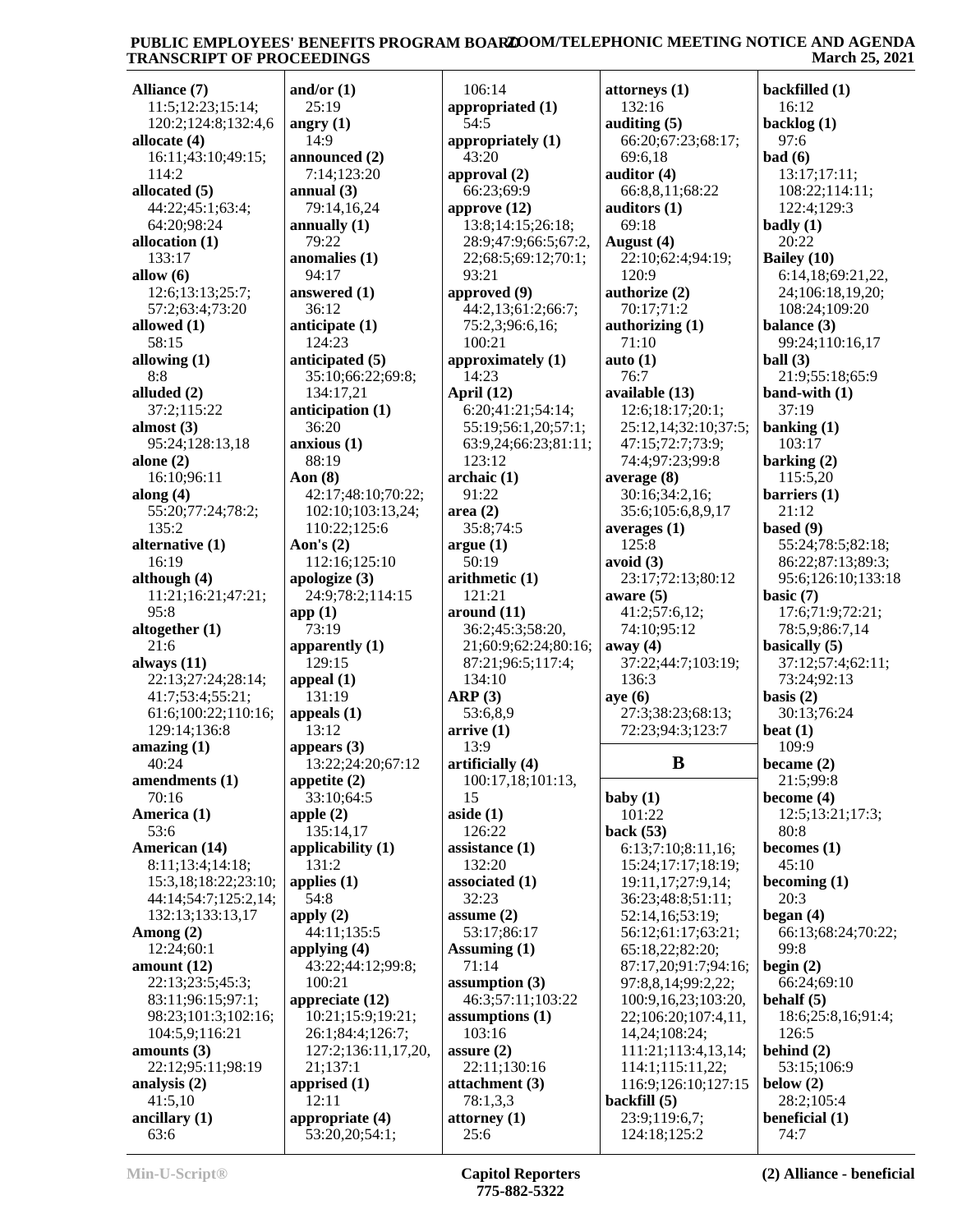**Alliance (7)**
11:5;12:23;15:14;
120:2;124:8;132:4,6
**allocate (4)**
16:11;43:10;49:15;
114:2
**allocated (5)**
44:22;45:1;63:4;
64:20;98:24
**allocation (1)**
133:17
**allow (6)**
12:6;13:13;25:7;
57:2;63:4;73:20
**allowed (1)**
58:15
**allowing (1)**
8:8
**alluded (2)**
37:2;115:22
**almost (3)**
95:24;128:13,18
**alone (2)**
16:10;96:11
**along (4)**
55:20;77:24;78:2;
135:2
**alternative (1)**
16:19
**although (4)**
11:21;16:21;47:21;
95:8
**altogether (1)**
21:6
**always (11)**
22:13;27:24;28:14;
41:7;53:4;55:21;
61:6;100:22;110:16;
129:14;136:8
**amazing (1)**
40:24
**amendments (1)**
70:16
**America (1)**
53:6
**American (14)**
8:11;13:4;14:18;
15:3,18;18:22;23:10;
44:14;54:7;125:2,14;
132:13;133:13,17
**Among (2)**
12:24;60:1
**amount (12)**
22:13;23:5;45:3;
83:11;96:15;97:1;
98:23;101:3;102:16;
104:5,9;116:21
**amounts (3)**
22:12;95:11;98:19
**analysis (2)**
41:5,10
**ancillary (1)**
63:6

**and/or (1)**
25:19
**angry (1)**
14:9
**announced (2)**
7:14;123:20
**annual (3)**
79:14,16,24
**annually (1)**
79:22
**anomalies (1)**
94:17
**answered (1)**
36:12
**anticipate (1)**
124:23
**anticipated (5)**
35:10;66:22;69:8;
134:17,21
**anticipation (1)**
36:20
**anxious (1)**
88:19
**Aon (8)**
42:17;48:10;70:22;
102:10;103:13,24;
110:22;125:6
**Aon's (2)**
112:16;125:10
**apologize (3)**
24:9;78:2;114:15
**app (1)**
73:19
**apparently (1)**
129:15
**appeal (1)**
131:19
**appeals (1)**
13:12
**appears (3)**
13:22;24:20;67:12
**appetite (2)**
33:10;64:5
**apple (2)**
135:14,17
**applicability (1)**
131:2
**applies (1)**
54:8
**apply (2)**
44:11;135:5
**applying (4)**
43:22;44:12;99:8;
100:21
**appreciate (12)**
10:21;15:9;19:21;
26:1;84:4;126:7;
127:2;136:11,17,20,
21;137:1
**apprised (1)**
12:11
**appropriate (4)**
53:20,20;54:1;

106:14
**appropriated (1)**
54:5
**appropriately (1)**
43:20
**approval (2)**
66:23;69:9
**approve (12)**
13:8;14:15;26:18;
28:9;47:9;66:5;67:2,
22;68:5;69:12;70:1;
93:21
**approved (9)**
44:2,13;61:2;66:7;
75:2,3;96:6,16;
100:21
**approximately (1)**
14:23
**April (12)**
6:20;41:21;54:14;
55:19;56:1,20;57:1;
63:9,24;66:23;81:11;
123:12
**archaic (1)**
91:22
**area (2)**
35:8;74:5
**argue (1)**
50:19
**arithmetic (1)**
121:21
**around (11)**
36:2;45:3;58:20,
21;60:9;62:24;80:16;
87:21;96:5;117:4;
134:10
**ARP (3)**
53:6,8,9
**arrive (1)**
13:9
**artificially (4)**
100:17,18;101:13,
15
**aside (1)**
126:22
**assistance (1)**
132:20
**associated (1)**
32:23
**assume (2)**
53:17;86:17
**Assuming (1)**
71:14
**assumption (3)**
46:3;57:11;103:22
**assumptions (1)**
103:16
**assure (2)**
22:11;130:16
**attachment (3)**
78:1,3,3
**attorney (1)**
25:6

**attorneys (1)**
132:16
**auditing (5)**
66:20;67:23;68:17;
69:6,18
**auditor (4)**
66:8,8,11;68:22
**auditors (1)**
69:18
**August (4)**
22:10;62:4;94:19;
120:9
**authorize (2)**
70:17;71:2
**authorizing (1)**
71:10
**auto (1)**
76:7
**available (13)**
12:6;18:17;20:1;
25:12,14;32:10;37:5;
47:15;72:7;73:9;
74:4;97:23;99:8
**average (8)**
30:16;34:2,16;
35:6;105:6,8,9,17
**averages (1)**
125:8
**avoid (3)**
23:17;72:13;80:12
**aware (5)**
41:2;57:6,12;
74:10;95:12
**away (4)**
37:22;44:7;103:19;
136:3
**aye (6)**
27:3;38:23;68:13;
72:23;94:3;123:7

## B

**baby (1)**
101:22
**back (53)**
6:13;7:10;8:11,16;
15:24;17:17;18:19;
19:11,17;27:9,14;
36:23;48:8;51:11;
52:14,16;53:19;
56:12;61:17;63:21;
65:18,22;82:20;
87:17,20;91:7;94:16;
97:8,8,14;99:2,22;
100:9,16,23;103:20,
22;106:20;107:4,11,
14,24;108:24;
111:21;113:4,13,14;
114:1;115:11,22;
116:9;126:10;127:15
**backfill (5)**
23:9;119:6,7;
124:18;125:2

**backfilled (1)**
16:12
**backlog (1)**
97:6
**bad (6)**
13:17;17:11;
108:22;114:11;
122:4;129:3
**badly (1)**
20:22
**Bailey (10)**
6:14,18;69:21,22,
24;106:18,19,20;
108:24;109:20
**balance (3)**
99:24;110:16,17
**ball (3)**
21:9;55:18;65:9
**band-with (1)**
37:19
**banking (1)**
103:17
**barking (2)**
115:5,20
**barriers (1)**
21:12
**based (9)**
55:24;78:5;82:18;
86:22;87:13;89:3;
95:6;126:10;133:18
**basic (7)**
17:6;71:9;72:21;
78:5,9;86:7,14
**basically (5)**
37:12;57:4;62:11;
73:24;92:13
**basis (2)**
30:13;76:24
**beat (1)**
109:9
**became (2)**
21:5;99:8
**become (4)**
12:5;13:21;17:3;
80:8
**becomes (1)**
45:10
**becoming (1)**
20:3
**began (4)**
66:13;68:24;70:22;
99:8
**begin (2)**
66:24;69:10
**behalf (5)**
18:6;25:8,16;91:4;
126:5
**behind (2)**
53:15;106:9
**below (2)**
28:2;105:4
**beneficial (1)**
74:7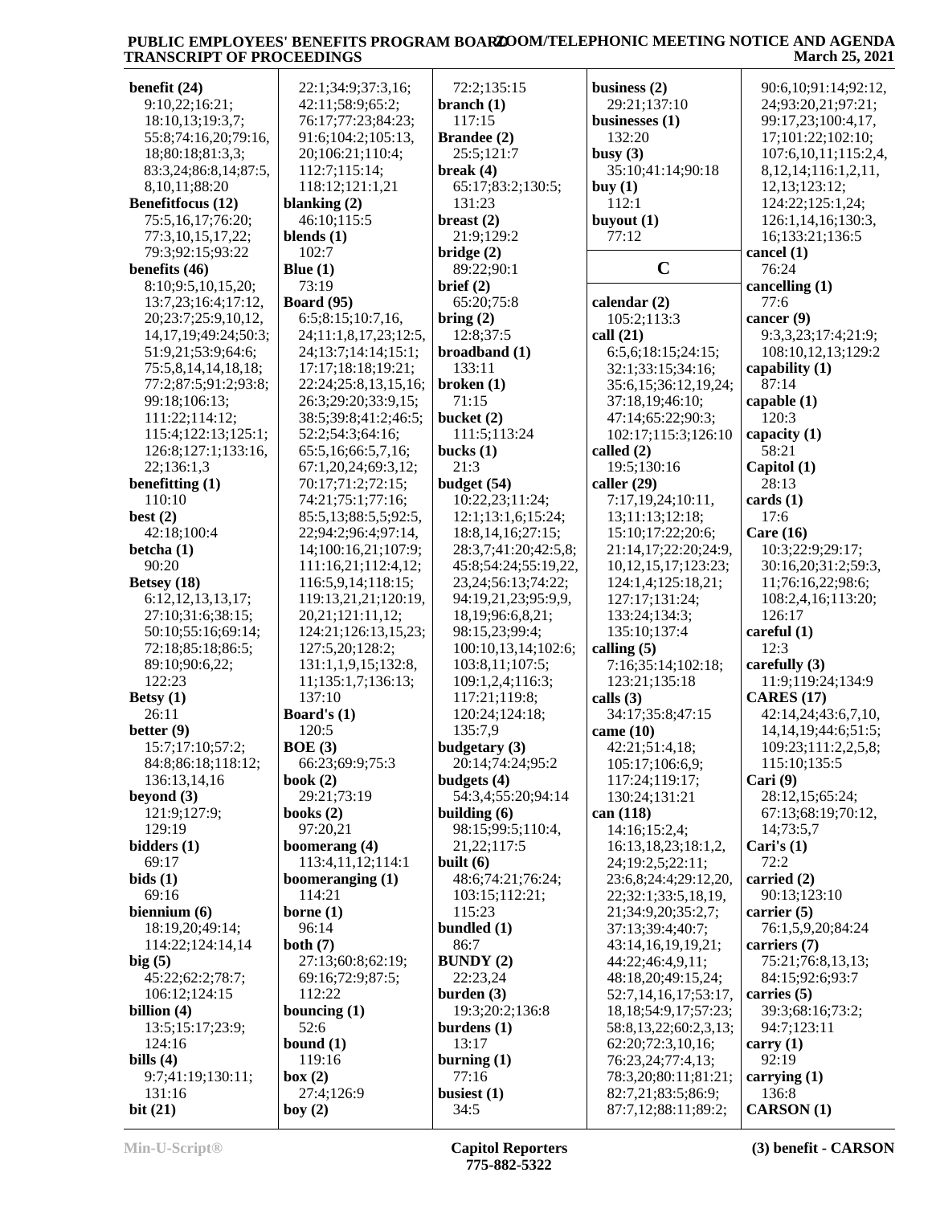**benefit (24)**
9:10,22;16:21;
18:10,13;19:3,7;
55:8;74:16,20;79:16,
18;80:18;81:3,3;
83:3,24;86:8,14;87:5,
8,10,11;88:20

**Benefitfocus (12)**
75:5,16,17;76:20;
77:3,10,15,17,22;
79:3;92:15;93:22

**benefits (46)**
8:10;9:5,10,15,20;
13:7,23;16:4;17:12,
20;23:7;25:9,10,12,
14,17,19;49:24;50:3;
51:9,21;53:9;64:6;
75:5,8,14,14,18,18;
77:2;87:5;91:2;93:8;
99:18;106:13;
111:22;114:12;
115:4;122:13;125:1;
126:8;127:1;133:16,
22;136:1,3

**benefitting (1)**
110:10

**best (2)**
42:18;100:4

**betcha (1)**
90:20

**Betsey (18)**
6:12,12,13,13,17;
27:10;31:6;38:15;
50:10;55:16;69:14;
72:18;85:18;86:5;
89:10;90:6,22;
122:23

**Betsy (1)**
26:11

**better (9)**
15:7;17:10;57:2;
84:8;86:18;118:12;
136:13,14,16

**beyond (3)**
121:9;127:9;
129:19

**bidders (1)**
69:17

**bids (1)**
69:16

**biennium (6)**
18:19,20;49:14;
114:22;124:14,14

**big (5)**
45:22;62:2;78:7;
106:12;124:15

**billion (4)**
13:5;15:17;23:9;
124:16

**bills (4)**
9:7;41:19;130:11;
131:16

**bit (21)**
22:1;34:9;37:3,16;
42:11;58:9;65:2;
76:17;77:23;84:23;
91:6;104:2;105:13,
20;106:21;110:4;
112:7;115:14;
118:12;121:1,21

**blanking (2)**
46:10;115:5

**blends (1)**
102:7

**Blue (1)**
73:19

**Board (95)**
6:5;8:15;10:7,16,
24;11:1,8,17,23;12:5,
24;13:7;14:14;15:1;
17:17;18:18;19:21;
22:24;25:8,13,15,16;
26:3;29:20;33:9,15;
38:5;39:8;41:2;46:5;
52:2;54:3;64:16;
65:5,16;66:5,7,16;
67:1,20,24;69:3,12;
70:17;71:2;72:15;
74:21;75:1;77:16;
85:5,13;88:5,5;92:5,
22;94:2;96:4;97:14,
14;100:16,21;107:9;
111:21;112:4,12;
116:5,9,14;118:15;
119:13,21,21;120:19,
20,21;121:11,12;
124:21;126:13,15,23;
127:5,20;128:2;
131:1,1,9,15;132:8,
11;135:1,7;136:13;
137:10

**Board's (1)**
120:5

**BOE (3)**
66:23;69:9;75:3

**book (2)**
29:21;73:19

**books (2)**
97:20,21

**boomerang (4)**
113:4,11,12;114:1

**boomeranging (1)**
114:21

**borne (1)**
96:14

**both (7)**
27:13;60:8;62:19;
69:16;72:9;87:5;
112:22

**bouncing (1)**
52:6

**bound (1)**
119:16

**box (2)**
27:4;126:9

**boy (2)**
72:2;135:15

**branch (1)**
117:15

**Brandee (2)**
25:5;121:7

**break (4)**
65:17;83:2;130:5;
131:23

**breast (2)**
21:9;129:2

**bridge (2)**
89:22;90:1

**brief (2)**
65:20;75:8

**bring (2)**
12:8;37:5

**broadband (1)**
133:11

**broken (1)**
71:15

**bucket (2)**
111:5;113:24

**bucks (1)**
21:3

**budget (54)**
10:22,23;11:24;
12:1;13:1,6;15:24;
18:8,14,16;27:15;
28:3,7;41:20;42:5,8;
45:8;54:24;55:19,22,
23,24;56:13;74:22;
94:19,21,23;95:9,9,
18,19;96:6,8,21;
98:15,23;99:4;
100:10,13,14;102:6;
103:8,11;107:5;
109:1,2,4;116:3;
117:21;119:8;
120:24;124:18;
135:7,9

**budgetary (3)**
20:14;74:24;95:2

**budgets (4)**
54:3,4;55:20;94:14

**building (6)**
98:15;99:5;110:4,
21,22;117:5

**built (6)**
48:6;74:21;76:24;
103:15;112:21;
115:23

**bundled (1)**
86:7

**BUNDY (2)**
22:23,24

**burden (3)**
19:3;20:2;136:8

**burdens (1)**
13:17

**burning (1)**
77:16

**busiest (1)**
34:5

**business (2)**
29:21;137:10

**businesses (1)**
132:20

**busy (3)**
35:10;41:14;90:18

**buy (1)**
112:1

**buyout (1)**
77:12

## C

**calendar (2)**
105:2;113:3

**call (21)**
6:5,6;18:15;24:15;
32:1;33:15;34:16;
35:6,15;36:12,19,24;
37:18,19;46:10;
47:14;65:22;90:3;
102:17;115:3;126:10

**called (2)**
19:5;130:16

**caller (29)**
7:17,19,24;10:11,
13;11:13;12:18;
15:10;17:22;20:6;
21:14,17;22:20;24:9,
10,12,15,17;123:23;
124:1,4;125:18,21;
127:17;131:24;
133:24;134:3;
135:10;137:4

**calling (5)**
7:16;35:14;102:18;
123:21;135:18

**calls (3)**
34:17;35:8;47:15

**came (10)**
42:21;51:4,18;
105:17;106:6,9;
117:24;119:17;
130:24;131:21

**can (118)**
14:16;15:2,4;
16:13,18,23;18:1,2,
24;19:2,5;22:11;
23:6,8;24:4;29:12,20,
22;32:1;33:5,18,19,
21;34:9,20;35:2,7;
37:13;39:4;40:7;
43:14,16,19,19,21;
44:22;46:4,9,11;
48:18,20;49:15,24;
52:7,14,16,17;53:17,
18,18;54:9,17;57:23;
58:8,13,22;60:2,3,13;
62:20;72:3,10,16;
76:23,24;77:4,13;
78:3,20;80:11;81:21;
82:7,21;83:5;86:9;
87:7,12;88:11;89:2;
90:6,10;91:14;92:12,
24;93:20,21;97:21;
99:17,23;100:4,17,
17;101:22;102:10;
107:6,10,11;115:2,4,
8,12,14;116:1,2,11,
12,13;123:12;
124:22;125:1,24;
126:1,14,16;130:3,
16;133:21;136:5

**cancel (1)**
76:24

**cancelling (1)**
77:6

**cancer (9)**
9:3,3,23;17:4;21:9;
108:10,12,13;129:2

**capability (1)**
87:14

**capable (1)**
120:3

**capacity (1)**
58:21

**Capitol (1)**
28:13

**cards (1)**
17:6

**Care (16)**
10:3;22:9;29:17;
30:16,20;31:2;59:3,
11;76:16,22;98:6;
108:2,4,16;113:20;
126:17

**careful (1)**
12:3

**carefully (3)**
11:9;119:24;134:9

**CARES (17)**
42:14,24;43:6,7,10,
14,14,19;44:6;51:5;
109:23;111:2,2,5,8;
115:10;135:5

**Cari (9)**
28:12,15;65:24;
67:13;68:19;70:12,
14;73:5,7

**Cari's (1)**
72:2

**carried (2)**
90:13;123:10

**carrier (5)**
76:1,5,9,20;84:24

**carriers (7)**
75:21;76:8,13,13;
84:15;92:6;93:7

**carries (5)**
39:3;68:16;73:2;
94:7;123:11

**carry (1)**
92:19

**carrying (1)**
136:8

**CARSON (1)**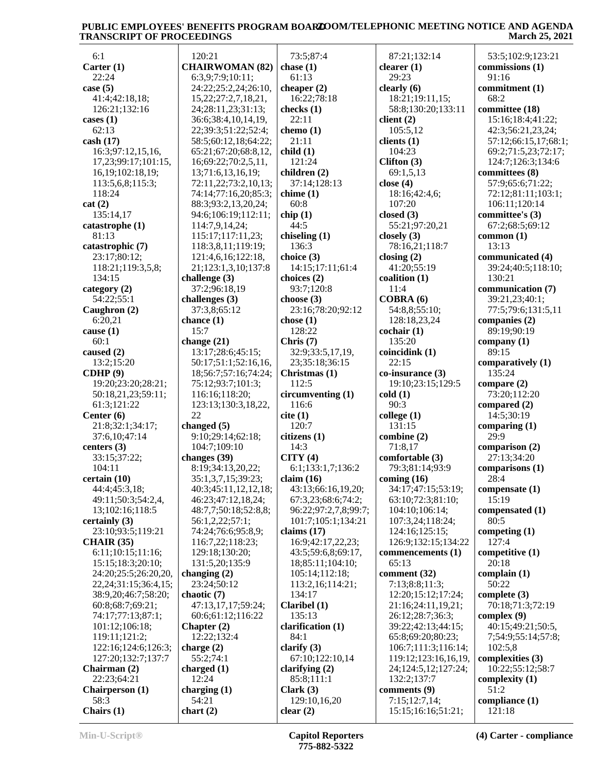6:1
**Carter (1)**
22:24
**case (5)**
41:4;42:18,18;
126:21;132:16
**cases (1)**
62:13
**cash (17)**
16:3;97:12,15,16,
17,23;99:17;101:15,
16,19;102:18,19;
113:5,6,8;115:3;
118:24
**cat (2)**
135:14,17
**catastrophe (1)**
81:13
**catastrophic (7)**
23:17;80:12;
118:21;119:3,5,8;
134:15
**category (2)**
54:22;55:1
**Caughron (2)**
6:20,21
**cause (1)**
60:1
**caused (2)**
13:2;15:20
**CDHP (9)**
19:20;23:20;28:21;
50:18,21,23;59:11;
61:3;121:22
**Center (6)**
21:8;32:1;34:17;
37:6,10;47:14
**centers (3)**
33:15;37:22;
104:11
**certain (10)**
44:4;45:3,18;
49:11;50:3;54:2,4,
13;102:16;118:5
**certainly (3)**
23:10;93:5;119:21
**CHAIR (35)**
6:11;10:15;11:16;
15:15;18:3;20:10;
24:20;25:5;26:20,20,
22,24;31:15;36:4,15;
38:9,20;46:7;58:20;
60:8;68:7;69:21;
74:17;77:13;87:1;
101:12;106:18;
119:11;121:2;
122:16;124:6;126:3;
127:20;132:7;137:7
**Chairman (2)**
22:23;64:21
**Chairperson (1)**
58:3
**Chairs (1)**
120:21
**CHAIRWOMAN (82)**
6:3,9;7:9;10:11;
24:22;25:2,24;26:10,
15,22;27:2,7,18,21,
24;28:11,23;31:13;
36:6;38:4,10,14,19,
22;39:3;51:22;52:4;
58:5;60:12,18;64:22;
65:21;67:20;68:8,12,
16;69:22;70:2,5,11,
13;71:6,13,16,19;
72:11,22;73:2,10,13;
74:14;77:16,20;85:3;
88:3;93:2,13,20,24;
94:6;106:19;112:11;
114:7,9,14,24;
115:17;117:11,23;
118:3,8,11;119:19;
121:4,6,16;122:18,
21;123:1,3,10;137:8
**challenge (3)**
37:2;96:18,19
**challenges (3)**
37:3,8;65:12
**chance (1)**
15:7
**change (21)**
13:17;28:6;45:15;
50:17;51:1;52:16,16,
18;56:7;57:16;74:24;
75:12;93:7;101:3;
116:16;118:20;
123:13;130:3,18,22,
22
**changed (5)**
9:10;29:14;62:18;
104:7;109:10
**changes (39)**
8:19;34:13,20,22;
35:1,3,7,15;39:23;
40:3;45:11,12,12,18;
46:23;47:12,18,24;
48:7,7;50:18;52:8,8;
56:1,2,22;57:1;
74:24;76:6;95:8,9;
116:7,22;118:23;
129:18;130:20;
131:5,20;135:9
**changing (2)**
23:24;50:12
**chaotic (7)**
47:13,17,17;59:24;
60:6;61:12;116:22
**Chapter (2)**
12:22;132:4
**charge (2)**
55:2;74:1
**charged (1)**
12:24
**charging (1)**
54:21
**chart (2)**
73:5;87:4
**chase (1)**
61:13
**cheaper (2)**
16:22;78:18
**checks (1)**
22:11
**chemo (1)**
21:11
**child (1)**
121:24
**children (2)**
37:14;128:13
**chime (1)**
60:8
**chip (1)**
44:5
**chiseling (1)**
136:3
**choice (3)**
14:15;17:11;61:4
**choices (2)**
93:7;120:8
**choose (3)**
23:16;78:20;92:12
**chose (1)**
128:22
**Chris (7)**
32:9;33:5,17,19,
23;35:18;36:15
**Christmas (1)**
112:5
**circumventing (1)**
116:6
**cite (1)**
120:7
**citizens (1)**
14:3
**CITY (4)**
6:1;133:1,7;136:2
**claim (16)**
43:13;66:16,19,20;
67:3,23;68:6;74:2;
96:22;97:2,7,8;99:7;
101:7;105:1;134:21
**claims (17)**
16:9;42:17,22,23;
43:5;59:6,8;69:17,
18;85:11;104:10;
105:14;112:18;
113:2,16;114:21;
134:17
**Claribel (1)**
135:13
**clarification (1)**
84:1
**clarify (3)**
67:10;122:10,14
**clarifying (2)**
85:8;111:1
**Clark (3)**
129:10,16,20
**clear (2)**
87:21;132:14
**clearer (1)**
29:23
**clearly (6)**
18:21;19:11,15;
58:8;130:20;133:11
**client (2)**
105:5,12
**clients (1)**
104:23
**Clifton (3)**
69:1,5,13
**close (4)**
18:16;42:4,6;
107:20
**closed (3)**
55:21;97:20,21
**closely (3)**
78:16,21;118:7
**closing (2)**
41:20;55:19
**coalition (1)**
11:4
**COBRA (6)**
54:8,8;55:10;
128:18,23,24
**cochair (1)**
135:20
**coincidink (1)**
22:15
**co-insurance (3)**
19:10;23:15;129:5
**cold (1)**
90:3
**college (1)**
131:15
**combine (2)**
71:8,17
**comfortable (3)**
79:3;81:14;93:9
**coming (16)**
34:17;47:15;53:19;
63:10;72:3;81:10;
104:10;106:14;
107:3,24;118:24;
124:16;125:15;
126:9;132:15;134:22
**commencements (1)**
65:13
**comment (32)**
7:13;8:8;11:3;
12:20;15:12;17:24;
21:16;24:11,19,21;
26:12;28:7;36:3;
39:22;42:13;44:15;
65:8;69:20;80:23;
106:7;111:3;116:14;
119:12;123:16,16,19,
24;124:5,12;127:24;
132:2;137:7
**comments (9)**
7:15;12:7,14;
15:15;16:16;51:21;
53:5;102:9;123:21
**commissions (1)**
91:16
**commitment (1)**
68:2
**committee (18)**
15:16;18:4;41:22;
42:3;56:21,23,24;
57:12;66:15,17;68:1;
69:2;71:5,23;72:17;
124:7;126:3;134:6
**committees (8)**
57:9;65:6;71:22;
72:12;81:11;103:1;
106:11;120:14
**committee's (3)**
67:2;68:5;69:12
**common (1)**
13:13
**communicated (4)**
39:24;40:5;118:10;
130:21
**communication (7)**
39:21,23;40:1;
77:5;79:6;131:5,11
**companies (2)**
89:19;90:19
**company (1)**
89:15
**comparatively (1)**
135:24
**compare (2)**
73:20;112:20
**compared (2)**
14:5;30:19
**comparing (1)**
29:9
**comparison (2)**
27:13;34:20
**comparisons (1)**
28:4
**compensate (1)**
15:19
**compensated (1)**
80:5
**competing (1)**
127:4
**competitive (1)**
20:18
**complain (1)**
50:22
**complete (3)**
70:18;71:3;72:19
**complex (9)**
40:15;49:21;50:5,
7;54:9;55:14;57:8;
102:5,8
**complexities (3)**
10:22;55:12;58:7
**complexity (1)**
51:2
**compliance (1)**
121:18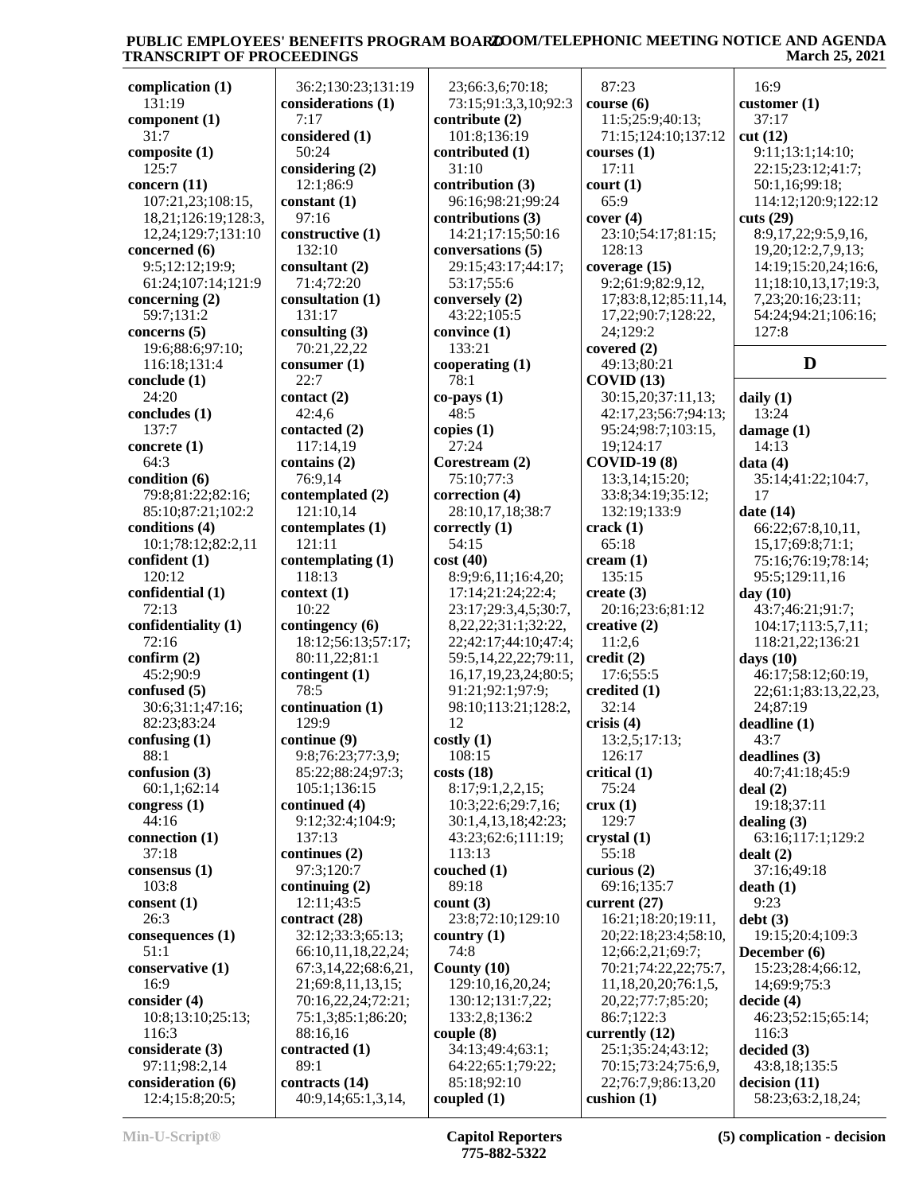**complication (1)**
131:19
**component (1)**
31:7
**composite (1)**
125:7
**concern (11)**
107:21,23;108:15,18,21;126:19;128:3,12,24;129:7;131:10
**concerned (6)**
9:5;12:12;19:9;61:24;107:14;121:9
**concerning (2)**
59:7;131:2
**concerns (5)**
19:6;88:6;97:10;116:18;131:4
**conclude (1)**
24:20
**concludes (1)**
137:7
**concrete (1)**
64:3
**condition (6)**
79:8;81:22;82:16;85:10;87:21;102:2
**conditions (4)**
10:1;78:12;82:2,11
**confident (1)**
120:12
**confidential (1)**
72:13
**confidentiality (1)**
72:16
**confirm (2)**
45:2;90:9
**confused (5)**
30:6;31:1;47:16;82:23;83:24
**confusing (1)**
88:1
**confusion (3)**
60:1,1;62:14
**congress (1)**
44:16
**connection (1)**
37:18
**consensus (1)**
103:8
**consent (1)**
26:3
**consequences (1)**
51:1
**conservative (1)**
16:9
**consider (4)**
10:8;13:10;25:13;116:3
**considerate (3)**
97:11;98:2,14
**consideration (6)**
12:4;15:8;20:5;36:2;130:23;131:19
**considerations (1)**
7:17
**considered (1)**
50:24
**considering (2)**
12:1;86:9
**constant (1)**
97:16
**constructive (1)**
132:10
**consultant (2)**
71:4;72:20
**consultation (1)**
131:17
**consulting (3)**
70:21,22,22
**consumer (1)**
22:7
**contact (2)**
42:4,6
**contacted (2)**
117:14,19
**contains (2)**
76:9,14
**contemplated (2)**
121:10,14
**contemplates (1)**
121:11
**contemplating (1)**
118:13
**context (1)**
10:22
**contingency (6)**
18:12;56:13;57:17;80:11,22;81:1
**contingent (1)**
78:5
**continuation (1)**
129:9
**continue (9)**
9:8;76:23;77:3,9;85:22;88:24;97:3;105:1;136:15
**continued (4)**
9:12;32:4;104:9;137:13
**continues (2)**
97:3;120:7
**continuing (2)**
12:11;43:5
**contract (28)**
32:12;33:3;65:13;66:10,11,18,22,24;67:3,14,22;68:6,21,21;69:8,11,13,15;70:16,22,24;72:21;75:1,3;85:1;86:20;88:16,16
**contracted (1)**
89:1
**contracts (14)**
40:9,14;65:1,3,14,23;66:3,6;70:18;73:15;91:3,3,10;92:3
**contribute (2)**
101:8;136:19
**contributed (1)**
31:10
**contribution (3)**
96:16;98:21;99:24
**contributions (3)**
14:21;17:15;50:16
**conversations (5)**
29:15;43:17;44:17;53:17;55:6
**conversely (2)**
43:22;105:5
**convince (1)**
133:21
**cooperating (1)**
78:1
**co-pays (1)**
48:5
**copies (1)**
27:24
**Corestream (2)**
75:10;77:3
**correction (4)**
28:10,17,18;38:7
**correctly (1)**
54:15
**cost (40)**
8:9;9:6,11;16:4,20;17:14;21:24;22:4;23:17;29:3,4,5;30:7,8,22,22;31:1;32:22,22;42:17;44:10;47:4;59:5,14,22,22;79:11,16,17,19,23,24;80:5;91:21;92:1;97:9;98:10;113:21;128:2,12
**costly (1)**
108:15
**costs (18)**
8:17;9:1,2,2,15;10:3;22:6;29:7,16;30:1,4,13,18;42:23;43:23;62:6;111:19;113:13
**couched (1)**
89:18
**count (3)**
23:8;72:10;129:10
**country (1)**
74:8
**County (10)**
129:10,16,20,24;130:12;131:7,22;133:2,8;136:2
**couple (8)**
34:13;49:4;63:1;64:22;65:1;79:22;85:18;92:10
**coupled (1)**
87:23
**course (6)**
11:5;25:9;40:13;71:15;124:10;137:12
**courses (1)**
17:11
**court (1)**
65:9
**cover (4)**
23:10;54:17;81:15;128:13
**coverage (15)**
9:2;61:9;82:9,12,17;83:8,12;85:11,14,17,22;90:7;128:22,24;129:2
**covered (2)**
49:13;80:21
**COVID (13)**
30:15,20;37:11,13;42:17,23;56:7;94:13;95:24;98:7;103:15,19;124:17
**COVID-19 (8)**
13:3,14;15:20;33:8;34:19;35:12;132:19;133:9
**crack (1)**
65:18
**cream (1)**
135:15
**create (3)**
20:16;23:6;81:12
**creative (2)**
11:2,6
**credit (2)**
17:6;55:5
**credited (1)**
32:14
**crisis (4)**
13:2,5;17:13;126:17
**critical (1)**
75:24
**crux (1)**
129:7
**crystal (1)**
55:18
**curious (2)**
69:16;135:7
**current (27)**
16:21;18:20;19:11,20;22:18;23:4;58:10,12;66:2,21;69:7;70:21;74:22,22;75:7,11,18,20,20;76:1,5,20,22;77:7;85:20;86:7;122:3
**currently (12)**
25:1;35:24;43:12;70:15;73:24;75:6,9,22;76:7,9;86:13,20
**cushion (1)**
16:9
**customer (1)**
37:17
**cut (12)**
9:11;13:1;14:10;22:15;23:12;41:7;50:1,16;99:18;114:12;120:9;122:12
**cuts (29)**
8:9,17,22;9:5,9,16,19,20;12:2,7,9,13;14:19;15:20,24;16:6,11;18:10,13,17;19:3,7,23;20:16;23:11;54:24;94:21;106:16;127:8

## D

**daily (1)**
13:24
**damage (1)**
14:13
**data (4)**
35:14;41:22;104:7,17
**date (14)**
66:22;67:8,10,11,15,17;69:8;71:1;75:16;76:19;78:14;95:5;129:11,16
**day (10)**
43:7;46:21;91:7;104:17;113:5,7,11;118:21,22;136:21
**days (10)**
46:17;58:12;60:19,22;61:1;83:13,22,23,24;87:19
**deadline (1)**
43:7
**deadlines (3)**
40:7;41:18;45:9
**deal (2)**
19:18;37:11
**dealing (3)**
63:16;117:1;129:2
**dealt (2)**
37:16;49:18
**death (1)**
9:23
**debt (3)**
19:15;20:4;109:3
**December (6)**
15:23;28:4;66:12,14;69:9;75:3
**decide (4)**
46:23;52:15;65:14;116:3
**decided (3)**
43:8,18;135:5
**decision (11)**
58:23;63:2,18,24;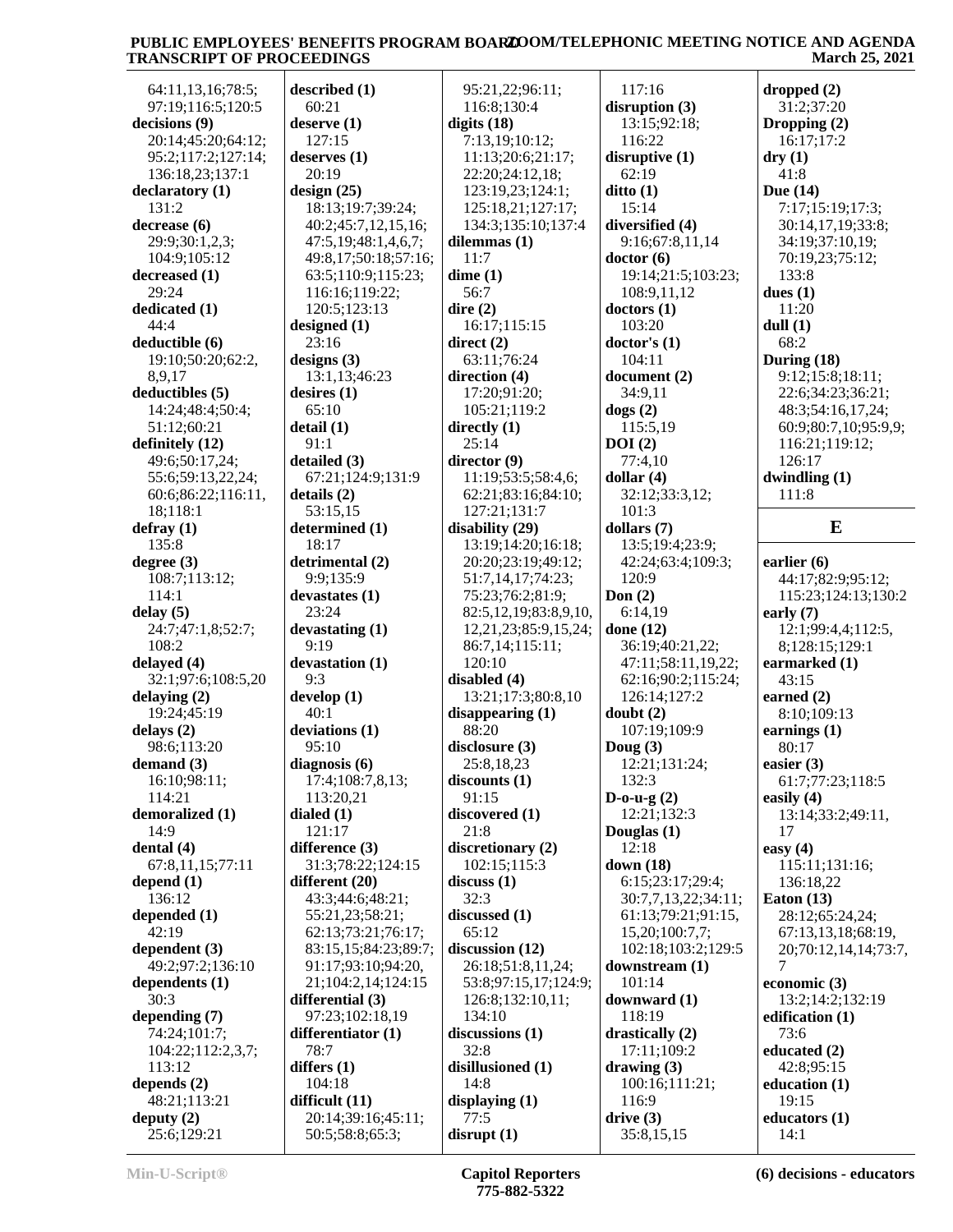64:11,13,16;78:5;
97:19;116:5;120:5
**decisions (9)**
20:14;45:20;64:12;
95:2;117:2;127:14;
136:18,23;137:1
**declaratory (1)**
131:2
**decrease (6)**
29:9;30:1,2,3;
104:9;105:12
**decreased (1)**
29:24
**dedicated (1)**
44:4
**deductible (6)**
19:10;50:20;62:2,
8,9,17
**deductibles (5)**
14:24;48:4;50:4;
51:12;60:21
**definitely (12)**
49:6;50:17,24;
55:6;59:13,22,24;
60:6;86:22;116:11,
18;118:1
**defray (1)**
135:8
**degree (3)**
108:7;113:12;
114:1
**delay (5)**
24:7;47:1,8;52:7;
108:2
**delayed (4)**
32:1;97:6;108:5,20
**delaying (2)**
19:24;45:19
**delays (2)**
98:6;113:20
**demand (3)**
16:10;98:11;
114:21
**demoralized (1)**
14:9
**dental (4)**
67:8,11,15;77:11
**depend (1)**
136:12
**depended (1)**
42:19
**dependent (3)**
49:2;97:2;136:10
**dependents (1)**
30:3
**depending (7)**
74:24;101:7;
104:22;112:2,3,7;
113:12
**depends (2)**
48:21;113:21
**deputy (2)**
25:6;129:21
**described (1)**
60:21
**deserve (1)**
127:15
**deserves (1)**
20:19
**design (25)**
18:13;19:7;39:24;
40:2;45:7,12,15,16;
47:5,19;48:1,4,6,7;
49:8,17;50:18;57:16;
63:5;110:9;115:23;
116:16;119:22;
120:5;123:13
**designed (1)**
23:16
**designs (3)**
13:1,13;46:23
**desires (1)**
65:10
**detail (1)**
91:1
**detailed (3)**
67:21;124:9;131:9
**details (2)**
53:15,15
**determined (1)**
18:17
**detrimental (2)**
9:9;135:9
**devastates (1)**
23:24
**devastating (1)**
9:19
**devastation (1)**
9:3
**develop (1)**
40:1
**deviations (1)**
95:10
**diagnosis (6)**
17:4;108:7,8,13;
113:20,21
**dialed (1)**
121:17
**difference (3)**
31:3;78:22;124:15
**different (20)**
43:3;44:6;48:21;
55:21,23;58:21;
62:13;73:21;76:17;
83:15,15;84:23;89:7;
91:17;93:10;94:20,
21;104:2,14;124:15
**differential (3)**
97:23;102:18,19
**differentiator (1)**
78:7
**differs (1)**
104:18
**difficult (11)**
20:14;39:16;45:11;
50:5;58:8;65:3;
95:21,22;96:11;
116:8;130:4
**digits (18)**
7:13,19;10:12;
11:13;20:6;21:17;
22:20;24:12,18;
123:19,23;124:1;
125:18,21;127:17;
134:3;135:10;137:4
**dilemmas (1)**
11:7
**dime (1)**
56:7
**dire (2)**
16:17;115:15
**direct (2)**
63:11;76:24
**direction (4)**
17:20;91:20;
105:21;119:2
**directly (1)**
25:14
**director (9)**
11:19;53:5;58:4,6;
62:21;83:16;84:10;
127:21;131:7
**disability (29)**
13:19;14:20;16:18;
20:20;23:19;49:12;
51:7,14,17;74:23;
75:23;76:2;81:9;
82:5,12,19;83:8,9,10,
12,21,23;85:9,15,24;
86:7,14;115:11;
120:10
**disabled (4)**
13:21;17:3;80:8,10
**disappearing (1)**
88:20
**disclosure (3)**
25:8,18,23
**discounts (1)**
91:15
**discovered (1)**
21:8
**discretionary (2)**
102:15;115:3
**discuss (1)**
32:3
**discussed (1)**
65:12
**discussion (12)**
26:18;51:8,11,24;
53:8;97:15,17;124:9;
126:8;132:10,11;
134:10
**discussions (1)**
32:8
**disillusioned (1)**
14:8
**displaying (1)**
77:5
**disrupt (1)**
117:16
**disruption (3)**
13:15;92:18;
116:22
**disruptive (1)**
62:19
**ditto (1)**
15:14
**diversified (4)**
9:16;67:8,11,14
**doctor (6)**
19:14;21:5;103:23;
108:9,11,12
**doctors (1)**
103:20
**doctor's (1)**
104:11
**document (2)**
34:9,11
**dogs (2)**
115:5,19
**DOI (2)**
77:4,10
**dollar (4)**
32:12;33:3,12;
101:3
**dollars (7)**
13:5;19:4;23:9;
42:24;63:4;109:3;
120:9
**Don (2)**
6:14,19
**done (12)**
36:19;40:21,22;
47:11;58:11,19,22;
62:16;90:2;115:24;
126:14;127:2
**doubt (2)**
107:19;109:9
**Doug (3)**
12:21;131:24;
132:3
**D-o-u-g (2)**
12:21;132:3
**Douglas (1)**
12:18
**down (18)**
6:15;23:17;29:4;
30:7,7,13,22;34:11;
61:13;79:21;91:15,
15,20;100:7,7;
102:18;103:2;129:5
**downstream (1)**
101:14
**downward (1)**
118:19
**drastically (2)**
17:11;109:2
**drawing (3)**
100:16;111:21;
116:9
**drive (3)**
35:8,15,15
**dropped (2)**
31:2;37:20
**Dropping (2)**
16:17;17:2
**dry (1)**
41:8
**Due (14)**
7:17;15:19;17:3;
30:14,17,19;33:8;
34:19;37:10,19;
70:19,23;75:12;
133:8
**dues (1)**
11:20
**dull (1)**
68:2
**During (18)**
9:12;15:8;18:11;
22:6;34:23;36:21;
48:3;54:16,17,24;
60:9;80:7,10;95:9,9;
116:21;119:12;
126:17
**dwindling (1)**
111:8

## E

**earlier (6)**
44:17;82:9;95:12;
115:23;124:13;130:2
**early (7)**
12:1;99:4,4;112:5,
8;128:15;129:1
**earmarked (1)**
43:15
**earned (2)**
8:10;109:13
**earnings (1)**
80:17
**easier (3)**
61:7;77:23;118:5
**easily (4)**
13:14;33:2;49:11,
17
**easy (4)**
115:11;131:16;
136:18,22
**Eaton (13)**
28:12;65:24,24;
67:13,13,18;68:19,
20;70:12,14,14;73:7,
7
**economic (3)**
13:2;14:2;132:19
**edification (1)**
73:6
**educated (2)**
42:8;95:15
**education (1)**
19:15
**educators (1)**
14:1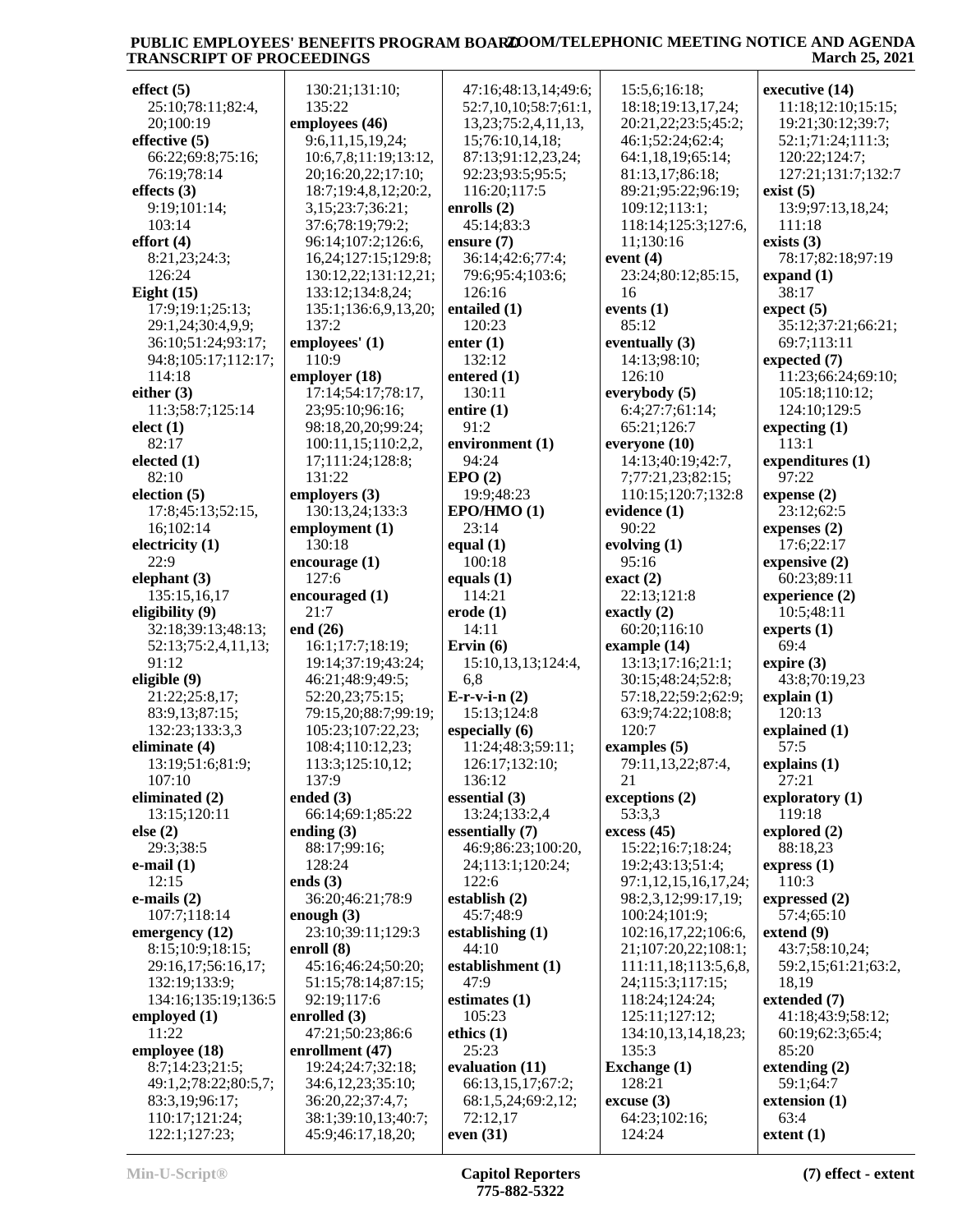**effect (5)**
25:10;78:11;82:4,20;100:19
**effective (5)**
66:22;69:8;75:16;76:19;78:14
**effects (3)**
9:19;101:14;103:14
**effort (4)**
8:21,23;24:3;126:24
**Eight (15)**
17:9;19:1;25:13;29:1,24;30:4,9,9;36:10;51:24;93:17;94:8;105:17;112:17;114:18
**either (3)**
11:3;58:7;125:14
**elect (1)**
82:17
**elected (1)**
82:10
**election (5)**
17:8;45:13;52:15,16;102:14
**electricity (1)**
22:9
**elephant (3)**
135:15,16,17
**eligibility (9)**
32:18;39:13;48:13;52:13;75:2,4,11,13;91:12
**eligible (9)**
21:22;25:8,17;83:9,13;87:15;132:23;133:3,3
**eliminate (4)**
13:19;51:6;81:9;107:10
**eliminated (2)**
13:15;120:11
**else (2)**
29:3;38:5
**e-mail (1)**
12:15
**e-mails (2)**
107:7;118:14
**emergency (12)**
8:15;10:9;18:15;29:16,17;56:16,17;132:19;133:9;134:16;135:19;136:5
**employed (1)**
11:22
**employee (18)**
8:7;14:23;21:5;49:1,2;78:22;80:5,7;83:3,19;96:17;110:17;121:24;122:1;127:23;130:21;131:10;135:22
**employees (46)**
9:6,11,15,19,24;10:6,7,8;11:19;13:12,20;16:20,22;17:10;18:7;19:4,8,12;20:2,3,15;23:7;36:21;37:6;78:19;79:2;96:14;107:2;126:6,16,24;127:15;129:8;130:12,22;131:12,21;133:12;134:8,24;135:1;136:6,9,13,20;137:2
**employees' (1)**
110:9
**employer (18)**
17:14;54:17;78:17,23;95:10;96:16;98:18,20,20;99:24;100:11,15;110:2,2,17;111:24;128:8;131:22
**employers (3)**
130:13,24;133:3
**employment (1)**
130:18
**encourage (1)**
127:6
**encouraged (1)**
21:7
**end (26)**
16:1;17:7;18:19;19:14;37:19;43:24;46:21;48:9;49:5;52:20,23;75:15;79:15,20;88:7;99:19;105:23;107:22,23;108:4;110:12,23;113:3;125:10,12;137:9
**ended (3)**
66:14;69:1;85:22
**ending (3)**
88:17;99:16;128:24
**ends (3)**
36:20;46:21;78:9
**enough (3)**
23:10;39:11;129:3
**enroll (8)**
45:16;46:24;50:20;51:15;78:14;87:15;92:19;117:6
**enrolled (3)**
47:21;50:23;86:6
**enrollment (47)**
19:24;24:7;32:18;34:6,12,23;35:10;36:20,22;37:4,7;38:1;39:10,13;40:7;45:9;46:17,18,20;47:16;48:13,14;49:6;52:7,10,10;58:7;61:1,13,23;75:2,4,11,13,15;76:10,14,18;87:13;91:12,23,24;92:23;93:5;95:5;116:20;117:5
**enrolls (2)**
45:14;83:3
**ensure (7)**
36:14;42:6;77:4;79:6;95:4;103:6;126:16
**entailed (1)**
120:23
**enter (1)**
132:12
**entered (1)**
130:11
**entire (1)**
91:2
**environment (1)**
94:24
**EPO (2)**
19:9;48:23
**EPO/HMO (1)**
23:14
**equal (1)**
100:18
**equals (1)**
114:21
**erode (1)**
14:11
**Ervin (6)**
15:10,13,13;124:4,6,8
**E-r-v-i-n (2)**
15:13;124:8
**especially (6)**
11:24;48:3;59:11;126:17;132:10;136:12
**essential (3)**
13:24;133:2,4
**essentially (7)**
46:9;86:23;100:20,24;113:1;120:24;122:6
**establish (2)**
45:7;48:9
**establishing (1)**
44:10
**establishment (1)**
47:9
**estimates (1)**
105:23
**ethics (1)**
25:23
**evaluation (11)**
66:13,15,17;67:2;68:1,5,24;69:2,12;72:12,17
**even (31)**
15:5,6;16:18;18:18;19:13,17,24;20:21,22;23:5;45:2;46:1;52:24;62:4;64:1,18,19;65:14;81:13,17;86:18;89:21;95:22;96:19;109:12;113:1;118:14;125:3;127:6,11;130:16
**event (4)**
23:24;80:12;85:15,16
**events (1)**
85:12
**eventually (3)**
14:13;98:10;126:10
**everybody (5)**
6:4;27:7;61:14;65:21;126:7
**everyone (10)**
14:13;40:19;42:7,7;77:21,23;82:15;110:15;120:7;132:8
**evidence (1)**
90:22
**evolving (1)**
95:16
**exact (2)**
22:13;121:8
**exactly (2)**
60:20;116:10
**example (14)**
13:13;17:16;21:1;30:15;48:24;52:8;57:18,22;59:2;62:9;63:9;74:22;108:8;120:7
**examples (5)**
79:11,13,22;87:4,21
**exceptions (2)**
53:3,3
**excess (45)**
15:22;16:7;18:24;19:2;43:13;51:4;97:1,12,15,16,17,24;98:2,3,12;99:17,19;100:24;101:9;102:16,17,22;106:6,21;107:20,22;108:1;111:11,18;113:5,6,8,24;115:3;117:15;118:24;124:24;125:11;127:12;134:10,13,14,18,23;135:3
**Exchange (1)**
128:21
**excuse (3)**
64:23;102:16;124:24
**executive (14)**
11:18;12:10;15:15;19:21;30:12;39:7;52:1;71:24;111:3;120:22;124:7;127:21;131:7;132:7
**exist (5)**
13:9;97:13,18,24;111:18
**exists (3)**
78:17;82:18;97:19
**expand (1)**
38:17
**expect (5)**
35:12;37:21;66:21;69:7;113:11
**expected (7)**
11:23;66:24;69:10;105:18;110:12;124:10;129:5
**expecting (1)**
113:1
**expenditures (1)**
97:22
**expense (2)**
23:12;62:5
**expenses (2)**
17:6;22:17
**expensive (2)**
60:23;89:11
**experience (2)**
10:5;48:11
**experts (1)**
69:4
**expire (3)**
43:8;70:19,23
**explain (1)**
120:13
**explained (1)**
57:5
**explains (1)**
27:21
**exploratory (1)**
119:18
**explored (2)**
88:18,23
**express (1)**
110:3
**expressed (2)**
57:4;65:10
**extend (9)**
43:7;58:10,24;59:2,15;61:21;63:2,18,19
**extended (7)**
41:18;43:9;58:12;60:19;62:3;65:4;85:20
**extending (2)**
59:1;64:7
**extension (1)**
63:4
**extent (1)**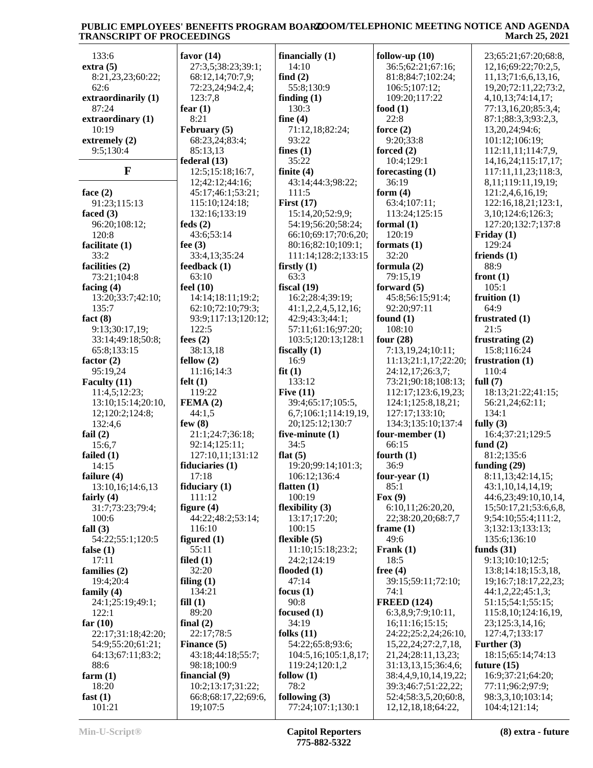133:6
**extra (5)**
8:21,23,23;60:22;
62:6
**extraordinarily (1)**
87:24
**extraordinary (1)**
10:19
**extremely (2)**
9:5;130:4

## F

**face (2)**
91:23;115:13
**faced (3)**
96:20;108:12;
120:8
**facilitate (1)**
33:2
**facilities (2)**
73:21;104:8
**facing (4)**
13:20;33:7;42:10;
135:7
**fact (8)**
9:13;30:17,19;
33:14;49:18;50:8;
65:8;133:15
**factor (2)**
95:19,24
**Faculty (11)**
11:4,5;12:23;
13:10;15:14;20:10,
12;120:2;124:8;
132:4,6
**fail (2)**
15:6,7
**failed (1)**
14:15
**failure (4)**
13:10,16;14:6,13
**fairly (4)**
31:7;73:23;79:4;
100:6
**fall (3)**
54:22;55:1;120:5
**false (1)**
17:11
**families (2)**
19:4;20:4
**family (4)**
24:1;25:19;49:1;
122:1
**far (10)**
22:17;31:18;42:20;
54:9;55:20;61:21;
64:13;67:11;83:2;
88:6
**farm (1)**
18:20
**fast (1)**
101:21
**favor (14)**
27:3,5;38:23;39:1;
68:12,14;70:7,9;
72:23,24;94:2,4;
123:7,8
**fear (1)**
8:21
**February (5)**
68:23,24;83:4;
85:13,13
**federal (13)**
12:5;15:18;16:7,
12;42:12;44:16;
45:17;46:1;53:21;
115:10;124:18;
132:16;133:19
**feds (2)**
43:6;53:14
**fee (3)**
33:4,13;35:24
**feedback (1)**
63:10
**feel (10)**
14:14;18:11;19:2;
62:10;72:10;79:3;
93:9;117:13;120:12;
122:5
**fees (2)**
38:13,18
**fellow (2)**
11:16;14:3
**felt (1)**
119:22
**FEMA (2)**
44:1,5
**few (8)**
21:1;24:7;36:18;
92:14;125:11;
127:10,11;131:12
**fiduciaries (1)**
17:18
**fiduciary (1)**
111:12
**figure (4)**
44:22;48:2;53:14;
116:10
**figured (1)**
55:11
**filed (1)**
32:20
**filing (1)**
134:21
**fill (1)**
89:20
**final (2)**
22:17;78:5
**Finance (5)**
43:18;44:18;55:7;
98:18;100:9
**financial (9)**
10:2;13:17;31:22;
66:8;68:17,22;69:6,
19;107:5
**financially (1)**
14:10
**find (2)**
55:8;130:9
**finding (1)**
130:3
**fine (4)**
71:12,18;82:24;
93:22
**fines (1)**
35:22
**finite (4)**
43:14;44:3;98:22;
111:5
**First (17)**
15:14,20;52:9,9;
54:19;56:20;58:24;
66:10;69:17;70:6,20;
80:16;82:10;109:1;
111:14;128:2;133:15
**firstly (1)**
63:3
**fiscal (19)**
16:2;28:4;39:19;
41:1,2,2,4,5,12,16;
42:9;43:3;44:1;
57:11;61:16;97:20;
103:5;120:13;128:1
**fiscally (1)**
16:9
**fit (1)**
133:12
**Five (11)**
39:4;65:17;105:5,
6,7;106:1;114:19,19,
20;125:12;130:7
**five-minute (1)**
34:5
**flat (5)**
19:20;99:14;101:3;
106:12;136:4
**flatten (1)**
100:19
**flexibility (3)**
13:17;17:20;
100:15
**flexible (5)**
11:10;15:18;23:2;
24:2;124:19
**flooded (1)**
47:14
**focus (1)**
90:8
**focused (1)**
34:19
**folks (11)**
54:22;65:8;93:6;
104:5,16;105:1,8,17;
119:24;120:1,2
**follow (1)**
78:2
**following (3)**
77:24;107:1;130:1
**follow-up (10)**
36:5;62:21;67:16;
81:8;84:7;102:24;
106:5;107:12;
109:20;117:22
**food (1)**
22:8
**force (2)**
9:20;33:8
**forced (2)**
10:4;129:1
**forecasting (1)**
36:19
**form (4)**
63:4;107:11;
113:24;125:15
**formal (1)**
120:19
**formats (1)**
32:20
**formula (2)**
79:15,19
**forward (5)**
45:8;56:15;91:4;
92:20;97:11
**found (1)**
108:10
**four (28)**
7:13,19,24;10:11;
11:13;21:1,17;22:20;
24:12,17;26:3,7;
73:21;90:18;108:13;
112:17;123:6,19,23;
124:1;125:8,18,21;
127:17;133:10;
134:3;135:10;137:4
**four-member (1)**
66:15
**fourth (1)**
36:9
**four-year (1)**
85:1
**Fox (9)**
6:10,11;26:20,20,
22;38:20,20;68:7,7
**frame (1)**
49:6
**Frank (1)**
18:5
**free (4)**
39:15;59:11;72:10;
74:1
**FREED (124)**
6:3,8,9;7:9;10:11,
16;11:16;15:15;
24:22;25:2,24;26:10,
15,22,24;27:2,7,18,
21,24;28:11,13,23;
31:13,13,15;36:4,6;
38:4,4,9,10,14,19,22;
39:3;46:7;51:22,22;
52:4;58:3,5,20;60:8,
12,12,18,18;64:22,
23;65:21;67:20;68:8,
12,16;69:22;70:2,5,
11,13;71:6,6,13,16,
19,20;72:11,22;73:2,
4,10,13;74:14,17;
77:13,16,20;85:3,4;
87:1;88:3,3;93:2,3,
13,20,24;94:6;
101:12;106:19;
112:11,11;114:7,9,
14,16,24;115:17,17;
117:11,11,23;118:3,
8,11;119:11,19,19;
121:2,4,6,16,19;
122:16,18,21;123:1,
3,10;124:6;126:3;
127:20;132:7;137:8
**Friday (1)**
129:24
**friends (1)**
88:9
**front (1)**
105:1
**fruition (1)**
64:9
**frustrated (1)**
21:5
**frustrating (2)**
15:8;116:24
**frustration (1)**
110:4
**full (7)**
18:13;21:22;41:15;
56:21,24;62:11;
134:1
**fully (3)**
16:4;37:21;129:5
**fund (2)**
81:2;135:6
**funding (29)**
8:11,13;42:14,15;
43:1,10,14,14,19;
44:6,23;49:10,10,14,
15;50:17,21;53:6,6,8,
9;54:10;55:4;111:2,
3;132:13;133:13;
135:6;136:10
**funds (31)**
9:13;10:10;12:5;
13:8;14:18;15:3,18,
19;16:7;18:17,22,23;
44:1,2,22;45:1,3;
51:15;54:1;55:15;
115:8,10;124:16,19,
23;125:3,14,16;
127:4,7;133:17
**Further (3)**
18:15;65:14;74:13
**future (15)**
16:9;37:21;64:20;
77:11;96:2;97:9;
98:3,3,10;103:14;
104:4;121:14;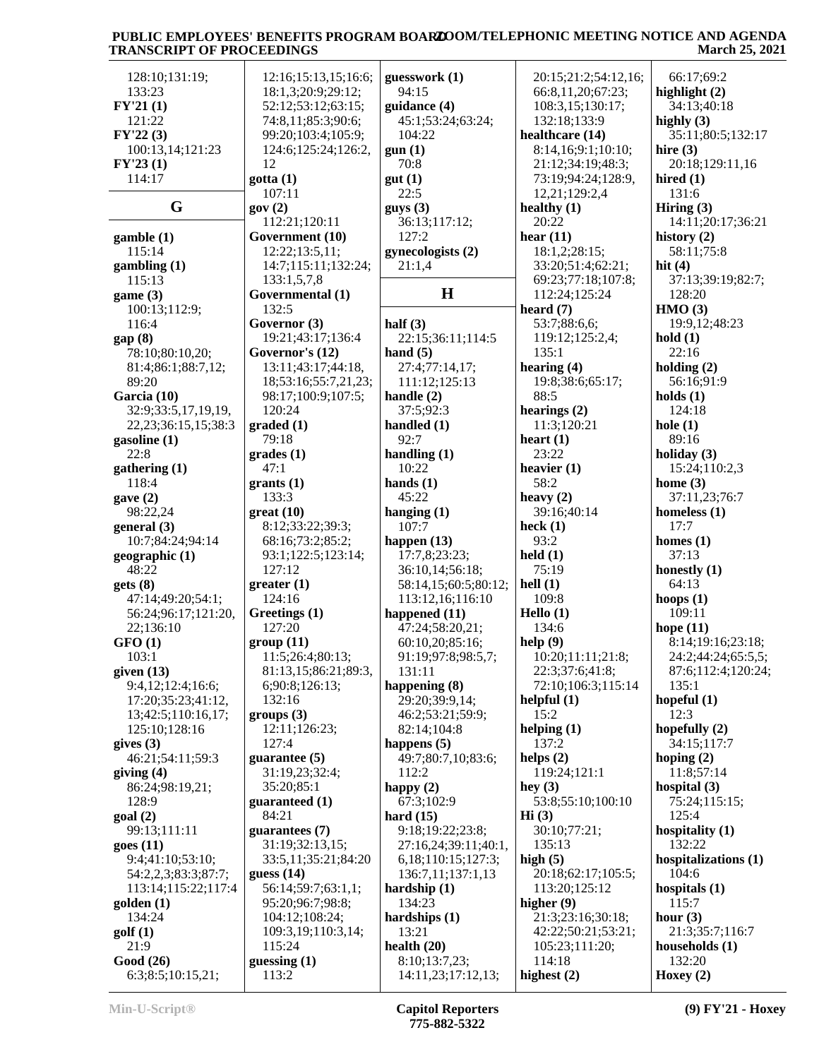128:10;131:19;
133:23
**FY'21 (1)**
121:22
**FY'22 (3)**
100:13,14;121:23
**FY'23 (1)**
114:17

## G

**gamble (1)**
115:14
**gambling (1)**
115:13
**game (3)**
100:13;112:9;
116:4
**gap (8)**
78:10;80:10,20;
81:4;86:1;88:7,12;
89:20
**Garcia (10)**
32:9;33:5,17,19,19,
22,23;36:15,15;38:3
**gasoline (1)**
22:8
**gathering (1)**
118:4
**gave (2)**
98:22,24
**general (3)**
10:7;84:24;94:14
**geographic (1)**
48:22
**gets (8)**
47:14;49:20;54:1;
56:24;96:17;121:20,
22;136:10
**GFO (1)**
103:1
**given (13)**
9:4,12;12:4;16:6;
17:20;35:23;41:12,
13;42:5;110:16,17;
125:10;128:16
**gives (3)**
46:21;54:11;59:3
**giving (4)**
86:24;98:19,21;
128:9
**goal (2)**
99:13;111:11
**goes (11)**
9:4;41:10;53:10;
54:2,2,3;83:3;87:7;
113:14;115:22;117:4
**golden (1)**
134:24
**golf (1)**
21:9
**Good (26)**
6:3;8:5;10:15,21;
12:16;15:13,15;16:6;
18:1,3;20:9;29:12;
52:12;53:12;63:15;
74:8,11;85:3;90:6;
99:20;103:4;105:9;
124:6;125:24;126:2,
12
**gotta (1)**
107:11
**gov (2)**
112:21;120:11
**Government (10)**
12:22;13:5,11;
14:7;115:11;132:24;
133:1,5,7,8
**Governmental (1)**
132:5
**Governor (3)**
19:21;43:17;136:4
**Governor's (12)**
13:11;43:17;44:18,
18;53:16;55:7,21,23;
98:17;100:9;107:5;
120:24
**graded (1)**
79:18
**grades (1)**
47:1
**grants (1)**
133:3
**great (10)**
8:12;33:22;39:3;
68:16;73:2;85:2;
93:1;122:5;123:14;
127:12
**greater (1)**
124:16
**Greetings (1)**
127:20
**group (11)**
11:5;26:4;80:13;
81:13,15;86:21;89:3,
6;90:8;126:13;
132:16
**groups (3)**
12:11;126:23;
127:4
**guarantee (5)**
31:19,23;32:4;
35:20;85:1
**guaranteed (1)**
84:21
**guarantees (7)**
31:19;32:13,15;
33:5,11;35:21;84:20
**guess (14)**
56:14;59:7;63:1,1;
95:20;96:7;98:8;
104:12;108:24;
109:3,19;110:3,14;
115:24
**guessing (1)**
113:2
**guesswork (1)**
94:15
**guidance (4)**
45:1;53:24;63:24;
104:22
**gun (1)**
70:8
**gut (1)**
22:5
**guys (3)**
36:13;117:12;
127:2
**gynecologists (2)**
21:1,4

## H

**half (3)**
22:15;36:11;114:5
**hand (5)**
27:4;77:14,17;
111:12;125:13
**handle (2)**
37:5;92:3
**handled (1)**
92:7
**handling (1)**
10:22
**hands (1)**
45:22
**hanging (1)**
107:7
**happen (13)**
17:7,8;23:23;
36:10,14;56:18;
58:14,15;60:5;80:12;
113:12,16;116:10
**happened (11)**
47:24;58:20,21;
60:10,20;85:16;
91:19;97:8;98:5,7;
131:11
**happening (8)**
29:20;39:9,14;
46:2;53:21;59:9;
82:14;104:8
**happens (5)**
49:7;80:7,10;83:6;
112:2
**happy (2)**
67:3;102:9
**hard (15)**
9:18;19:22;23:8;
27:16,24;39:11;40:1,
6,18;110:15;127:3;
136:7,11;137:1,13
**hardship (1)**
134:23
**hardships (1)**
13:21
**health (20)**
8:10;13:7,23;
14:11,23;17:12,13;
20:15;21:2;54:12,16;
66:8,11,20;67:23;
108:3,15;130:17;
132:18;133:9
**healthcare (14)**
8:14,16;9:1;10:10;
21:12;34:19;48:3;
73:19;94:24;128:9,
12,21;129:2,4
**healthy (1)**
20:22
**hear (11)**
18:1,2;28:15;
33:20;51:4;62:21;
69:23;77:18;107:8;
112:24;125:24
**heard (7)**
53:7;88:6,6;
119:12;125:2,4;
135:1
**hearing (4)**
19:8;38:6;65:17;
88:5
**hearings (2)**
11:3;120:21
**heart (1)**
23:22
**heavier (1)**
58:2
**heavy (2)**
39:16;40:14
**heck (1)**
93:2
**held (1)**
75:19
**hell (1)**
109:8
**Hello (1)**
134:6
**help (9)**
10:20;11:11;21:8;
22:3;37:6;41:8;
72:10;106:3;115:14
**helpful (1)**
15:2
**helping (1)**
137:2
**helps (2)**
119:24;121:1
**hey (3)**
53:8;55:10;100:10
**Hi (3)**
30:10;77:21;
135:13
**high (5)**
20:18;62:17;105:5;
113:20;125:12
**higher (9)**
21:3;23:16;30:18;
42:22;50:21;53:21;
105:23;111:20;
114:18
**highest (2)**
66:17;69:2
**highlight (2)**
34:13;40:18
**highly (3)**
35:11;80:5;132:17
**hire (3)**
20:18;129:11,16
**hired (1)**
131:6
**Hiring (3)**
14:11;20:17;36:21
**history (2)**
58:11;75:8
**hit (4)**
37:13;39:19;82:7;
128:20
**HMO (3)**
19:9,12;48:23
**hold (1)**
22:16
**holding (2)**
56:16;91:9
**holds (1)**
124:18
**hole (1)**
89:16
**holiday (3)**
15:24;110:2,3
**home (3)**
37:11,23;76:7
**homeless (1)**
17:7
**homes (1)**
37:13
**honestly (1)**
64:13
**hoops (1)**
109:11
**hope (11)**
8:14;19:16;23:18;
24:2;44:24;65:5,5;
87:6;112:4;120:24;
135:1
**hopeful (1)**
12:3
**hopefully (2)**
34:15;117:7
**hoping (2)**
11:8;57:14
**hospital (3)**
75:24;115:15;
125:4
**hospitality (1)**
132:22
**hospitalizations (1)**
104:6
**hospitals (1)**
115:7
**hour (3)**
21:3;35:7;116:7
**households (1)**
132:20
**Hoxey (2)**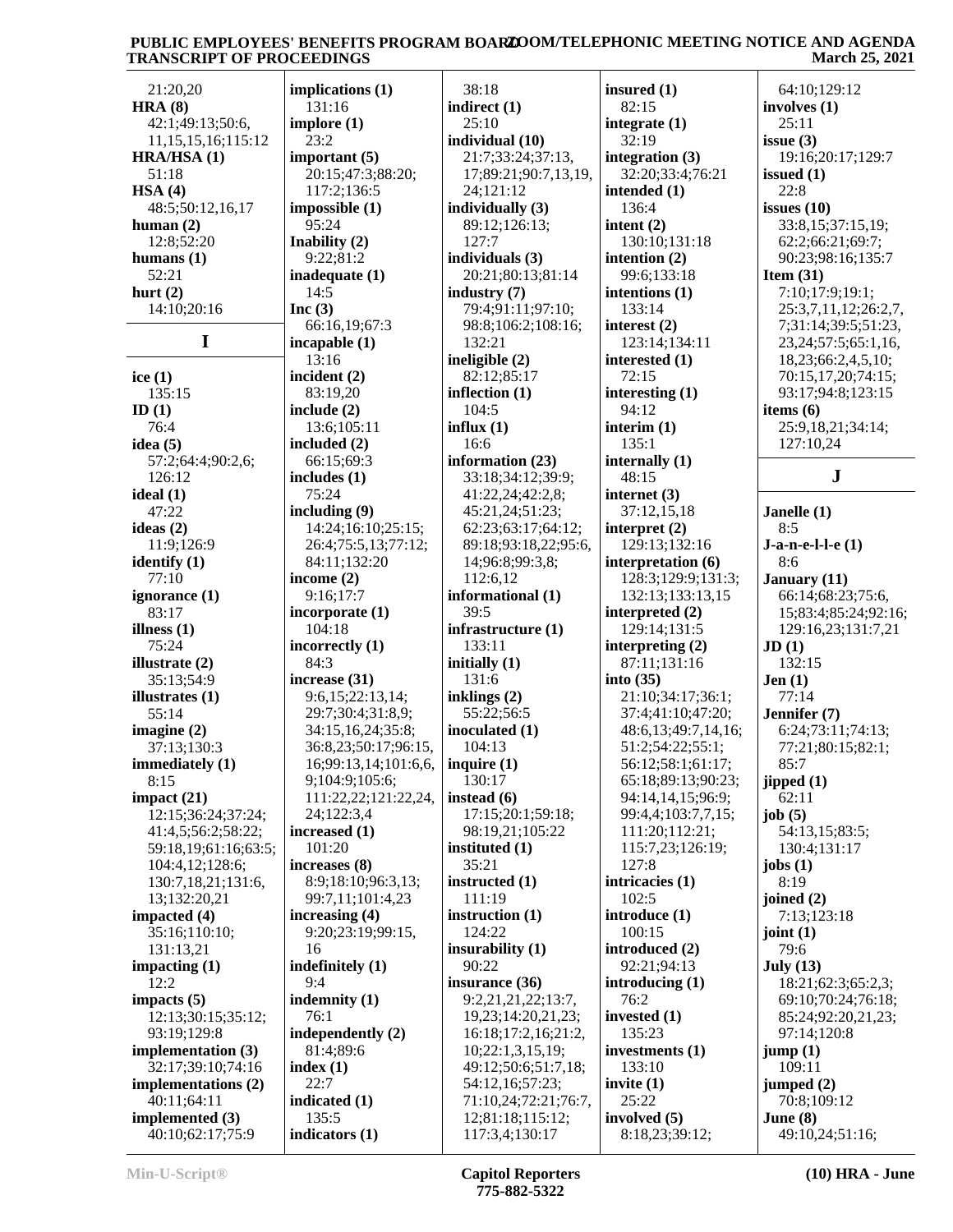21:20,20
**HRA (8)**
42:1;49:13;50:6,11,15,15,16;115:12
**HRA/HSA (1)**
51:18
**HSA (4)**
48:5;50:12,16,17
**human (2)**
12:8;52:20
**humans (1)**
52:21
**hurt (2)**
14:10;20:16

## I

**ice (1)**
135:15
**ID (1)**
76:4
**idea (5)**
57:2;64:4;90:2,6;126:12
**ideal (1)**
47:22
**ideas (2)**
11:9;126:9
**identify (1)**
77:10
**ignorance (1)**
83:17
**illness (1)**
75:24
**illustrate (2)**
35:13;54:9
**illustrates (1)**
55:14
**imagine (2)**
37:13;130:3
**immediately (1)**
8:15
**impact (21)**
12:15;36:24;37:24;41:4,5;56:2;58:22;59:18,19;61:16;63:5;104:4,12;128:6;130:7,18,21;131:6,13;132:20,21
**impacted (4)**
35:16;110:10;131:13,21
**impacting (1)**
12:2
**impacts (5)**
12:13;30:15;35:12;93:19;129:8
**implementation (3)**
32:17;39:10;74:16
**implementations (2)**
40:11;64:11
**implemented (3)**
40:10;62:17;75:9
**implications (1)**
131:16
**implore (1)**
23:2
**important (5)**
20:15;47:3;88:20;117:2;136:5
**impossible (1)**
95:24
**Inability (2)**
9:22;81:2
**inadequate (1)**
14:5
**Inc (3)**
66:16,19;67:3
**incapable (1)**
13:16
**incident (2)**
83:19,20
**include (2)**
13:6;105:11
**included (2)**
66:15;69:3
**includes (1)**
75:24
**including (9)**
14:24;16:10;25:15;26:4;75:5,13;77:12;84:11;132:20
**income (2)**
9:16;17:7
**incorporate (1)**
104:18
**incorrectly (1)**
84:3
**increase (31)**
9:6,15;22:13,14;29:7;30:4;31:8,9;34:15,16,24;35:8;36:8,23;50:17;96:15,16;99:13,14;101:6,6,9;104:9;105:6;111:22,22;121:22,24,24;122:3,4
**increased (1)**
101:20
**increases (8)**
8:9;18:10;96:3,13;99:7,11;101:4,23
**increasing (4)**
9:20;23:19;99:15,16
**indefinitely (1)**
9:4
**indemnity (1)**
76:1
**independently (2)**
81:4;89:6
**index (1)**
22:7
**indicated (1)**
135:5
**indicators (1)**
38:18
**indirect (1)**
25:10
**individual (10)**
21:7;33:24;37:13,17;89:21;90:7,13,19,24;121:12
**individually (3)**
89:12;126:13;127:7
**individuals (3)**
20:21;80:13;81:14
**industry (7)**
79:4;91:11;97:10;98:8;106:2;108:16;132:21
**ineligible (2)**
82:12;85:17
**inflection (1)**
104:5
**influx (1)**
16:6
**information (23)**
33:18;34:12;39:9;41:22,24;42:2,8;45:21,24;51:23;62:23;63:17;64:12;89:18;93:18,22;95:6,14;96:8;99:3,8;112:6,12
**informational (1)**
39:5
**infrastructure (1)**
133:11
**initially (1)**
131:6
**inklings (2)**
55:22;56:5
**inoculated (1)**
104:13
**inquire (1)**
130:17
**instead (6)**
17:15;20:1;59:18;98:19,21;105:22
**instituted (1)**
35:21
**instructed (1)**
111:19
**instruction (1)**
124:22
**insurability (1)**
90:22
**insurance (36)**
9:2,21,21,22;13:7,19,23;14:20,21,23;16:18;17:2,16;21:2,10;22:1,3,15,19;49:12;50:6;51:7,18;54:12,16;57:23;71:10,24;72:21;76:7,12;81:18;115:12;117:3,4;130:17
**insured (1)**
82:15
**integrate (1)**
32:19
**integration (3)**
32:20;33:4;76:21
**intended (1)**
136:4
**intent (2)**
130:10;131:18
**intention (2)**
99:6;133:18
**intentions (1)**
133:14
**interest (2)**
123:14;134:11
**interested (1)**
72:15
**interesting (1)**
94:12
**interim (1)**
135:1
**internally (1)**
48:15
**internet (3)**
37:12,15,18
**interpret (2)**
129:13;132:16
**interpretation (6)**
128:3;129:9;131:3;132:13;133:13,15
**interpreted (2)**
129:14;131:5
**interpreting (2)**
87:11;131:16
**into (35)**
21:10;34:17;36:1;37:4;41:10;47:20;48:6,13;49:7,14,16;51:2;54:22;55:1;56:12;58:1;61:17;65:18;89:13;90:23;94:14,14,15;96:9;99:4,4;103:7,7,15;111:20;112:21;115:7,23;126:19;127:8
**intricacies (1)**
102:5
**introduce (1)**
100:15
**introduced (2)**
92:21;94:13
**introducing (1)**
76:2
**invested (1)**
135:23
**investments (1)**
133:10
**invite (1)**
25:22
**involved (5)**
8:18,23;39:12;64:10;129:12
**involves (1)**
25:11
**issue (3)**
19:16;20:17;129:7
**issued (1)**
22:8
**issues (10)**
33:8,15;37:15,19;62:2;66:21;69:7;90:23;98:16;135:7
**Item (31)**
7:10;17:9;19:1;25:3,7,11,12;26:2,7,7;31:14;39:5;51:23,23,24;57:5;65:1,16,18,23;66:2,4,5,10;70:15,17,20;74:15;93:17;94:8;123:15
**items (6)**
25:9,18,21;34:14;127:10,24

## J

**Janelle (1)**
8:5
**J-a-n-e-l-l-e (1)**
8:6
**January (11)**
66:14;68:23;75:6,15;83:4;85:24;92:16;129:16,23;131:7,21
**JD (1)**
132:15
**Jen (1)**
77:14
**Jennifer (7)**
6:24;73:11;74:13;77:21;80:15;82:1;85:7
**jipped (1)**
62:11
**job (5)**
54:13,15;83:5;130:4;131:17
**jobs (1)**
8:19
**joined (2)**
7:13;123:18
**joint (1)**
79:6
**July (13)**
18:21;62:3;65:2,3;69:10;70:24;76:18;85:24;92:20,21,23;97:14;120:8
**jump (1)**
109:11
**jumped (2)**
70:8;109:12
**June (8)**
49:10,24;51:16;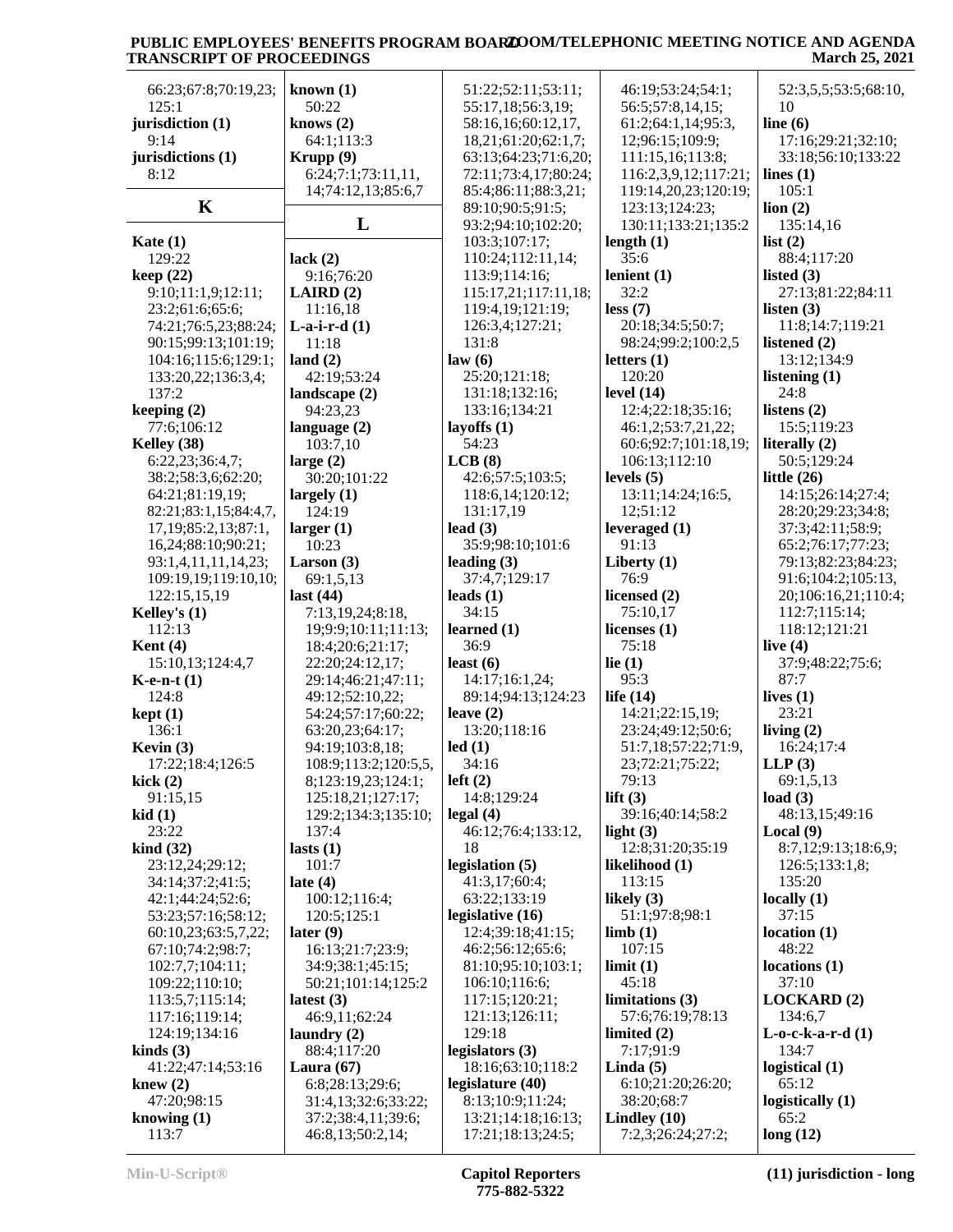66:23;67:8;70:19,23;
125:1
**jurisdiction (1)**
9:14
**jurisdictions (1)**
8:12

## K

**Kate (1)**
129:22
**keep (22)**
9:10;11:1,9;12:11;
23:2;61:6;65:6;
74:21;76:5,23;88:24;
90:15;99:13;101:19;
104:16;115:6;129:1;
133:20,22;136:3,4;
137:2
**keeping (2)**
77:6;106:12
**Kelley (38)**
6:22,23;36:4,7;
38:2;58:3,6;62:20;
64:21;81:19,19;
82:21;83:1,15;84:4,7,
17,19;85:2,13;87:1,
16,24;88:10;90:21;
93:1,4,11,11,14,23;
109:19,19;119:10,10;
122:15,15,19
**Kelley's (1)**
112:13
**Kent (4)**
15:10,13;124:4,7
**K-e-n-t (1)**
124:8
**kept (1)**
136:1
**Kevin (3)**
17:22;18:4;126:5
**kick (2)**
91:15,15
**kid (1)**
23:22
**kind (32)**
23:12,24;29:12;
34:14;37:2;41:5;
42:1;44:24;52:6;
53:23;57:16;58:12;
60:10,23;63:5,7,22;
67:10;74:2;98:7;
102:7,7;104:11;
109:22;110:10;
113:5,7;115:14;
117:16;119:14;
124:19;134:16
**kinds (3)**
41:22;47:14;53:16
**knew (2)**
47:20;98:15
**knowing (1)**
113:7
**known (1)**
50:22
**knows (2)**
64:1;113:3
**Krupp (9)**
6:24;7:1;73:11,11,
14;74:12,13;85:6,7

## L

**lack (2)**
9:16;76:20
**LAIRD (2)**
11:16,18
**L-a-i-r-d (1)**
11:18
**land (2)**
42:19;53:24
**landscape (2)**
94:23,23
**language (2)**
103:7,10
**large (2)**
30:20;101:22
**largely (1)**
124:19
**larger (1)**
10:23
**Larson (3)**
69:1,5,13
**last (44)**
7:13,19,24;8:18,
19;9:9;10:11;11:13;
18:4;20:6;21:17;
22:20;24:12,17;
29:14;46:21;47:11;
49:12;52:10,22;
54:24;57:17;60:22;
63:20,23;64:17;
94:19;103:8,18;
108:9;113:2;120:5,5,
8;123:19,23;124:1;
125:18,21;127:17;
129:2;134:3;135:10;
137:4
**lasts (1)**
101:7
**late (4)**
100:12;116:4;
120:5;125:1
**later (9)**
16:13;21:7;23:9;
34:9;38:1;45:15;
50:21;101:14;125:2
**latest (3)**
46:9,11;62:24
**laundry (2)**
88:4;117:20
**Laura (67)**
6:8;28:13;29:6;
31:4,13;32:6;33:22;
37:2;38:4,11;39:6;
46:8,13;50:2,14;
51:22;52:11;53:11;
55:17,18;56:3,19;
58:16,16;60:12,17,
18,21;61:20;62:1,7;
63:13;64:23;71:6,20;
72:11;73:4,17;80:24;
85:4;86:11;88:3,21;
89:10;90:5;91:5;
93:2;94:10;102:20;
103:3;107:17;
110:24;112:11,14;
113:9;114:16;
115:17,21;117:11,18;
119:4,19;121:19;
126:3,4;127:21;
131:8
**law (6)**
25:20;121:18;
131:18;132:16;
133:16;134:21
**layoffs (1)**
54:23
**LCB (8)**
42:6;57:5;103:5;
118:6,14;120:12;
131:17,19
**lead (3)**
35:9;98:10;101:6
**leading (3)**
37:4,7;129:17
**leads (1)**
34:15
**learned (1)**
36:9
**least (6)**
14:17;16:1,24;
89:14;94:13;124:23
**leave (2)**
13:20;118:16
**led (1)**
34:16
**left (2)**
14:8;129:24
**legal (4)**
46:12;76:4;133:12,
18
**legislation (5)**
41:3,17;60:4;
63:22;133:19
**legislative (16)**
12:4;39:18;41:15;
46:2;56:12;65:6;
81:10;95:10;103:1;
106:10;116:6;
117:15;120:21;
121:13;126:11;
129:18
**legislators (3)**
18:16;63:10;118:2
**legislature (40)**
8:13;10:9;11:24;
13:21;14:18;16:13;
17:21;18:13;24:5;
46:19;53:24;54:1;
56:5;57:8,14,15;
61:2;64:1,14;95:3,
12;96:15;109:9;
111:15,16;113:8;
116:2,3,9,12;117:21;
119:14,20,23;120:19;
123:13;124:23;
130:11;133:21;135:2
**length (1)**
35:6
**lenient (1)**
32:2
**less (7)**
20:18;34:5;50:7;
98:24;99:2;100:2,5
**letters (1)**
120:20
**level (14)**
12:4;22:18;35:16;
46:1,2;53:7,21,22;
60:6;92:7;101:18,19;
106:13;112:10
**levels (5)**
13:11;14:24;16:5,
12;51:12
**leveraged (1)**
91:13
**Liberty (1)**
76:9
**licensed (2)**
75:10,17
**licenses (1)**
75:18
**lie (1)**
95:3
**life (14)**
14:21;22:15,19;
23:24;49:12;50:6;
51:7,18;57:22;71:9,
23;72:21;75:22;
79:13
**lift (3)**
39:16;40:14;58:2
**light (3)**
12:8;31:20;35:19
**likelihood (1)**
113:15
**likely (3)**
51:1;97:8;98:1
**limb (1)**
107:15
**limit (1)**
45:18
**limitations (3)**
57:6;76:19;78:13
**limited (2)**
7:17;91:9
**Linda (5)**
6:10;21:20;26:20;
38:20;68:7
**Lindley (10)**
7:2,3;26:24;27:2;
52:3,5,5;53:5;68:10,
10
**line (6)**
17:16;29:21;32:10;
33:18;56:10;133:22
**lines (1)**
105:1
**lion (2)**
135:14,16
**list (2)**
88:4;117:20
**listed (3)**
27:13;81:22;84:11
**listen (3)**
11:8;14:7;119:21
**listened (2)**
13:12;134:9
**listening (1)**
24:8
**listens (2)**
15:5;119:23
**literally (2)**
50:5;129:24
**little (26)**
14:15;26:14;27:4;
28:20;29:23;34:8;
37:3;42:11;58:9;
65:2;76:17;77:23;
79:13;82:23;84:23;
91:6;104:2;105:13,
20;106:16,21;110:4;
112:7;115:14;
118:12;121:21
**live (4)**
37:9;48:22;75:6;
87:7
**lives (1)**
23:21
**living (2)**
16:24;17:4
**LLP (3)**
69:1,5,13
**load (3)**
48:13,15;49:16
**Local (9)**
8:7,12;9:13;18:6,9;
126:5;133:1,8;
135:20
**locally (1)**
37:15
**location (1)**
48:22
**locations (1)**
37:10
**LOCKARD (2)**
134:6,7
**L-o-c-k-a-r-d (1)**
134:7
**logistical (1)**
65:12
**logistically (1)**
65:2
**long (12)**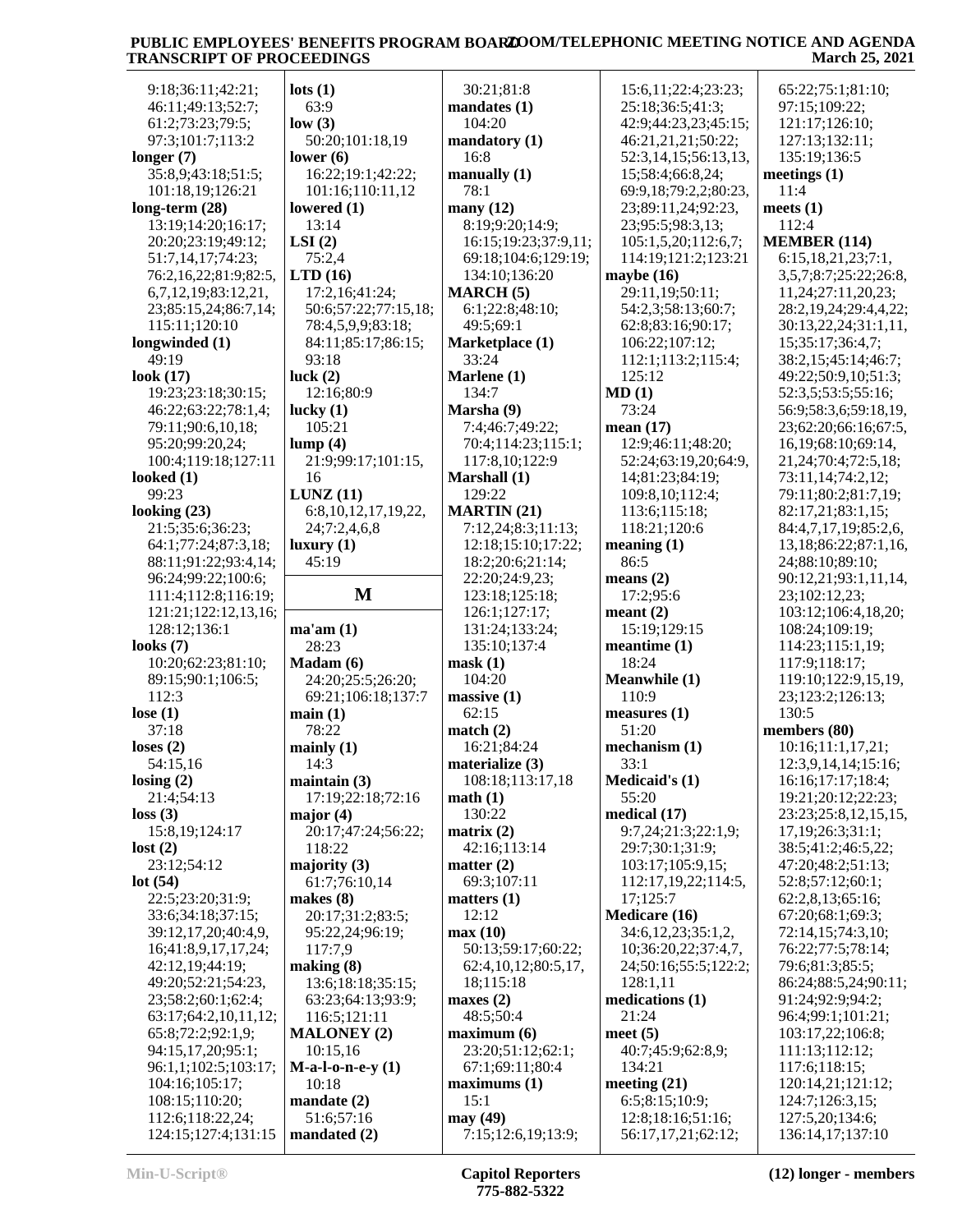9:18;36:11;42:21;
46:11;49:13;52:7;
61:2;73:23;79:5;
97:3;101:7;113:2

**longer (7)**
35:8,9;43:18;51:5;
101:18,19;126:21

**long-term (28)**
13:19;14:20;16:17;
20:20;23:19;49:12;
51:7,14,17;74:23;
76:2,16,22;81:9;82:5,
6,7,12,19;83:12,21,
23;85:15,24;86:7,14;
115:11;120:10

**longwinded (1)**
49:19

**look (17)**
19:23;23:18;30:15;
46:22;63:22;78:1,4;
79:11;90:6,10,18;
95:20;99:20,24;
100:4;119:18;127:11

**looked (1)**
99:23

**looking (23)**
21:5;35:6;36:23;
64:1;77:24;87:3,18;
88:11;91:22;93:4,14;
96:24;99:22;100:6;
111:4;112:8;116:19;
121:21;122:12,13,16;
128:12;136:1

**looks (7)**
10:20;62:23;81:10;
89:15;90:1;106:5;
112:3

**lose (1)**
37:18

**loses (2)**
54:15,16

**losing (2)**
21:4;54:13

**loss (3)**
15:8,19;124:17

**lost (2)**
23:12;54:12

**lot (54)**
22:5;23:20;31:9;
33:6;34:18;37:15;
39:12,17,20;40:4,9,
16;41:8,9,17,17,24;
42:12,19;44:19;
49:20;52:21;54:23,
23;58:2;60:1;62:4;
63:17;64:2,10,11,12;
65:8;72:2;92:1,9;
94:15,17,20;95:1;
96:1,1;102:5;103:17;
104:16;105:17;
108:15;110:20;
112:6;118:22,24;
124:15;127:4;131:15

**lots (1)**
63:9

**low (3)**
50:20;101:18,19

**lower (6)**
16:22;19:1;42:22;
101:16;110:11,12

**lowered (1)**
13:14

**LSI (2)**
75:2,4

**LTD (16)**
17:2,16;41:24;
50:6;57:22;77:15,18;
78:4,5,9,9;83:18;
84:11;85:17;86:15;
93:18

**luck (2)**
12:16;80:9

**lucky (1)**
105:21

**lump (4)**
21:9;99:17;101:15,
16

**LUNZ (11)**
6:8,10,12,17,19,22,
24;7:2,4,6,8

**luxury (1)**
45:19

## M

**ma'am (1)**
28:23

**Madam (6)**
24:20;25:5;26:20;
69:21;106:18;137:7

**main (1)**
78:22

**mainly (1)**
14:3

**maintain (3)**
17:19;22:18;72:16

**major (4)**
20:17;47:24;56:22;
118:22

**majority (3)**
61:7;76:10,14

**makes (8)**
20:17;31:2;83:5;
95:22,24;96:19;
117:7,9

**making (8)**
13:6;18:18;35:15;
63:23;64:13;93:9;
116:5;121:11

**MALONEY (2)**
10:15,16

**M-a-l-o-n-e-y (1)**
10:18

**mandate (2)**
51:6;57:16

**mandated (2)**
30:21;81:8

**mandates (1)**
104:20

**mandatory (1)**
16:8

**manually (1)**
78:1

**many (12)**
8:19;9:20;14:9;
16:15;19:23;37:9,11;
69:18;104:6;129:19;
134:10;136:20

**MARCH (5)**
6:1;22:8;48:10;
49:5;69:1

**Marketplace (1)**
33:24

**Marlene (1)**
134:7

**Marsha (9)**
7:4;46:7;49:22;
70:4;114:23;115:1;
117:8,10;122:9

**Marshall (1)**
129:22

**MARTIN (21)**
7:12,24;8:3;11:13;
12:18;15:10;17:22;
18:2;20:6;21:14;
22:20;24:9,23;
123:18;125:18;
126:1;127:17;
131:24;133:24;
135:10;137:4

**mask (1)**
104:20

**massive (1)**
62:15

**match (2)**
16:21;84:24

**materialize (3)**
108:18;113:17,18

**math (1)**
130:22

**matrix (2)**
42:16;113:14

**matter (2)**
69:3;107:11

**matters (1)**
12:12

**max (10)**
50:13;59:17;60:22;
62:4,10,12;80:5,17,
18;115:18

**maxes (2)**
48:5;50:4

**maximum (6)**
23:20;51:12;62:1;
67:1;69:11;80:4

**maximums (1)**
15:1

**may (49)**
7:15;12:6,19;13:9;
15:6,11;22:4;23:23;
25:18;36:5;41:3;
42:9;44:23,23;45:15;
46:21,21,21;50:22;
52:3,14,15;56:13,13,
15;58:4;66:8,24;
69:9,18;79:2,2;80:23,
23;89:11,24;92:23,
23;95:5;98:3,13;
105:1,5,20;112:6,7;
114:19;121:2;123:21

**maybe (16)**
29:11,19;50:11;
54:2,3;58:13;60:7;
62:8;83:16;90:17;
106:22;107:12;
112:1;113:2;115:4;
125:12

**MD (1)**
73:24

**mean (17)**
12:9;46:11;48:20;
52:24;63:19,20;64:9,
14;81:23;84:19;
109:8,10;112:4;
113:6;115:18;
118:21;120:6

**meaning (1)**
86:5

**means (2)**
17:2;95:6

**meant (2)**
15:19;129:15

**meantime (1)**
18:24

**Meanwhile (1)**
110:9

**measures (1)**
51:20

**mechanism (1)**
33:1

**Medicaid's (1)**
55:20

**medical (17)**
9:7,24;21:3;22:1,9;
29:7;30:1;31:9;
103:17;105:9,15;
112:17,19,22;114:5,
17;125:7

**Medicare (16)**
34:6,12,23;35:1,2,
10;36:20,22;37:4,7,
24;50:16;55:5;122:2;
128:1,11

**medications (1)**
21:24

**meet (5)**
40:7;45:9;62:8,9;
134:21

**meeting (21)**
6:5;8:15;10:9;
12:8;18:16;51:16;
56:17,17,21;62:12;
65:22;75:1;81:10;
97:15;109:22;
121:17;126:10;
127:13;132:11;
135:19;136:5

**meetings (1)**
11:4

**meets (1)**
112:4

**MEMBER (114)**
6:15,18,21,23;7:1,
3,5,7;8:7;25:22;26:8,
11,24;27:11,20,23;
28:2,19,24;29:4,4,22;
30:13,22,24;31:1,11,
15;35:17;36:4,7;
38:2,15;45:14;46:7;
49:22;50:9,10;51:3;
52:3,5;53:5;55:16;
56:9;58:3,6;59:18,19,
23;62:20;66:16;67:5,
16,19;68:10;69:14,
21,24;70:4;72:5,18;
73:11,14;74:2,12;
79:11;80:2;81:7,19;
82:17,21;83:1,15;
84:4,7,17,19;85:2,6,
13,18;86:22;87:1,16,
24;88:10;89:10;
90:12,21;93:1,11,14,
23;102:12,23;
103:12;106:4,18,20;
108:24;109:19;
114:23;115:1,19;
117:9;118:17;
119:10;122:9,15,19,
23;123:2;126:13;
130:5

**members (80)**
10:16;11:1,17,21;
12:3,9,14,14;15:16;
16:16;17:17;18:4;
19:21;20:12;22:23;
23:23;25:8,12,15,15,
17,19;26:3;31:1;
38:5;41:2;46:5,22;
47:20;48:2;51:13;
52:8;57:12;60:1;
62:2,8,13;65:16;
67:20;68:1;69:3;
72:14,15;74:3,10;
76:22;77:5;78:14;
79:6;81:3;85:5;
86:24;88:5,24;90:11;
91:24;92:9;94:2;
96:4;99:1;101:21;
103:17,22;106:8;
111:13;112:12;
117:6;118:15;
120:14,21;121:12;
124:7;126:3,15;
127:5,20;134:6;
136:14,17;137:10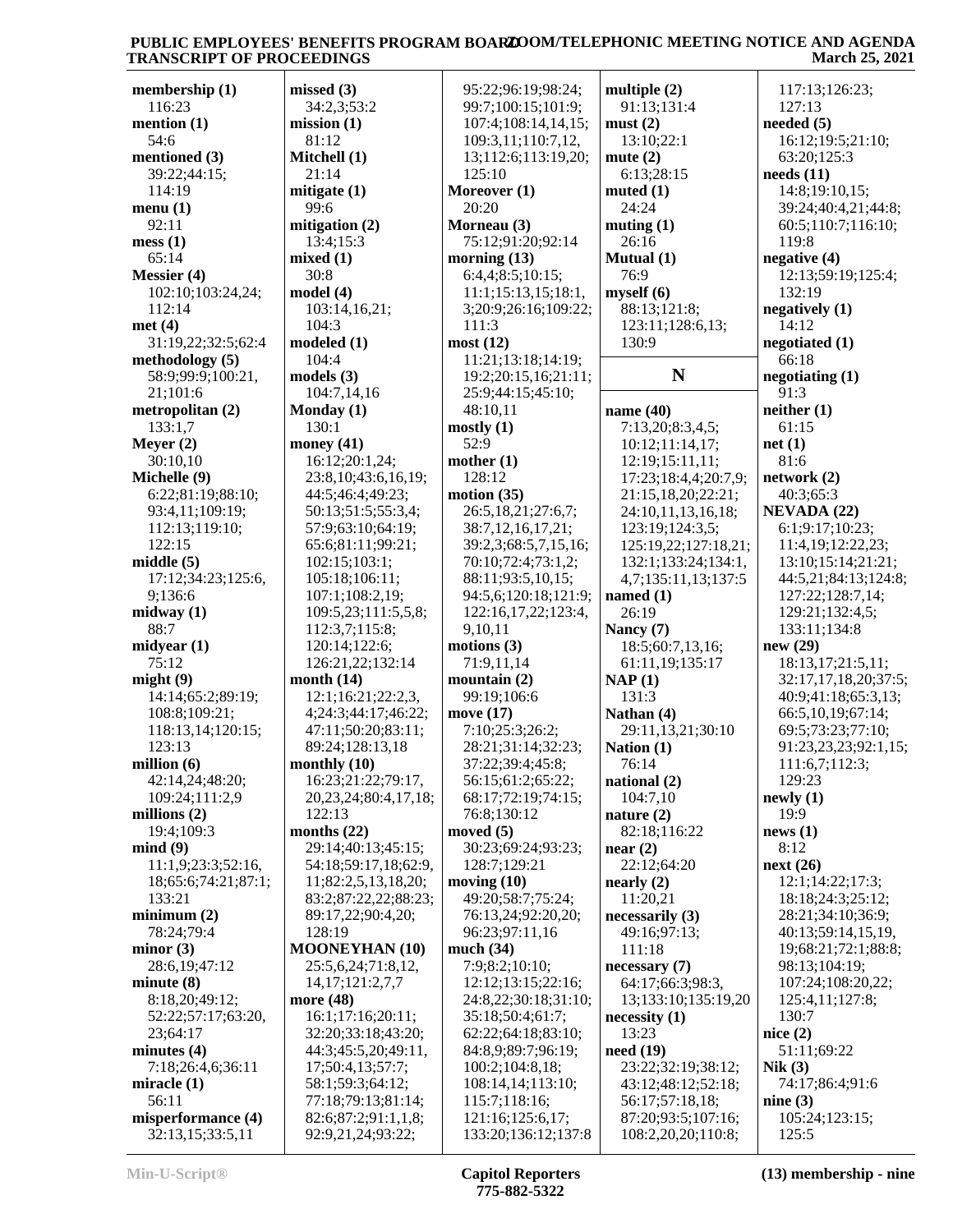**membership (1)**
116:23
**mention (1)**
54:6
**mentioned (3)**
39:22;44:15;
114:19
**menu (1)**
92:11
**mess (1)**
65:14
**Messier (4)**
102:10;103:24,24;
112:14
**met (4)**
31:19,22;32:5;62:4
**methodology (5)**
58:9;99:9;100:21,
21;101:6
**metropolitan (2)**
133:1,7
**Meyer (2)**
30:10,10
**Michelle (9)**
6:22;81:19;88:10;
93:4,11;109:19;
112:13;119:10;
122:15
**middle (5)**
17:12;34:23;125:6,
9;136:6
**midway (1)**
88:7
**midyear (1)**
75:12
**might (9)**
14:14;65:2;89:19;
108:8;109:21;
118:13,14;120:15;
123:13
**million (6)**
42:14,24;48:20;
109:24;111:2,9
**millions (2)**
19:4;109:3
**mind (9)**
11:1,9;23:3;52:16,
18;65:6;74:21;87:1;
133:21
**minimum (2)**
78:24;79:4
**minor (3)**
28:6,19;47:12
**minute (8)**
8:18,20;49:12;
52:22;57:17;63:20,
23;64:17
**minutes (4)**
7:18;26:4,6;36:11
**miracle (1)**
56:11
**misperformance (4)**
32:13,15;33:5,11

**missed (3)**
34:2,3;53:2
**mission (1)**
81:12
**Mitchell (1)**
21:14
**mitigate (1)**
99:6
**mitigation (2)**
13:4;15:3
**mixed (1)**
30:8
**model (4)**
103:14,16,21;
104:3
**modeled (1)**
104:4
**models (3)**
104:7,14,16
**Monday (1)**
130:1
**money (41)**
16:12;20:1,24;
23:8,10;43:6,16,19;
44:5;46:4;49:23;
50:13;51:5;55:3,4;
57:9;63:10;64:19;
65:6;81:11;99:21;
102:15;103:1;
105:18;106:11;
107:1;108:2,19;
109:5,23;111:5,5,8;
112:3,7;115:8;
120:14;122:6;
126:21,22;132:14
**month (14)**
12:1;16:21;22:2,3,
4;24:3;44:17;46:22;
47:11;50:20;83:11;
89:24;128:13,18
**monthly (10)**
16:23;21:22;79:17,
20,23,24;80:4,17,18;
122:13
**months (22)**
29:14;40:13;45:15;
54:18;59:17,18;62:9,
11;82:2,5,13,18,20;
83:2;87:22,22;88:23;
89:17,22;90:4,20;
128:19
**MOONEYHAN (10)**
25:5,6,24;71:8,12,
14,17;121:2,7,7
**more (48)**
16:1;17:16;20:11;
32:20;33:18;43:20;
44:3;45:5,20;49:11,
17;50:4,13;57:7;
58:1;59:3;64:12;
77:18;79:13;81:14;
82:6;87:2;91:1,1,8;
92:9,21,24;93:22;

95:22;96:19;98:24;
99:7;100:15;101:9;
107:4;108:14,14,15;
109:3,11;110:7,12,
13;112:6;113:19,20;
125:10
**Moreover (1)**
20:20
**Morneau (3)**
75:12;91:20;92:14
**morning (13)**
6:4,4;8:5;10:15;
11:1;15:13,15;18:1,
3;20:9;26:16;109:22;
111:3
**most (12)**
11:21;13:18;14:19;
19:2;20:15,16;21:11;
25:9;44:15;45:10;
48:10,11
**mostly (1)**
52:9
**mother (1)**
128:12
**motion (35)**
26:5,18,21;27:6,7;
38:7,12,16,17,21;
39:2,3;68:5,7,15,16;
70:10;72:4;73:1,2;
88:11;93:5,10,15;
94:5,6;120:18;121:9;
122:16,17,22;123:4,
9,10,11
**motions (3)**
71:9,11,14
**mountain (2)**
99:19;106:6
**move (17)**
7:10;25:3;26:2;
28:21;31:14;32:23;
37:22;39:4;45:8;
56:15;61:2;65:22;
68:17;72:19;74:15;
76:8;130:12
**moved (5)**
30:23;69:24;93:23;
128:7;129:21
**moving (10)**
49:20;58:7;75:24;
76:13,24;92:20,20;
96:23;97:11,16
**much (34)**
7:9;8:2;10:10;
12:12;13:15;22:16;
24:8,22;30:18;31:10;
35:18;50:4;61:7;
62:22;64:18;83:10;
84:8,9;89:7;96:19;
100:2;104:8,18;
108:14,14;113:10;
115:7;118:16;
121:16;125:6,17;
133:20;136:12;137:8

**multiple (2)**
91:13;131:4
**must (2)**
13:10;22:1
**mute (2)**
6:13;28:15
**muted (1)**
24:24
**muting (1)**
26:16
**Mutual (1)**
76:9
**myself (6)**
88:13;121:8;
123:11;128:6,13;
130:9

## N

**name (40)**
7:13,20;8:3,4,5;
10:12;11:14,17;
12:19;15:11,11;
17:23;18:4,4;20:7,9;
21:15,18,20;22:21;
24:10,11,13,16,18;
123:19;124:3,5;
125:19,22;127:18,21;
132:1;133:24;134:1,
4,7;135:11,13;137:5
**named (1)**
26:19
**Nancy (7)**
18:5;60:7,13,16;
61:11,19;135:17
**NAP (1)**
131:3
**Nathan (4)**
29:11,13,21;30:10
**Nation (1)**
76:14
**national (2)**
104:7,10
**nature (2)**
82:18;116:22
**near (2)**
22:12;64:20
**nearly (2)**
11:20,21
**necessarily (3)**
49:16;97:13;
111:18
**necessary (7)**
64:17;66:3;98:3,
13;133:10;135:19,20
**necessity (1)**
13:23
**need (19)**
23:22;32:19;38:12;
43:12;48:12;52:18;
56:17;57:18,18;
87:20;93:5;107:16;
108:2,20,20;110:8;

117:13;126:23;
127:13
**needed (5)**
16:12;19:5;21:10;
63:20;125:3
**needs (11)**
14:8;19:10,15;
39:24;40:4,21;44:8;
60:5;110:7;116:10;
119:8
**negative (4)**
12:13;59:19;125:4;
132:19
**negatively (1)**
14:12
**negotiated (1)**
66:18
**negotiating (1)**
91:3
**neither (1)**
61:15
**net (1)**
81:6
**network (2)**
40:3;65:3
**NEVADA (22)**
6:1;9:17;10:23;
11:4,19;12:22,23;
13:10;15:14;21:21;
44:5,21;84:13;124:8;
127:22;128:7,14;
129:21;132:4,5;
133:11;134:8
**new (29)**
18:13,17;21:5,11;
32:17,17,18,20;37:5;
40:9;41:18;65:3,13;
66:5,10,19;67:14;
69:5;73:23;77:10;
91:23,23,23;92:1,15;
111:6,7;112:3;
129:23
**newly (1)**
19:9
**news (1)**
8:12
**next (26)**
12:1;14:22;17:3;
18:18;24:3;25:12;
28:21;34:10;36:9;
40:13;59:14,15,19,
19;68:21;72:1;88:8;
98:13;104:19;
107:24;108:20,22;
125:4,11;127:8;
130:7
**nice (2)**
51:11;69:22
**Nik (3)**
74:17;86:4;91:6
**nine (3)**
105:24;123:15;
125:5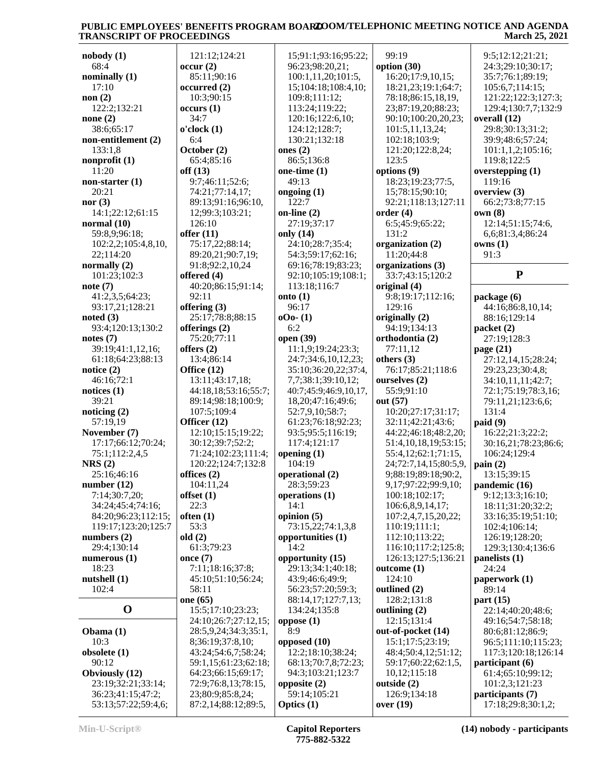**nobody (1)**
68:4
**nominally (1)**
17:10
**non (2)**
122:2;132:21
**none (2)**
38:6;65:17
**non-entitlement (2)**
133:1,8
**nonprofit (1)**
11:20
**non-starter (1)**
20:21
**nor (3)**
14:1;22:12;61:15
**normal (10)**
59:8,9;96:18;
102:2,2;105:4,8,10,
22;114:20
**normally (2)**
101:23;102:3
**note (7)**
41:2,3,5;64:23;
93:17,21;128:21
**noted (3)**
93:4;120:13;130:2
**notes (7)**
39:19;41:1,12,16;
61:18;64:23;88:13
**notice (2)**
46:16;72:1
**notices (1)**
39:21
**noticing (2)**
57:19,19
**November (7)**
17:17;66:12;70:24;
75:1;112:2,4,5
**NRS (2)**
25:16;46:16
**number (12)**
7:14;30:7,20;
34:24;45:4;74:16;
84:20;96:23;112:15;
119:17;123:20;125:7
**numbers (2)**
29:4;130:14
**numerous (1)**
18:23
**nutshell (1)**
102:4

## O

**Obama (1)**
10:3
**obsolete (1)**
90:12
**Obviously (12)**
23:19;32:21;33:14;
36:23;41:15;47:2;
53:13;57:22;59:4,6;
121:12;124:21
**occur (2)**
85:11;90:16
**occurred (2)**
10:3;90:15
**occurs (1)**
34:7
**o'clock (1)**
6:4
**October (2)**
65:4;85:16
**off (13)**
9:7;46:11;52:6;
74:21;77:14,17;
89:13;91:16;96:10,
12;99:3;103:21;
126:10
**offer (11)**
75:17,22;88:14;
89:20,21;90:7,19;
91:8;92:2,10,24
**offered (4)**
40:20;86:15;91:14;
92:11
**offering (3)**
25:17;78:8;88:15
**offerings (2)**
75:20;77:11
**offers (2)**
13:4;86:14
**Office (12)**
13:11;43:17,18;
44:18,18;53:16;55:7;
89:14;98:18;100:9;
107:5;109:4
**Officer (12)**
12:10;15:15;19:22;
30:12;39:7;52:2;
71:24;102:23;111:4;
120:22;124:7;132:8
**offices (2)**
104:11,24
**offset (1)**
22:3
**often (1)**
53:3
**old (2)**
61:3;79:23
**once (7)**
7:11;18:16;37:8;
45:10;51:10;56:24;
58:11
**one (65)**
15:5;17:10;23:23;
24:10;26:7;27:12,15;
28:5,9,24;34:3;35:1,
8;36:19;37:8,10;
43:24;54:6,7;58:24;
59:1,15;61:23;62:18;
64:23;66:15;69:17;
72:9;76:8,13;78:15,
23;80:9;85:8,24;
87:2,14;88:12;89:5,
15;91:1;93:16;95:22;
96:23;98:20,21;
100:1,11,20;101:5,
15;104:18;108:4,10;
109:8;111:12;
113:24;119:22;
120:16;122:6,10;
124:12;128:7;
130:21;132:18
**ones (2)**
86:5;136:8
**one-time (1)**
49:13
**ongoing (1)**
122:7
**on-line (2)**
27:19;37:17
**only (14)**
24:10;28:7;35:4;
54:3;59:17;62:16;
69:16;78:19;83:23;
92:10;105:19;108:1;
113:18;116:7
**onto (1)**
96:17
**oOo- (1)**
6:2
**open (39)**
11:1,9;19:24;23:3;
24:7;34:6,10,12,23;
35:10;36:20,22;37:4,
7,7;38:1;39:10,12;
40:7;45:9;46:9,10,17,
18,20;47:16;49:6;
52:7,9,10;58:7;
61:23;76:18;92:23;
93:5;95:5;116:19;
117:4;121:17
**opening (1)**
104:19
**operational (2)**
28:3;59:23
**operations (1)**
14:1
**opinion (5)**
73:15,22;74:1,3,8
**opportunities (1)**
14:2
**opportunity (15)**
29:13;34:1;40:18;
43:9;46:6;49:9;
56:23;57:20;59:3;
88:14,17;127:7,13;
134:24;135:8
**oppose (1)**
8:9
**opposed (10)**
12:2;18:10;38:24;
68:13;70:7,8;72:23;
94:3;103:21;123:7
**opposite (2)**
59:14;105:21
**Optics (1)**
99:19
**option (30)**
16:20;17:9,10,15;
18:21,23;19:1;64:7;
78:18;86:15,18,19,
23;87:19,20;88:23;
90:10;100:20,20,23;
101:5,11,13,24;
102:18;103:9;
121:20;122:8,24;
123:5
**options (9)**
18:23;19:23;77:5,
15;78:15;90:10;
92:21;118:13;127:11
**order (4)**
6:5;45:9;65:22;
131:2
**organization (2)**
11:20;44:8
**organizations (3)**
33:7;43:15;120:2
**original (4)**
9:8;19:17;112:16;
129:16
**originally (2)**
94:19;134:13
**orthodontia (2)**
77:11,12
**others (3)**
76:17;85:21;118:6
**ourselves (2)**
55:9;91:10
**out (57)**
10:20;27:17;31:17;
32:11;42:21;43:6;
44:22;46:18;48:2,20;
51:4,10,18,19;53:15;
55:4,12;62:1;71:15,
24;72:7,14,15;80:5,9,
9;88:19;89:18;90:2,
9,17;97:22;99:9,10;
100:18;102:17;
106:6,8,9,14,17;
107:2,4,7,15,20,22;
110:19;111:1;
112:10;113:22;
116:10;117:2;125:8;
126:13;127:5;136:21
**outcome (1)**
124:10
**outlined (2)**
128:2;131:8
**outlining (2)**
12:15;131:4
**out-of-pocket (14)**
15:1;17:5;23:19;
48:4;50:4,12;51:12;
59:17;60:22;62:1,5,
10,12;115:18
**outside (2)**
126:9;134:18
**over (19)**
9:5;12:12;21:21;
24:3;29:10;30:17;
35:7;76:1;89:19;
105:6,7;114:15;
121:22;122:3;127:3;
129:4;130:7,7;132:9
**overall (12)**
29:8;30:13;31:2;
39:9;48:6;57:24;
101:1,1,2;105:16;
119:8;122:5
**overstepping (1)**
119:16
**overview (3)**
66:2;73:8;77:15
**own (8)**
12:14;51:15;74:6,
6,6;81:3,4;86:24
**owns (1)**
91:3

## P

**package (6)**
44:16;86:8,10,14;
88:16;129:14
**packet (2)**
27:19;128:3
**page (21)**
27:12,14,15;28:24;
29:23,23;30:4,8;
34:10,11,11;42:7;
72:1;75:19;78:3,16;
79:11,21;123:6,6;
131:4
**paid (9)**
16:22;21:3;22:2;
30:16,21;78:23;86:6;
106:24;129:4
**pain (2)**
13:15;39:15
**pandemic (16)**
9:12;13:3;16:10;
18:11;31:20;32:2;
33:16;35:19;51:10;
102:4;106:14;
126:19;128:20;
129:3;130:4;136:6
**panelists (1)**
24:24
**paperwork (1)**
89:14
**part (15)**
22:14;40:20;48:6;
49:16;54:7;58:18;
80:6;81:12;86:9;
96:5;111:10;115:23;
117:3;120:18;126:14
**participant (6)**
61:4;65:10;99:12;
101:2,3;121:23
**participants (7)**
17:18;29:8;30:1,2;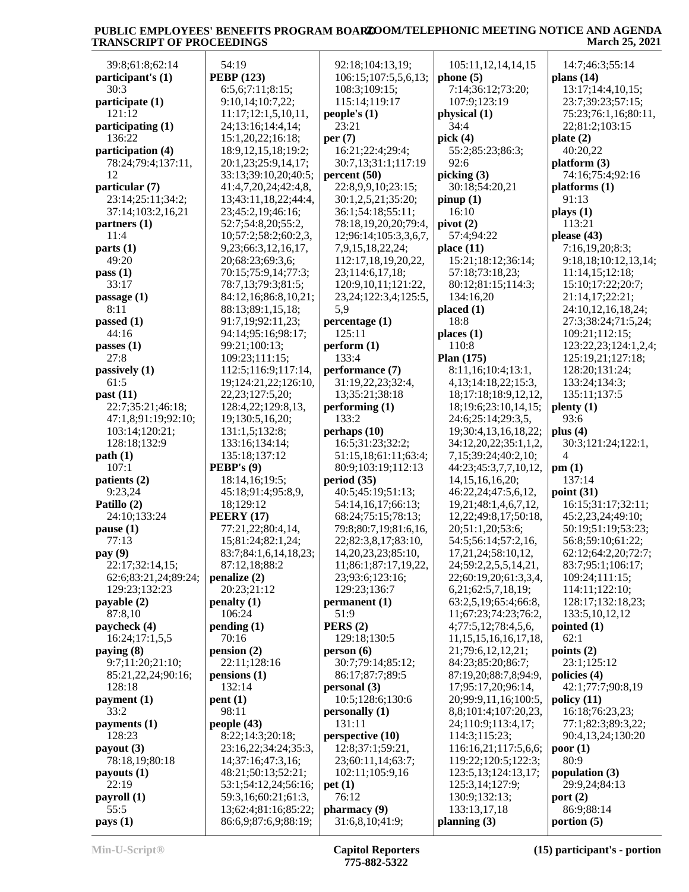39:8;61:8;62:14
**participant's (1)**
30:3
**participate (1)**
121:12
**participating (1)**
136:22
**participation (4)**
78:24;79:4;137:11,12
**particular (7)**
23:14;25:11;34:2;37:14;103:2,16,21
**partners (1)**
11:4
**parts (1)**
49:20
**pass (1)**
33:17
**passage (1)**
8:11
**passed (1)**
44:16
**passes (1)**
27:8
**passively (1)**
61:5
**past (11)**
22:7;35:21;46:18;47:1,8;91:19;92:10;103:14;120:21;128:18;132:9
**path (1)**
107:1
**patients (2)**
9:23,24
**Patillo (2)**
24:10;133:24
**pause (1)**
77:13
**pay (9)**
22:17;32:14,15;62:6;83:21,24;89:24;129:23;132:23
**payable (2)**
87:8,10
**paycheck (4)**
16:24;17:1,5,5
**paying (8)**
9:7;11:20;21:10;85:21,22,24;90:16;128:18
**payment (1)**
33:2
**payments (1)**
128:23
**payout (3)**
78:18,19;80:18
**payouts (1)**
22:19
**payroll (1)**
55:5
**pays (1)**
54:19
**PEBP (123)**
6:5,6;7:11;8:15;9:10,14;10:7,22;11:17;12:1,5,10,11,24;13:16;14:4,14;15:1,20,22;16:18;18:9,12,15,18;19:2;20:1,23;25:9,14,17;33:13;39:10,20;40:5;41:4,7,20,24;42:4,8,13;43:11,18,22;44:4,23;45:2,19;46:16;52:7;54:8,20;55:2,10;57:2;58:2;60:2,3,9,23;66:3,12,16,17,20;68:23;69:3,6;70:15;75:9,14;77:3;78:7,13;79:3;81:5;84:12,16;86:8,10,21;88:13;89:1,15,18;91:7,19;92:11,23;94:14;95:16;98:17;99:21;100:13;109:23;111:15;112:5;116:9;117:14,19;124:21,22;126:10,22,23;127:5,20;128:4,22;129:8,13,19;130:5,16,20;131:1,5;132:8;133:16;134:14;135:18;137:12
**PEBP's (9)**
18:14,16;19:5;45:18;91:4;95:8,9,18;129:12
**PEERY (17)**
77:21,22;80:4,14,15;81:24;82:1,24;83:7;84:1,6,14,18,23;87:12,18;88:2
**penalize (2)**
20:23;21:12
**penalty (1)**
106:24
**pending (1)**
70:16
**pension (2)**
22:11;128:16
**pensions (1)**
132:14
**pent (1)**
98:11
**people (43)**
8:22;14:3;20:18;23:16,22;34:24;35:3,14;37:16;47:3,16;48:21;50:13;52:21;53:1;54:12,24;56:16;59:3,16;60:21;61:3,13;62:4;81:16;85:22;86:6,9;87:6,9;88:19;92:18;104:13,19;106:15;107:5,5,6,13;108:3;109:15;115:14;119:17
**people's (1)**
23:21
**per (7)**
16:21;22:4;29:4;30:7,13;31:1;117:19
**percent (50)**
22:8,9,9,10;23:15;30:1,2,5,21;35:20;36:1;54:18;55:11;78:18,19,20,20;79:4,12;96:14;105:3,3,6,7,7,9,15,18,22,24;112:17,18,19,20,22,23;114:6,17,18;120:9,10,11;121:22,23,24;122:3,4;125:5,5,9
**percentage (1)**
125:11
**perform (1)**
133:4
**performance (7)**
31:19,22,23;32:4,13;35:21;38:18
**performing (1)**
133:2
**perhaps (10)**
16:5;31:23;32:2;51:15,18;61:11;63:4;80:9;103:19;112:13
**period (35)**
40:5;45:19;51:13;54:14,16,17;66:13;68:24;75:15;78:13;79:8;80:7,19;81:6,16,22;82:3,8,17;83:10,14,20,23,23;85:10,11;86:1;87:17,19,22,23;93:6;123:16;129:23;136:7
**permanent (1)**
51:9
**PERS (2)**
129:18;130:5
**person (6)**
30:7;79:14;85:12;86:17;87:7;89:5
**personal (3)**
10:5;128:6;130:6
**personally (1)**
131:11
**perspective (10)**
12:8;37:1;59:21,23;60:11,14;63:7;102:11;105:9,16
**pet (1)**
76:12
**pharmacy (9)**
31:6,8,10;41:9;105:11,12,14,14,15
**phone (5)**
7:14;36:12;73:20;107:9;123:19
**physical (1)**
34:4
**pick (4)**
55:2;85:23;86:3;92:6
**picking (3)**
30:18;54:20,21
**pinup (1)**
16:10
**pivot (2)**
57:4;94:22
**place (11)**
15:21;18:12;36:14;57:18;73:18,23;80:12;81:15;114:3;134:16,20
**placed (1)**
18:8
**places (1)**
110:8
**Plan (175)**
8:11,16;10:4;13:1,4,13;14:18,22;15:3,18;17:18;18:9,12,12,18;19:6;23:10,14,15;24:6;25:14;29:3,5,19;30:4,13,16,18,22;34:12,20,22;35:1,1,2,7,15;39:24;40:2,10;44:23;45:3,7,7,10,12,14,15,16,16,20;46:22,24;47:5,6,12,19,21;48:1,4,6,7,12,12,22;49:8,17;50:18,20;51:1,20;53:6;54:5;56:14;57:2,16,17,21,24;58:10,12,24;59:2,2,5,5,14,21,22;60:19,20;61:3,4,6,21;62:5,7,18,19;63:2,5,19;65:4;66:8,11;67:23;74:23;76:2,4;77:5,12;78:4,5,6,11,15,15,16,16,17,18,21;79:6,12,12,21;84:23;85:20;86:7;87:19,20;88:7,8;94:9,17;95:17,20;96:14,20;99:9,11,16;100:5,8,8;101:4;107:20,23,24;110:9;113:4,17;114:3;115:23;116:16,21;117:5,6,6;119:22;120:5;122:3;123:5,13;124:13,17;125:3,14;127:9;130:9;132:13;133:13,17,18
**planning (3)**
14:7;46:3;55:14
**plans (14)**
13:17;14:4,10,15;23:7;39:23;57:15;75:23;76:1,16;80:11,22;81:2;103:15
**plate (2)**
40:20,22
**platform (3)**
74:16;75:4;92:16
**platforms (1)**
91:13
**plays (1)**
113:21
**please (43)**
7:16,19,20;8:3;9:18,18;10:12,13,14;11:14,15;12:18;15:10;17:22;20:7,21:14,17;22:21;24:10,12,16,18,24;27:3;38:24;71:5,24;109:21;112:15;123:22,23;124:1,2,4;125:19,21;127:18;128:20;131:24;133:24;134:3;135:11;137:5
**plenty (1)**
93:6
**plus (4)**
30:3;121:24;122:1,4
**pm (1)**
137:14
**point (31)**
16:15;31:17;32:11;45:2,23,24;49:10;50:19;51:19;53:23;56:8;59:10;61:22;62:12;64:2,20;72:7;83:7;95:1;106:17;109:24;111:15;114:11;122:10;128:17;132:18,23;133:5,10,12,12
**pointed (1)**
62:1
**points (2)**
23:1;125:12
**policies (4)**
42:1;77:7;90:8,19
**policy (11)**
16:18;76:23,23;77:1;82:3;89:3,22;90:4,13,24;130:20
**poor (1)**
80:9
**population (3)**
29:9,24;84:13
**port (2)**
86:9;88:14
**portion (5)**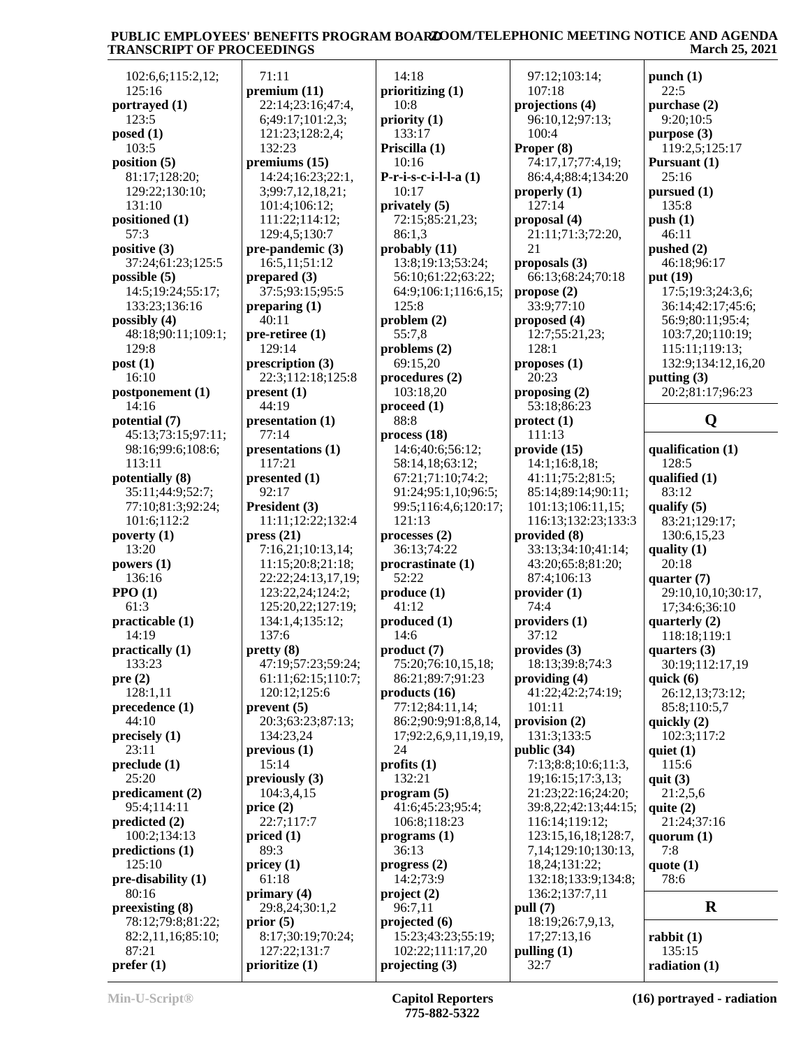102:6,6;115:2,12;
125:16
**portrayed (1)**
123:5
**posed (1)**
103:5
**position (5)**
81:17;128:20;
129:22;130:10;
131:10
**positioned (1)**
57:3
**positive (3)**
37:24;61:23;125:5
**possible (5)**
14:5;19:24;55:17;
133:23;136:16
**possibly (4)**
48:18;90:11;109:1;
129:8
**post (1)**
16:10
**postponement (1)**
14:16
**potential (7)**
45:13;73:15;97:11;
98:16;99:6;108:6;
113:11
**potentially (8)**
35:11;44:9;52:7;
77:10;81:3;92:24;
101:6;112:2
**poverty (1)**
13:20
**powers (1)**
136:16
**PPO (1)**
61:3
**practicable (1)**
14:19
**practically (1)**
133:23
**pre (2)**
128:1,11
**precedence (1)**
44:10
**precisely (1)**
23:11
**preclude (1)**
25:20
**predicament (2)**
95:4;114:11
**predicted (2)**
100:2;134:13
**predictions (1)**
125:10
**pre-disability (1)**
80:16
**preexisting (8)**
78:12;79:8;81:22;
82:2,11,16;85:10;
87:21
**prefer (1)**
71:11
**premium (11)**
22:14;23:16;47:4,
6;49:17;101:2,3;
121:23;128:2,4;
132:23
**premiums (15)**
14:24;16:23;22:1,
3;99:7,12,18,21;
101:4;106:12;
111:22;114:12;
129:4,5;130:7
**pre-pandemic (3)**
16:5,11;51:12
**prepared (3)**
37:5;93:15;95:5
**preparing (1)**
40:11
**pre-retiree (1)**
129:14
**prescription (3)**
22:3;112:18;125:8
**present (1)**
44:19
**presentation (1)**
77:14
**presentations (1)**
117:21
**presented (1)**
92:17
**President (3)**
11:11;12:22;132:4
**press (21)**
7:16,21;10:13,14;
11:15;20:8;21:18;
22:22;24:13,17,19;
123:22,24;124:2;
125:20,22;127:19;
134:1,4;135:12;
137:6
**pretty (8)**
47:19;57:23;59:24;
61:11;62:15;110:7;
120:12;125:6
**prevent (5)**
20:3;63:23;87:13;
134:23,24
**previous (1)**
15:14
**previously (3)**
104:3,4,15
**price (2)**
22:7;117:7
**priced (1)**
89:3
**pricey (1)**
61:18
**primary (4)**
29:8,24;30:1,2
**prior (5)**
8:17;30:19;70:24;
127:22;131:7
**prioritize (1)**
14:18
**prioritizing (1)**
10:8
**priority (1)**
133:17
**Priscilla (1)**
10:16
**P-r-i-s-c-i-l-l-a (1)**
10:17
**privately (5)**
72:15;85:21,23;
86:1,3
**probably (11)**
13:8;19:13;53:24;
56:10;61:22;63:22;
64:9;106:1;116:6,15;
125:8
**problem (2)**
55:7,8
**problems (2)**
69:15,20
**procedures (2)**
103:18,20
**proceed (1)**
88:8
**process (18)**
14:6;40:6;56:12;
58:14,18;63:12;
67:21;71:10;74:2;
91:24;95:1,10;96:5;
99:5;116:4,6;120:17;
121:13
**processes (2)**
36:13;74:22
**procrastinate (1)**
52:22
**produce (1)**
41:12
**produced (1)**
14:6
**product (7)**
75:20;76:10,15,18;
86:21;89:7;91:23
**products (16)**
77:12;84:11,14;
86:2;90:9;91:8,8,14,
17;92:2,6,9,11,19,19,
24
**profits (1)**
132:21
**program (5)**
41:6;45:23;95:4;
106:8;118:23
**programs (1)**
36:13
**progress (2)**
14:2;73:9
**project (2)**
96:7,11
**projected (6)**
15:23;43:23;55:19;
102:22;111:17,20
**projecting (3)**
97:12;103:14;
107:18
**projections (4)**
96:10,12;97:13;
100:4
**Proper (8)**
74:17,17;77:4,19;
86:4,4;88:4;134:20
**properly (1)**
127:14
**proposal (4)**
21:11;71:3;72:20,
21
**proposals (3)**
66:13;68:24;70:18
**propose (2)**
33:9;77:10
**proposed (4)**
12:7;55:21,23;
128:1
**proposes (1)**
20:23
**proposing (2)**
53:18;86:23
**protect (1)**
111:13
**provide (15)**
14:1;16:8,18;
41:11;75:2;81:5;
85:14;89:14;90:11;
101:13;106:11,15;
116:13;132:23;133:3
**provided (8)**
33:13;34:10;41:14;
43:20;65:8;81:20;
87:4;106:13
**provider (1)**
74:4
**providers (1)**
37:12
**provides (3)**
18:13;39:8;74:3
**providing (4)**
41:22;42:2;74:19;
101:11
**provision (2)**
131:3;133:5
**public (34)**
7:13;8:8;10:6;11:3,
19;16:15;17:3,13;
21:23;22:16;24:20;
39:8,22;42:13;44:15;
116:14;119:12;
123:15,16,18;128:7,
7,14;129:10;130:13,
18,24;131:22;
132:18;133:9;134:8;
136:2;137:7,11
**pull (7)**
18:19;26:7,9,13,
17;27:13,16
**pulling (1)**
32:7
**punch (1)**
22:5
**purchase (2)**
9:20;10:5
**purpose (3)**
119:2,5;125:17
**Pursuant (1)**
25:16
**pursued (1)**
135:8
**push (1)**
46:11
**pushed (2)**
46:18;96:17
**put (19)**
17:5;19:3;24:3,6;
36:14;42:17;45:6;
56:9;80:11;95:4;
103:7,20;110:19;
115:11;119:13;
132:9;134:12,16,20
**putting (3)**
20:2;81:17;96:23

## Q

**qualification (1)**
128:5
**qualified (1)**
83:12
**qualify (5)**
83:21;129:17;
130:6,15,23
**quality (1)**
20:18
**quarter (7)**
29:10,10,10;30:17,
17;34:6;36:10
**quarterly (2)**
118:18;119:1
**quarters (3)**
30:19;112:17,19
**quick (6)**
26:12,13;73:12;
85:8;110:5,7
**quickly (2)**
102:3;117:2
**quiet (1)**
115:6
**quit (3)**
21:2,5,6
**quite (2)**
21:24;37:16
**quorum (1)**
7:8
**quote (1)**
78:6

## R

**rabbit (1)**
135:15
**radiation (1)**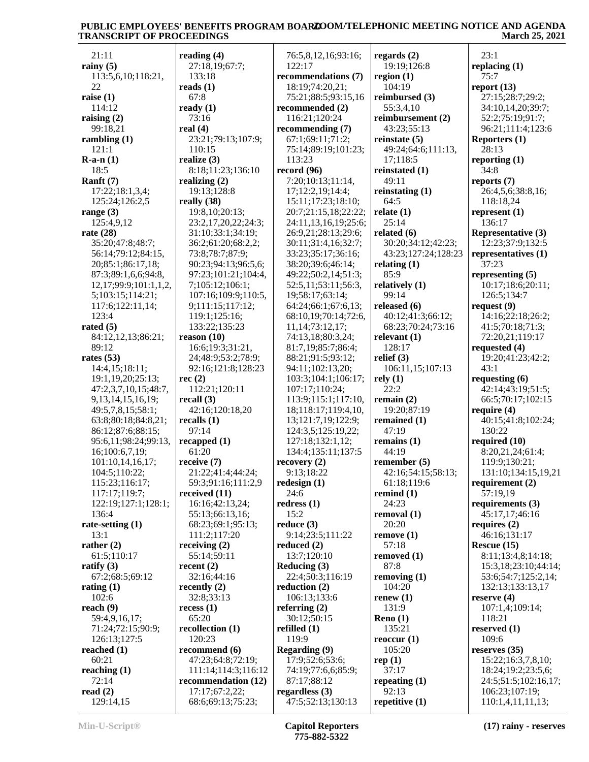21:11
**rainy (5)**
113:5,6,10;118:21, 22
**raise (1)**
114:12
**raising (2)**
99:18,21
**rambling (1)**
121:1
**R-a-n (1)**
18:5
**Ranft (7)**
17:22;18:1,3,4; 125:24;126:2,5
**range (3)**
125:4,9,12
**rate (28)**
35:20;47:8;48:7; 56:14;79:12;84:15, 20;85:1;86:17,18; 87:3;89:1,6,6;94:8, 12,17;99:9;101:1,1,2, 5;103:15;114:21; 117:6;122:11,14; 123:4
**rated (5)**
84:12,12,13;86:21; 89:12
**rates (53)**
14:4,15;18:11; 19:1,19,20;25:13; 47:2,3,7,10,15;48:7, 9,13,14,15,16,19; 49:5,7,8,15;58:1; 63:8;80:18;84:8,21; 86:12;87:6;88:15; 95:6,11;98:24;99:13, 16;100:6,7,19; 101:10,14,16,17; 104:5;110:22; 115:23;116:17; 117:17;119:7; 122:19;127:1;128:1; 136:4
**rate-setting (1)**
13:1
**rather (2)**
61:5;110:17
**ratify (3)**
67:2;68:5;69:12
**rating (1)**
102:6
**reach (9)**
59:4,9,16,17; 71:24;72:15;90:9; 126:13;127:5
**reached (1)**
60:21
**reaching (1)**
72:14
**read (2)**
129:14,15

**reading (4)**
27:18,19;67:7; 133:18
**reads (1)**
67:8
**ready (1)**
73:16
**real (4)**
23:21;79:13;107:9; 110:15
**realize (3)**
8:18;11:23;136:10
**realizing (2)**
19:13;128:8
**really (38)**
19:8,10;20:13; 23:2,17,20,22;24:3; 31:10;33:1;34:19; 36:2;61:20;68:2,2; 73:8;78:7;87:9; 90:23;94:13;96:5,6; 97:23;101:21;104:4, 7;105:12;106:1; 107:16;109:9;110:5, 9;111:15;117:12; 119:1;125:16; 133:22;135:23
**reason (10)**
16:6;19:3;31:21, 24;48:9;53:2;78:9; 92:16;121:8;128:23
**rec (2)**
112:21;120:11
**recall (3)**
42:16;120:18,20
**recalls (1)**
97:14
**recapped (1)**
61:20
**receive (7)**
21:22;41:4;44:24; 59:3;91:16;111:2,9
**received (11)**
16:16;42:13,24; 55:13;66:13,16; 68:23;69:1;95:13; 111:2;117:20
**receiving (2)**
55:14;59:11
**recent (2)**
32:16;44:16
**recently (2)**
32:8;33:13
**recess (1)**
65:20
**recollection (1)**
120:23
**recommend (6)**
47:23;64:8;72:19; 111:14;114:3;116:12
**recommendation (12)**
17:17;67:2,22; 68:6;69:13;75:23;

76:5,8,12,16;93:16; 122:17
**recommendations (7)**
18:19;74:20,21; 75:21;88:5;93:15,16
**recommended (2)**
116:21;120:24
**recommending (7)**
67:1;69:11;71:2; 75:14;89:19;101:23; 113:23
**record (96)**
7:20;10:13;11:14, 17;12:2,19;14:4; 15:11;17:23;18:10; 20:7;21:15,18;22:22; 24:11,13,16,19;25:6; 26:9,21;28:13;29:6; 30:11;31:4,16;32:7; 33:23;35:17;36:16; 38:20;39:6;46:14; 49:22;50:2,14;51:3; 52:5,11;53:11;56:3, 19;58:17;63:14; 64:24;66:1;67:6,13; 68:10,19;70:14;72:6, 11,14;73:12,17; 74:13,18;80:3,24; 81:7,19;85:7;86:4; 88:21;91:5;93:12; 94:11;102:13,20; 103:3;104:1;106:17; 107:17;110:24; 113:9;115:1;117:10, 18;118:17;119:4,10, 13;121:7,19;122:9; 124:3,5;125:19,22; 127:18;132:1,12; 134:4;135:11;137:5
**recovery (2)**
9:13;18:22
**redesign (1)**
24:6
**redress (1)**
15:2
**reduce (3)**
9:14;23:5;111:22
**reduced (2)**
13:7;120:10
**Reducing (3)**
22:4;50:3;116:19
**reduction (2)**
106:13;133:6
**referring (2)**
30:12;50:15
**refilled (1)**
119:9
**Regarding (9)**
17:9;52:6;53:6; 74:19;77:6,6;85:9; 87:17;88:12
**regardless (3)**
47:5;52:13;130:13

**regards (2)**
19:19;126:8
**region (1)**
104:19
**reimbursed (3)**
55:3,4,10
**reimbursement (2)**
43:23;55:13
**reinstate (5)**
49:24;64:6;111:13, 17;118:5
**reinstated (1)**
49:11
**reinstating (1)**
64:5
**relate (1)**
25:14
**related (6)**
30:20;34:12;42:23; 43:23;127:24;128:23
**relating (1)**
85:9
**relatively (1)**
99:14
**released (6)**
40:12;41:3;66:12; 68:23;70:24;73:16
**relevant (1)**
128:17
**relief (3)**
106:11,15;107:13
**rely (1)**
22:2
**remain (2)**
19:20;87:19
**remained (1)**
47:19
**remains (1)**
44:19
**remember (5)**
42:16;54:15;58:13; 61:18;119:6
**remind (1)**
24:23
**removal (1)**
20:20
**remove (1)**
57:18
**removed (1)**
87:8
**removing (1)**
104:20
**renew (1)**
131:9
**Reno (1)**
135:21
**reoccur (1)**
105:20
**rep (1)**
37:17
**repeating (1)**
92:13
**repetitive (1)**

23:1
**replacing (1)**
75:7
**report (13)**
27:15;28:7;29:2; 34:10,14,20;39:7; 52:2;75:19;91:7; 96:21;111:4;123:6
**Reporters (1)**
28:13
**reporting (1)**
34:8
**reports (7)**
26:4,5,6;38:8,16; 118:18,24
**represent (1)**
136:17
**Representative (3)**
12:23;37:9;132:5
**representatives (1)**
37:23
**representing (5)**
10:17;18:6;20:11; 126:5;134:7
**request (9)**
14:16;22:18;26:2; 41:5;70:18;71:3; 72:20,21;119:17
**requested (4)**
19:20;41:23;42:2; 43:1
**requesting (6)**
42:14;43:19;51:5; 66:5;70:17;102:15
**require (4)**
40:15;41:8;102:24; 130:22
**required (10)**
8:20,21,24;61:4; 119:9;130:21; 131:10;134:15,19,21
**requirement (2)**
57:19,19
**requirements (3)**
45:17,17;46:16
**requires (2)**
46:16;131:17
**Rescue (15)**
8:11;13:4,8;14:18; 15:3,18;23:10;44:14; 53:6;54:7;125:2,14; 132:13;133:13,17
**reserve (4)**
107:1,4;109:14; 118:21
**reserved (1)**
109:6
**reserves (35)**
15:22;16:3,7,8,10; 18:24;19:2;23:5,6; 24:5;51:5;102:16,17; 106:23;107:19; 110:1,4,11,11,13;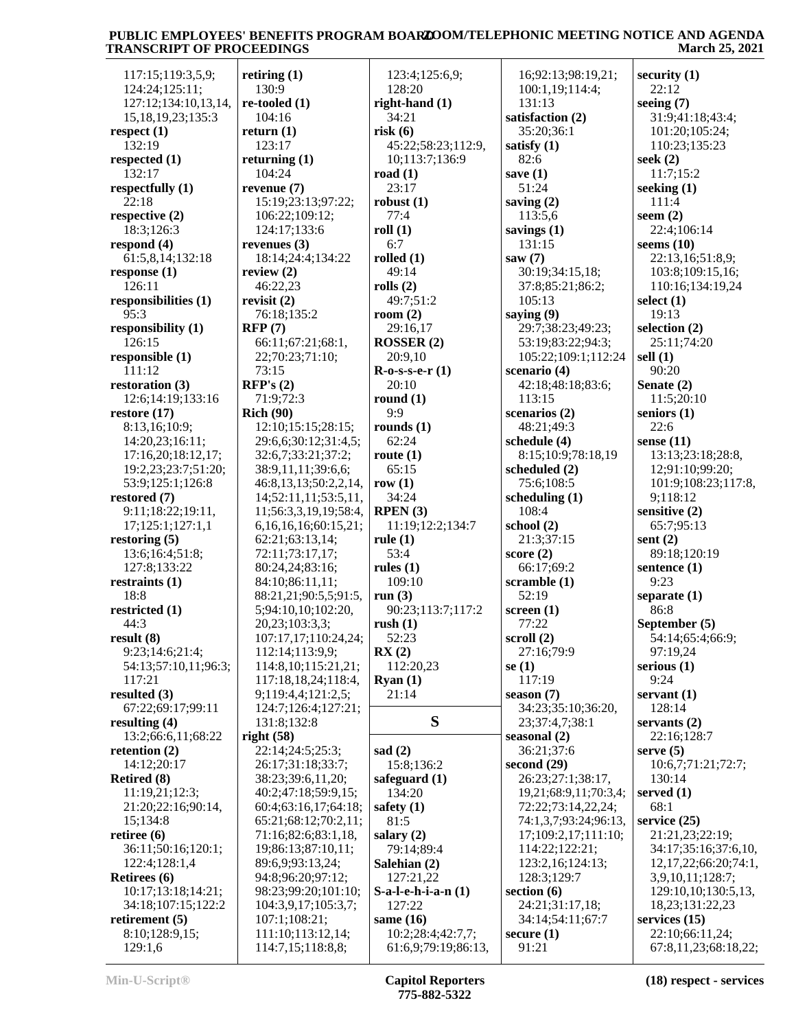117:15;119:3,5,9;
124:24;125:11;
127:12;134:10,13,14,
15,18,19,23;135:3

**respect (1)**
132:19

**respected (1)**
132:17

**respectfully (1)**
22:18

**respective (2)**
18:3;126:3

**respond (4)**
61:5,8,14;132:18

**response (1)**
126:11

**responsibilities (1)**
95:3

**responsibility (1)**
126:15

**responsible (1)**
111:12

**restoration (3)**
12:6;14:19;133:16

**restore (17)**
8:13,16;10:9;
14:20,23;16:11;
17:16,20;18:12,17;
19:2,23;23:7;51:20;
53:9;125:1;126:8

**restored (7)**
9:11;18:22;19:11,
17;125:1;127:1,1

**restoring (5)**
13:6;16:4;51:8;
127:8;133:22

**restraints (1)**
18:8

**restricted (1)**
44:3

**result (8)**
9:23;14:6;21:4;
54:13;57:10,11;96:3;
117:21

**resulted (3)**
67:22;69:17;99:11

**resulting (4)**
13:2;66:6,11;68:22

**retention (2)**
14:12;20:17

**Retired (8)**
11:19,21;12:3;
21:20;22:16;90:14,
15;134:8

**retiree (6)**
36:11;50:16;120:1;
122:4;128:1,4

**Retirees (6)**
10:17;13:18;14:21;
34:18;107:15;122:2

**retirement (5)**
8:10;128:9,15;
129:1,6

**retiring (1)**
130:9

**re-tooled (1)**
104:16

**return (1)**
123:17

**returning (1)**
104:24

**revenue (7)**
15:19;23:13;97:22;
106:22;109:12;
124:17;133:6

**revenues (3)**
18:14;24:4;134:22

**review (2)**
46:22,23

**revisit (2)**
76:18;135:2

**RFP (7)**
66:11;67:21;68:1,
22;70:23;71:10;
73:15

**RFP's (2)**
71:9;72:3

**Rich (90)**
12:10;15:15;28:15;
29:6,6;30:12;31:4,5;
32:6,7;33:21;37:2;
38:9,11,11;39:6,6;
46:8,13,13;50:2,2,14,
14;52:11,11;53:5,11,
11;56:3,3,19,19;58:4,
6,16,16,16;60:15,21;
62:21;63:13,14;
72:11;73:17,17;
80:24,24;83:16;
84:10;86:11,11;
88:21,21;90:5,5;91:5,
5;94:10,10;102:20,
20,23;103:3,3;
107:17,17;110:24,24;
112:14;113:9,9;
114:8,10;115:21,21;
117:18,18,24;118:4,
9;119:4,4;121:2,5;
124:7;126:4;127:21;
131:8;132:8

**right (58)**
22:14;24:5;25:3;
26:17;31:18;33:7;
38:23;39:6,11,20;
40:2;47:18;59:9,15;
60:4;63:16,17;64:18;
65:21;68:12;70:2,11;
71:16;82:6;83:1,18,
19;86:13;87:10,11;
89:6,9;93:13,24;
94:8;96:20;97:12;
98:23;99:20;101:10;
104:3,9,17;105:3,7;
107:1;108:21;
111:10;113:12,14;
114:7,15;118:8,8;
123:4;125:6,9;
128:20

**right-hand (1)**
34:21

**risk (6)**
45:22;58:23;112:9,
10;113:7;136:9

**road (1)**
23:17

**robust (1)**
77:4

**roll (1)**
6:7

**rolled (1)**
49:14

**rolls (2)**
49:7;51:2

**room (2)**
29:16,17

**ROSSER (2)**
20:9,10

**R-o-s-s-e-r (1)**
20:10

**round (1)**
9:9

**rounds (1)**
62:24

**route (1)**
65:15

**row (1)**
34:24

**RPEN (3)**
11:19;12:2;134:7

**rule (1)**
53:4

**rules (1)**
109:10

**run (3)**
90:23;113:7;117:2

**rush (1)**
52:23

**RX (2)**
112:20,23

**Ryan (1)**
21:14

## S

**sad (2)**
15:8;136:2

**safeguard (1)**
134:20

**safety (1)**
81:5

**salary (2)**
79:14;89:4

**Salehian (2)**
127:21,22

**S-a-l-e-h-i-a-n (1)**
127:22

**same (16)**
10:2;28:4;42:7,7;
61:6,9;79:19;86:13,
16;92:13;98:19,21;
100:1,19;114:4;
131:13

**satisfaction (2)**
35:20;36:1

**satisfy (1)**
82:6

**save (1)**
51:24

**saving (2)**
113:5,6

**savings (1)**
131:15

**saw (7)**
30:19;34:15,18;
37:8;85:21;86:2;
105:13

**saying (9)**
29:7;38:23;49:23;
53:19;83:22;94:3;
105:22;109:1;112:24

**scenario (4)**
42:18;48:18;83:6;
113:15

**scenarios (2)**
48:21;49:3

**schedule (4)**
8:15;10:9;78:18,19

**scheduled (2)**
75:6;108:5

**scheduling (1)**
108:4

**school (2)**
21:3;37:15

**score (2)**
66:17;69:2

**scramble (1)**
52:19

**screen (1)**
77:22

**scroll (2)**
27:16;79:9

**se (1)**
117:19

**season (7)**
34:23;35:10;36:20,
23;37:4,7;38:1

**seasonal (2)**
36:21;37:6

**second (29)**
26:23;27:1;38:17,
19,21;68:9,11;70:3,4;
72:22;73:14,22,24;
74:1,3,7;93:24;96:13,
17;109:2,17;111:10;
114:22;122:21;
123:2,16;124:13;
128:3;129:7

**section (6)**
24:21;31:17,18;
34:14;54:11;67:7

**secure (1)**
91:21

**security (1)**
22:12

**seeing (7)**
31:9;41:18;43:4;
101:20;105:24;
110:23;135:23

**seek (2)**
11:7;15:2

**seeking (1)**
111:4

**seem (2)**
22:4;106:14

**seems (10)**
22:13,16;51:8,9;
103:8;109:15,16;
110:16;134:19,24

**select (1)**
19:13

**selection (2)**
25:11;74:20

**sell (1)**
90:20

**Senate (2)**
11:5;20:10

**seniors (1)**
22:6

**sense (11)**
13:13;23:18;28:8,
12;91:10;99:20;
101:9;108:23;117:8,
9;118:12

**sensitive (2)**
65:7;95:13

**sent (2)**
89:18;120:19

**sentence (1)**
9:23

**separate (1)**
86:8

**September (5)**
54:14;65:4;66:9;
97:19,24

**serious (1)**
9:24

**servant (1)**
128:14

**servants (2)**
22:16;128:7

**serve (5)**
10:6,7;71:21;72:7;
130:14

**served (1)**
68:1

**service (25)**
21:21,23;22:19;
34:17;35:16;37:6,10,
12,17,22;66:20;74:1,
3,9,10,11;128:7;
129:10,10;130:5,13,
18,23;131:22,23

**services (15)**
22:10;66:11,24;
67:8,11,23;68:18,22;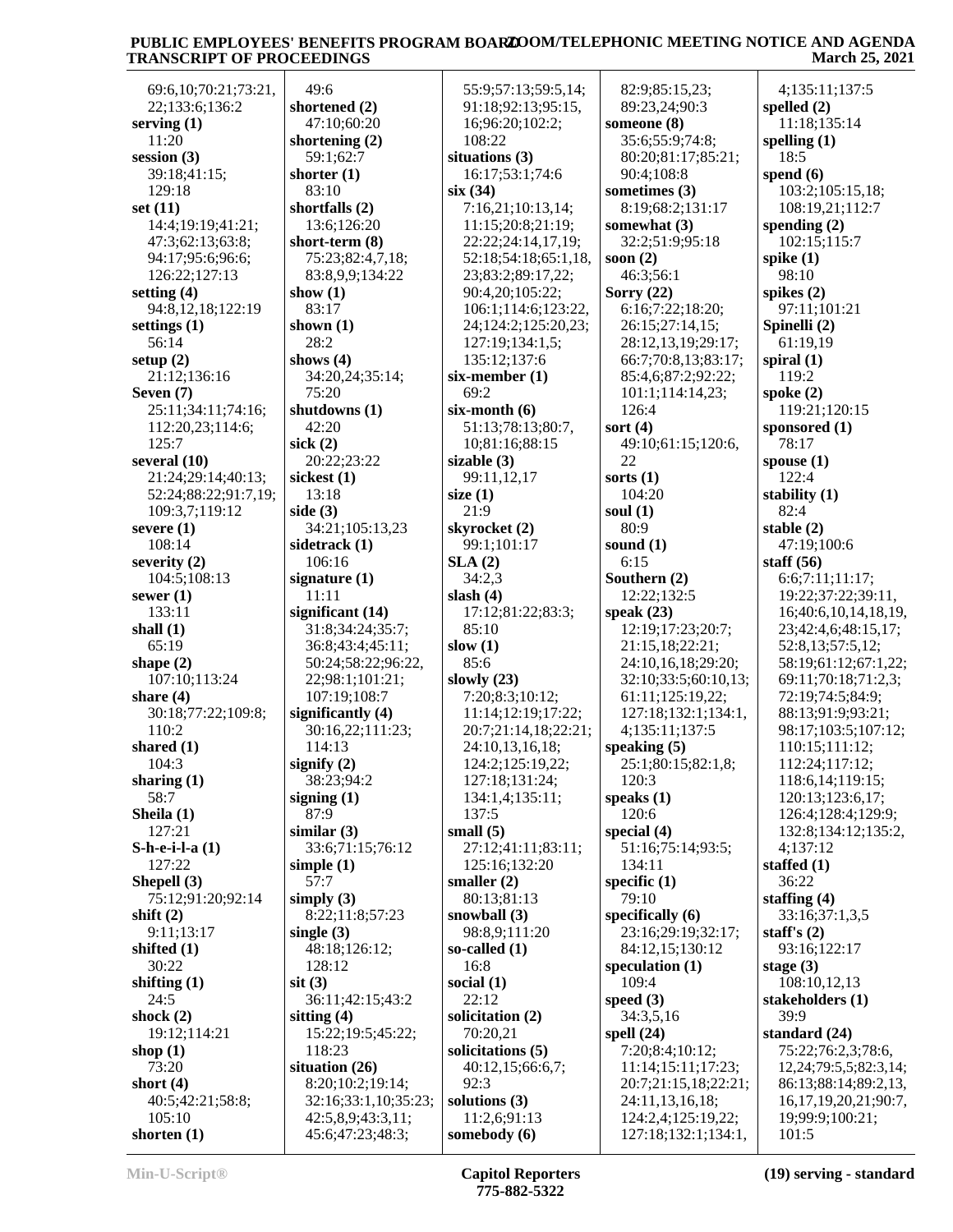69:6,10;70:21;73:21, 22;133:6;136:2
**serving (1)** 11:20
**session (3)** 39:18;41:15; 129:18
**set (11)** 14:4;19:19;41:21; 47:3;62:13;63:8; 94:17;95:6;96:6; 126:22;127:13
**setting (4)** 94:8,12,18;122:19
**settings (1)** 56:14
**setup (2)** 21:12;136:16
**Seven (7)** 25:11;34:11;74:16; 112:20,23;114:6; 125:7
**several (10)** 21:24;29:14;40:13; 52:24;88:22;91:7,19; 109:3,7;119:12
**severe (1)** 108:14
**severity (2)** 104:5;108:13
**sewer (1)** 133:11
**shall (1)** 65:19
**shape (2)** 107:10;113:24
**share (4)** 30:18;77:22;109:8; 110:2
**shared (1)** 104:3
**sharing (1)** 58:7
**Sheila (1)** 127:21
**S-h-e-i-l-a (1)** 127:22
**Shepell (3)** 75:12;91:20;92:14
**shift (2)** 9:11;13:17
**shifted (1)** 30:22
**shifting (1)** 24:5
**shock (2)** 19:12;114:21
**shop (1)** 73:20
**short (4)** 40:5;42:21;58:8; 105:10
**shorten (1)** 49:6
**shortened (2)** 47:10;60:20
**shortening (2)** 59:1;62:7
**shorter (1)** 83:10
**shortfalls (2)** 13:6;126:20
**short-term (8)** 75:23;82:4,7,18; 83:8,9,9;134:22
**show (1)** 83:17
**shown (1)** 28:2
**shows (4)** 34:20,24;35:14; 75:20
**shutdowns (1)** 42:20
**sick (2)** 20:22;23:22
**sickest (1)** 13:18
**side (3)** 34:21;105:13,23
**sidetrack (1)** 106:16
**signature (1)** 11:11
**significant (14)** 31:8;34:24;35:7; 36:8;43:4;45:11; 50:24;58:22;96:22, 22;98:1;101:21; 107:19;108:7
**significantly (4)** 30:16,22;111:23; 114:13
**signify (2)** 38:23;94:2
**signing (1)** 87:9
**similar (3)** 33:6;71:15;76:12
**simple (1)** 57:7
**simply (3)** 8:22;11:8;57:23
**single (3)** 48:18;126:12; 128:12
**sit (3)** 36:11;42:15;43:2
**sitting (4)** 15:22;19:5;45:22; 118:23
**situation (26)** 8:20;10:2;19:14; 32:16;33:1,10;35:23; 42:5,8,9;43:3,11; 45:6;47:23;48:3; 55:9;57:13;59:5,14; 91:18;92:13;95:15, 16;96:20;102:2; 108:22
**situations (3)** 16:17;53:1;74:6
**six (34)** 7:16,21;10:13,14; 11:15;20:8;21:19; 22:22;24:14,17,19; 52:18;54:18;65:1,18, 23;83:2;89:17,22; 90:4,20;105:22; 106:1;114:6;123:22, 24;124:2;125:20,23; 127:19;134:1,5; 135:12;137:6
**six-member (1)** 69:2
**six-month (6)** 51:13;78:13;80:7, 10;81:16;88:15
**sizable (3)** 99:11,12,17
**size (1)** 21:9
**skyrocket (2)** 99:1;101:17
**SLA (2)** 34:2,3
**slash (4)** 17:12;81:22;83:3; 85:10
**slow (1)** 85:6
**slowly (23)** 7:20;8:3;10:12; 11:14;12:19;17:22; 20:7;21:14,18;22:21; 24:10,13,16,18; 124:2;125:19,22; 127:18;131:24; 134:1,4;135:11; 137:5
**small (5)** 27:12;41:11;83:11; 125:16;132:20
**smaller (2)** 80:13;81:13
**snowball (3)** 98:8,9;111:20
**so-called (1)** 16:8
**social (1)** 22:12
**solicitation (2)** 70:20,21
**solicitations (5)** 40:12,15;66:6,7; 92:3
**solutions (3)** 11:2,6;91:13
**somebody (6)** 82:9;85:15,23; 89:23,24;90:3
**someone (8)** 35:6;55:9;74:8; 80:20;81:17;85:21; 90:4;108:8
**sometimes (3)** 8:19;68:2;131:17
**somewhat (3)** 32:2;51:9;95:18
**soon (2)** 46:3;56:1
**Sorry (22)** 6:16;7:22;18:20; 26:15;27:14,15; 28:12,13,19;29:17; 66:7;70:8,13;83:17; 85:4,6;87:2;92:22; 101:1;114:14,23; 126:4
**sort (4)** 49:10;61:15;120:6, 22
**sorts (1)** 104:20
**soul (1)** 80:9
**sound (1)** 6:15
**Southern (2)** 12:22;132:5
**speak (23)** 12:19;17:23;20:7; 21:15,18;22:21; 24:10,16,18;29:20; 32:10;33:5;60:10,13; 61:11;125:19,22; 127:18;132:1;134:1, 4;135:11;137:5
**speaking (5)** 25:1;80:15;82:1,8; 120:3
**speaks (1)** 120:6
**special (4)** 51:16;75:14;93:5; 134:11
**specific (1)** 79:10
**specifically (6)** 23:16;29:19;32:17; 84:12,15;130:12
**speculation (1)** 109:4
**speed (3)** 34:3,5,16
**spell (24)** 7:20;8:4;10:12; 11:14;15:11;17:23; 20:7;21:15,18;22:21; 24:11,13,16,18; 124:2,4;125:19,22; 127:18;132:1;134:1, 4;135:11;137:5
**spelled (2)** 11:18;135:14
**spelling (1)** 18:5
**spend (6)** 103:2;105:15,18; 108:19,21;112:7
**spending (2)** 102:15;115:7
**spike (1)** 98:10
**spikes (2)** 97:11;101:21
**Spinelli (2)** 61:19,19
**spiral (1)** 119:2
**spoke (2)** 119:21;120:15
**sponsored (1)** 78:17
**spouse (1)** 122:4
**stability (1)** 82:4
**stable (2)** 47:19;100:6
**staff (56)** 6:6;7:11;11:17; 19:22;37:22;39:11, 16;40:6,10,14,18,19, 23;42:4,6;48:15,17; 52:8,13;57:5,12; 58:19;61:12;67:1,22; 69:11;70:18;71:2,3; 72:19;74:5;84:9; 88:13;91:9;93:21; 98:17;103:5;107:12; 110:15;111:12; 112:24;117:12; 118:6,14;119:15; 120:13;123:6,17; 126:4;128:4;129:9; 132:8;134:12;135:2, 4;137:12
**staffed (1)** 36:22
**staffing (4)** 33:16;37:1,3,5
**staff's (2)** 93:16;122:17
**stage (3)** 108:10,12,13
**stakeholders (1)** 39:9
**standard (24)** 75:22;76:2,3;78:6, 12,24;79:5,5;82:3,14; 86:13;88:14;89:2,13, 16,17,19,20,21;90:7, 19;99:9;100:21; 101:5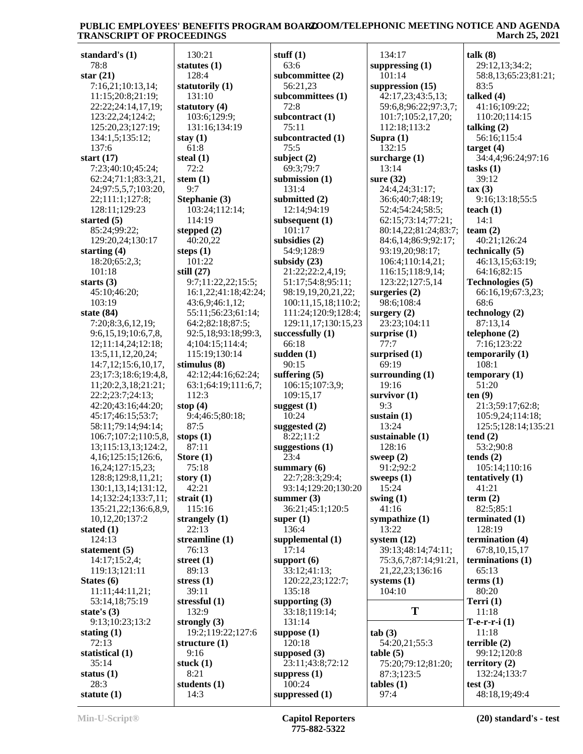**standard's (1)**
78:8
**star (21)**
7:16,21;10:13,14;
11:15;20:8;21:19;
22:22;24:14,17,19;
123:22,24;124:2;
125:20,23;127:19;
134:1,5;135:12;
137:6
**start (17)**
7:23;40:10;45:24;
62:24;71:1;83:3,21,
24;97:5,5,7;103:20,
22;111:1;127:8;
128:11;129:23
**started (5)**
85:24;99:22;
129:20,24;130:17
**starting (4)**
18:20;65:2,3;
101:18
**starts (3)**
45:10;46:20;
103:19
**state (84)**
7:20;8:3,6,12,19;
9:6,15,19;10:6,7,8,
12;11:14,24;12:18;
13:5,11,12,20,24;
14:7,12;15:6,10,17,
23;17:3;18:6;19:4,8,
11;20:2,3,18;21:21;
22:2;23:7;24:13;
42:20;43:16;44:20;
45:17;46:15;53:7;
58:11;79:14;94:14;
106:7;107:2;110:5,8,
13;115:13,13;124:2,
4,16;125:15;126:6,
16,24;127:15,23;
128:8;129:8,11,21;
130:1,13,14;131:12,
14;132:24;133:7,11;
135:21,22;136:6,8,9,
10,12,20;137:2
**stated (1)**
124:13
**statement (5)**
14:17;15:2,4;
119:13;121:11
**States (6)**
11:11;44:11,21;
53:14,18;75:19
**state's (3)**
9:13;10:23;13:2
**stating (1)**
72:13
**statistical (1)**
35:14
**status (1)**
28:3
**statute (1)**
130:21
**statutes (1)**
128:4
**statutorily (1)**
131:10
**statutory (4)**
103:6;129:9;
131:16;134:19
**stay (1)**
61:8
**steal (1)**
72:2
**stem (1)**
9:7
**Stephanie (3)**
103:24;112:14;
114:19
**stepped (2)**
40:20,22
**steps (1)**
101:22
**still (27)**
9:7;11:22,22;15:5;
16:1,22;41:18;42:24;
43:6,9;46:1,12;
55:11;56:23;61:14;
64:2;82:18;87:5;
92:5,18;93:18;99:3,
4;104:15;114:4;
115:19;130:14
**stimulus (8)**
42:12;44:16;62:24;
63:1;64:19;111:6,7;
112:3
**stop (4)**
9:4;46:5;80:18;
87:5
**stops (1)**
87:11
**Store (1)**
75:18
**story (1)**
42:21
**strait (1)**
115:16
**strangely (1)**
22:13
**streamline (1)**
76:13
**street (1)**
89:13
**stress (1)**
39:11
**stressful (1)**
132:9
**strongly (3)**
19:2;119:22;127:6
**structure (1)**
9:16
**stuck (1)**
8:21
**students (1)**
14:3
**stuff (1)**
63:6
**subcommittee (2)**
56:21,23
**subcommittees (1)**
72:8
**subcontract (1)**
75:11
**subcontracted (1)**
75:5
**subject (2)**
69:3;79:7
**submission (1)**
131:4
**submitted (2)**
12:14;94:19
**subsequent (1)**
101:17
**subsidies (2)**
54:9;128:9
**subsidy (23)**
21:22;22:2,4,19;
51:17;54:8;95:11;
98:19,19,20,21,22;
100:11,15,18;110:2;
111:24;120:9;128:4;
129:11,17;130:15,23
**successfully (1)**
66:18
**sudden (1)**
90:15
**suffering (5)**
106:15;107:3,9;
109:15,17
**suggest (1)**
10:24
**suggested (2)**
8:22;11:2
**suggestions (1)**
23:4
**summary (6)**
22:7;28:3;29:4;
93:14;129:20;130:20
**summer (3)**
36:21;45:1;120:5
**super (1)**
136:4
**supplemental (1)**
17:14
**support (6)**
33:12;41:13;
120:22,23;122:7;
135:18
**supporting (3)**
33:18;119:14;
131:14
**suppose (1)**
120:18
**supposed (3)**
23:11;43:8;72:12
**suppress (1)**
100:24
**suppressed (1)**
134:17
**suppressing (1)**
101:14
**suppression (15)**
42:17,23;43:5,13;
59:6,8;96:22;97:3,7;
101:7;105:2,17,20;
112:18;113:2
**Supra (1)**
132:15
**surcharge (1)**
13:14
**sure (32)**
24:4,24;31:17;
36:6;40:7;48:19;
52:4;54:24;58:5;
62:15;73:14;77:21;
80:14,22;81:24;83:7;
84:6,14;86:9;92:17;
93:19,20;98:17;
106:4;110:14,21;
116:15;118:9,14;
123:22;127:5,14
**surgeries (2)**
98:6;108:4
**surgery (2)**
23:23;104:11
**surprise (1)**
77:7
**surprised (1)**
69:19
**surrounding (1)**
19:16
**survivor (1)**
9:3
**sustain (1)**
13:24
**sustainable (1)**
128:16
**sweep (2)**
91:2;92:2
**sweeps (1)**
15:24
**swing (1)**
41:16
**sympathize (1)**
13:22
**system (12)**
39:13;48:14;74:11;
75:3,6,7;87:14;91:21,
21,22,23;136:16
**systems (1)**
104:10

## T

**tab (3)**
54:20,21;55:3
**table (5)**
75:20;79:12;81:20;
87:3;123:5
**tables (1)**
97:4
**talk (8)**
29:12,13;34:2;
58:8,13;65:23;81:21;
83:5
**talked (4)**
41:16;109:22;
110:20;114:15
**talking (2)**
56:16;115:4
**target (4)**
34:4,4;96:24;97:16
**tasks (1)**
39:12
**tax (3)**
9:16;13:18;55:5
**teach (1)**
14:1
**team (2)**
40:21;126:24
**technically (5)**
46:13,15;63:19;
64:16;82:15
**Technologies (5)**
66:16,19;67:3,23;
68:6
**technology (2)**
87:13,14
**telephone (2)**
7:16;123:22
**temporarily (1)**
108:1
**temporary (1)**
51:20
**ten (9)**
21:3;59:17;62:8;
105:9,24;114:18;
125:5;128:14;135:21
**tend (2)**
53:2;90:8
**tends (2)**
105:14;110:16
**tentatively (1)**
41:21
**term (2)**
82:5;85:1
**terminated (1)**
128:19
**termination (4)**
67:8,10,15,17
**terminations (1)**
65:13
**terms (1)**
80:20
**Terri (1)**
11:18
**T-e-r-r-i (1)**
11:18
**terrible (2)**
99:12;120:8
**territory (2)**
132:24;133:7
**test (3)**
48:18,19;49:4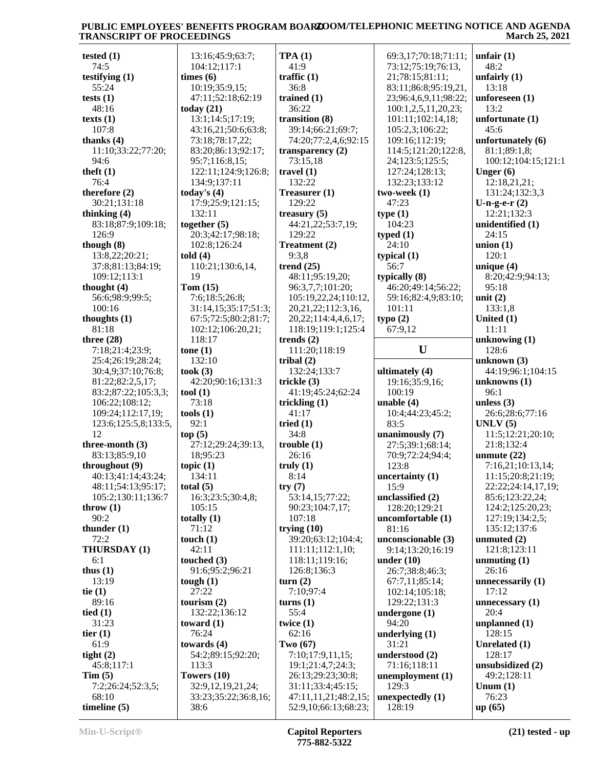**tested (1)**
74:5
**testifying (1)**
55:24
**tests (1)**
48:16
**texts (1)**
107:8
**thanks (4)**
11:10;33:22;77:20;
94:6
**theft (1)**
76:4
**therefore (2)**
30:21;131:18
**thinking (4)**
83:18;87:9;109:18;
126:9
**though (8)**
13:8,22;20:21;
37:8;81:13;84:19;
109:12;113:1
**thought (4)**
56:6;98:9;99:5;
100:16
**thoughts (1)**
81:18
**three (28)**
7:18;21:4;23:9;
25:4;26:19;28:24;
30:4,9;37:10;76:8;
81:22;82:2,5,17;
83:2;87:22;105:3,3;
106:22;108:12;
109:24;112:17,19;
123:6;125:5,8;133:5,
12
**three-month (3)**
83:13;85:9,10
**throughout (9)**
40:13;41:14;43:24;
48:11;54:13;95:17;
105:2;130:11;136:7
**throw (1)**
90:2
**thunder (1)**
72:2
**THURSDAY (1)**
6:1
**thus (1)**
13:19
**tie (1)**
89:16
**tied (1)**
31:23
**tier (1)**
61:9
**tight (2)**
45:8;117:1
**Tim (5)**
7:2;26:24;52:3,5;
68:10
**timeline (5)**
13:16;45:9;63:7;
104:12;117:1
**times (6)**
10:19;35:9,15;
47:11;52:18;62:19
**today (21)**
13:1;14:5;17:19;
43:16,21;50:6;63:8;
73:18;78:17,22;
83:20;86:13;92:17;
95:7;116:8,15;
122:11;124:9;126:8;
134:9;137:11
**today's (4)**
17:9;25:9;121:15;
132:11
**together (5)**
20:3;42:17;98:18;
102:8;126:24
**told (4)**
110:21;130:6,14,
19
**Tom (15)**
7:6;18:5;26:8;
31:14,15;35:17;51:3;
67:5;72:5;80:2;81:7;
102:12;106:20,21;
118:17
**tone (1)**
132:10
**took (3)**
42:20;90:16;131:3
**tool (1)**
73:18
**tools (1)**
92:1
**top (5)**
27:12;29:24;39:13,
18;95:23
**topic (1)**
134:11
**total (5)**
16:3;23:5;30:4,8;
105:15
**totally (1)**
71:12
**touch (1)**
42:11
**touched (3)**
91:6;95:2;96:21
**tough (1)**
27:22
**tourism (2)**
132:22;136:12
**toward (1)**
76:24
**towards (4)**
54:2;89:15;92:20;
113:3
**Towers (10)**
32:9,12,19,21,24;
33:23;35:22;36:8,16;
38:6
**TPA (1)**
41:9
**traffic (1)**
36:8
**trained (1)**
36:22
**transition (8)**
39:14;66:21;69:7;
74:20;77:2,4,6;92:15
**transparency (2)**
73:15,18
**travel (1)**
132:22
**Treasurer (1)**
129:22
**treasury (5)**
44:21,22;53:7,19;
129:22
**Treatment (2)**
9:3,8
**trend (25)**
48:11;95:19,20;
96:3,7,7;101:20;
105:19,22,24;110:12,
20,21,22;112:3,16,
20,22;114:4,4,6,17;
118:19;119:1;125:4
**trends (2)**
111:20;118:19
**tribal (2)**
132:24;133:7
**trickle (3)**
41:19;45:24;62:24
**trickling (1)**
41:17
**tried (1)**
34:8
**trouble (1)**
26:16
**truly (1)**
8:14
**try (7)**
53:14,15;77:22;
90:23;104:7,17;
107:18
**trying (10)**
39:20;63:12;104:4;
111:11;112:1,10;
118:11;119:16;
126:8;136:3
**turn (2)**
7:10;97:4
**turns (1)**
55:4
**twice (1)**
62:16
**Two (67)**
7:10;17:9,11,15;
19:1;21:4,7;24:3;
26:13;29:23;30:8;
31:11;33:4;45:15;
47:11,11,21;48:2,15;
52:9,10;66:13;68:23;
69:3,17;70:18;71:11;
73:12;75:19;76:13,
21;78:15;81:11;
83:11;86:8;95:19,21,
23;96:4,6,9,11;98:22;
100:1,2,5,11,20,23;
101:11;102:14,18;
105:2,3;106:22;
109:16;112:19;
114:5;121:20;122:8,
24;123:5;125:5;
127:24;128:13;
132:23;133:12
**two-week (1)**
47:23
**type (1)**
104:23
**typed (1)**
24:10
**typical (1)**
56:7
**typically (8)**
46:20;49:14;56:22;
59:16;82:4,9;83:10;
101:11
**typo (2)**
67:9,12

## U

**ultimately (4)**
19:16;35:9,16;
100:19
**unable (4)**
10:4;44:23;45:2;
83:5
**unanimously (7)**
27:5;39:1;68:14;
70:9;72:24;94:4;
123:8
**uncertainty (1)**
15:9
**unclassified (2)**
128:20;129:21
**uncomfortable (1)**
81:16
**unconscionable (3)**
9:14;13:20;16:19
**under (10)**
26:7;38:8;46:3;
67:7,11;85:14;
102:14;105:18;
129:22;131:3
**undergone (1)**
94:20
**underlying (1)**
31:21
**understood (2)**
71:16;118:11
**unemployment (1)**
129:3
**unexpectedly (1)**
128:19
**unfair (1)**
48:2
**unfairly (1)**
13:18
**unforeseen (1)**
13:2
**unfortunate (1)**
45:6
**unfortunately (6)**
81:1;89:1,8;
100:12;104:15;121:1
**Unger (6)**
12:18,21,21;
131:24;132:3,3
**U-n-g-e-r (2)**
12:21;132:3
**unidentified (1)**
24:15
**union (1)**
120:1
**unique (4)**
8:20;42:9;94:13;
95:18
**unit (2)**
133:1,8
**United (1)**
11:11
**unknowing (1)**
128:6
**unknown (3)**
44:19;96:1;104:15
**unknowns (1)**
96:1
**unless (3)**
26:6;28:6;77:16
**UNLV (5)**
11:5;12:21;20:10;
21:8;132:4
**unmute (22)**
7:16,21;10:13,14;
11:15;20:8;21:19;
22:22;24:14,17,19;
85:6;123:22,24;
124:2;125:20,23;
127:19;134:2,5;
135:12;137:6
**unmuted (2)**
121:8;123:11
**unmuting (1)**
26:16
**unnecessarily (1)**
17:12
**unnecessary (1)**
20:4
**unplanned (1)**
128:15
**Unrelated (1)**
128:17
**unsubsidized (2)**
49:2;128:11
**Unum (1)**
76:23
**up (65)**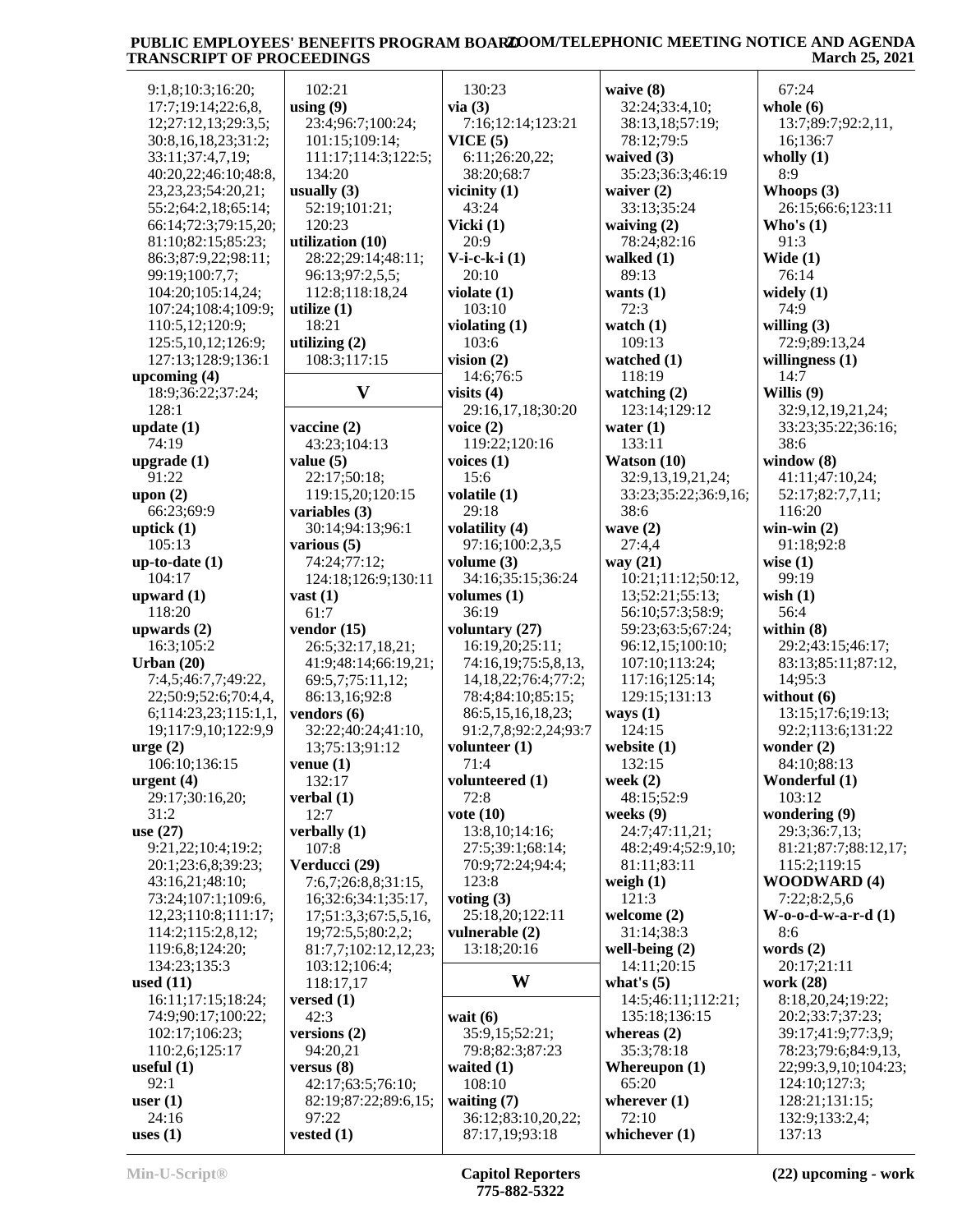9:1,8;10:3;16:20;
17:7;19:14;22:6,8,
12;27:12,13;29:3,5;
30:8,16,18,23;31:2;
33:11;37:4,7,19;
40:20,22;46:10;48:8,
23,23,23;54:20,21;
55:2;64:2,18;65:14;
66:14;72:3;79:15,20;
81:10;82:15;85:23;
86:3;87:9,22;98:11;
99:19;100:7,7;
104:20;105:14,24;
107:24;108:4;109:9;
110:5,12;120:9;
125:5,10,12;126:9;
127:13;128:9;136:1

**upcoming (4)**
18:9;36:22;37:24;
128:1

**update (1)**
74:19

**upgrade (1)**
91:22

**upon (2)**
66:23;69:9

**uptick (1)**
105:13

**up-to-date (1)**
104:17

**upward (1)**
118:20

**upwards (2)**
16:3;105:2

**Urban (20)**
7:4,5;46:7,7;49:22,
22;50:9;52:6;70:4,4,
6;114:23,23;115:1,1,
19;117:9,10;122:9,9

**urge (2)**
106:10;136:15

**urgent (4)**
29:17;30:16,20;
31:2

**use (27)**
9:21,22;10:4;19:2;
20:1;23:6,8;39:23;
43:16,21;48:10;
73:24;107:1;109:6,
12,23;110:8;111:17;
114:2;115:2,8,12;
119:6,8;124:20;
134:23;135:3

**used (11)**
16:11;17:15;18:24;
74:9;90:17;100:22;
102:17;106:23;
110:2,6;125:17

**useful (1)**
92:1

**user (1)**
24:16

**uses (1)**
102:21

**using (9)**
23:4;96:7;100:24;
101:15;109:14;
111:17;114:3;122:5;
134:20

**usually (3)**
52:19;101:21;
120:23

**utilization (10)**
28:22;29:14;48:11;
96:13;97:2,5,5;
112:8;118:18,24

**utilize (1)**
18:21

**utilizing (2)**
108:3;117:15

## V

**vaccine (2)**
43:23;104:13

**value (5)**
22:17;50:18;
119:15,20;120:15

**variables (3)**
30:14;94:13;96:1

**various (5)**
74:24;77:12;
124:18;126:9;130:11

**vast (1)**
61:7

**vendor (15)**
26:5;32:17,18,21;
41:9;48:14;66:19,21;
69:5,7;75:11,12;
86:13,16;92:8

**vendors (6)**
32:22;40:24;41:10,
13;75:13;91:12

**venue (1)**
132:17

**verbal (1)**
12:7

**verbally (1)**
107:8

**Verducci (29)**
7:6,7;26:8,8;31:15,
16;32:6;34:1;35:17,
17;51:3,3;67:5,5,16,
19;72:5,5;80:2,2;
81:7,7;102:12,12,23;
103:12;106:4;
118:17,17

**versed (1)**
42:3

**versions (2)**
94:20,21

**versus (8)**
42:17;63:5;76:10;
82:19;87:22;89:6,15;
97:22

**vested (1)**
130:23

**via (3)**
7:16;12:14;123:21

**VICE (5)**
6:11;26:20,22;
38:20;68:7

**vicinity (1)**
43:24

**Vicki (1)**
20:9

**V-i-c-k-i (1)**
20:10

**violate (1)**
103:10

**violating (1)**
103:6

**vision (2)**
14:6;76:5

**visits (4)**
29:16,17,18;30:20

**voice (2)**
119:22;120:16

**voices (1)**
15:6

**volatile (1)**
29:18

**volatility (4)**
97:16;100:2,3,5

**volume (3)**
34:16;35:15;36:24

**volumes (1)**
36:19

**voluntary (27)**
16:19,20;25:11;
74:16,19;75:5,8,13,
14,18,22;76:4;77:2;
78:4;84:10;85:15;
86:5,15,16,18,23;
91:2,7,8;92:2,24;93:7

**volunteer (1)**
71:4

**volunteered (1)**
72:8

**vote (10)**
13:8,10;14:16;
27:5;39:1;68:14;
70:9;72:24;94:4;
123:8

**voting (3)**
25:18,20;122:11

**vulnerable (2)**
13:18;20:16

## W

**wait (6)**
35:9,15;52:21;
79:8;82:3;87:23

**waited (1)**
108:10

**waiting (7)**
36:12;83:10,20,22;
87:17,19;93:18

**waive (8)**
32:24;33:4,10;
38:13,18;57:19;
78:12;79:5

**waived (3)**
35:23;36:3;46:19

**waiver (2)**
33:13;35:24

**waiving (2)**
78:24;82:16

**walked (1)**
89:13

**wants (1)**
72:3

**watch (1)**
109:13

**watched (1)**
118:19

**watching (2)**
123:14;129:12

**water (1)**
133:11

**Watson (10)**
32:9,13,19,21,24;
33:23;35:22;36:9,16;
38:6

**wave (2)**
27:4,4

**way (21)**
10:21;11:12;50:12,
13;52:21;55:13;
56:10;57:3;58:9;
59:23;63:5;67:24;
96:12,15;100:10;
107:10;113:24;
117:16;125:14;
129:15;131:13

**ways (1)**
124:15

**website (1)**
132:15

**week (2)**
48:15;52:9

**weeks (9)**
24:7;47:11,21;
48:2;49:4;52:9,10;
81:11;83:11

**weigh (1)**
121:3

**welcome (2)**
31:14;38:3

**well-being (2)**
14:11;20:15

**what's (5)**
14:5;46:11;112:21;
135:18;136:15

**whereas (2)**
35:3;78:18

**Whereupon (1)**
65:20

**wherever (1)**
72:10

**whichever (1)**
67:24

**whole (6)**
13:7;89:7;92:2,11,
16;136:7

**wholly (1)**
8:9

**Whoops (3)**
26:15;66:6;123:11

**Who's (1)**
91:3

**Wide (1)**
76:14

**widely (1)**
74:9

**willing (3)**
72:9;89:13,24

**willingness (1)**
14:7

**Willis (9)**
32:9,12,19,21,24;
33:23;35:22;36:16;
38:6

**window (8)**
41:11;47:10,24;
52:17;82:7,7,11;
116:20

**win-win (2)**
91:18;92:8

**wise (1)**
99:19

**wish (1)**
56:4

**within (8)**
29:2;43:15;46:17;
83:13;85:11;87:12,
14;95:3

**without (6)**
13:15;17:6;19:13;
92:2;113:6;131:22

**wonder (2)**
84:10;88:13

**Wonderful (1)**
103:12

**wondering (9)**
29:3;36:7,13;
81:21;87:7;88:12,17;
115:2;119:15

**WOODWARD (4)**
7:22;8:2,5,6

**W-o-o-d-w-a-r-d (1)**
8:6

**words (2)**
20:17;21:11

**work (28)**
8:18,20,24;19:22;
20:2;33:7;37:23;
39:17;41:9;77:3,9;
78:23;79:6;84:9,13,
22;99:3,9,10;104:23;
124:10;127:3;
128:21;131:15;
132:9;133:2,4;
137:13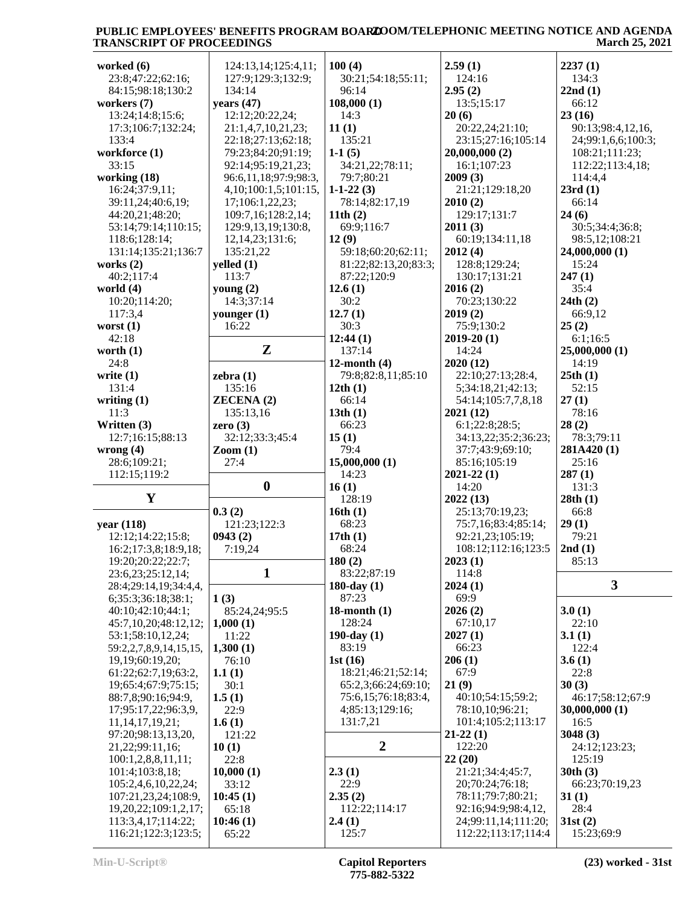**worked (6)**
23:8;47:22;62:16;84:15;98:18;130:2
**workers (7)**
13:24;14:8;15:6;17:3;106:7;132:24;133:4
**workforce (1)**
33:15
**working (18)**
16:24;37:9,11;39:11,24;40:6,19;44:20,21;48:20;53:14;79:14;110:15;118:6;128:14;131:14;135:21;136:7
**works (2)**
40:2;117:4
**world (4)**
10:20;114:20;117:3,4
**worst (1)**
42:18
**worth (1)**
24:8
**write (1)**
131:4
**writing (1)**
11:3
**Written (3)**
12:7;16:15;88:13
**wrong (4)**
28:6;109:21;112:15;119:2

## Y

**year (118)**
12:12;14:22;15:8;16:2;17:3,8;18:9,18;19:20;20:22;22:7;23:6,23;25:12,14;28:4;29:14,19;34:4,4,6;35:3;36:18;38:1;40:10;42:10;44:1;45:7,10,20;48:12,12;53:1;58:10,12,24;59:2,2,7,8,9,14,15,15,19,19;60:19,20;61:22;62:7,19;63:2,19;65:4;67:9;75:15;88:7,8;90:16;94:9,17;95:17,22;96:3,9,11,14,17,19,21;97:20;98:13,13,20,21,22;99:11,16;100:1,2,8,8,11,11;101:4;103:8,18;105:2,4,6,10,22,24;107:21,23,24;108:9,19,20,22;109:1,2,17;113:3,4,17;114:22;116:21;122:3;123:5;124:13,14;125:4,11;127:9;129:3;132:9;134:14
**years (47)**
12:12;20:22,24;21:1,4,7,10,21,23;22:18;27:13;62:18;79:23;84:20;91:19;92:14;95:19,21,23;96:6,11,18;97:9;98:3,4,10;100:1,5;101:15,17;106:1,22,23;109:7,16;128:2,14;129:9,13,19;130:8,12,14,23;131:6;135:21,22
**yelled (1)**
113:7
**young (2)**
14:3;37:14
**younger (1)**
16:22

## Z

**zebra (1)**
135:16
**ZECENA (2)**
135:13,16
**zero (3)**
32:12;33:3;45:4
**Zoom (1)**
27:4

## 0

**0.3 (2)**
121:23;122:3
**0943 (2)**
7:19,24

## 1

**1 (3)**
85:24,24;95:5
**1,000 (1)**
11:22
**1,300 (1)**
76:10
**1.1 (1)**
30:1
**1.5 (1)**
22:9
**1.6 (1)**
121:22
**10 (1)**
22:8
**10,000 (1)**
33:12
**10:45 (1)**
65:18
**10:46 (1)**
65:22
**100 (4)**
30:21;54:18;55:11;96:14
**108,000 (1)**
14:3
**11 (1)**
135:21
**1-1 (5)**
34:21,22;78:11;79:7;80:21
**1-1-22 (3)**
78:14;82:17,19
**11th (2)**
69:9;116:7
**12 (9)**
59:18;60:20;62:11;81:22;82:13,20;83:3;87:22;120:9
**12.6 (1)**
30:2
**12.7 (1)**
30:3
**12:44 (1)**
137:14
**12-month (4)**
79:8;82:8,11;85:10
**12th (1)**
66:14
**13th (1)**
66:23
**15 (1)**
79:4
**15,000,000 (1)**
14:23
**16 (1)**
128:19
**16th (1)**
68:23
**17th (1)**
68:24
**180 (2)**
83:22;87:19
**180-day (1)**
87:23
**18-month (1)**
128:24
**190-day (1)**
83:19
**1st (16)**
18:21;46:21;52:14;65:2,3;66:24;69:10;75:6,15;76:18;83:4,4;85:13;129:16;131:7,21

## 2

**2.3 (1)**
22:9
**2.35 (2)**
112:22;114:17
**2.4 (1)**
125:7
**2.59 (1)**
124:16
**2.95 (2)**
13:5;15:17
**20 (6)**
20:22,24;21:10;23:15;27:16;105:14
**20,000,000 (2)**
16:1;107:23
**2009 (3)**
21:21;129:18,20
**2010 (2)**
129:17;131:7
**2011 (3)**
60:19;134:11,18
**2012 (4)**
128:8;129:24;130:17;131:21
**2016 (2)**
70:23;130:22
**2019 (2)**
75:9;130:2
**2019-20 (1)**
14:24
**2020 (12)**
22:10;27:13;28:4,5;34:18,21;42:13;54:14;105:7,7,8,18
**2021 (12)**
6:1;22:8;28:5;34:13,22;35:2;36:23;37:7;43:9;69:10;85:16;105:19
**2021-22 (1)**
14:20
**2022 (13)**
25:13;70:19,23;75:7,16;83:4;85:14;92:21,23;105:19;108:12;112:16;123:5
**2023 (1)**
114:8
**2024 (1)**
69:9
**2026 (2)**
67:10,17
**2027 (1)**
66:23
**206 (1)**
67:9
**21 (9)**
40:10;54:15;59:2;78:10,10;96:21;101:4;105:2;113:17
**21-22 (1)**
122:20
**22 (20)**
21:21;34:4;45:7,20;70:24;76:18;78:11;79:7;80:21;92:16;94:9;98:4,12,24;99:11,14;111:20;112:22;113:17;114:4
**2237 (1)**
134:3
**22nd (1)**
66:12
**23 (16)**
90:13;98:4,12,16,24;99:1,6,6;100:3;108:21;111:23;112:22;113:4,18;114:4,4
**23rd (1)**
66:14
**24 (6)**
30:5;34:4;36:8;98:5,12;108:21
**24,000,000 (1)**
15:24
**247 (1)**
35:4
**24th (2)**
66:9,12
**25 (2)**
6:1;16:5
**25,000,000 (1)**
14:19
**25th (1)**
52:15
**27 (1)**
78:16
**28 (2)**
78:3;79:11
**281A420 (1)**
25:16
**287 (1)**
131:3
**28th (1)**
66:8
**29 (1)**
79:21
**2nd (1)**
85:13

## 3

**3.0 (1)**
22:10
**3.1 (1)**
122:4
**3.6 (1)**
22:8
**30 (3)**
46:17;58:12;67:9
**30,000,000 (1)**
16:5
**3048 (3)**
24:12;123:23;125:19
**30th (3)**
66:23;70:19,23
**31 (1)**
28:4
**31st (2)**
15:23;69:9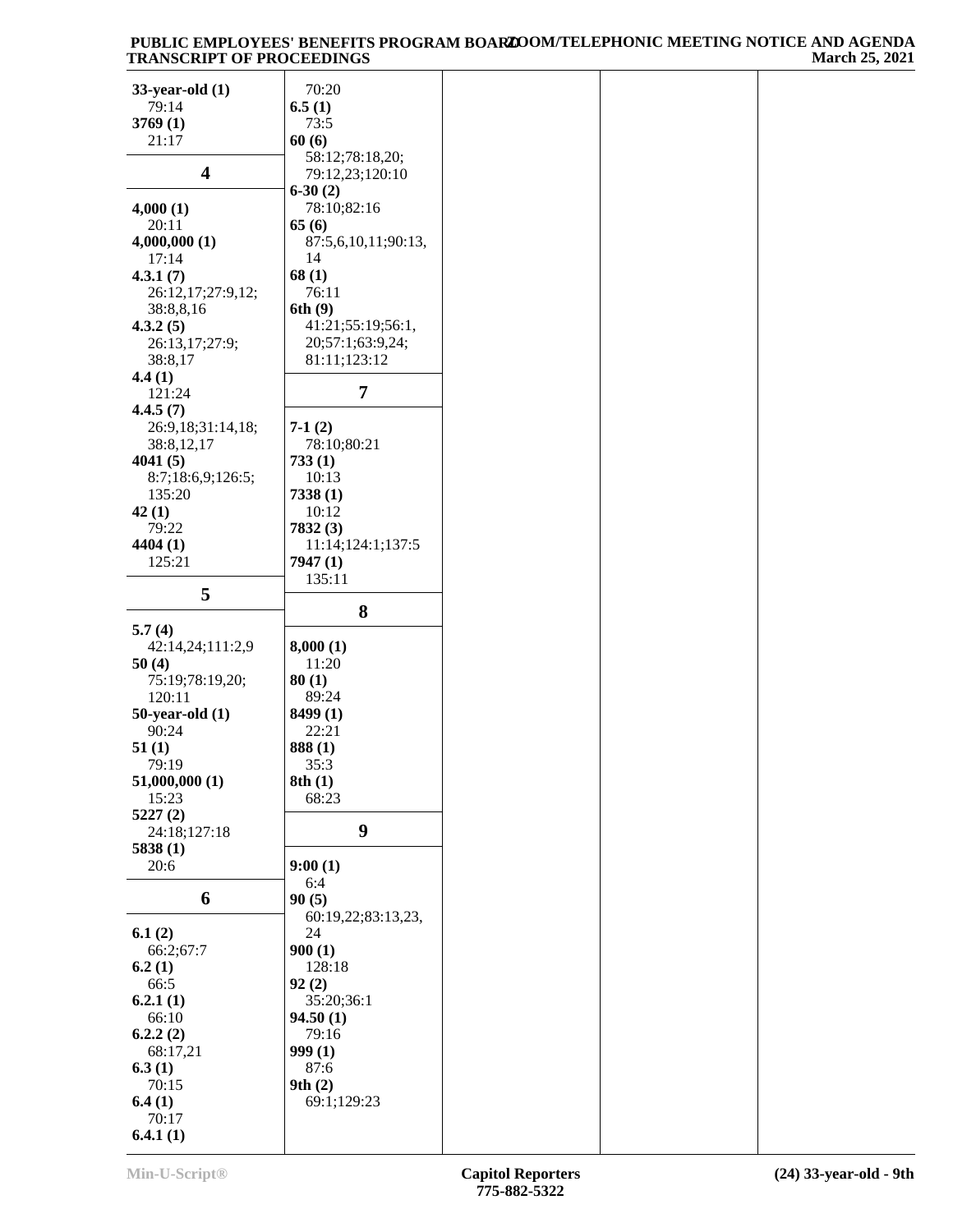**33-year-old (1)**
79:14
**3769 (1)**
21:17

## 4

**4,000 (1)**
20:11
**4,000,000 (1)**
17:14
**4.3.1 (7)**
26:12,17;27:9,12;
38:8,8,16
**4.3.2 (5)**
26:13,17;27:9;
38:8,17
**4.4 (1)**
121:24
**4.4.5 (7)**
26:9,18;31:14,18;
38:8,12,17
**4041 (5)**
8:7;18:6,9;126:5;
135:20
**42 (1)**
79:22
**4404 (1)**
125:21

## 5

**5.7 (4)**
42:14,24;111:2,9
**50 (4)**
75:19;78:19,20;
120:11
**50-year-old (1)**
90:24
**51 (1)**
79:19
**51,000,000 (1)**
15:23
**5227 (2)**
24:18;127:18
**5838 (1)**
20:6

## 6

**6.1 (2)**
66:2;67:7
**6.2 (1)**
66:5
**6.2.1 (1)**
66:10
**6.2.2 (2)**
68:17,21
**6.3 (1)**
70:15
**6.4 (1)**
70:17
**6.4.1 (1)**
70:20
**6.5 (1)**
73:5
**60 (6)**
58:12;78:18,20;
79:12,23;120:10
**6-30 (2)**
78:10;82:16
**65 (6)**
87:5,6,10,11;90:13,
14
**68 (1)**
76:11
**6th (9)**
41:21;55:19;56:1,
20;57:1;63:9,24;
81:11;123:12

## 7

**7-1 (2)**
78:10;80:21
**733 (1)**
10:13
**7338 (1)**
10:12
**7832 (3)**
11:14;124:1;137:5
**7947 (1)**
135:11

## 8

**8,000 (1)**
11:20
**80 (1)**
89:24
**8499 (1)**
22:21
**888 (1)**
35:3
**8th (1)**
68:23

## 9

**9:00 (1)**
6:4
**90 (5)**
60:19,22;83:13,23,
24
**900 (1)**
128:18
**92 (2)**
35:20;36:1
**94.50 (1)**
79:16
**999 (1)**
87:6
**9th (2)**
69:1;129:23